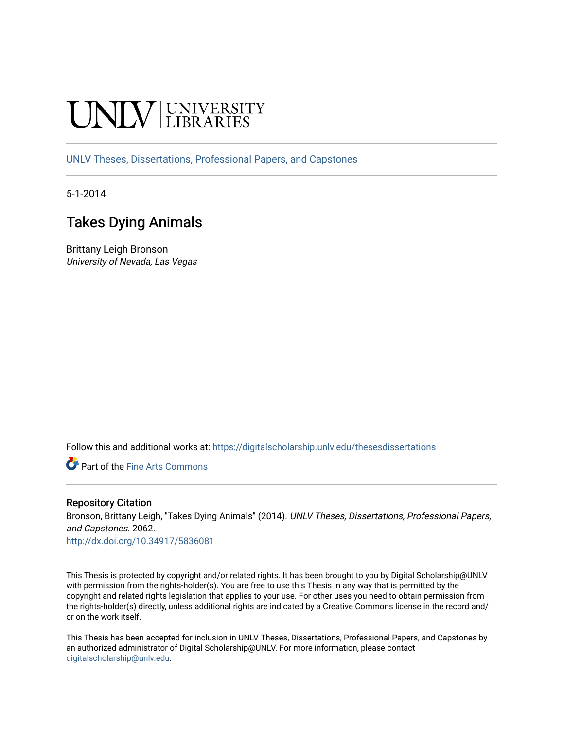UNLV | UNIVERSITY LIBRARIES

UNLV Theses, Dissertations, Professional Papers, and Capstones

5-1-2014

# Takes Dying Animals

Brittany Leigh Bronson
*University of Nevada, Las Vegas*

Follow this and additional works at: https://digitalscholarship.unlv.edu/thesesdissertations

Part of the Fine Arts Commons

### Repository Citation

Bronson, Brittany Leigh, "Takes Dying Animals" (2014). *UNLV Theses, Dissertations, Professional Papers, and Capstones*. 2062.
http://dx.doi.org/10.34917/5836081

This Thesis is protected by copyright and/or related rights. It has been brought to you by Digital Scholarship@UNLV with permission from the rights-holder(s). You are free to use this Thesis in any way that is permitted by the copyright and related rights legislation that applies to your use. For other uses you need to obtain permission from the rights-holder(s) directly, unless additional rights are indicated by a Creative Commons license in the record and/or on the work itself.

This Thesis has been accepted for inclusion in UNLV Theses, Dissertations, Professional Papers, and Capstones by an authorized administrator of Digital Scholarship@UNLV. For more information, please contact digitalscholarship@unlv.edu.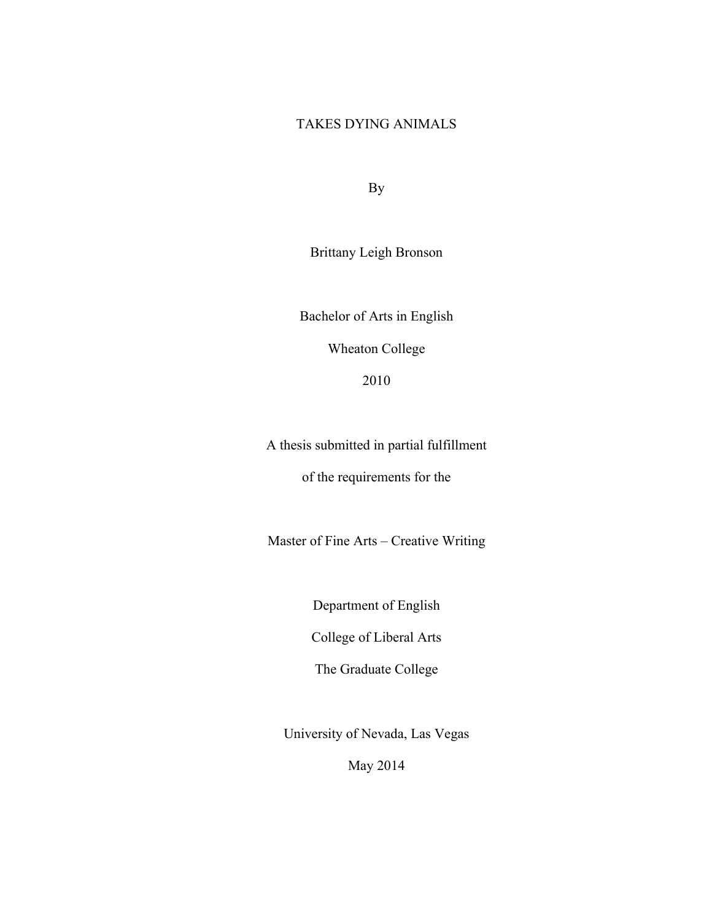# TAKES DYING ANIMALS

By

Brittany Leigh Bronson

Bachelor of Arts in English

Wheaton College

2010

A thesis submitted in partial fulfillment

of the requirements for the

Master of Fine Arts – Creative Writing

Department of English

College of Liberal Arts

The Graduate College

University of Nevada, Las Vegas

May 2014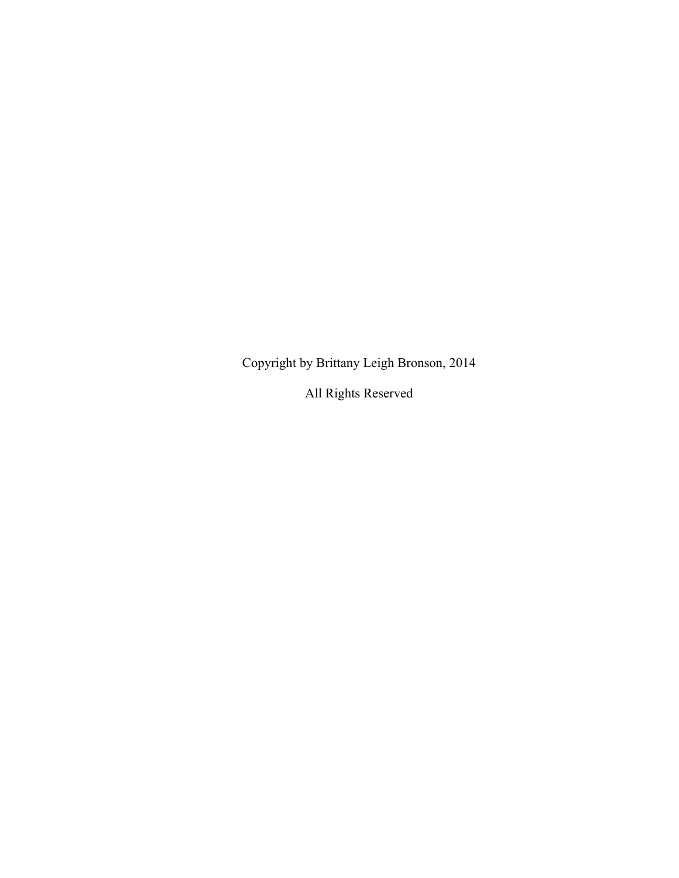Copyright by Brittany Leigh Bronson, 2014

All Rights Reserved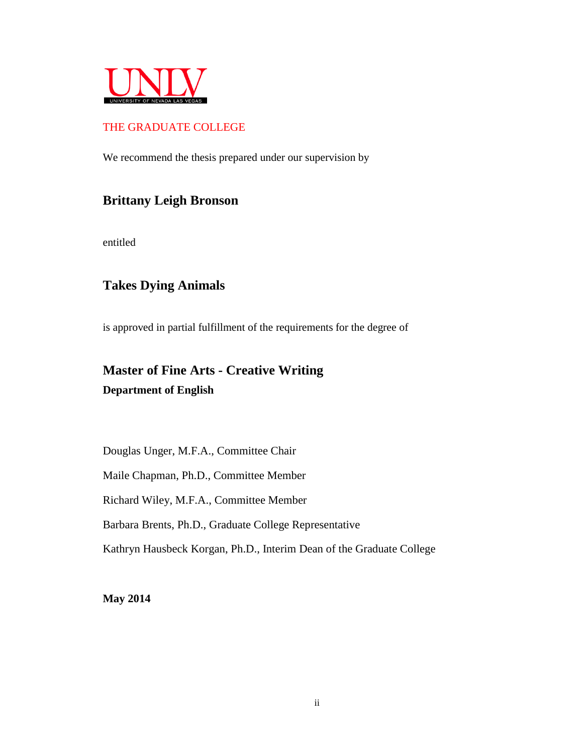UNLV

UNIVERSITY OF NEVADA LAS VEGAS

THE GRADUATE COLLEGE

We recommend the thesis prepared under our supervision by

**Brittany Leigh Bronson**

entitled

**Takes Dying Animals**

is approved in partial fulfillment of the requirements for the degree of

**Master of Fine Arts - Creative Writing**

**Department of English**

Douglas Unger, M.F.A., Committee Chair

Maile Chapman, Ph.D., Committee Member

Richard Wiley, M.F.A., Committee Member

Barbara Brents, Ph.D., Graduate College Representative

Kathryn Hausbeck Korgan, Ph.D., Interim Dean of the Graduate College

**May 2014**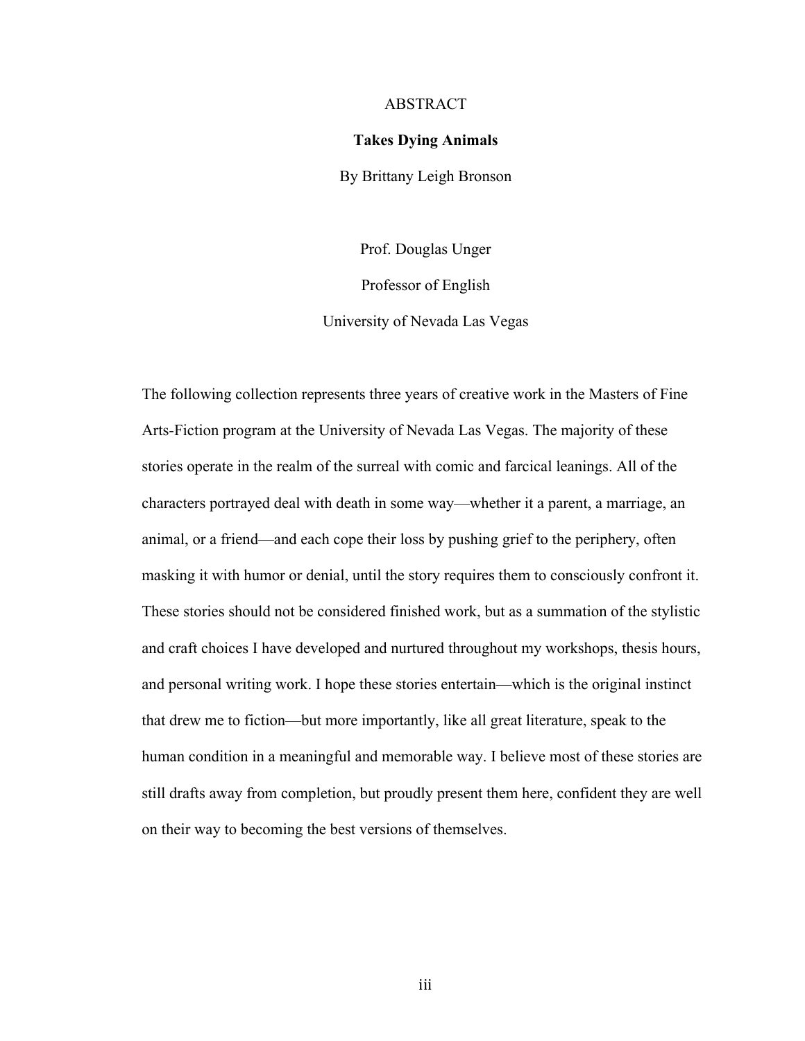# ABSTRACT

## Takes Dying Animals

By Brittany Leigh Bronson

Prof. Douglas Unger

Professor of English

University of Nevada Las Vegas

The following collection represents three years of creative work in the Masters of Fine Arts-Fiction program at the University of Nevada Las Vegas. The majority of these stories operate in the realm of the surreal with comic and farcical leanings. All of the characters portrayed deal with death in some way—whether it a parent, a marriage, an animal, or a friend—and each cope their loss by pushing grief to the periphery, often masking it with humor or denial, until the story requires them to consciously confront it. These stories should not be considered finished work, but as a summation of the stylistic and craft choices I have developed and nurtured throughout my workshops, thesis hours, and personal writing work. I hope these stories entertain—which is the original instinct that drew me to fiction—but more importantly, like all great literature, speak to the human condition in a meaningful and memorable way. I believe most of these stories are still drafts away from completion, but proudly present them here, confident they are well on their way to becoming the best versions of themselves.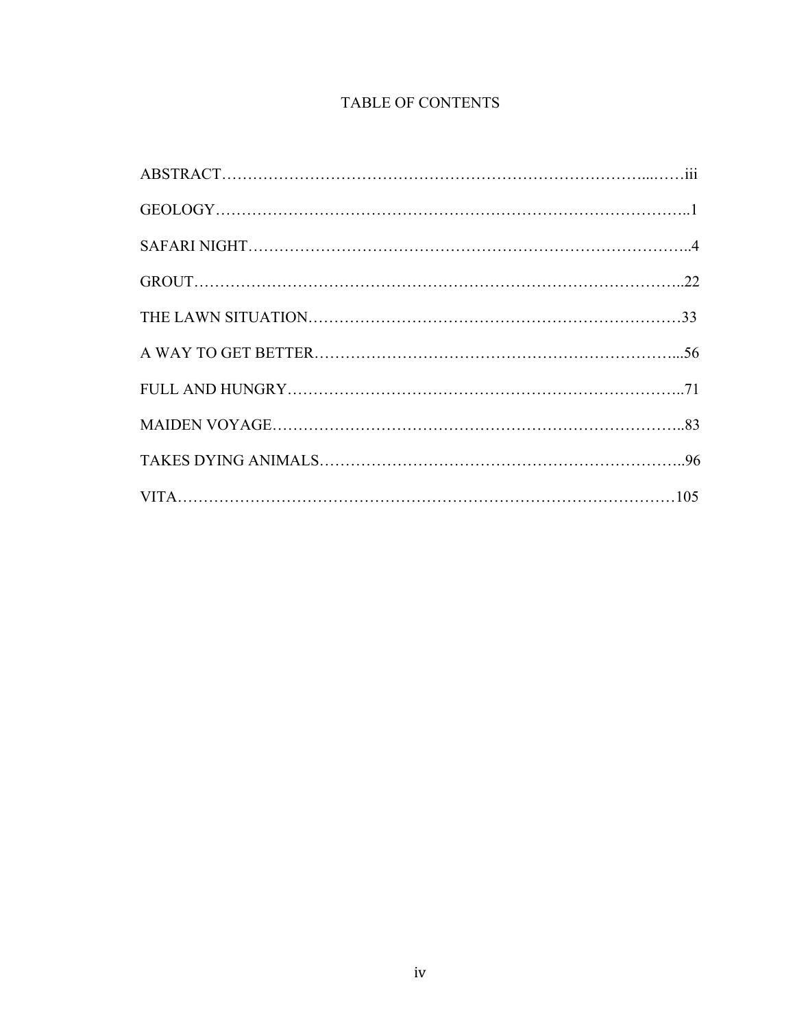# TABLE OF CONTENTS

ABSTRACT……………………………………………………………………...……iii

GEOLOGY……………………………………………………………………………..1

SAFARI NIGHT…………………………………………………………………………..4

GROUT…………………………………………………………………………………..22

THE LAWN SITUATION………………………………………………………………33

A WAY TO GET BETTER……………………………………………………………...56

FULL AND HUNGRY…………………………………………………………………..71

MAIDEN VOYAGE……………………………………………………………………..83

TAKES DYING ANIMALS……………………………………………………………..96

VITA…………………………………………………………………………………105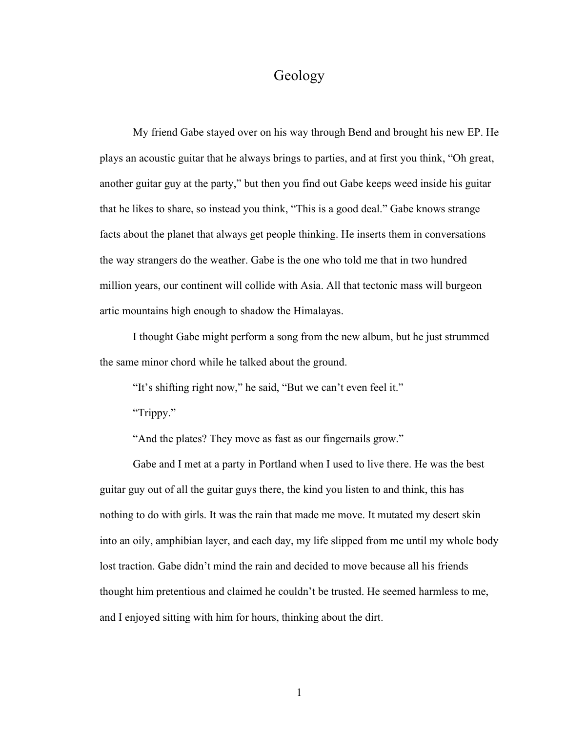# Geology

My friend Gabe stayed over on his way through Bend and brought his new EP. He plays an acoustic guitar that he always brings to parties, and at first you think, "Oh great, another guitar guy at the party," but then you find out Gabe keeps weed inside his guitar that he likes to share, so instead you think, "This is a good deal." Gabe knows strange facts about the planet that always get people thinking. He inserts them in conversations the way strangers do the weather. Gabe is the one who told me that in two hundred million years, our continent will collide with Asia. All that tectonic mass will burgeon artic mountains high enough to shadow the Himalayas.

I thought Gabe might perform a song from the new album, but he just strummed the same minor chord while he talked about the ground.

"It's shifting right now," he said, "But we can't even feel it."

"Trippy."

"And the plates? They move as fast as our fingernails grow."

Gabe and I met at a party in Portland when I used to live there. He was the best guitar guy out of all the guitar guys there, the kind you listen to and think, this has nothing to do with girls. It was the rain that made me move. It mutated my desert skin into an oily, amphibian layer, and each day, my life slipped from me until my whole body lost traction. Gabe didn't mind the rain and decided to move because all his friends thought him pretentious and claimed he couldn't be trusted. He seemed harmless to me, and I enjoyed sitting with him for hours, thinking about the dirt.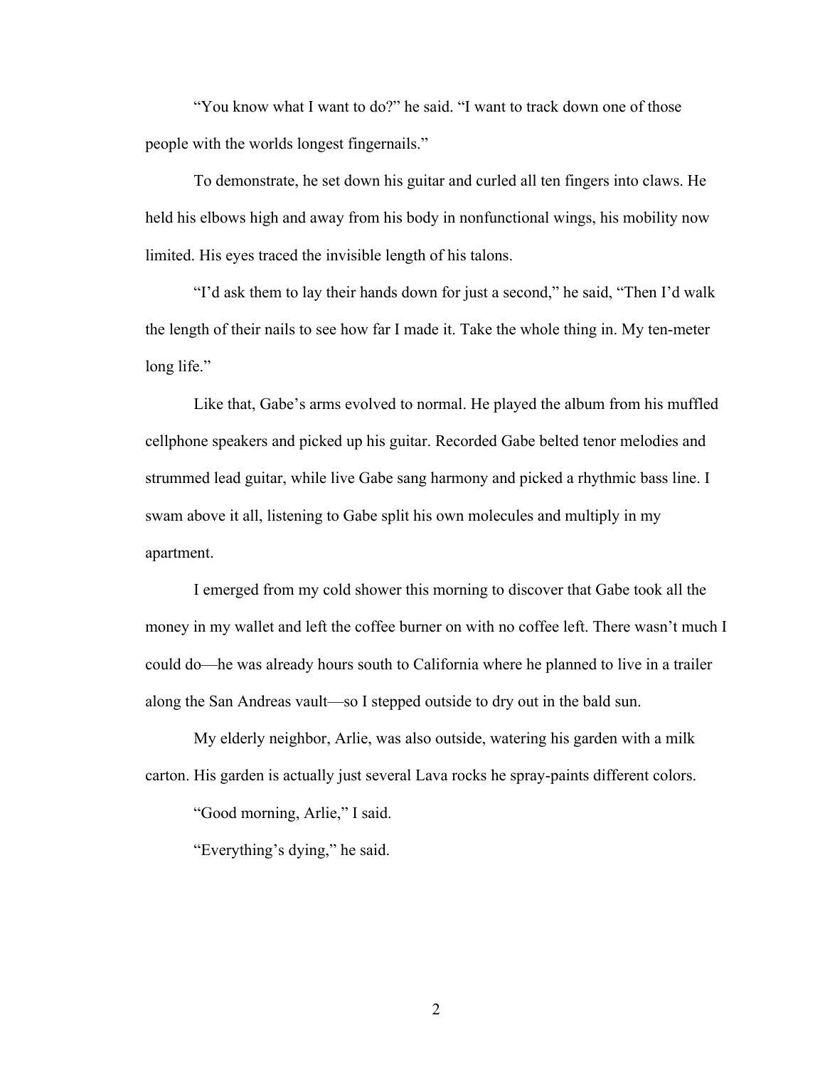"You know what I want to do?" he said. "I want to track down one of those people with the worlds longest fingernails."

To demonstrate, he set down his guitar and curled all ten fingers into claws. He held his elbows high and away from his body in nonfunctional wings, his mobility now limited. His eyes traced the invisible length of his talons.

"I'd ask them to lay their hands down for just a second," he said, "Then I'd walk the length of their nails to see how far I made it. Take the whole thing in. My ten-meter long life."

Like that, Gabe's arms evolved to normal. He played the album from his muffled cellphone speakers and picked up his guitar. Recorded Gabe belted tenor melodies and strummed lead guitar, while live Gabe sang harmony and picked a rhythmic bass line. I swam above it all, listening to Gabe split his own molecules and multiply in my apartment.

I emerged from my cold shower this morning to discover that Gabe took all the money in my wallet and left the coffee burner on with no coffee left. There wasn't much I could do—he was already hours south to California where he planned to live in a trailer along the San Andreas vault—so I stepped outside to dry out in the bald sun.

My elderly neighbor, Arlie, was also outside, watering his garden with a milk carton. His garden is actually just several Lava rocks he spray-paints different colors.

"Good morning, Arlie," I said.

"Everything's dying," he said.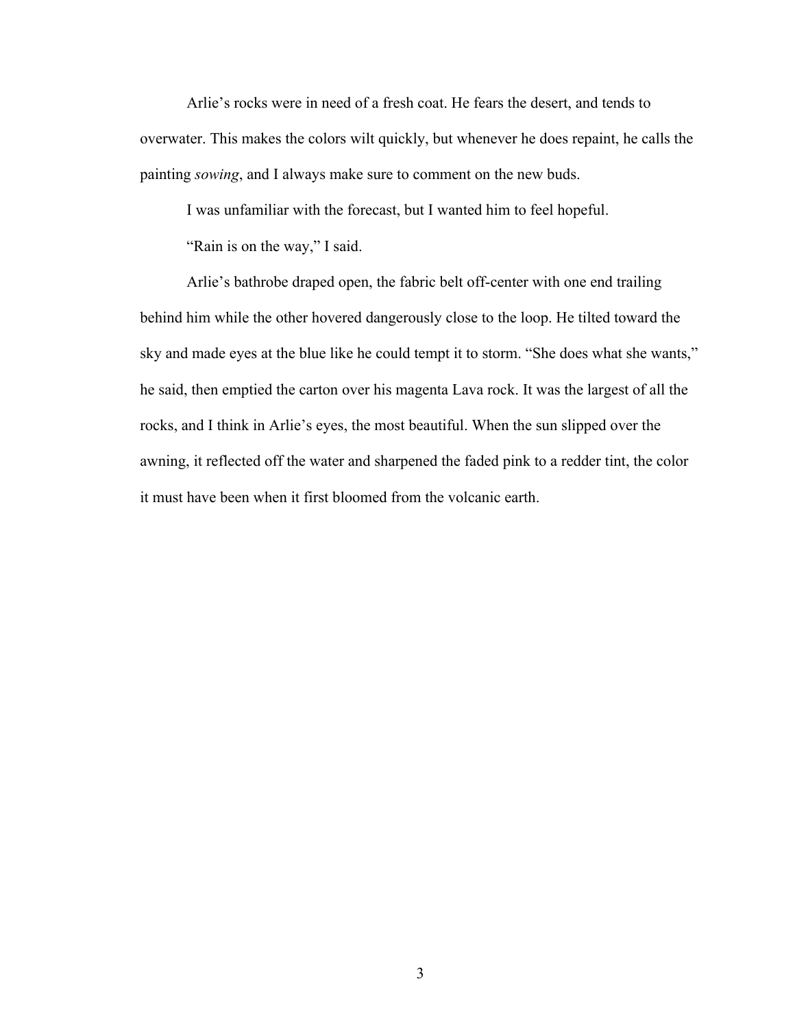Arlie's rocks were in need of a fresh coat. He fears the desert, and tends to overwater. This makes the colors wilt quickly, but whenever he does repaint, he calls the painting *sowing*, and I always make sure to comment on the new buds.

I was unfamiliar with the forecast, but I wanted him to feel hopeful.

"Rain is on the way," I said.

Arlie's bathrobe draped open, the fabric belt off-center with one end trailing behind him while the other hovered dangerously close to the loop. He tilted toward the sky and made eyes at the blue like he could tempt it to storm. "She does what she wants," he said, then emptied the carton over his magenta Lava rock. It was the largest of all the rocks, and I think in Arlie's eyes, the most beautiful. When the sun slipped over the awning, it reflected off the water and sharpened the faded pink to a redder tint, the color it must have been when it first bloomed from the volcanic earth.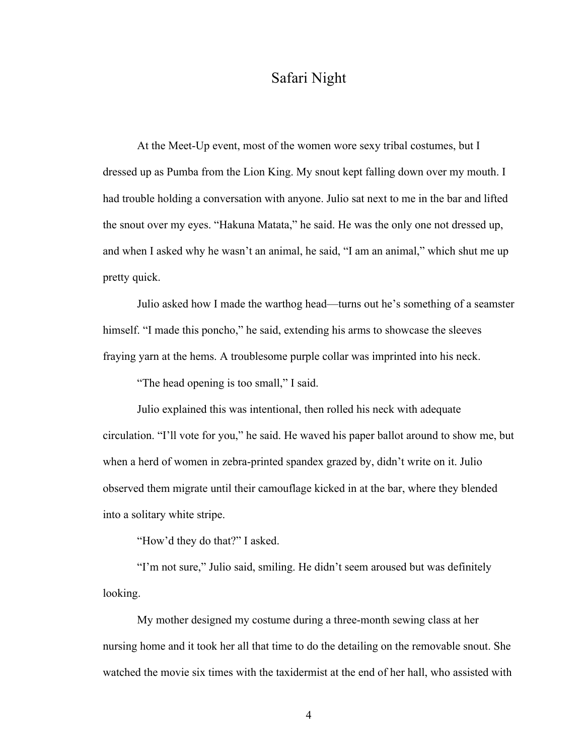# Safari Night

At the Meet-Up event, most of the women wore sexy tribal costumes, but I dressed up as Pumba from the Lion King. My snout kept falling down over my mouth. I had trouble holding a conversation with anyone. Julio sat next to me in the bar and lifted the snout over my eyes. "Hakuna Matata," he said. He was the only one not dressed up, and when I asked why he wasn't an animal, he said, "I am an animal," which shut me up pretty quick.

Julio asked how I made the warthog head—turns out he's something of a seamster himself. "I made this poncho," he said, extending his arms to showcase the sleeves fraying yarn at the hems. A troublesome purple collar was imprinted into his neck.

"The head opening is too small," I said.

Julio explained this was intentional, then rolled his neck with adequate circulation. "I'll vote for you," he said. He waved his paper ballot around to show me, but when a herd of women in zebra-printed spandex grazed by, didn't write on it. Julio observed them migrate until their camouflage kicked in at the bar, where they blended into a solitary white stripe.

"How'd they do that?" I asked.

"I'm not sure," Julio said, smiling. He didn't seem aroused but was definitely looking.

My mother designed my costume during a three-month sewing class at her nursing home and it took her all that time to do the detailing on the removable snout. She watched the movie six times with the taxidermist at the end of her hall, who assisted with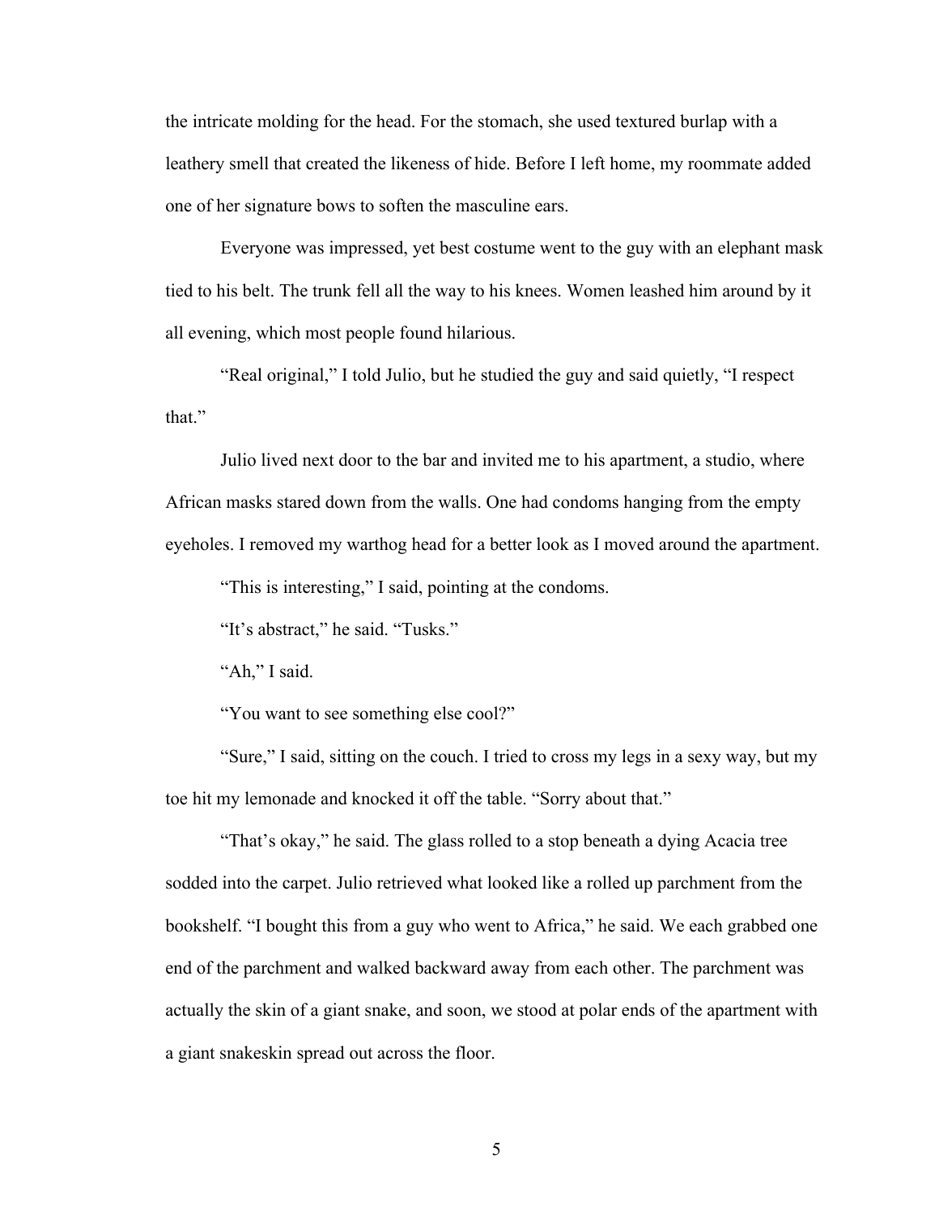the intricate molding for the head. For the stomach, she used textured burlap with a leathery smell that created the likeness of hide. Before I left home, my roommate added one of her signature bows to soften the masculine ears.

Everyone was impressed, yet best costume went to the guy with an elephant mask tied to his belt. The trunk fell all the way to his knees. Women leashed him around by it all evening, which most people found hilarious.

"Real original," I told Julio, but he studied the guy and said quietly, "I respect that."

Julio lived next door to the bar and invited me to his apartment, a studio, where African masks stared down from the walls. One had condoms hanging from the empty eyeholes. I removed my warthog head for a better look as I moved around the apartment.

"This is interesting," I said, pointing at the condoms.

"It's abstract," he said. "Tusks."

"Ah," I said.

"You want to see something else cool?"

"Sure," I said, sitting on the couch. I tried to cross my legs in a sexy way, but my toe hit my lemonade and knocked it off the table. "Sorry about that."

"That's okay," he said. The glass rolled to a stop beneath a dying Acacia tree sodded into the carpet. Julio retrieved what looked like a rolled up parchment from the bookshelf. "I bought this from a guy who went to Africa," he said. We each grabbed one end of the parchment and walked backward away from each other. The parchment was actually the skin of a giant snake, and soon, we stood at polar ends of the apartment with a giant snakeskin spread out across the floor.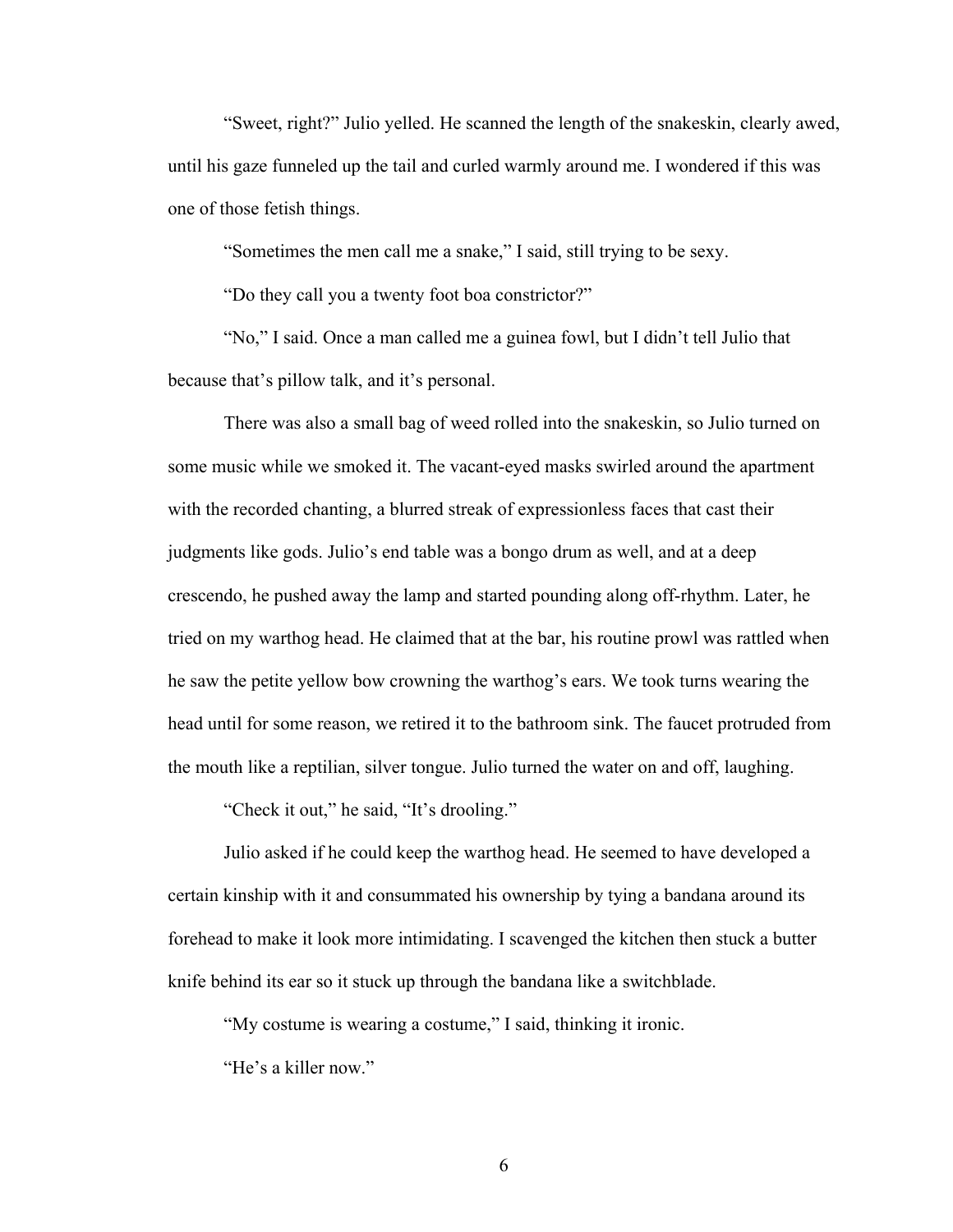"Sweet, right?" Julio yelled. He scanned the length of the snakeskin, clearly awed, until his gaze funneled up the tail and curled warmly around me. I wondered if this was one of those fetish things.

"Sometimes the men call me a snake," I said, still trying to be sexy.

"Do they call you a twenty foot boa constrictor?"

"No," I said. Once a man called me a guinea fowl, but I didn't tell Julio that because that's pillow talk, and it's personal.

There was also a small bag of weed rolled into the snakeskin, so Julio turned on some music while we smoked it. The vacant-eyed masks swirled around the apartment with the recorded chanting, a blurred streak of expressionless faces that cast their judgments like gods. Julio's end table was a bongo drum as well, and at a deep crescendo, he pushed away the lamp and started pounding along off-rhythm. Later, he tried on my warthog head. He claimed that at the bar, his routine prowl was rattled when he saw the petite yellow bow crowning the warthog's ears. We took turns wearing the head until for some reason, we retired it to the bathroom sink. The faucet protruded from the mouth like a reptilian, silver tongue. Julio turned the water on and off, laughing.

"Check it out," he said, "It's drooling."

Julio asked if he could keep the warthog head. He seemed to have developed a certain kinship with it and consummated his ownership by tying a bandana around its forehead to make it look more intimidating. I scavenged the kitchen then stuck a butter knife behind its ear so it stuck up through the bandana like a switchblade.

"My costume is wearing a costume," I said, thinking it ironic.

"He's a killer now."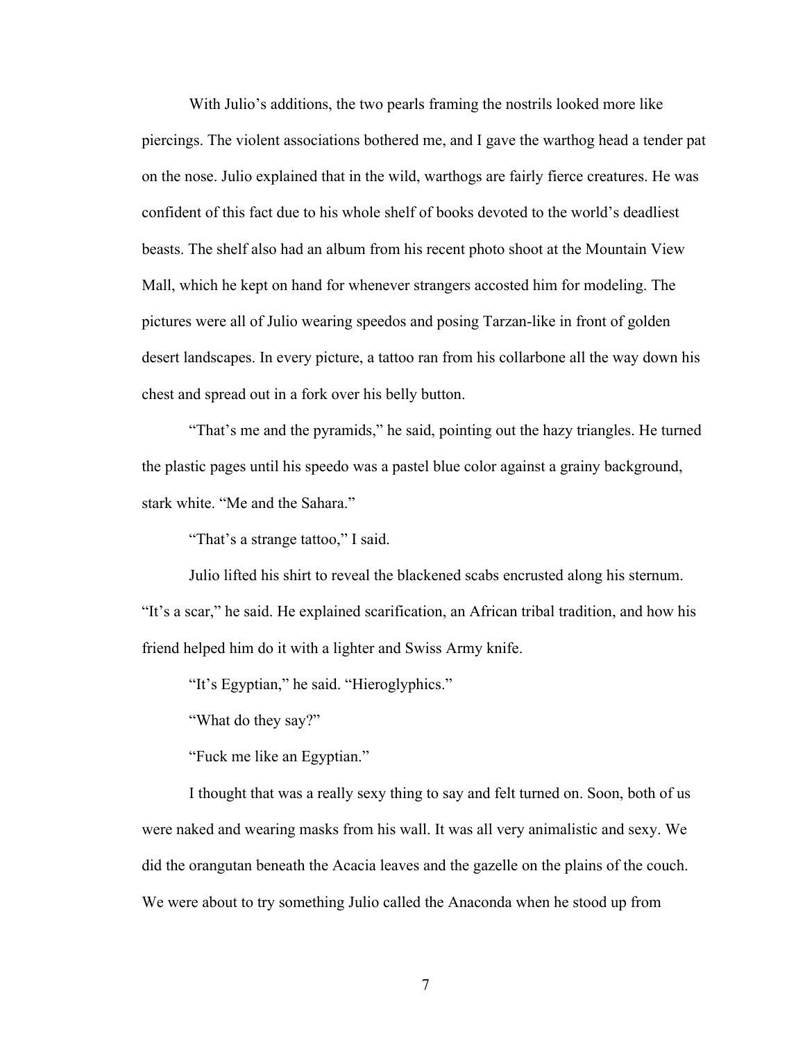With Julio's additions, the two pearls framing the nostrils looked more like piercings. The violent associations bothered me, and I gave the warthog head a tender pat on the nose. Julio explained that in the wild, warthogs are fairly fierce creatures. He was confident of this fact due to his whole shelf of books devoted to the world's deadliest beasts. The shelf also had an album from his recent photo shoot at the Mountain View Mall, which he kept on hand for whenever strangers accosted him for modeling. The pictures were all of Julio wearing speedos and posing Tarzan-like in front of golden desert landscapes. In every picture, a tattoo ran from his collarbone all the way down his chest and spread out in a fork over his belly button.

"That's me and the pyramids," he said, pointing out the hazy triangles. He turned the plastic pages until his speedo was a pastel blue color against a grainy background, stark white. "Me and the Sahara."

"That's a strange tattoo," I said.

Julio lifted his shirt to reveal the blackened scabs encrusted along his sternum. "It's a scar," he said. He explained scarification, an African tribal tradition, and how his friend helped him do it with a lighter and Swiss Army knife.

"It's Egyptian," he said. "Hieroglyphics."

"What do they say?"

"Fuck me like an Egyptian."

I thought that was a really sexy thing to say and felt turned on. Soon, both of us were naked and wearing masks from his wall. It was all very animalistic and sexy. We did the orangutan beneath the Acacia leaves and the gazelle on the plains of the couch. We were about to try something Julio called the Anaconda when he stood up from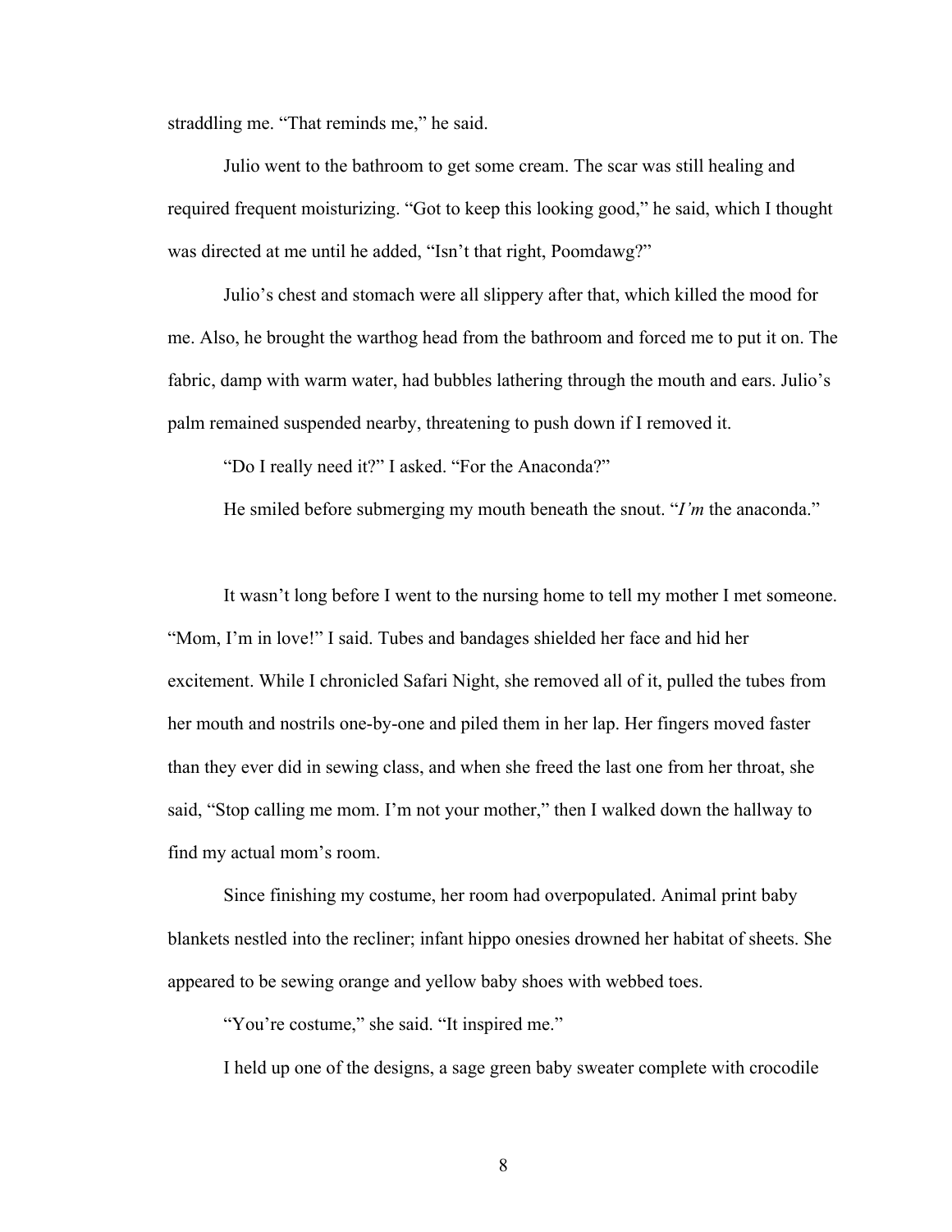straddling me. "That reminds me," he said.

Julio went to the bathroom to get some cream. The scar was still healing and required frequent moisturizing. "Got to keep this looking good," he said, which I thought was directed at me until he added, "Isn't that right, Poomdawg?"

Julio's chest and stomach were all slippery after that, which killed the mood for me. Also, he brought the warthog head from the bathroom and forced me to put it on. The fabric, damp with warm water, had bubbles lathering through the mouth and ears. Julio's palm remained suspended nearby, threatening to push down if I removed it.

"Do I really need it?" I asked. "For the Anaconda?"

He smiled before submerging my mouth beneath the snout. "*I'm* the anaconda."

It wasn't long before I went to the nursing home to tell my mother I met someone. "Mom, I'm in love!" I said. Tubes and bandages shielded her face and hid her excitement. While I chronicled Safari Night, she removed all of it, pulled the tubes from her mouth and nostrils one-by-one and piled them in her lap. Her fingers moved faster than they ever did in sewing class, and when she freed the last one from her throat, she said, "Stop calling me mom. I'm not your mother," then I walked down the hallway to find my actual mom's room.

Since finishing my costume, her room had overpopulated. Animal print baby blankets nestled into the recliner; infant hippo onesies drowned her habitat of sheets. She appeared to be sewing orange and yellow baby shoes with webbed toes.

"You're costume," she said. "It inspired me."

I held up one of the designs, a sage green baby sweater complete with crocodile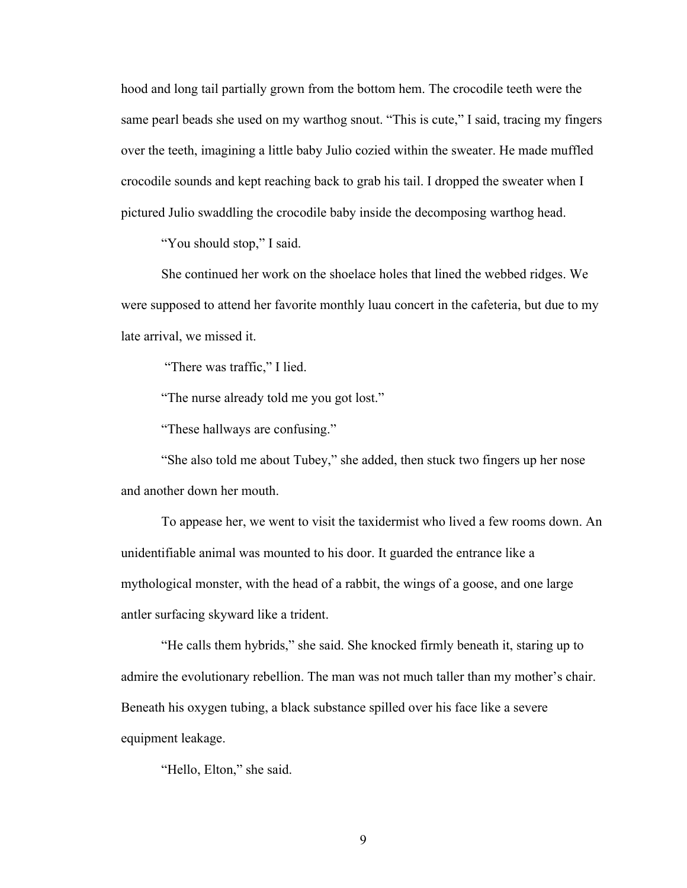hood and long tail partially grown from the bottom hem. The crocodile teeth were the same pearl beads she used on my warthog snout. "This is cute," I said, tracing my fingers over the teeth, imagining a little baby Julio cozied within the sweater. He made muffled crocodile sounds and kept reaching back to grab his tail. I dropped the sweater when I pictured Julio swaddling the crocodile baby inside the decomposing warthog head.

"You should stop," I said.

She continued her work on the shoelace holes that lined the webbed ridges. We were supposed to attend her favorite monthly luau concert in the cafeteria, but due to my late arrival, we missed it.

"There was traffic," I lied.

"The nurse already told me you got lost."

"These hallways are confusing."

"She also told me about Tubey," she added, then stuck two fingers up her nose and another down her mouth.

To appease her, we went to visit the taxidermist who lived a few rooms down. An unidentifiable animal was mounted to his door. It guarded the entrance like a mythological monster, with the head of a rabbit, the wings of a goose, and one large antler surfacing skyward like a trident.

"He calls them hybrids," she said. She knocked firmly beneath it, staring up to admire the evolutionary rebellion. The man was not much taller than my mother's chair. Beneath his oxygen tubing, a black substance spilled over his face like a severe equipment leakage.

"Hello, Elton," she said.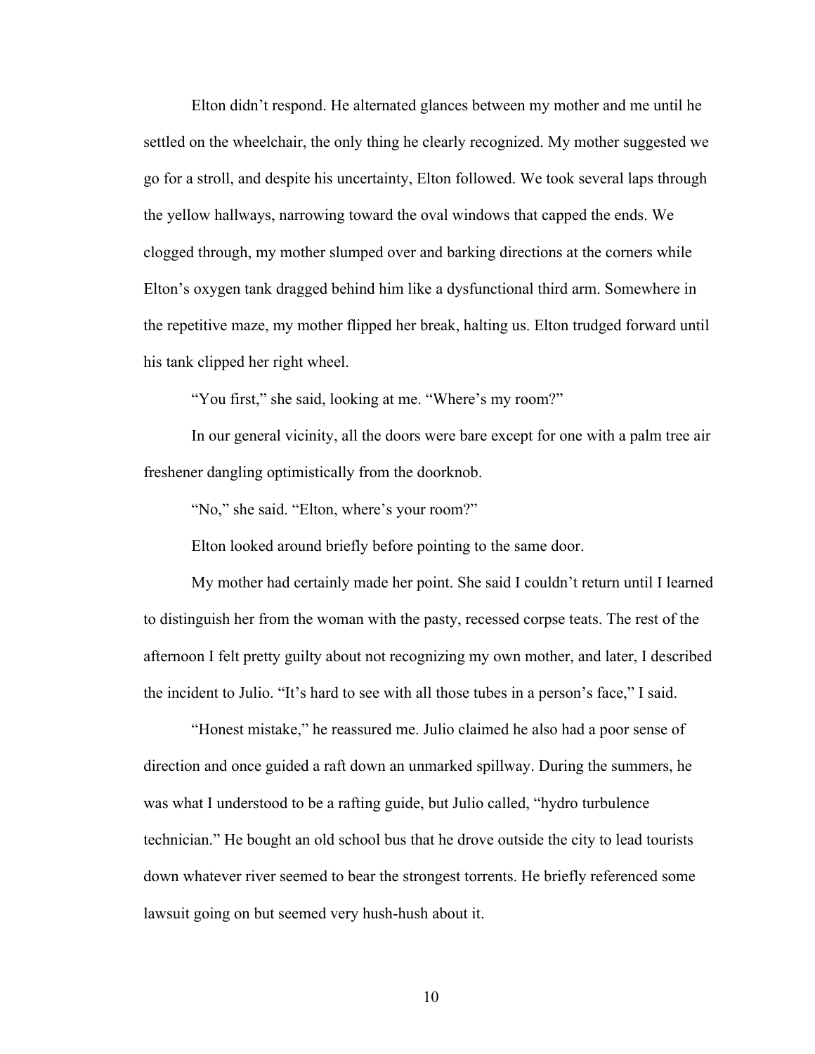Elton didn't respond. He alternated glances between my mother and me until he settled on the wheelchair, the only thing he clearly recognized. My mother suggested we go for a stroll, and despite his uncertainty, Elton followed. We took several laps through the yellow hallways, narrowing toward the oval windows that capped the ends. We clogged through, my mother slumped over and barking directions at the corners while Elton's oxygen tank dragged behind him like a dysfunctional third arm. Somewhere in the repetitive maze, my mother flipped her break, halting us. Elton trudged forward until his tank clipped her right wheel.

"You first," she said, looking at me. "Where's my room?"

In our general vicinity, all the doors were bare except for one with a palm tree air freshener dangling optimistically from the doorknob.

"No," she said. "Elton, where's your room?"

Elton looked around briefly before pointing to the same door.

My mother had certainly made her point. She said I couldn't return until I learned to distinguish her from the woman with the pasty, recessed corpse teats. The rest of the afternoon I felt pretty guilty about not recognizing my own mother, and later, I described the incident to Julio. "It's hard to see with all those tubes in a person's face," I said.

"Honest mistake," he reassured me. Julio claimed he also had a poor sense of direction and once guided a raft down an unmarked spillway. During the summers, he was what I understood to be a rafting guide, but Julio called, "hydro turbulence technician." He bought an old school bus that he drove outside the city to lead tourists down whatever river seemed to bear the strongest torrents. He briefly referenced some lawsuit going on but seemed very hush-hush about it.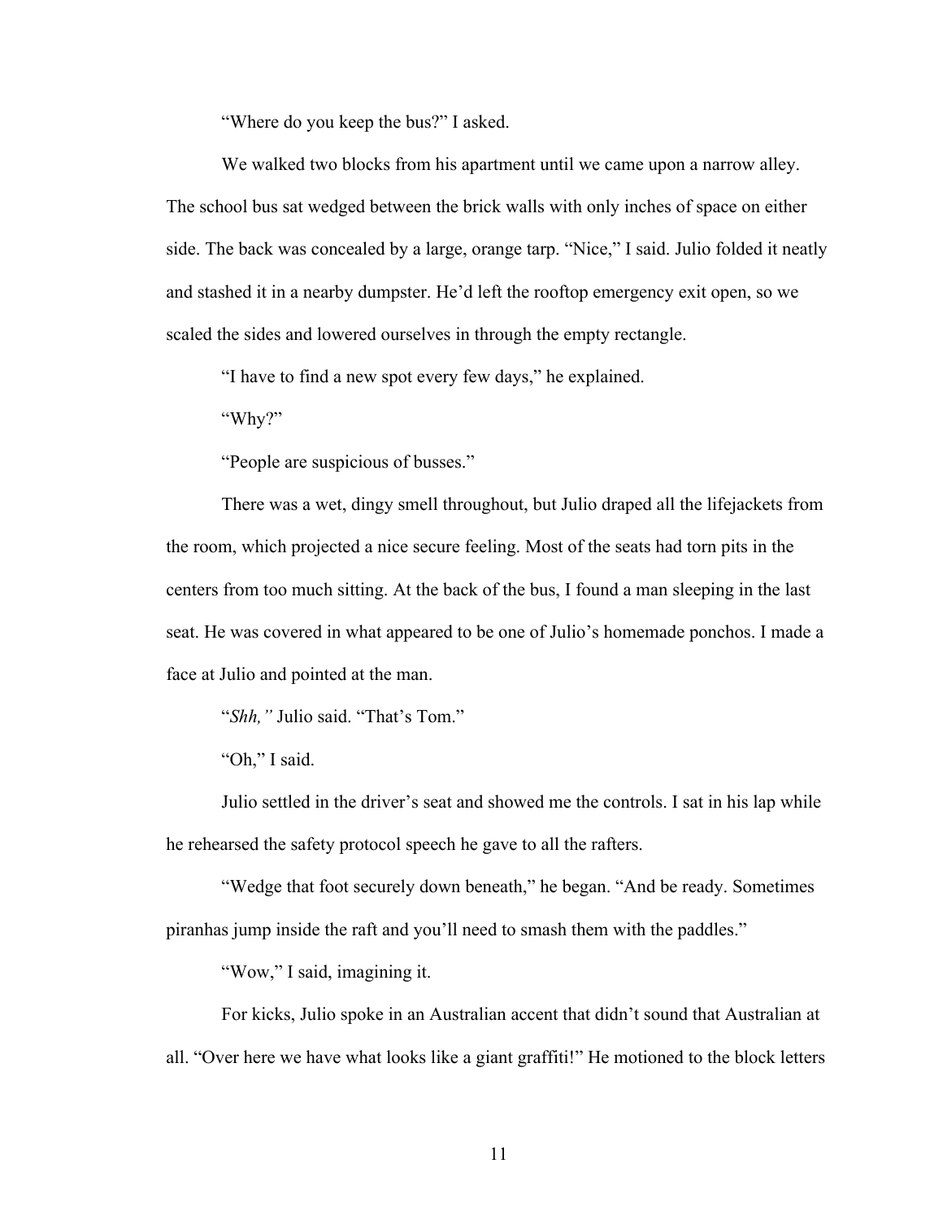"Where do you keep the bus?" I asked.

We walked two blocks from his apartment until we came upon a narrow alley. The school bus sat wedged between the brick walls with only inches of space on either side. The back was concealed by a large, orange tarp. "Nice," I said. Julio folded it neatly and stashed it in a nearby dumpster. He'd left the rooftop emergency exit open, so we scaled the sides and lowered ourselves in through the empty rectangle.

"I have to find a new spot every few days," he explained.

"Why?"

"People are suspicious of busses."

There was a wet, dingy smell throughout, but Julio draped all the lifejackets from the room, which projected a nice secure feeling. Most of the seats had torn pits in the centers from too much sitting. At the back of the bus, I found a man sleeping in the last seat. He was covered in what appeared to be one of Julio's homemade ponchos. I made a face at Julio and pointed at the man.

"*Shh,"* Julio said. "That's Tom."

"Oh," I said.

Julio settled in the driver's seat and showed me the controls. I sat in his lap while he rehearsed the safety protocol speech he gave to all the rafters.

"Wedge that foot securely down beneath," he began. "And be ready. Sometimes piranhas jump inside the raft and you'll need to smash them with the paddles."

"Wow," I said, imagining it.

For kicks, Julio spoke in an Australian accent that didn't sound that Australian at all. "Over here we have what looks like a giant graffiti!" He motioned to the block letters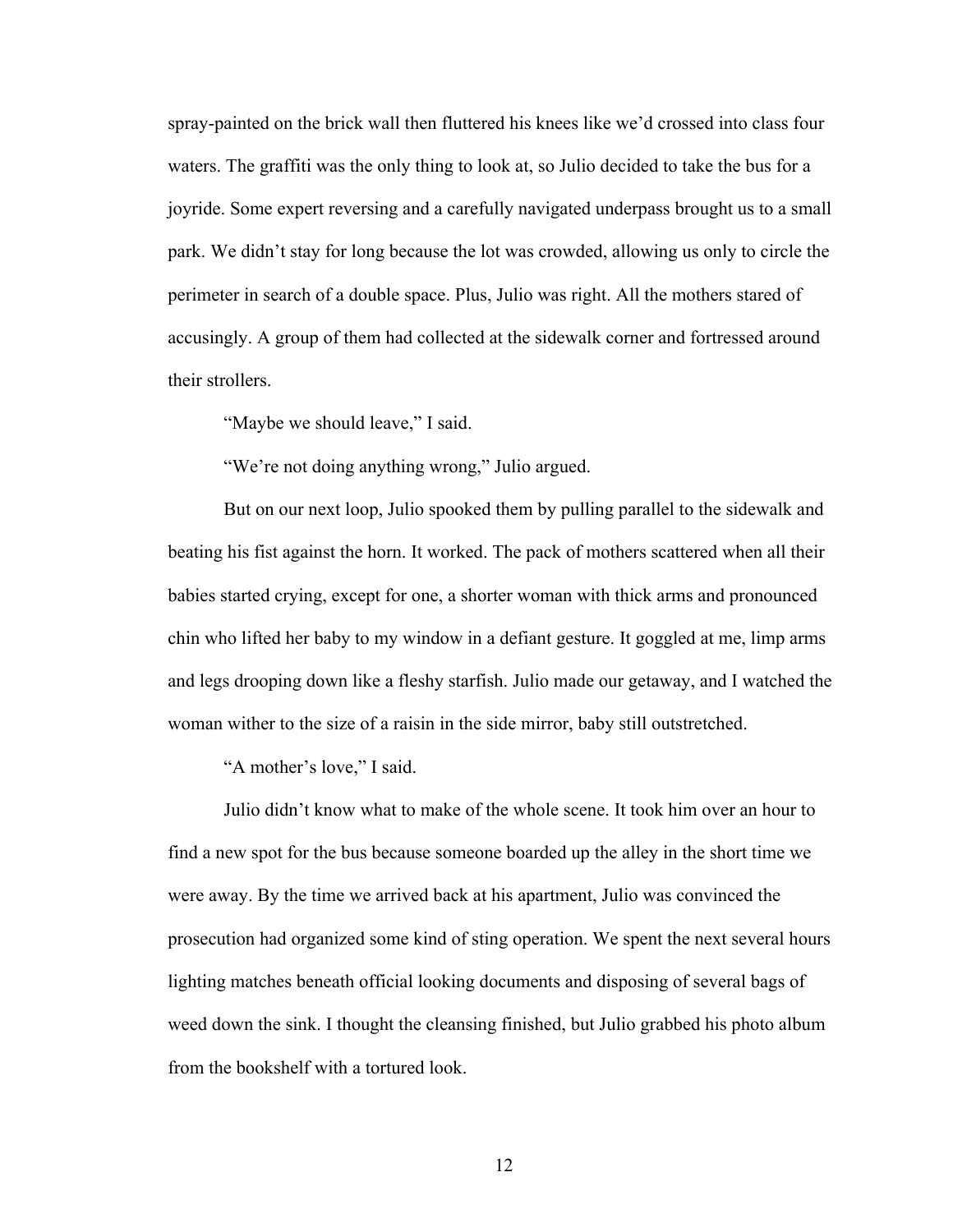spray-painted on the brick wall then fluttered his knees like we'd crossed into class four waters. The graffiti was the only thing to look at, so Julio decided to take the bus for a joyride. Some expert reversing and a carefully navigated underpass brought us to a small park. We didn't stay for long because the lot was crowded, allowing us only to circle the perimeter in search of a double space. Plus, Julio was right. All the mothers stared of accusingly. A group of them had collected at the sidewalk corner and fortressed around their strollers.

"Maybe we should leave," I said.

"We're not doing anything wrong," Julio argued.

But on our next loop, Julio spooked them by pulling parallel to the sidewalk and beating his fist against the horn. It worked. The pack of mothers scattered when all their babies started crying, except for one, a shorter woman with thick arms and pronounced chin who lifted her baby to my window in a defiant gesture. It goggled at me, limp arms and legs drooping down like a fleshy starfish. Julio made our getaway, and I watched the woman wither to the size of a raisin in the side mirror, baby still outstretched.

"A mother's love," I said.

Julio didn't know what to make of the whole scene. It took him over an hour to find a new spot for the bus because someone boarded up the alley in the short time we were away. By the time we arrived back at his apartment, Julio was convinced the prosecution had organized some kind of sting operation. We spent the next several hours lighting matches beneath official looking documents and disposing of several bags of weed down the sink. I thought the cleansing finished, but Julio grabbed his photo album from the bookshelf with a tortured look.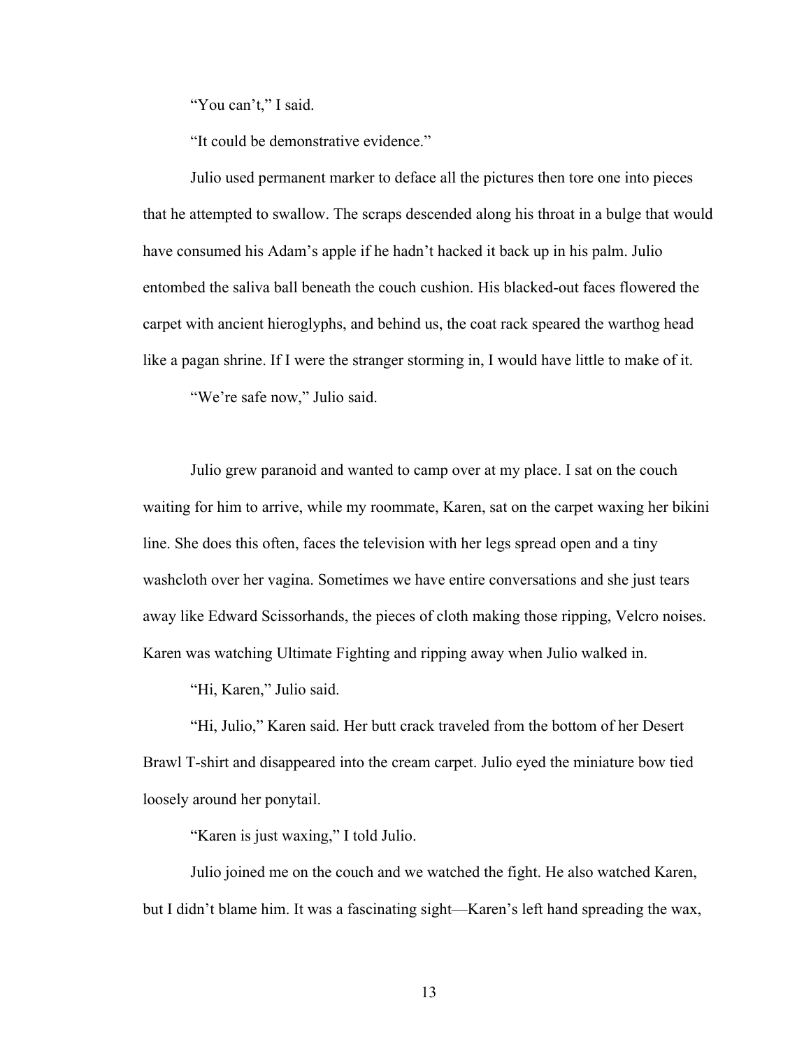"You can't," I said.

"It could be demonstrative evidence."

Julio used permanent marker to deface all the pictures then tore one into pieces that he attempted to swallow. The scraps descended along his throat in a bulge that would have consumed his Adam's apple if he hadn't hacked it back up in his palm. Julio entombed the saliva ball beneath the couch cushion. His blacked-out faces flowered the carpet with ancient hieroglyphs, and behind us, the coat rack speared the warthog head like a pagan shrine. If I were the stranger storming in, I would have little to make of it.

"We're safe now," Julio said.

Julio grew paranoid and wanted to camp over at my place. I sat on the couch waiting for him to arrive, while my roommate, Karen, sat on the carpet waxing her bikini line. She does this often, faces the television with her legs spread open and a tiny washcloth over her vagina. Sometimes we have entire conversations and she just tears away like Edward Scissorhands, the pieces of cloth making those ripping, Velcro noises. Karen was watching Ultimate Fighting and ripping away when Julio walked in.

"Hi, Karen," Julio said.

"Hi, Julio," Karen said. Her butt crack traveled from the bottom of her Desert Brawl T-shirt and disappeared into the cream carpet. Julio eyed the miniature bow tied loosely around her ponytail.

"Karen is just waxing," I told Julio.

Julio joined me on the couch and we watched the fight. He also watched Karen, but I didn't blame him. It was a fascinating sight—Karen's left hand spreading the wax,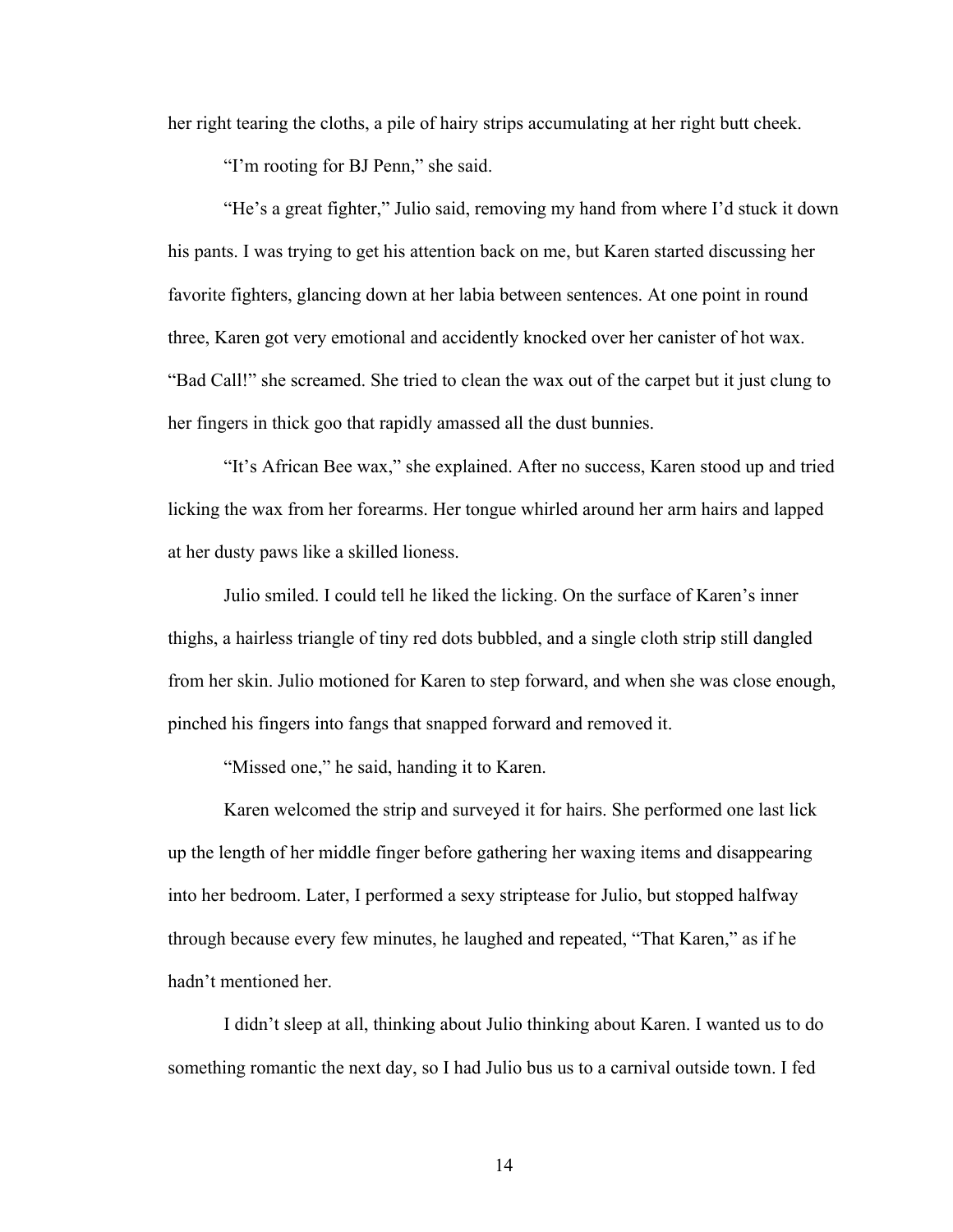her right tearing the cloths, a pile of hairy strips accumulating at her right butt cheek.

"I'm rooting for BJ Penn," she said.

"He's a great fighter," Julio said, removing my hand from where I'd stuck it down his pants. I was trying to get his attention back on me, but Karen started discussing her favorite fighters, glancing down at her labia between sentences. At one point in round three, Karen got very emotional and accidently knocked over her canister of hot wax. "Bad Call!" she screamed. She tried to clean the wax out of the carpet but it just clung to her fingers in thick goo that rapidly amassed all the dust bunnies.

"It's African Bee wax," she explained. After no success, Karen stood up and tried licking the wax from her forearms. Her tongue whirled around her arm hairs and lapped at her dusty paws like a skilled lioness.

Julio smiled. I could tell he liked the licking. On the surface of Karen's inner thighs, a hairless triangle of tiny red dots bubbled, and a single cloth strip still dangled from her skin. Julio motioned for Karen to step forward, and when she was close enough, pinched his fingers into fangs that snapped forward and removed it.

"Missed one," he said, handing it to Karen.

Karen welcomed the strip and surveyed it for hairs. She performed one last lick up the length of her middle finger before gathering her waxing items and disappearing into her bedroom. Later, I performed a sexy striptease for Julio, but stopped halfway through because every few minutes, he laughed and repeated, "That Karen," as if he hadn't mentioned her.

I didn't sleep at all, thinking about Julio thinking about Karen. I wanted us to do something romantic the next day, so I had Julio bus us to a carnival outside town. I fed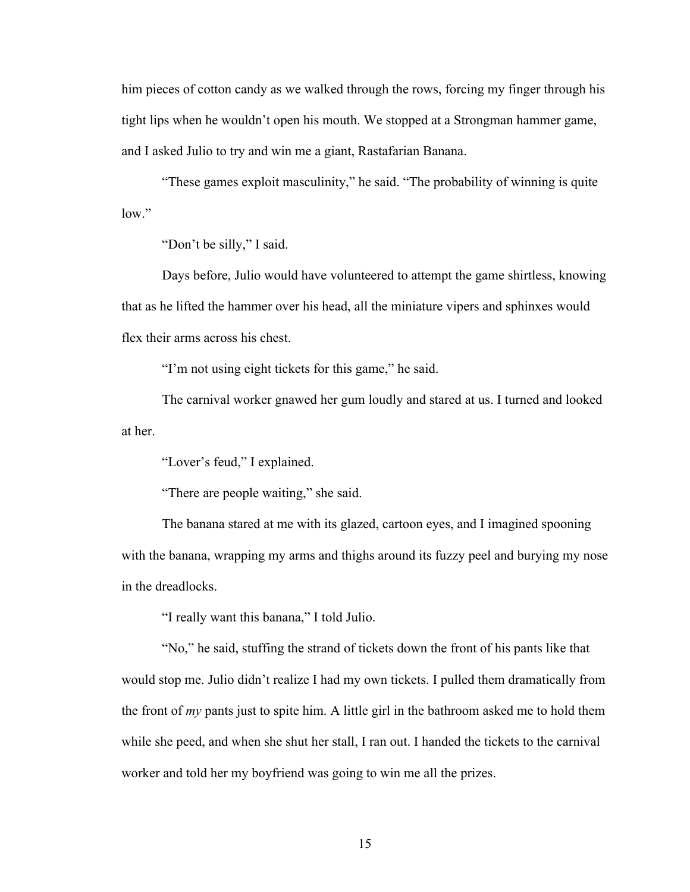him pieces of cotton candy as we walked through the rows, forcing my finger through his tight lips when he wouldn't open his mouth. We stopped at a Strongman hammer game, and I asked Julio to try and win me a giant, Rastafarian Banana.

"These games exploit masculinity," he said. "The probability of winning is quite low."

"Don't be silly," I said.

Days before, Julio would have volunteered to attempt the game shirtless, knowing that as he lifted the hammer over his head, all the miniature vipers and sphinxes would flex their arms across his chest.

"I'm not using eight tickets for this game," he said.

The carnival worker gnawed her gum loudly and stared at us. I turned and looked at her.

"Lover's feud," I explained.

"There are people waiting," she said.

The banana stared at me with its glazed, cartoon eyes, and I imagined spooning with the banana, wrapping my arms and thighs around its fuzzy peel and burying my nose in the dreadlocks.

"I really want this banana," I told Julio.

"No," he said, stuffing the strand of tickets down the front of his pants like that would stop me. Julio didn't realize I had my own tickets. I pulled them dramatically from the front of *my* pants just to spite him. A little girl in the bathroom asked me to hold them while she peed, and when she shut her stall, I ran out. I handed the tickets to the carnival worker and told her my boyfriend was going to win me all the prizes.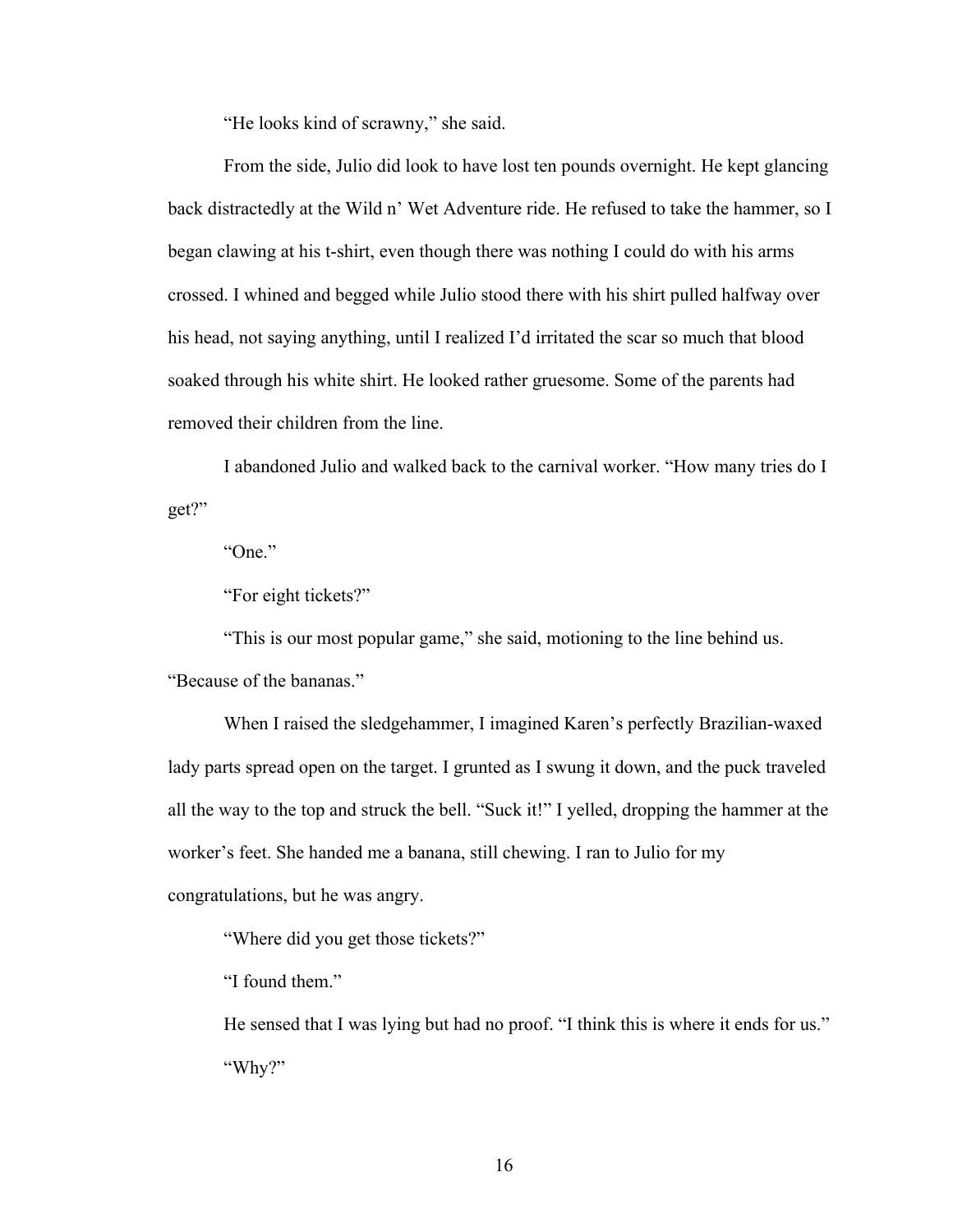"He looks kind of scrawny," she said.

From the side, Julio did look to have lost ten pounds overnight. He kept glancing back distractedly at the Wild n' Wet Adventure ride. He refused to take the hammer, so I began clawing at his t-shirt, even though there was nothing I could do with his arms crossed. I whined and begged while Julio stood there with his shirt pulled halfway over his head, not saying anything, until I realized I'd irritated the scar so much that blood soaked through his white shirt. He looked rather gruesome. Some of the parents had removed their children from the line.

I abandoned Julio and walked back to the carnival worker. "How many tries do I get?"

"One."

"For eight tickets?"

"This is our most popular game," she said, motioning to the line behind us. "Because of the bananas."

When I raised the sledgehammer, I imagined Karen's perfectly Brazilian-waxed lady parts spread open on the target. I grunted as I swung it down, and the puck traveled all the way to the top and struck the bell. "Suck it!" I yelled, dropping the hammer at the worker's feet. She handed me a banana, still chewing. I ran to Julio for my congratulations, but he was angry.

"Where did you get those tickets?"

"I found them."

He sensed that I was lying but had no proof. "I think this is where it ends for us."

"Why?"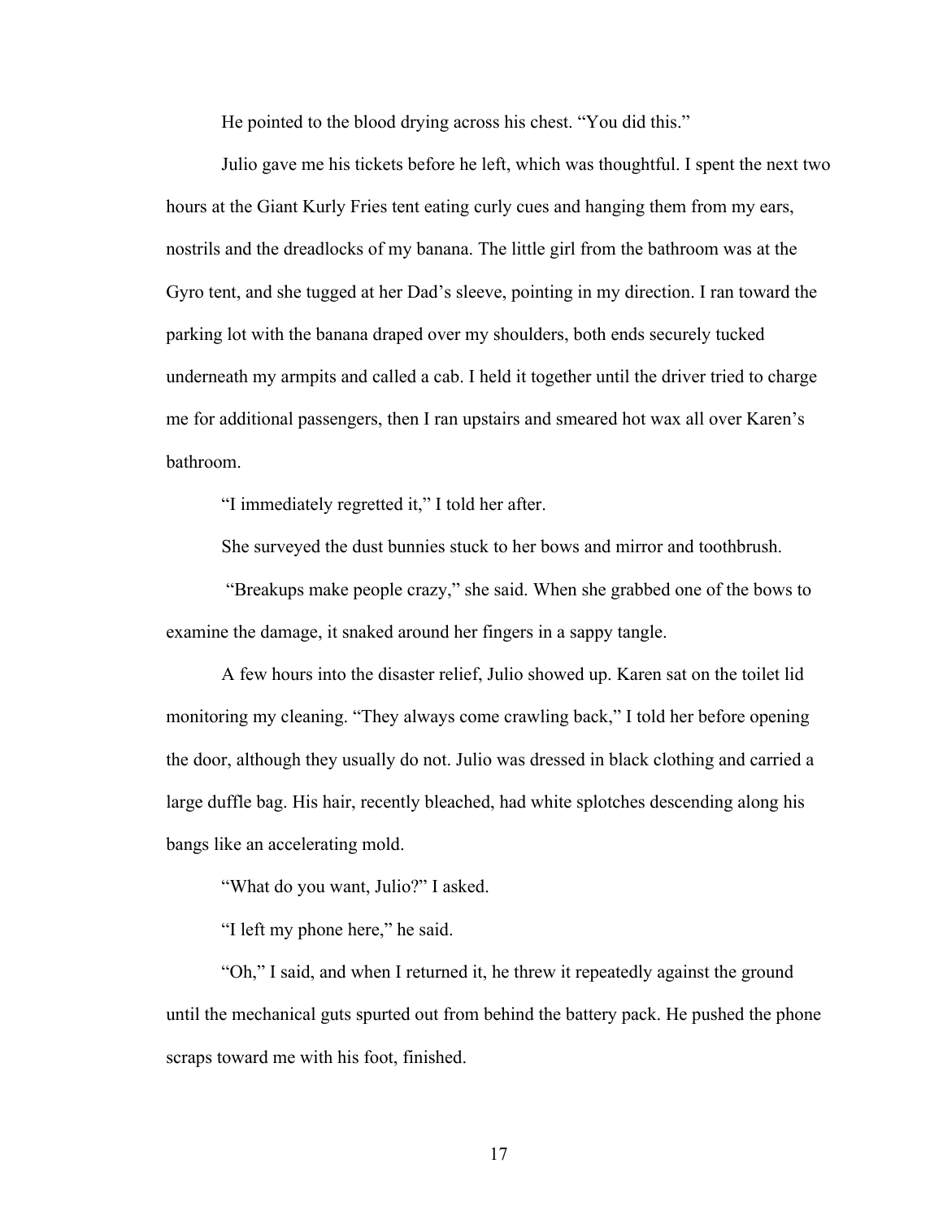He pointed to the blood drying across his chest. "You did this."

Julio gave me his tickets before he left, which was thoughtful. I spent the next two hours at the Giant Kurly Fries tent eating curly cues and hanging them from my ears, nostrils and the dreadlocks of my banana. The little girl from the bathroom was at the Gyro tent, and she tugged at her Dad's sleeve, pointing in my direction. I ran toward the parking lot with the banana draped over my shoulders, both ends securely tucked underneath my armpits and called a cab. I held it together until the driver tried to charge me for additional passengers, then I ran upstairs and smeared hot wax all over Karen's bathroom.

"I immediately regretted it," I told her after.

She surveyed the dust bunnies stuck to her bows and mirror and toothbrush.

"Breakups make people crazy," she said. When she grabbed one of the bows to examine the damage, it snaked around her fingers in a sappy tangle.

A few hours into the disaster relief, Julio showed up. Karen sat on the toilet lid monitoring my cleaning. "They always come crawling back," I told her before opening the door, although they usually do not. Julio was dressed in black clothing and carried a large duffle bag. His hair, recently bleached, had white splotches descending along his bangs like an accelerating mold.

"What do you want, Julio?" I asked.

"I left my phone here," he said.

"Oh," I said, and when I returned it, he threw it repeatedly against the ground until the mechanical guts spurted out from behind the battery pack. He pushed the phone scraps toward me with his foot, finished.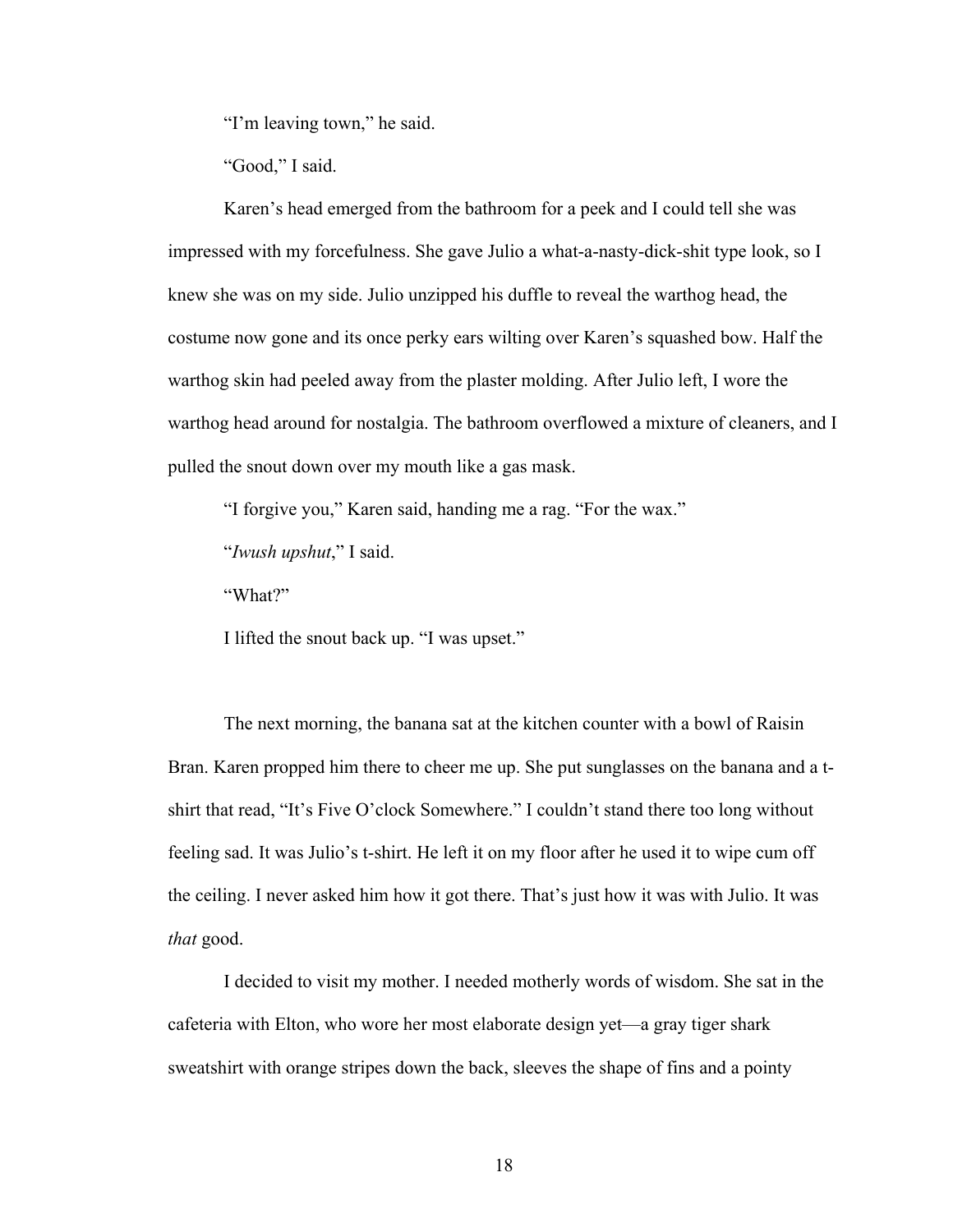"I'm leaving town," he said.

"Good," I said.

Karen's head emerged from the bathroom for a peek and I could tell she was impressed with my forcefulness. She gave Julio a what-a-nasty-dick-shit type look, so I knew she was on my side. Julio unzipped his duffle to reveal the warthog head, the costume now gone and its once perky ears wilting over Karen's squashed bow. Half the warthog skin had peeled away from the plaster molding. After Julio left, I wore the warthog head around for nostalgia. The bathroom overflowed a mixture of cleaners, and I pulled the snout down over my mouth like a gas mask.

"I forgive you," Karen said, handing me a rag. "For the wax."

"*Iwush upshut*," I said.

"What?"

I lifted the snout back up. "I was upset."

The next morning, the banana sat at the kitchen counter with a bowl of Raisin Bran. Karen propped him there to cheer me up. She put sunglasses on the banana and a t-shirt that read, "It's Five O'clock Somewhere." I couldn't stand there too long without feeling sad. It was Julio's t-shirt. He left it on my floor after he used it to wipe cum off the ceiling. I never asked him how it got there. That's just how it was with Julio. It was *that* good.

I decided to visit my mother. I needed motherly words of wisdom. She sat in the cafeteria with Elton, who wore her most elaborate design yet—a gray tiger shark sweatshirt with orange stripes down the back, sleeves the shape of fins and a pointy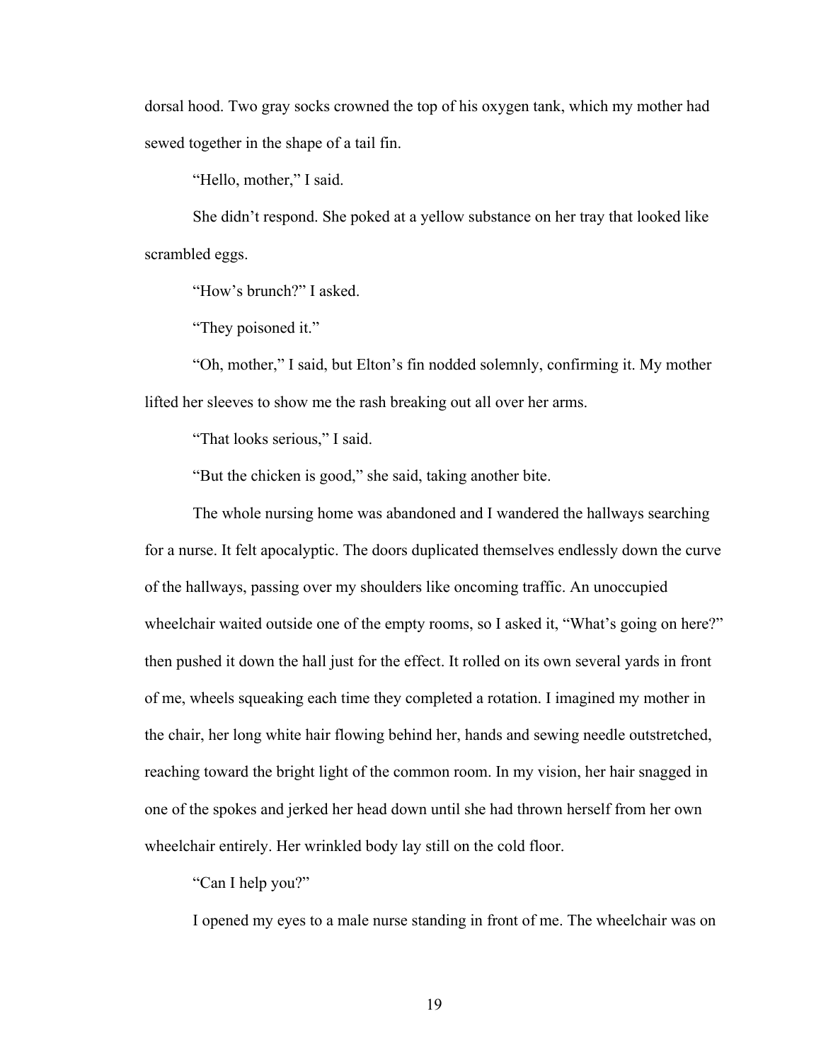dorsal hood. Two gray socks crowned the top of his oxygen tank, which my mother had sewed together in the shape of a tail fin.

"Hello, mother," I said.

She didn't respond. She poked at a yellow substance on her tray that looked like scrambled eggs.

"How's brunch?" I asked.

"They poisoned it."

"Oh, mother," I said, but Elton's fin nodded solemnly, confirming it. My mother lifted her sleeves to show me the rash breaking out all over her arms.

"That looks serious," I said.

"But the chicken is good," she said, taking another bite.

The whole nursing home was abandoned and I wandered the hallways searching for a nurse. It felt apocalyptic. The doors duplicated themselves endlessly down the curve of the hallways, passing over my shoulders like oncoming traffic. An unoccupied wheelchair waited outside one of the empty rooms, so I asked it, "What's going on here?" then pushed it down the hall just for the effect. It rolled on its own several yards in front of me, wheels squeaking each time they completed a rotation. I imagined my mother in the chair, her long white hair flowing behind her, hands and sewing needle outstretched, reaching toward the bright light of the common room. In my vision, her hair snagged in one of the spokes and jerked her head down until she had thrown herself from her own wheelchair entirely. Her wrinkled body lay still on the cold floor.

"Can I help you?"

I opened my eyes to a male nurse standing in front of me. The wheelchair was on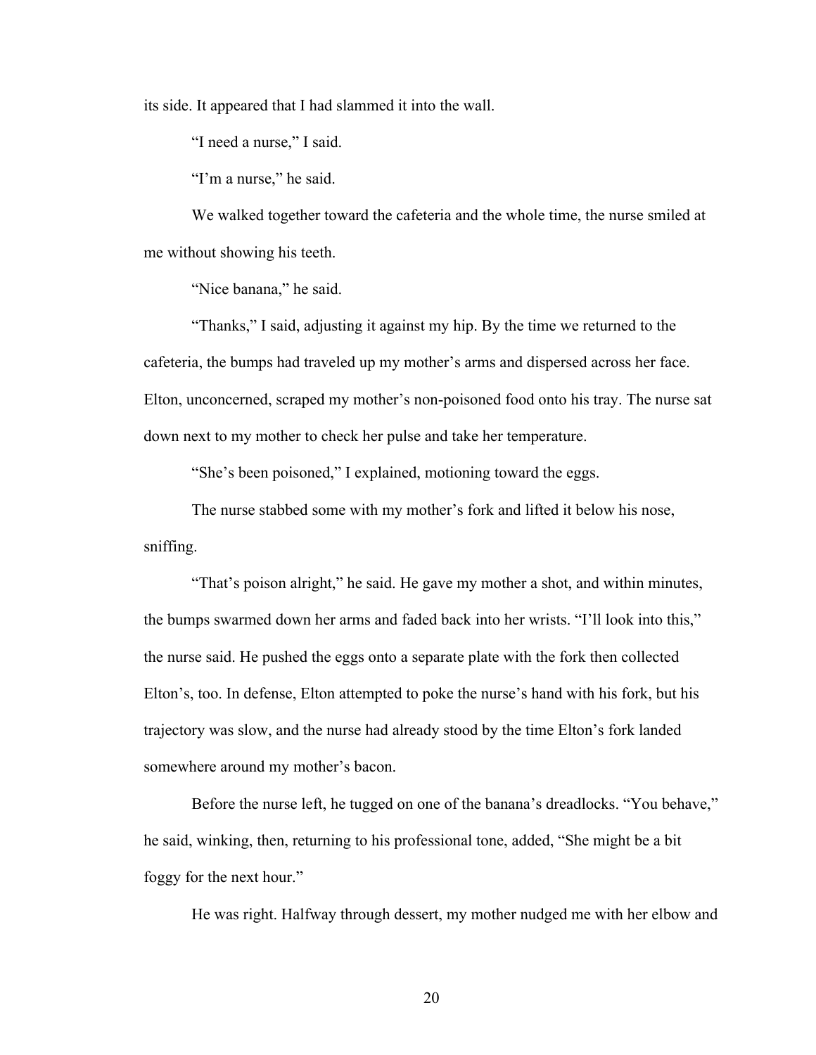its side. It appeared that I had slammed it into the wall.

"I need a nurse," I said.

"I'm a nurse," he said.

We walked together toward the cafeteria and the whole time, the nurse smiled at me without showing his teeth.

"Nice banana," he said.

"Thanks," I said, adjusting it against my hip. By the time we returned to the cafeteria, the bumps had traveled up my mother's arms and dispersed across her face. Elton, unconcerned, scraped my mother's non-poisoned food onto his tray. The nurse sat down next to my mother to check her pulse and take her temperature.

"She's been poisoned," I explained, motioning toward the eggs.

The nurse stabbed some with my mother's fork and lifted it below his nose, sniffing.

"That's poison alright," he said. He gave my mother a shot, and within minutes, the bumps swarmed down her arms and faded back into her wrists. "I'll look into this," the nurse said. He pushed the eggs onto a separate plate with the fork then collected Elton's, too. In defense, Elton attempted to poke the nurse's hand with his fork, but his trajectory was slow, and the nurse had already stood by the time Elton's fork landed somewhere around my mother's bacon.

Before the nurse left, he tugged on one of the banana's dreadlocks. "You behave," he said, winking, then, returning to his professional tone, added, "She might be a bit foggy for the next hour."

He was right. Halfway through dessert, my mother nudged me with her elbow and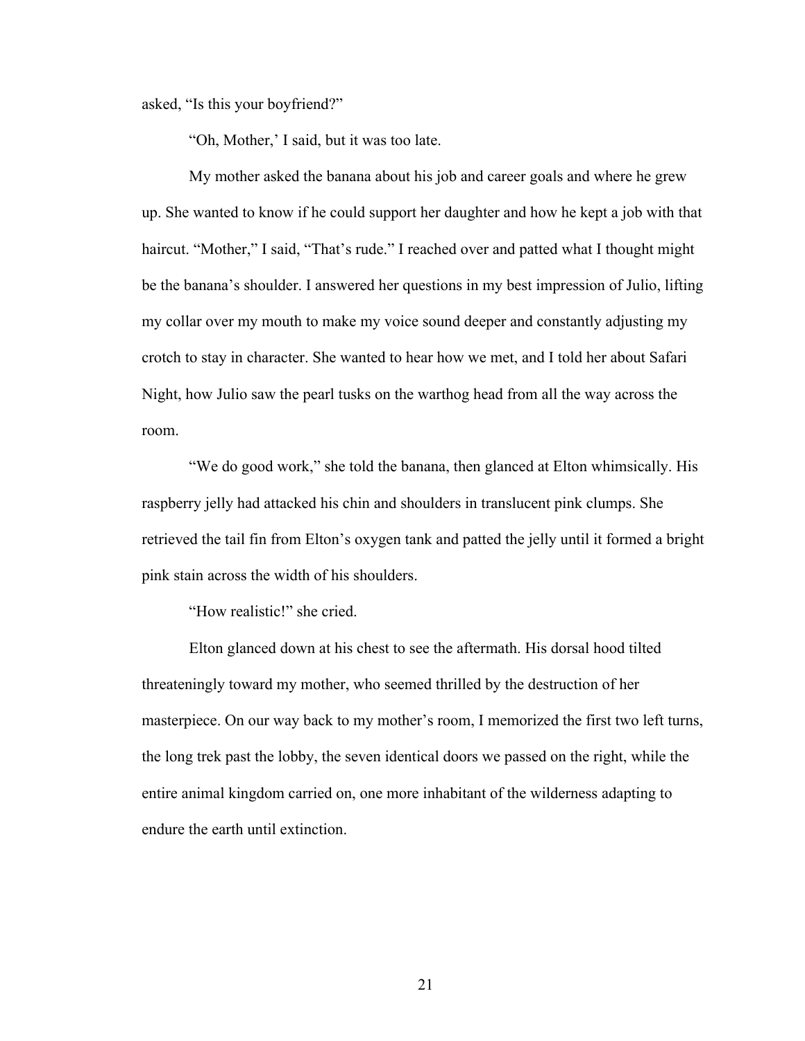asked, "Is this your boyfriend?"

"Oh, Mother,' I said, but it was too late.

My mother asked the banana about his job and career goals and where he grew up. She wanted to know if he could support her daughter and how he kept a job with that haircut. "Mother," I said, "That's rude." I reached over and patted what I thought might be the banana's shoulder. I answered her questions in my best impression of Julio, lifting my collar over my mouth to make my voice sound deeper and constantly adjusting my crotch to stay in character. She wanted to hear how we met, and I told her about Safari Night, how Julio saw the pearl tusks on the warthog head from all the way across the room.

"We do good work," she told the banana, then glanced at Elton whimsically. His raspberry jelly had attacked his chin and shoulders in translucent pink clumps. She retrieved the tail fin from Elton's oxygen tank and patted the jelly until it formed a bright pink stain across the width of his shoulders.

"How realistic!" she cried.

Elton glanced down at his chest to see the aftermath. His dorsal hood tilted threateningly toward my mother, who seemed thrilled by the destruction of her masterpiece. On our way back to my mother's room, I memorized the first two left turns, the long trek past the lobby, the seven identical doors we passed on the right, while the entire animal kingdom carried on, one more inhabitant of the wilderness adapting to endure the earth until extinction.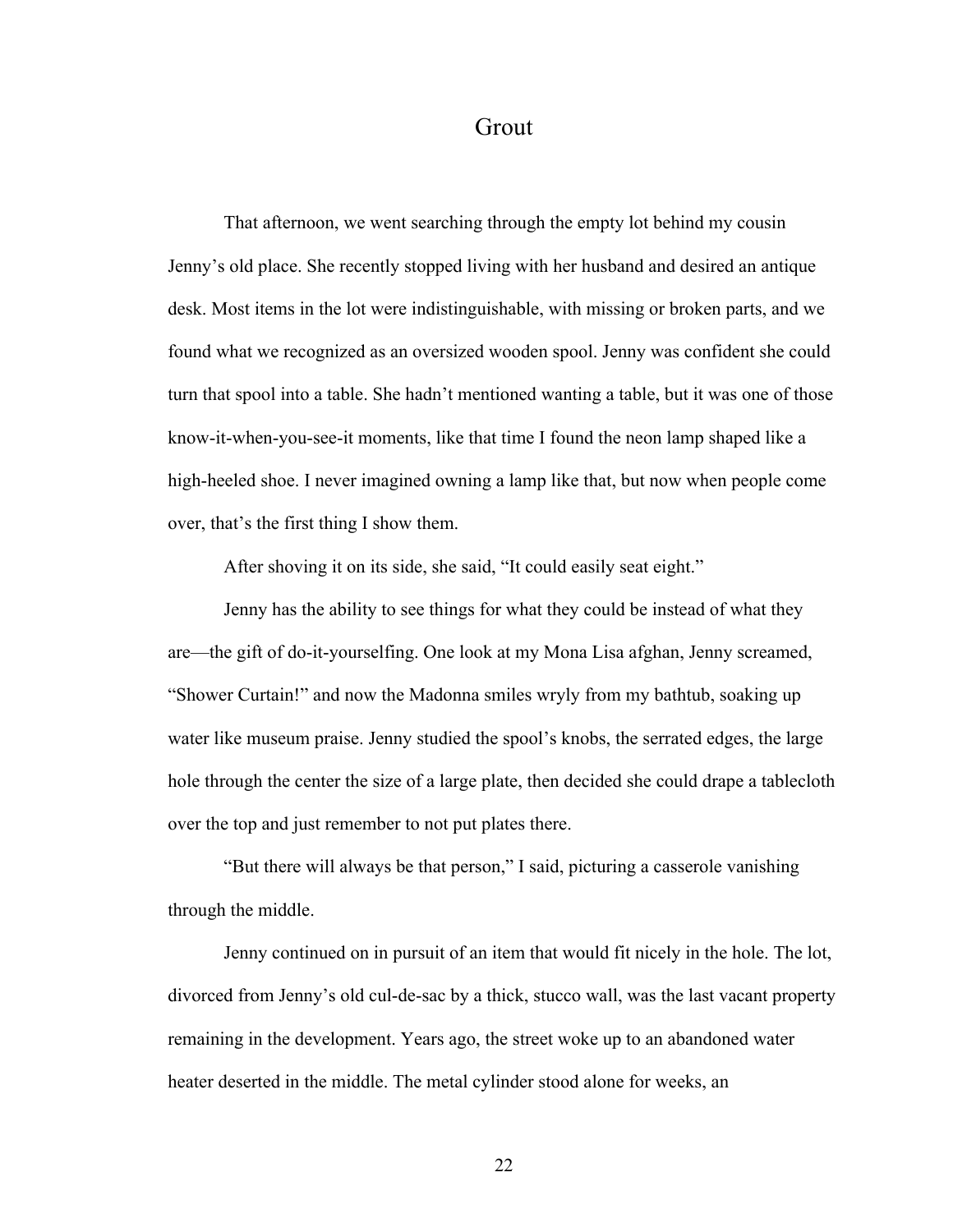# Grout

That afternoon, we went searching through the empty lot behind my cousin Jenny's old place. She recently stopped living with her husband and desired an antique desk. Most items in the lot were indistinguishable, with missing or broken parts, and we found what we recognized as an oversized wooden spool. Jenny was confident she could turn that spool into a table. She hadn't mentioned wanting a table, but it was one of those know-it-when-you-see-it moments, like that time I found the neon lamp shaped like a high-heeled shoe. I never imagined owning a lamp like that, but now when people come over, that's the first thing I show them.

After shoving it on its side, she said, "It could easily seat eight."

Jenny has the ability to see things for what they could be instead of what they are—the gift of do-it-yourselfing. One look at my Mona Lisa afghan, Jenny screamed, "Shower Curtain!" and now the Madonna smiles wryly from my bathtub, soaking up water like museum praise. Jenny studied the spool's knobs, the serrated edges, the large hole through the center the size of a large plate, then decided she could drape a tablecloth over the top and just remember to not put plates there.

"But there will always be that person," I said, picturing a casserole vanishing through the middle.

Jenny continued on in pursuit of an item that would fit nicely in the hole. The lot, divorced from Jenny's old cul-de-sac by a thick, stucco wall, was the last vacant property remaining in the development. Years ago, the street woke up to an abandoned water heater deserted in the middle. The metal cylinder stood alone for weeks, an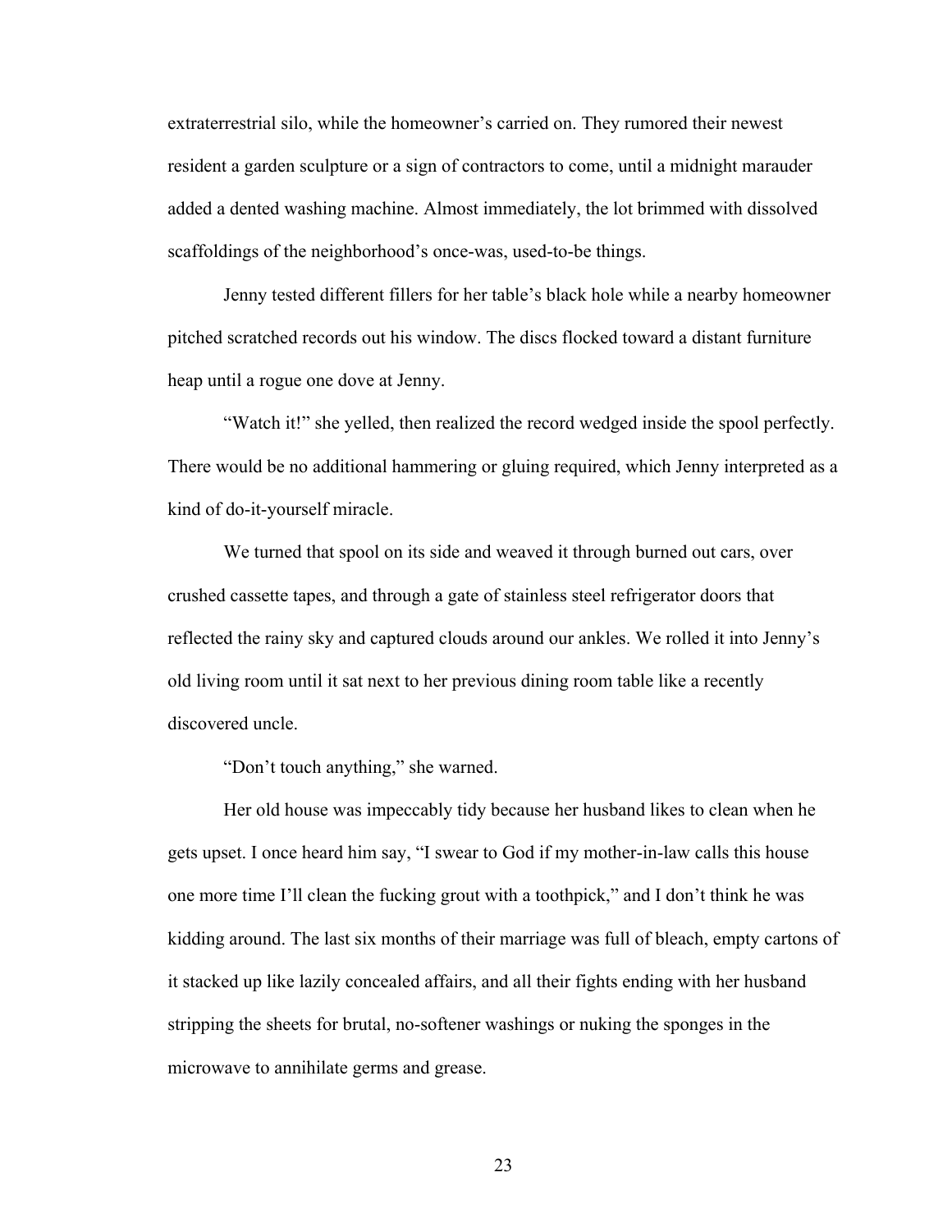extraterrestrial silo, while the homeowner's carried on. They rumored their newest resident a garden sculpture or a sign of contractors to come, until a midnight marauder added a dented washing machine. Almost immediately, the lot brimmed with dissolved scaffoldings of the neighborhood's once-was, used-to-be things.

Jenny tested different fillers for her table's black hole while a nearby homeowner pitched scratched records out his window. The discs flocked toward a distant furniture heap until a rogue one dove at Jenny.

"Watch it!" she yelled, then realized the record wedged inside the spool perfectly. There would be no additional hammering or gluing required, which Jenny interpreted as a kind of do-it-yourself miracle.

We turned that spool on its side and weaved it through burned out cars, over crushed cassette tapes, and through a gate of stainless steel refrigerator doors that reflected the rainy sky and captured clouds around our ankles. We rolled it into Jenny's old living room until it sat next to her previous dining room table like a recently discovered uncle.

"Don't touch anything," she warned.

Her old house was impeccably tidy because her husband likes to clean when he gets upset. I once heard him say, "I swear to God if my mother-in-law calls this house one more time I'll clean the fucking grout with a toothpick," and I don't think he was kidding around. The last six months of their marriage was full of bleach, empty cartons of it stacked up like lazily concealed affairs, and all their fights ending with her husband stripping the sheets for brutal, no-softener washings or nuking the sponges in the microwave to annihilate germs and grease.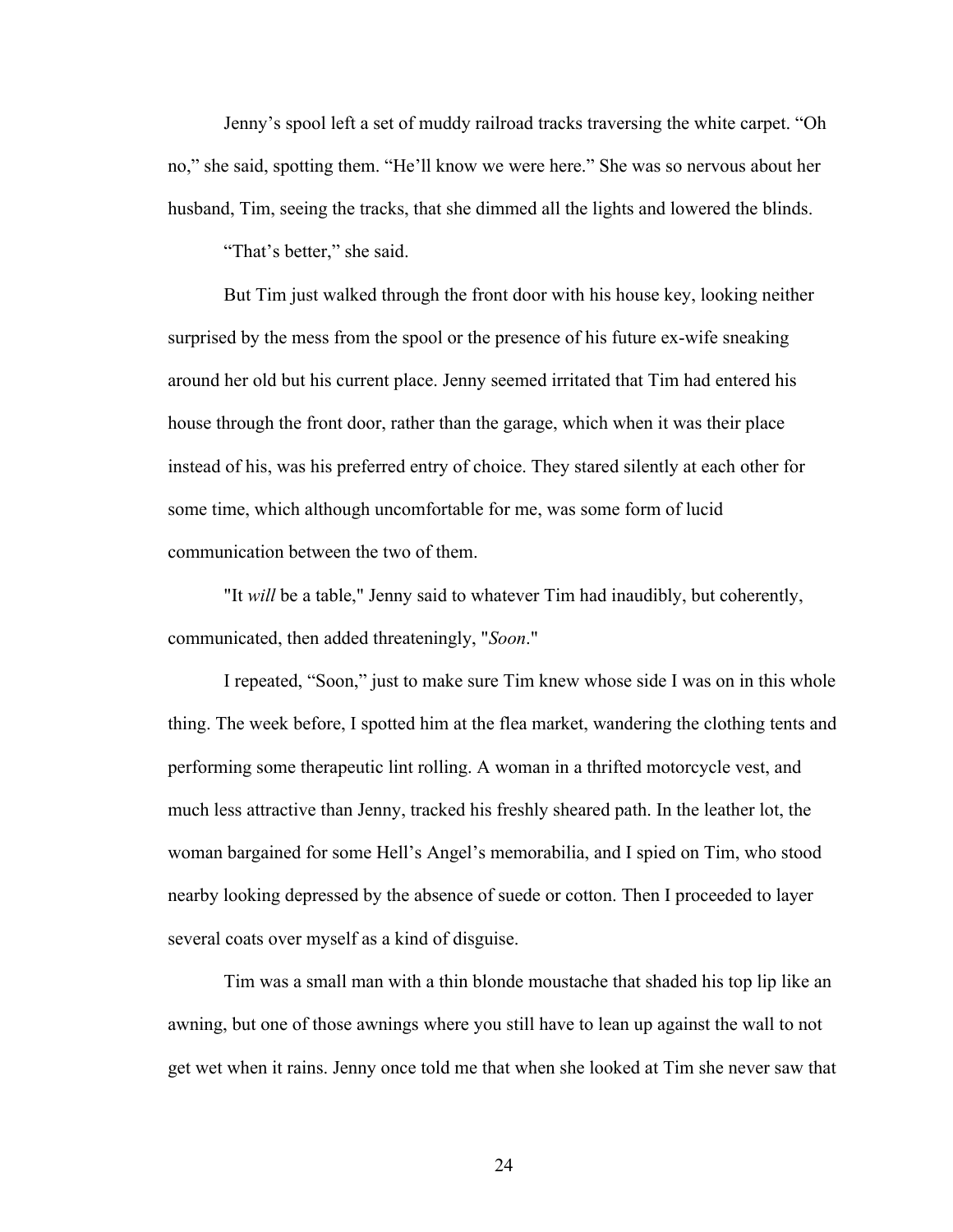Jenny's spool left a set of muddy railroad tracks traversing the white carpet. "Oh no," she said, spotting them. "He'll know we were here." She was so nervous about her husband, Tim, seeing the tracks, that she dimmed all the lights and lowered the blinds.

"That's better," she said.

But Tim just walked through the front door with his house key, looking neither surprised by the mess from the spool or the presence of his future ex-wife sneaking around her old but his current place. Jenny seemed irritated that Tim had entered his house through the front door, rather than the garage, which when it was their place instead of his, was his preferred entry of choice. They stared silently at each other for some time, which although uncomfortable for me, was some form of lucid communication between the two of them.

"It *will* be a table," Jenny said to whatever Tim had inaudibly, but coherently, communicated, then added threateningly, "*Soon*."

I repeated, "Soon," just to make sure Tim knew whose side I was on in this whole thing. The week before, I spotted him at the flea market, wandering the clothing tents and performing some therapeutic lint rolling. A woman in a thrifted motorcycle vest, and much less attractive than Jenny, tracked his freshly sheared path. In the leather lot, the woman bargained for some Hell's Angel's memorabilia, and I spied on Tim, who stood nearby looking depressed by the absence of suede or cotton. Then I proceeded to layer several coats over myself as a kind of disguise.

Tim was a small man with a thin blonde moustache that shaded his top lip like an awning, but one of those awnings where you still have to lean up against the wall to not get wet when it rains. Jenny once told me that when she looked at Tim she never saw that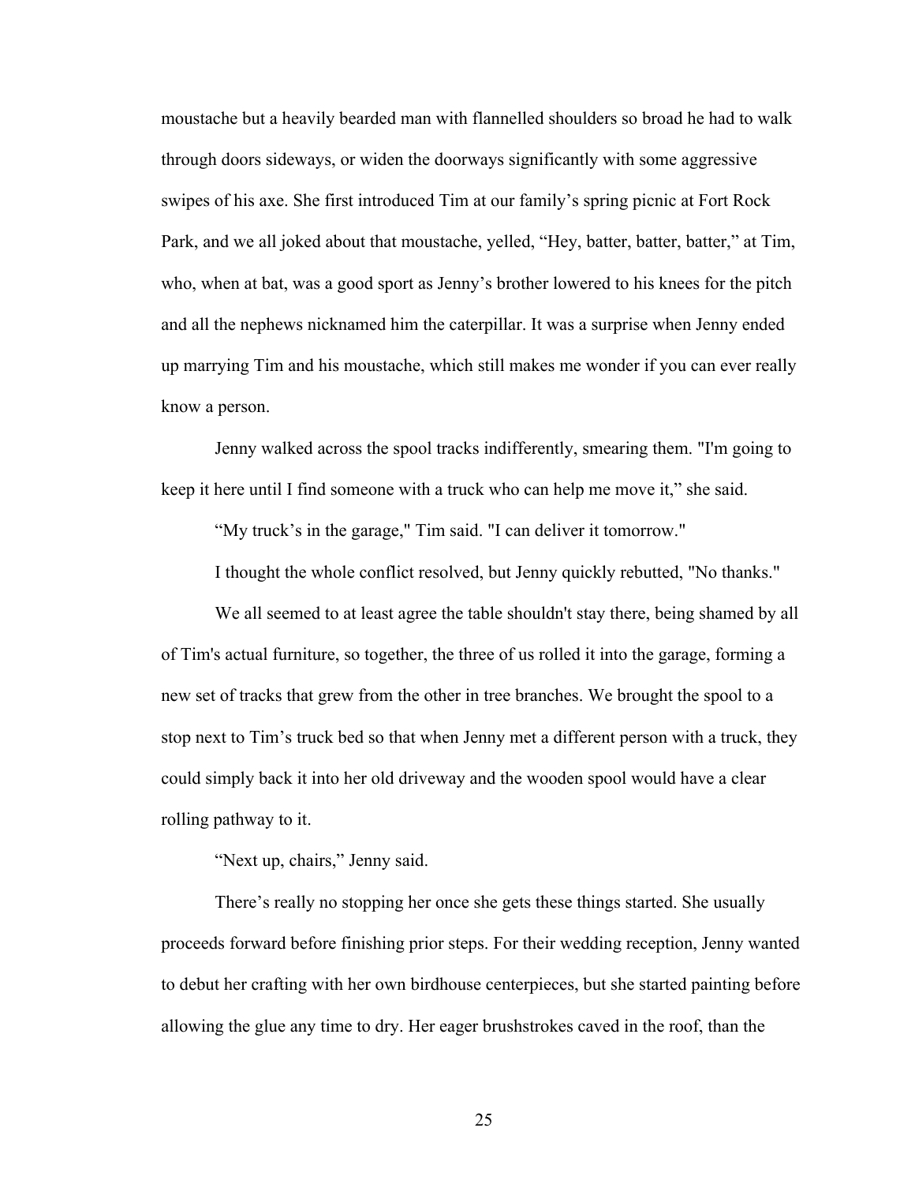moustache but a heavily bearded man with flannelled shoulders so broad he had to walk through doors sideways, or widen the doorways significantly with some aggressive swipes of his axe. She first introduced Tim at our family's spring picnic at Fort Rock Park, and we all joked about that moustache, yelled, "Hey, batter, batter, batter," at Tim, who, when at bat, was a good sport as Jenny's brother lowered to his knees for the pitch and all the nephews nicknamed him the caterpillar. It was a surprise when Jenny ended up marrying Tim and his moustache, which still makes me wonder if you can ever really know a person.

Jenny walked across the spool tracks indifferently, smearing them. "I'm going to keep it here until I find someone with a truck who can help me move it," she said.

"My truck's in the garage," Tim said. "I can deliver it tomorrow."

I thought the whole conflict resolved, but Jenny quickly rebutted, "No thanks."

We all seemed to at least agree the table shouldn't stay there, being shamed by all of Tim's actual furniture, so together, the three of us rolled it into the garage, forming a new set of tracks that grew from the other in tree branches. We brought the spool to a stop next to Tim's truck bed so that when Jenny met a different person with a truck, they could simply back it into her old driveway and the wooden spool would have a clear rolling pathway to it.

"Next up, chairs," Jenny said.

There's really no stopping her once she gets these things started. She usually proceeds forward before finishing prior steps. For their wedding reception, Jenny wanted to debut her crafting with her own birdhouse centerpieces, but she started painting before allowing the glue any time to dry. Her eager brushstrokes caved in the roof, than the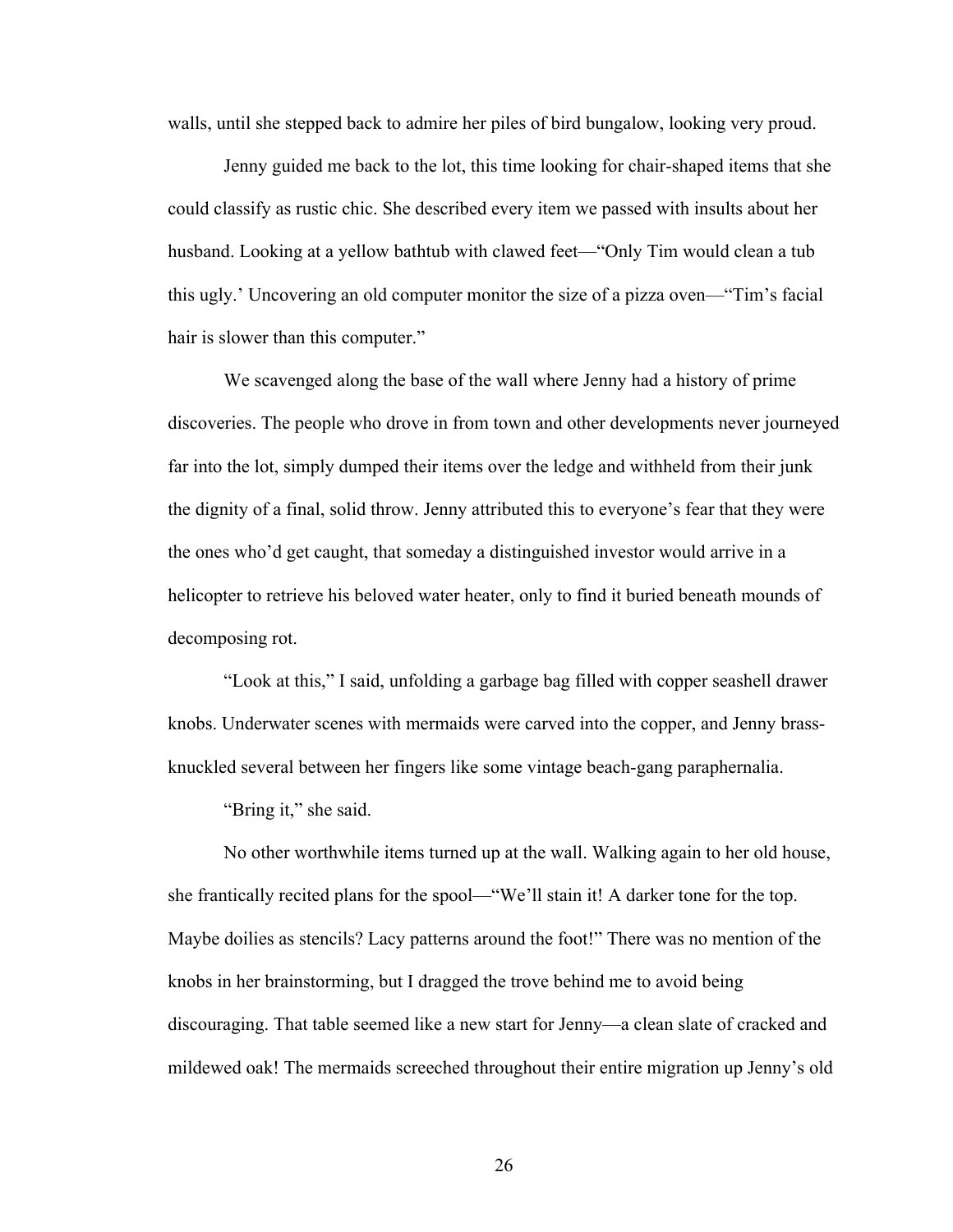walls, until she stepped back to admire her piles of bird bungalow, looking very proud.

Jenny guided me back to the lot, this time looking for chair-shaped items that she could classify as rustic chic. She described every item we passed with insults about her husband. Looking at a yellow bathtub with clawed feet—"Only Tim would clean a tub this ugly.' Uncovering an old computer monitor the size of a pizza oven—"Tim's facial hair is slower than this computer."

We scavenged along the base of the wall where Jenny had a history of prime discoveries. The people who drove in from town and other developments never journeyed far into the lot, simply dumped their items over the ledge and withheld from their junk the dignity of a final, solid throw. Jenny attributed this to everyone's fear that they were the ones who'd get caught, that someday a distinguished investor would arrive in a helicopter to retrieve his beloved water heater, only to find it buried beneath mounds of decomposing rot.

"Look at this," I said, unfolding a garbage bag filled with copper seashell drawer knobs. Underwater scenes with mermaids were carved into the copper, and Jenny brass-knuckled several between her fingers like some vintage beach-gang paraphernalia.

"Bring it," she said.

No other worthwhile items turned up at the wall. Walking again to her old house, she frantically recited plans for the spool—"We'll stain it! A darker tone for the top. Maybe doilies as stencils? Lacy patterns around the foot!" There was no mention of the knobs in her brainstorming, but I dragged the trove behind me to avoid being discouraging. That table seemed like a new start for Jenny—a clean slate of cracked and mildewed oak! The mermaids screeched throughout their entire migration up Jenny's old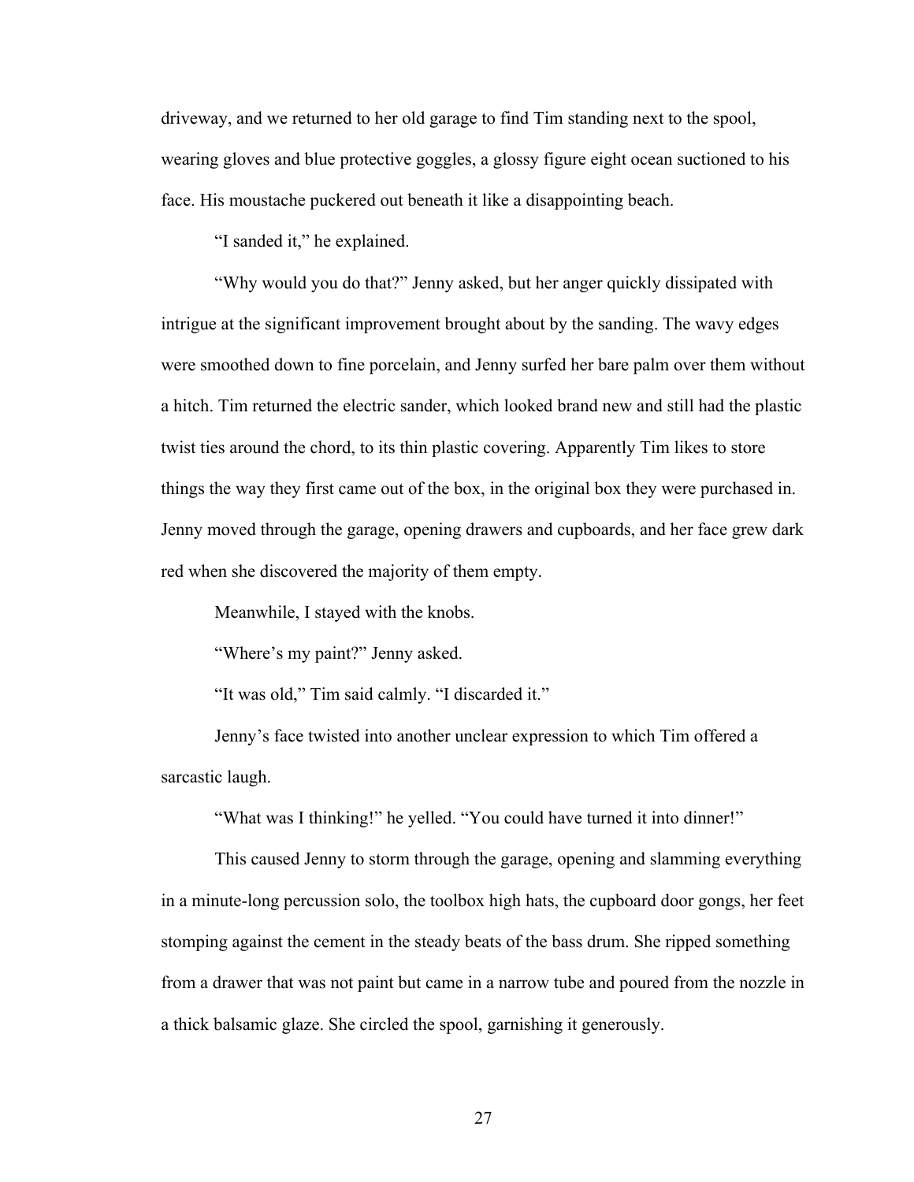driveway, and we returned to her old garage to find Tim standing next to the spool, wearing gloves and blue protective goggles, a glossy figure eight ocean suctioned to his face. His moustache puckered out beneath it like a disappointing beach.

"I sanded it," he explained.

"Why would you do that?" Jenny asked, but her anger quickly dissipated with intrigue at the significant improvement brought about by the sanding. The wavy edges were smoothed down to fine porcelain, and Jenny surfed her bare palm over them without a hitch. Tim returned the electric sander, which looked brand new and still had the plastic twist ties around the chord, to its thin plastic covering. Apparently Tim likes to store things the way they first came out of the box, in the original box they were purchased in. Jenny moved through the garage, opening drawers and cupboards, and her face grew dark red when she discovered the majority of them empty.

Meanwhile, I stayed with the knobs.

"Where's my paint?" Jenny asked.

"It was old," Tim said calmly. "I discarded it."

Jenny's face twisted into another unclear expression to which Tim offered a sarcastic laugh.

"What was I thinking!" he yelled. "You could have turned it into dinner!"

This caused Jenny to storm through the garage, opening and slamming everything in a minute-long percussion solo, the toolbox high hats, the cupboard door gongs, her feet stomping against the cement in the steady beats of the bass drum. She ripped something from a drawer that was not paint but came in a narrow tube and poured from the nozzle in a thick balsamic glaze. She circled the spool, garnishing it generously.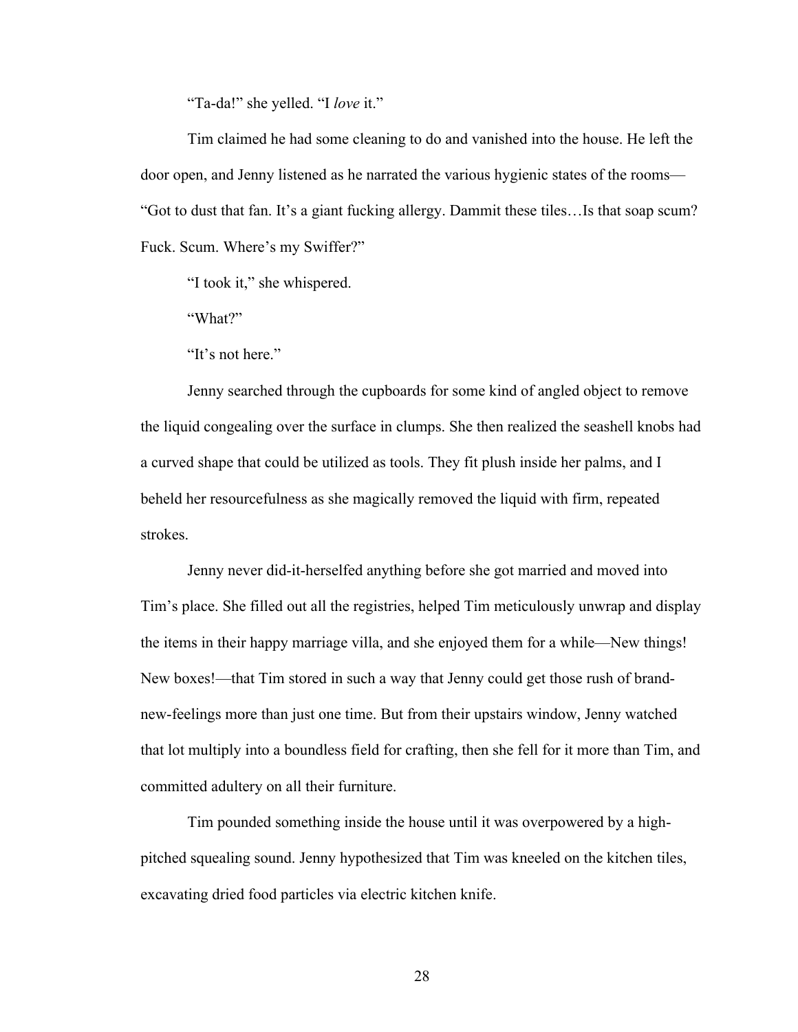"Ta-da!" she yelled. "I *love* it."

Tim claimed he had some cleaning to do and vanished into the house. He left the door open, and Jenny listened as he narrated the various hygienic states of the rooms—"Got to dust that fan. It's a giant fucking allergy. Dammit these tiles…Is that soap scum? Fuck. Scum. Where's my Swiffer?"

"I took it," she whispered.

"What?"

"It's not here."

Jenny searched through the cupboards for some kind of angled object to remove the liquid congealing over the surface in clumps. She then realized the seashell knobs had a curved shape that could be utilized as tools. They fit plush inside her palms, and I beheld her resourcefulness as she magically removed the liquid with firm, repeated strokes.

Jenny never did-it-herselfed anything before she got married and moved into Tim's place. She filled out all the registries, helped Tim meticulously unwrap and display the items in their happy marriage villa, and she enjoyed them for a while—New things! New boxes!—that Tim stored in such a way that Jenny could get those rush of brand-new-feelings more than just one time. But from their upstairs window, Jenny watched that lot multiply into a boundless field for crafting, then she fell for it more than Tim, and committed adultery on all their furniture.

Tim pounded something inside the house until it was overpowered by a high-pitched squealing sound. Jenny hypothesized that Tim was kneeled on the kitchen tiles, excavating dried food particles via electric kitchen knife.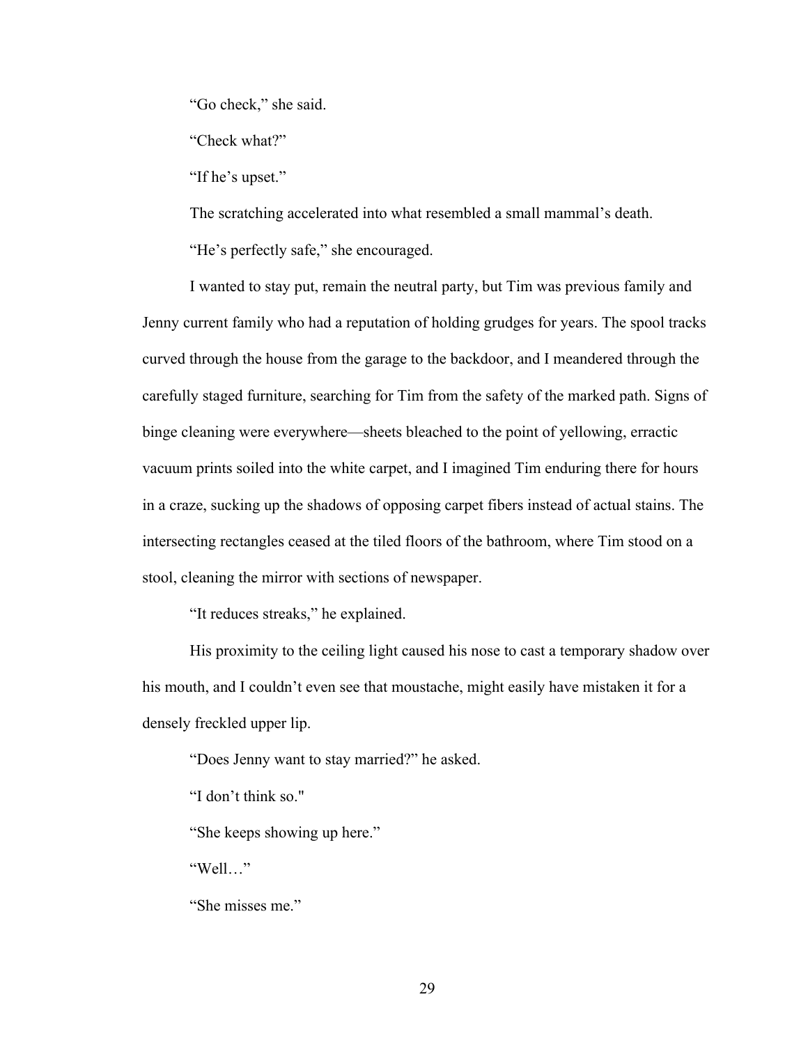"Go check," she said.

"Check what?"

"If he's upset."

The scratching accelerated into what resembled a small mammal's death.

"He's perfectly safe," she encouraged.

I wanted to stay put, remain the neutral party, but Tim was previous family and Jenny current family who had a reputation of holding grudges for years. The spool tracks curved through the house from the garage to the backdoor, and I meandered through the carefully staged furniture, searching for Tim from the safety of the marked path. Signs of binge cleaning were everywhere—sheets bleached to the point of yellowing, erractic vacuum prints soiled into the white carpet, and I imagined Tim enduring there for hours in a craze, sucking up the shadows of opposing carpet fibers instead of actual stains. The intersecting rectangles ceased at the tiled floors of the bathroom, where Tim stood on a stool, cleaning the mirror with sections of newspaper.

"It reduces streaks," he explained.

His proximity to the ceiling light caused his nose to cast a temporary shadow over his mouth, and I couldn't even see that moustache, might easily have mistaken it for a densely freckled upper lip.

"Does Jenny want to stay married?" he asked.

"I don't think so."

"She keeps showing up here."

"Well…"

"She misses me."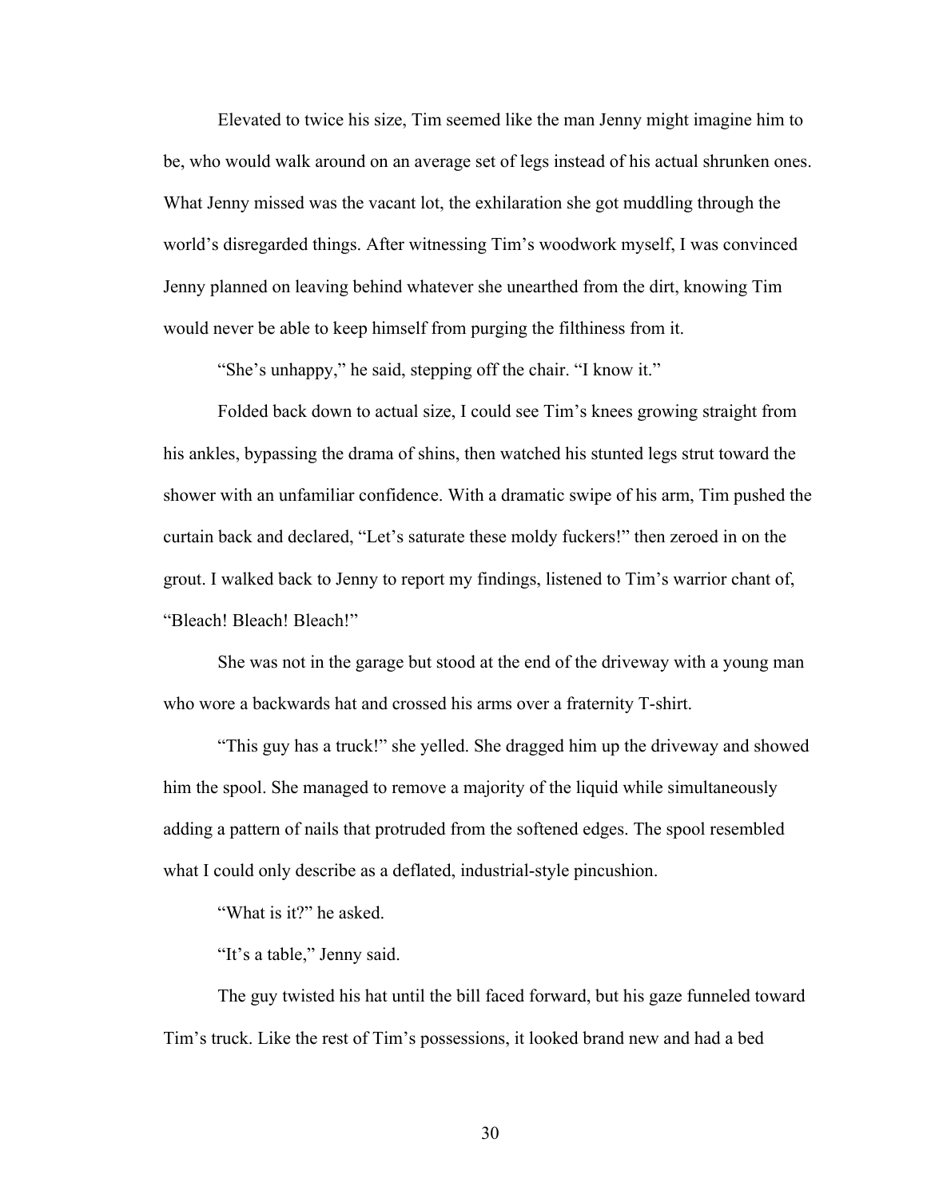Elevated to twice his size, Tim seemed like the man Jenny might imagine him to be, who would walk around on an average set of legs instead of his actual shrunken ones. What Jenny missed was the vacant lot, the exhilaration she got muddling through the world's disregarded things. After witnessing Tim's woodwork myself, I was convinced Jenny planned on leaving behind whatever she unearthed from the dirt, knowing Tim would never be able to keep himself from purging the filthiness from it.

"She's unhappy," he said, stepping off the chair. "I know it."

Folded back down to actual size, I could see Tim's knees growing straight from his ankles, bypassing the drama of shins, then watched his stunted legs strut toward the shower with an unfamiliar confidence. With a dramatic swipe of his arm, Tim pushed the curtain back and declared, "Let's saturate these moldy fuckers!" then zeroed in on the grout. I walked back to Jenny to report my findings, listened to Tim's warrior chant of, "Bleach! Bleach! Bleach!"

She was not in the garage but stood at the end of the driveway with a young man who wore a backwards hat and crossed his arms over a fraternity T-shirt.

"This guy has a truck!" she yelled. She dragged him up the driveway and showed him the spool. She managed to remove a majority of the liquid while simultaneously adding a pattern of nails that protruded from the softened edges. The spool resembled what I could only describe as a deflated, industrial-style pincushion.

"What is it?" he asked.

"It's a table," Jenny said.

The guy twisted his hat until the bill faced forward, but his gaze funneled toward Tim's truck. Like the rest of Tim's possessions, it looked brand new and had a bed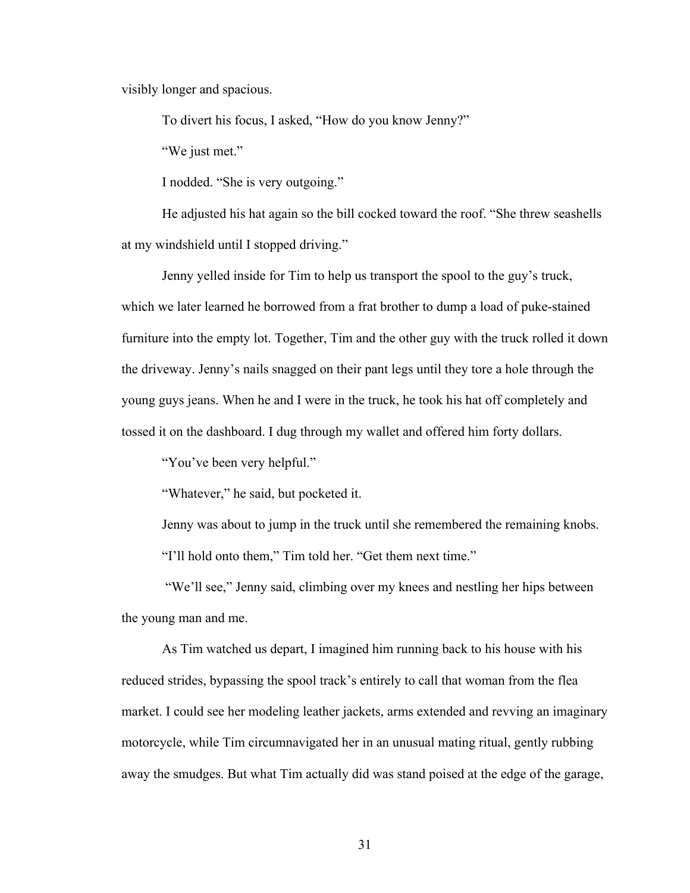visibly longer and spacious.

To divert his focus, I asked, "How do you know Jenny?"

"We just met."

I nodded. "She is very outgoing."

He adjusted his hat again so the bill cocked toward the roof. "She threw seashells at my windshield until I stopped driving."

Jenny yelled inside for Tim to help us transport the spool to the guy's truck, which we later learned he borrowed from a frat brother to dump a load of puke-stained furniture into the empty lot. Together, Tim and the other guy with the truck rolled it down the driveway. Jenny's nails snagged on their pant legs until they tore a hole through the young guys jeans. When he and I were in the truck, he took his hat off completely and tossed it on the dashboard. I dug through my wallet and offered him forty dollars.

"You've been very helpful."

"Whatever," he said, but pocketed it.

Jenny was about to jump in the truck until she remembered the remaining knobs.

"I'll hold onto them," Tim told her. "Get them next time."

"We'll see," Jenny said, climbing over my knees and nestling her hips between the young man and me.

As Tim watched us depart, I imagined him running back to his house with his reduced strides, bypassing the spool track's entirely to call that woman from the flea market. I could see her modeling leather jackets, arms extended and revving an imaginary motorcycle, while Tim circumnavigated her in an unusual mating ritual, gently rubbing away the smudges. But what Tim actually did was stand poised at the edge of the garage,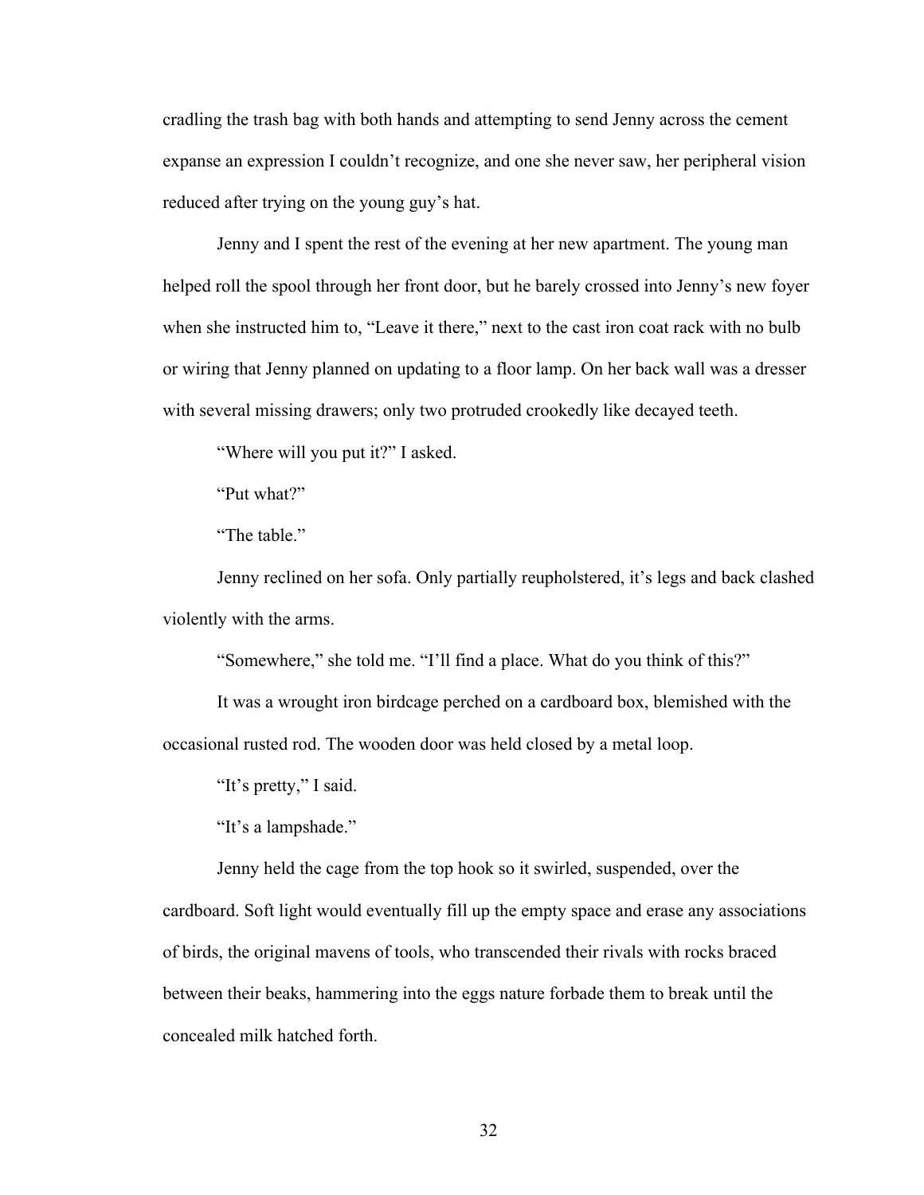cradling the trash bag with both hands and attempting to send Jenny across the cement expanse an expression I couldn't recognize, and one she never saw, her peripheral vision reduced after trying on the young guy's hat.

Jenny and I spent the rest of the evening at her new apartment. The young man helped roll the spool through her front door, but he barely crossed into Jenny's new foyer when she instructed him to, "Leave it there," next to the cast iron coat rack with no bulb or wiring that Jenny planned on updating to a floor lamp. On her back wall was a dresser with several missing drawers; only two protruded crookedly like decayed teeth.

"Where will you put it?" I asked.

"Put what?"

"The table."

Jenny reclined on her sofa. Only partially reupholstered, it's legs and back clashed violently with the arms.

"Somewhere," she told me. "I'll find a place. What do you think of this?"

It was a wrought iron birdcage perched on a cardboard box, blemished with the occasional rusted rod. The wooden door was held closed by a metal loop.

"It's pretty," I said.

"It's a lampshade."

Jenny held the cage from the top hook so it swirled, suspended, over the cardboard. Soft light would eventually fill up the empty space and erase any associations of birds, the original mavens of tools, who transcended their rivals with rocks braced between their beaks, hammering into the eggs nature forbade them to break until the concealed milk hatched forth.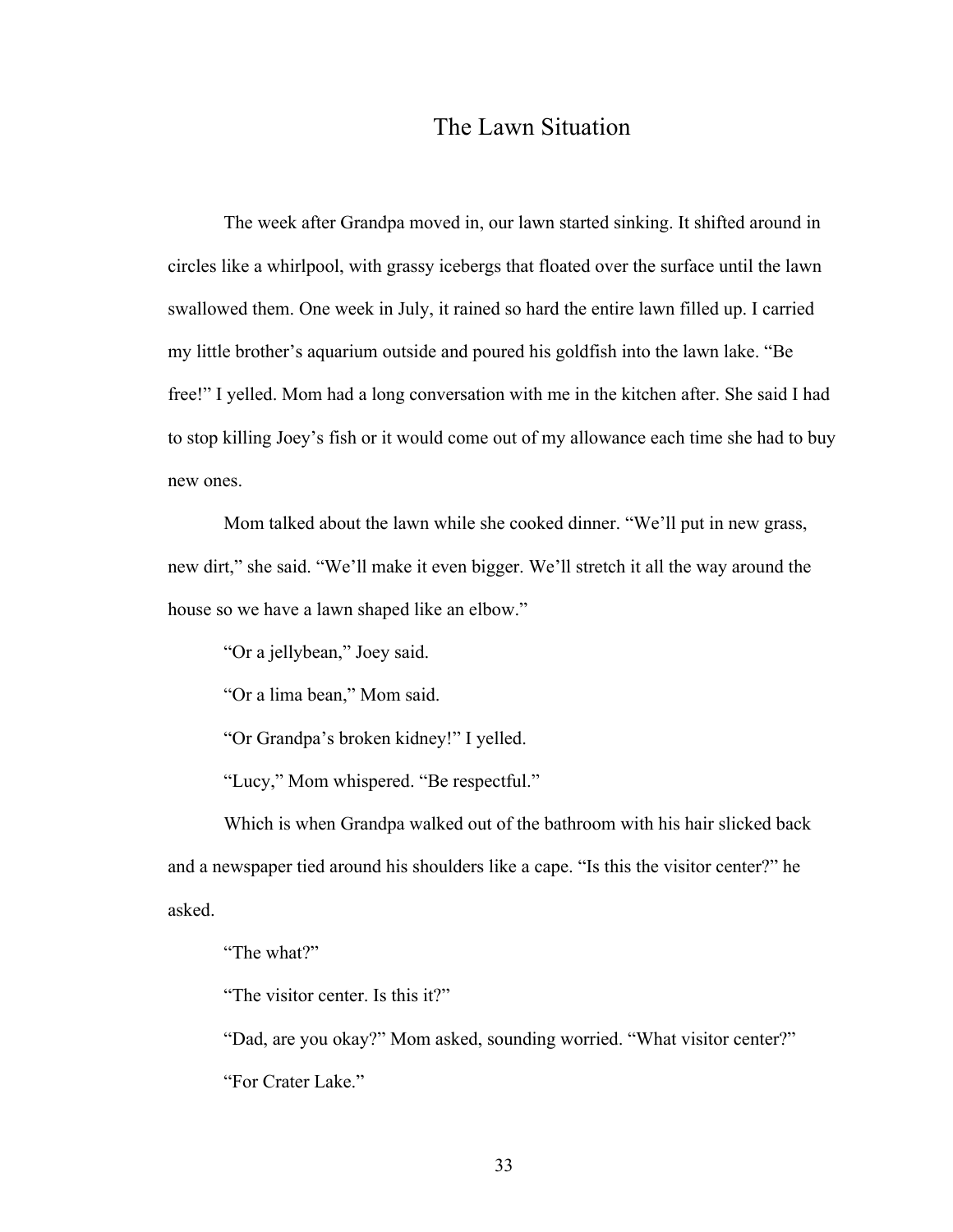# The Lawn Situation

The week after Grandpa moved in, our lawn started sinking. It shifted around in circles like a whirlpool, with grassy icebergs that floated over the surface until the lawn swallowed them. One week in July, it rained so hard the entire lawn filled up. I carried my little brother's aquarium outside and poured his goldfish into the lawn lake. "Be free!" I yelled. Mom had a long conversation with me in the kitchen after. She said I had to stop killing Joey's fish or it would come out of my allowance each time she had to buy new ones.

Mom talked about the lawn while she cooked dinner. "We'll put in new grass, new dirt," she said. "We'll make it even bigger. We'll stretch it all the way around the house so we have a lawn shaped like an elbow."

"Or a jellybean," Joey said.

"Or a lima bean," Mom said.

"Or Grandpa's broken kidney!" I yelled.

"Lucy," Mom whispered. "Be respectful."

Which is when Grandpa walked out of the bathroom with his hair slicked back and a newspaper tied around his shoulders like a cape. "Is this the visitor center?" he asked.

"The what?"

"The visitor center. Is this it?"

"Dad, are you okay?" Mom asked, sounding worried. "What visitor center?"

"For Crater Lake."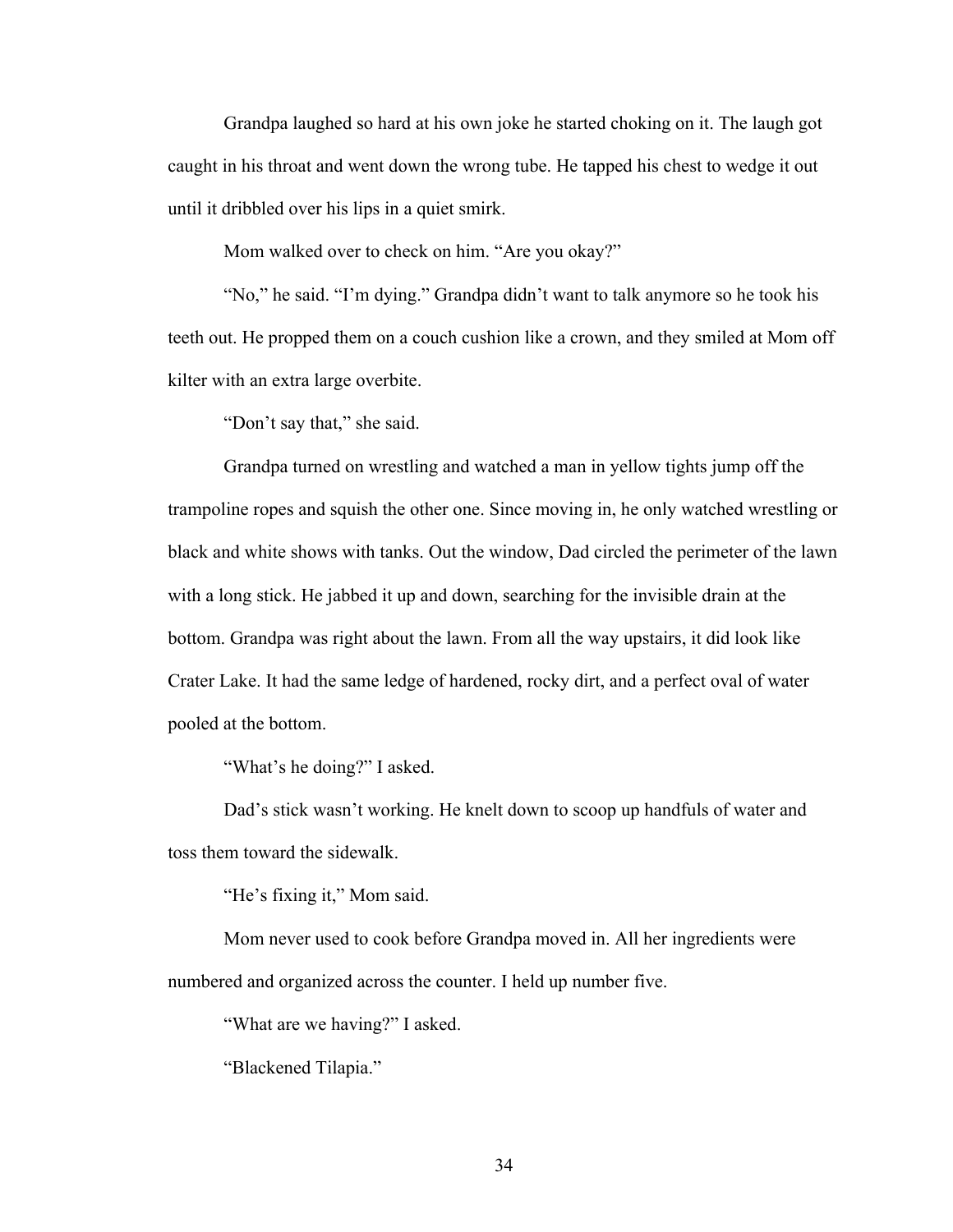Grandpa laughed so hard at his own joke he started choking on it. The laugh got caught in his throat and went down the wrong tube. He tapped his chest to wedge it out until it dribbled over his lips in a quiet smirk.

Mom walked over to check on him. "Are you okay?"

"No," he said. "I'm dying." Grandpa didn't want to talk anymore so he took his teeth out. He propped them on a couch cushion like a crown, and they smiled at Mom off kilter with an extra large overbite.

"Don't say that," she said.

Grandpa turned on wrestling and watched a man in yellow tights jump off the trampoline ropes and squish the other one. Since moving in, he only watched wrestling or black and white shows with tanks. Out the window, Dad circled the perimeter of the lawn with a long stick. He jabbed it up and down, searching for the invisible drain at the bottom. Grandpa was right about the lawn. From all the way upstairs, it did look like Crater Lake. It had the same ledge of hardened, rocky dirt, and a perfect oval of water pooled at the bottom.

"What's he doing?" I asked.

Dad's stick wasn't working. He knelt down to scoop up handfuls of water and toss them toward the sidewalk.

"He's fixing it," Mom said.

Mom never used to cook before Grandpa moved in. All her ingredients were numbered and organized across the counter. I held up number five.

"What are we having?" I asked.

"Blackened Tilapia."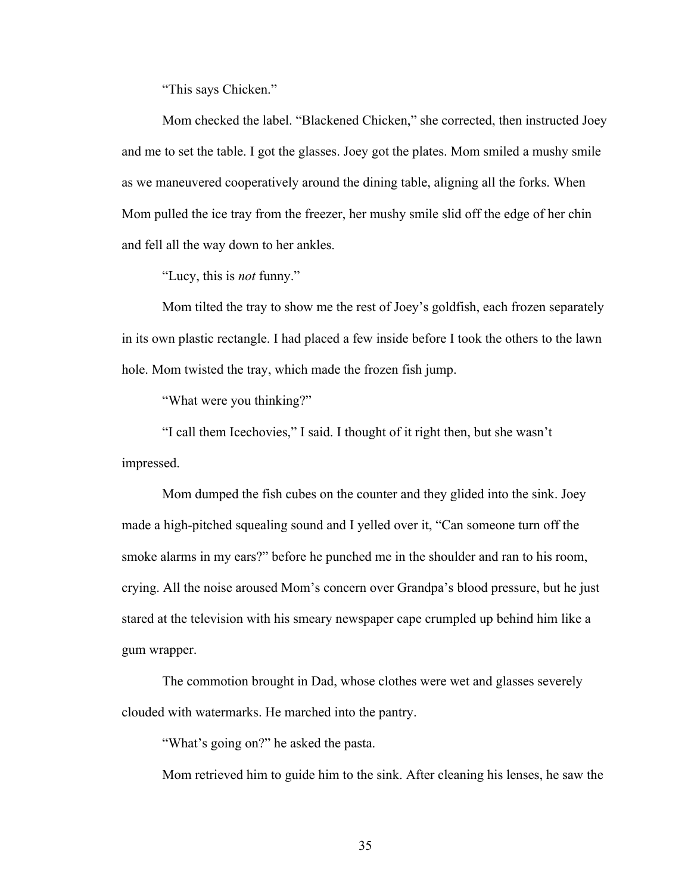"This says Chicken."

Mom checked the label. "Blackened Chicken," she corrected, then instructed Joey and me to set the table. I got the glasses. Joey got the plates. Mom smiled a mushy smile as we maneuvered cooperatively around the dining table, aligning all the forks. When Mom pulled the ice tray from the freezer, her mushy smile slid off the edge of her chin and fell all the way down to her ankles.

"Lucy, this is *not* funny."

Mom tilted the tray to show me the rest of Joey's goldfish, each frozen separately in its own plastic rectangle. I had placed a few inside before I took the others to the lawn hole. Mom twisted the tray, which made the frozen fish jump.

"What were you thinking?"

"I call them Icechovies," I said. I thought of it right then, but she wasn't impressed.

Mom dumped the fish cubes on the counter and they glided into the sink. Joey made a high-pitched squealing sound and I yelled over it, "Can someone turn off the smoke alarms in my ears?" before he punched me in the shoulder and ran to his room, crying. All the noise aroused Mom's concern over Grandpa's blood pressure, but he just stared at the television with his smeary newspaper cape crumpled up behind him like a gum wrapper.

The commotion brought in Dad, whose clothes were wet and glasses severely clouded with watermarks. He marched into the pantry.

"What's going on?" he asked the pasta.

Mom retrieved him to guide him to the sink. After cleaning his lenses, he saw the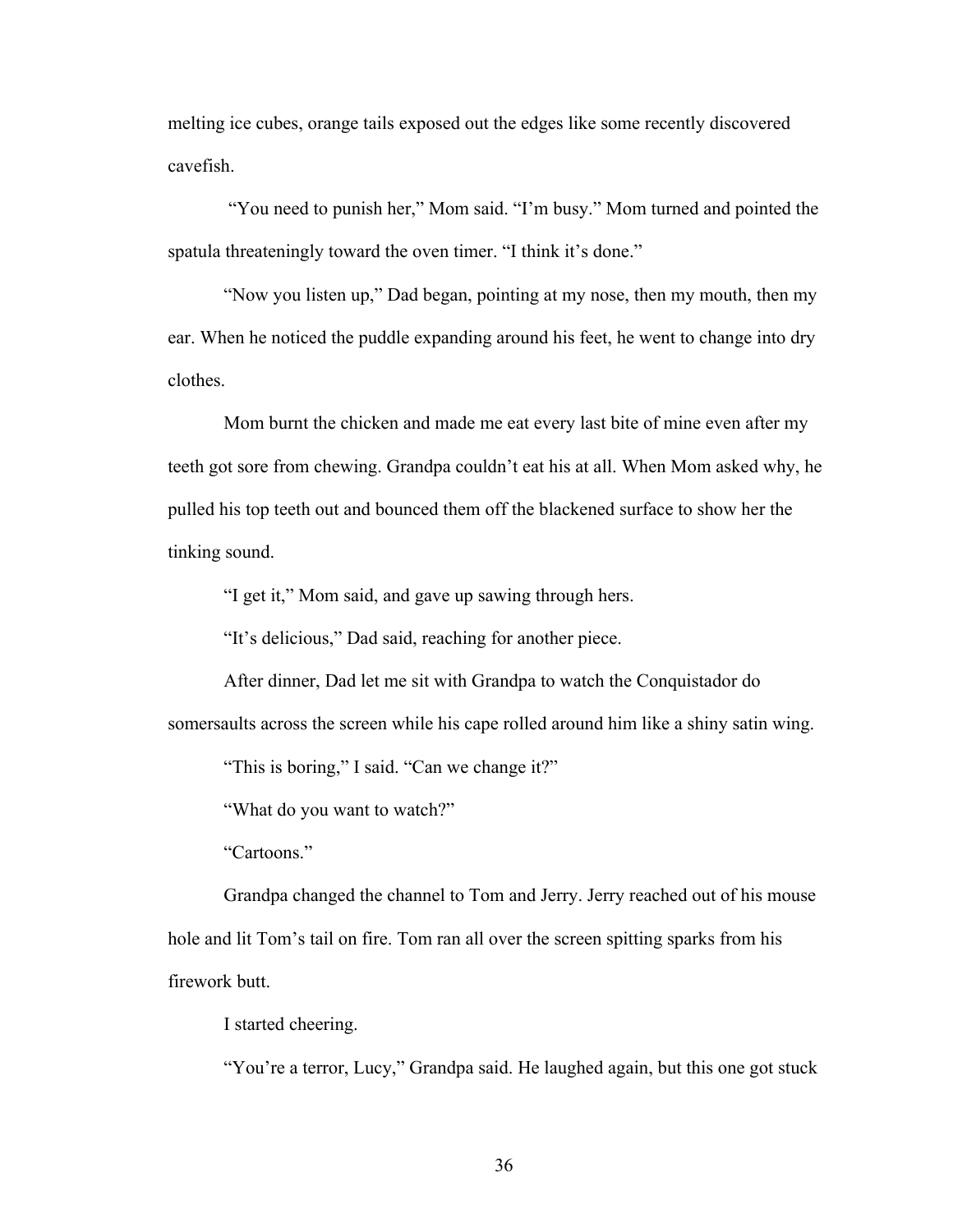melting ice cubes, orange tails exposed out the edges like some recently discovered cavefish.

"You need to punish her," Mom said. "I'm busy." Mom turned and pointed the spatula threateningly toward the oven timer. "I think it's done."

"Now you listen up," Dad began, pointing at my nose, then my mouth, then my ear. When he noticed the puddle expanding around his feet, he went to change into dry clothes.

Mom burnt the chicken and made me eat every last bite of mine even after my teeth got sore from chewing. Grandpa couldn't eat his at all. When Mom asked why, he pulled his top teeth out and bounced them off the blackened surface to show her the tinking sound.

"I get it," Mom said, and gave up sawing through hers.

"It's delicious," Dad said, reaching for another piece.

After dinner, Dad let me sit with Grandpa to watch the Conquistador do somersaults across the screen while his cape rolled around him like a shiny satin wing.

"This is boring," I said. "Can we change it?"

"What do you want to watch?"

"Cartoons."

Grandpa changed the channel to Tom and Jerry. Jerry reached out of his mouse hole and lit Tom's tail on fire. Tom ran all over the screen spitting sparks from his firework butt.

I started cheering.

"You're a terror, Lucy," Grandpa said. He laughed again, but this one got stuck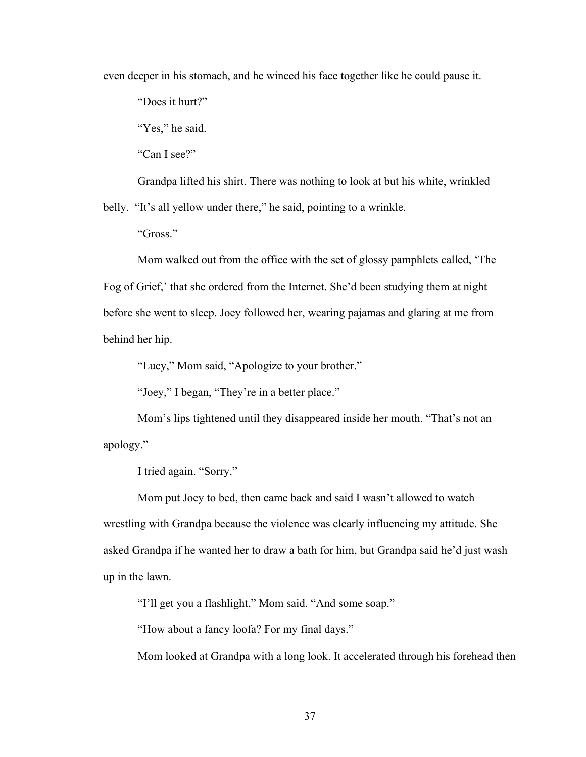even deeper in his stomach, and he winced his face together like he could pause it.

"Does it hurt?"

"Yes," he said.

"Can I see?"

Grandpa lifted his shirt. There was nothing to look at but his white, wrinkled belly. "It's all yellow under there," he said, pointing to a wrinkle.

"Gross."

Mom walked out from the office with the set of glossy pamphlets called, 'The Fog of Grief,' that she ordered from the Internet. She'd been studying them at night before she went to sleep. Joey followed her, wearing pajamas and glaring at me from behind her hip.

"Lucy," Mom said, "Apologize to your brother."

"Joey," I began, "They're in a better place."

Mom's lips tightened until they disappeared inside her mouth. "That's not an apology."

I tried again. "Sorry."

Mom put Joey to bed, then came back and said I wasn't allowed to watch wrestling with Grandpa because the violence was clearly influencing my attitude. She asked Grandpa if he wanted her to draw a bath for him, but Grandpa said he'd just wash up in the lawn.

"I'll get you a flashlight," Mom said. "And some soap."

"How about a fancy loofa? For my final days."

Mom looked at Grandpa with a long look. It accelerated through his forehead then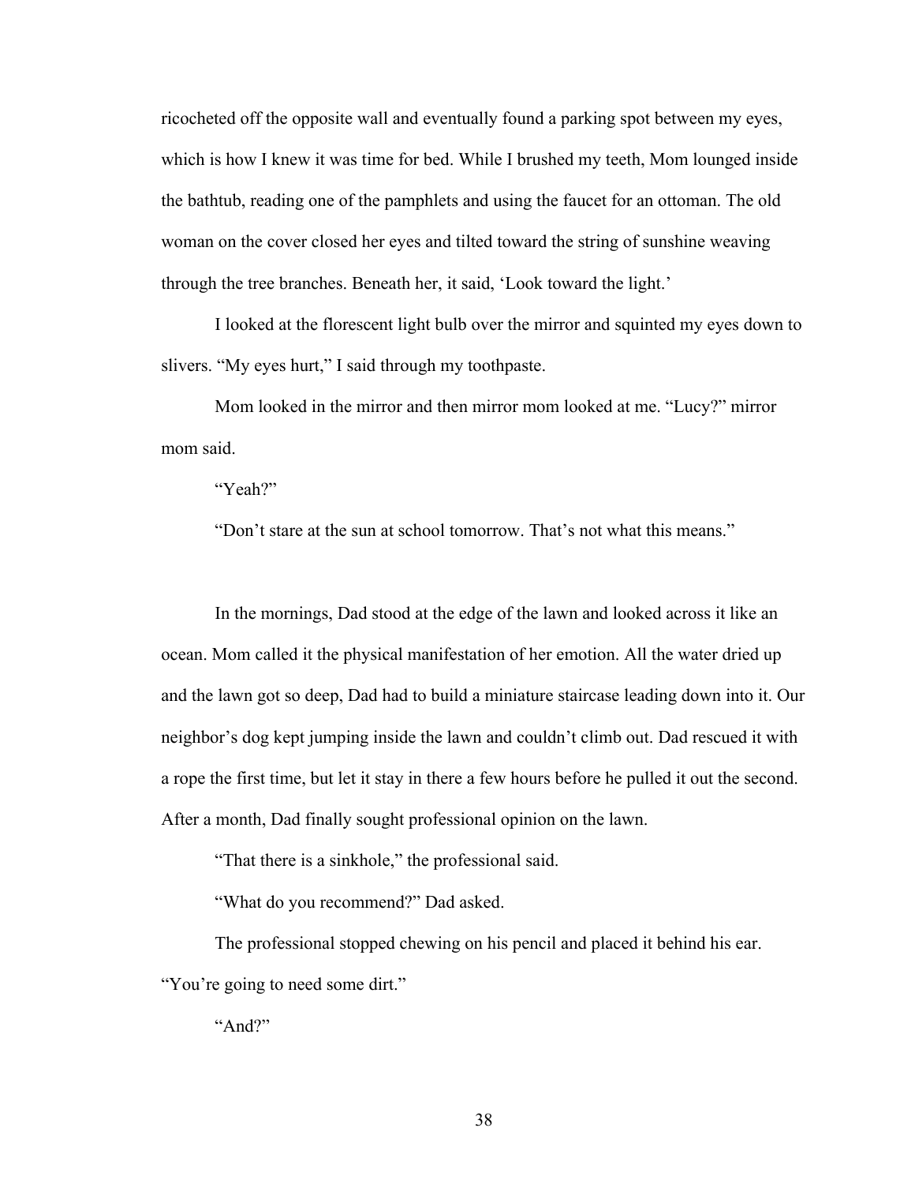ricocheted off the opposite wall and eventually found a parking spot between my eyes, which is how I knew it was time for bed. While I brushed my teeth, Mom lounged inside the bathtub, reading one of the pamphlets and using the faucet for an ottoman. The old woman on the cover closed her eyes and tilted toward the string of sunshine weaving through the tree branches. Beneath her, it said, 'Look toward the light.'

I looked at the florescent light bulb over the mirror and squinted my eyes down to slivers. "My eyes hurt," I said through my toothpaste.

Mom looked in the mirror and then mirror mom looked at me. "Lucy?" mirror mom said.

"Yeah?"

"Don't stare at the sun at school tomorrow. That's not what this means."

In the mornings, Dad stood at the edge of the lawn and looked across it like an ocean. Mom called it the physical manifestation of her emotion. All the water dried up and the lawn got so deep, Dad had to build a miniature staircase leading down into it. Our neighbor's dog kept jumping inside the lawn and couldn't climb out. Dad rescued it with a rope the first time, but let it stay in there a few hours before he pulled it out the second. After a month, Dad finally sought professional opinion on the lawn.

"That there is a sinkhole," the professional said.

"What do you recommend?" Dad asked.

The professional stopped chewing on his pencil and placed it behind his ear. "You're going to need some dirt."

"And?"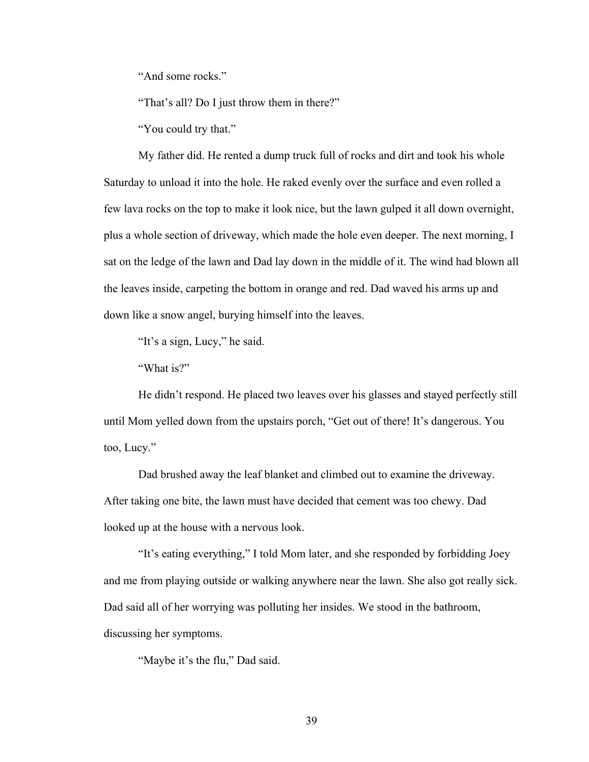"And some rocks."

"That's all? Do I just throw them in there?"

"You could try that."

My father did. He rented a dump truck full of rocks and dirt and took his whole Saturday to unload it into the hole. He raked evenly over the surface and even rolled a few lava rocks on the top to make it look nice, but the lawn gulped it all down overnight, plus a whole section of driveway, which made the hole even deeper. The next morning, I sat on the ledge of the lawn and Dad lay down in the middle of it. The wind had blown all the leaves inside, carpeting the bottom in orange and red. Dad waved his arms up and down like a snow angel, burying himself into the leaves.

"It's a sign, Lucy," he said.

"What is?"

He didn't respond. He placed two leaves over his glasses and stayed perfectly still until Mom yelled down from the upstairs porch, "Get out of there! It's dangerous. You too, Lucy."

Dad brushed away the leaf blanket and climbed out to examine the driveway. After taking one bite, the lawn must have decided that cement was too chewy. Dad looked up at the house with a nervous look.

"It's eating everything," I told Mom later, and she responded by forbidding Joey and me from playing outside or walking anywhere near the lawn. She also got really sick. Dad said all of her worrying was polluting her insides. We stood in the bathroom, discussing her symptoms.

"Maybe it's the flu," Dad said.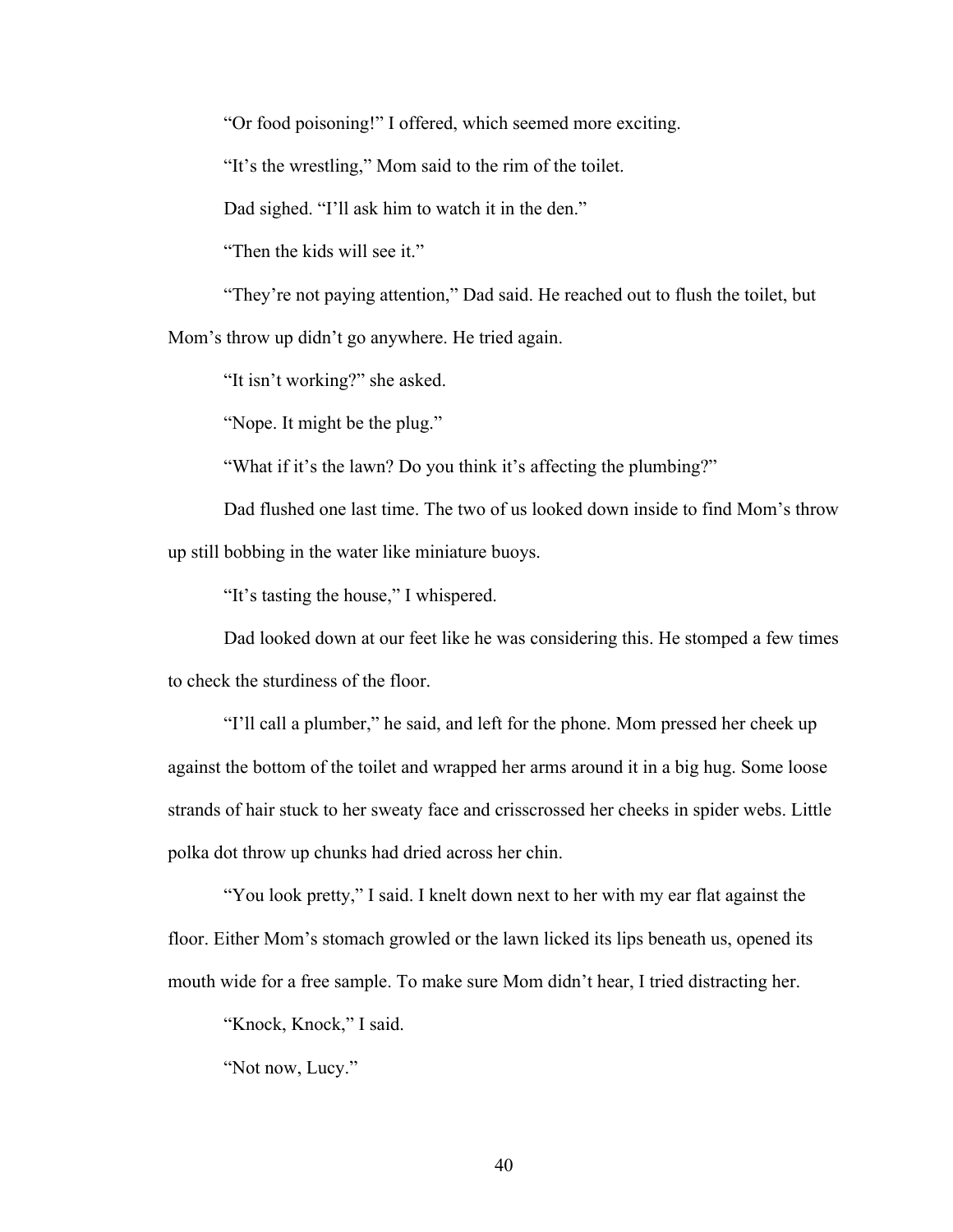"Or food poisoning!" I offered, which seemed more exciting.

"It's the wrestling," Mom said to the rim of the toilet.

Dad sighed. "I'll ask him to watch it in the den."

"Then the kids will see it."

"They're not paying attention," Dad said. He reached out to flush the toilet, but Mom's throw up didn't go anywhere. He tried again.

"It isn't working?" she asked.

"Nope. It might be the plug."

"What if it's the lawn? Do you think it's affecting the plumbing?"

Dad flushed one last time. The two of us looked down inside to find Mom's throw up still bobbing in the water like miniature buoys.

"It's tasting the house," I whispered.

Dad looked down at our feet like he was considering this. He stomped a few times to check the sturdiness of the floor.

"I'll call a plumber," he said, and left for the phone. Mom pressed her cheek up against the bottom of the toilet and wrapped her arms around it in a big hug. Some loose strands of hair stuck to her sweaty face and crisscrossed her cheeks in spider webs. Little polka dot throw up chunks had dried across her chin.

"You look pretty," I said. I knelt down next to her with my ear flat against the floor. Either Mom's stomach growled or the lawn licked its lips beneath us, opened its mouth wide for a free sample. To make sure Mom didn't hear, I tried distracting her.

"Knock, Knock," I said.

"Not now, Lucy."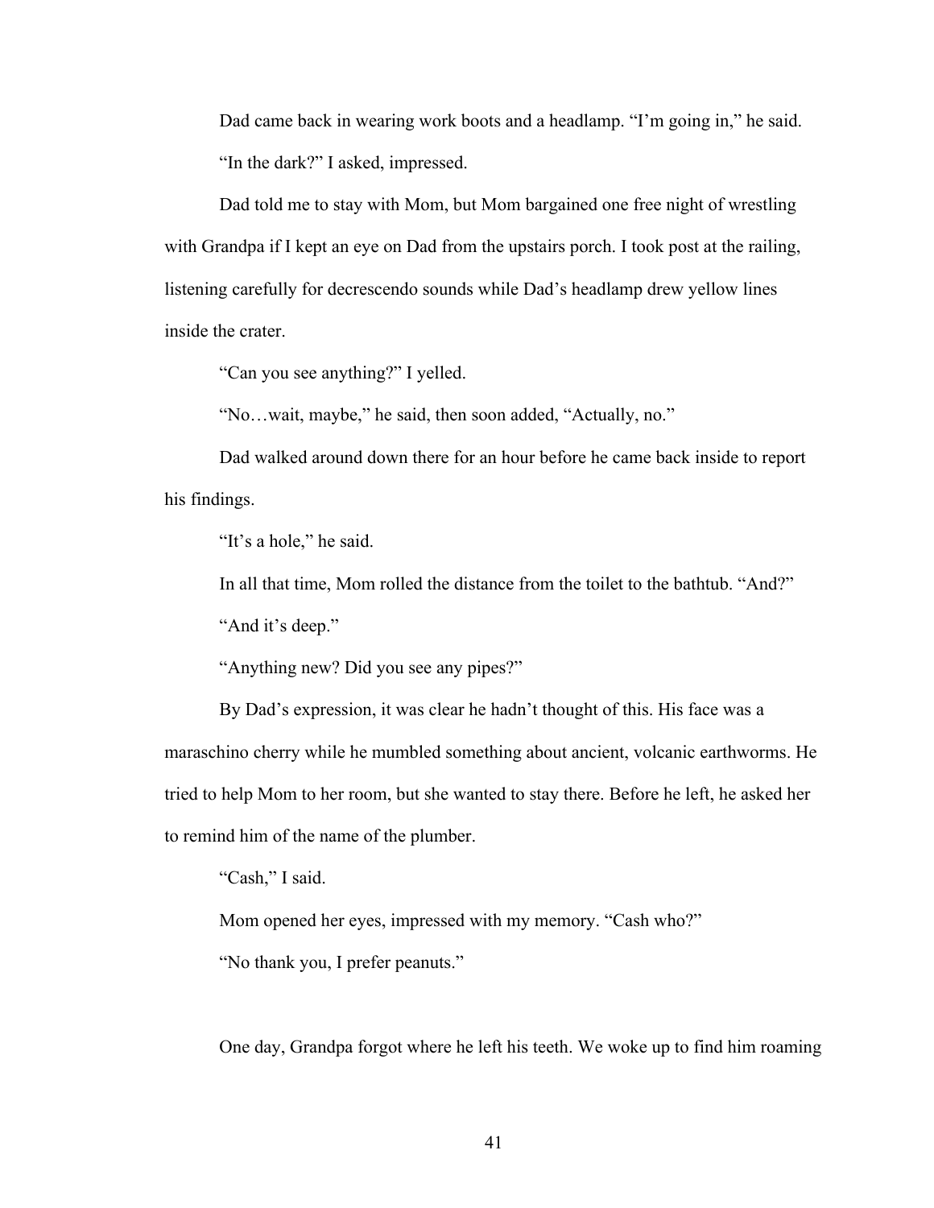Dad came back in wearing work boots and a headlamp. "I'm going in," he said.

"In the dark?" I asked, impressed.

Dad told me to stay with Mom, but Mom bargained one free night of wrestling with Grandpa if I kept an eye on Dad from the upstairs porch. I took post at the railing, listening carefully for decrescendo sounds while Dad's headlamp drew yellow lines inside the crater.

"Can you see anything?" I yelled.

"No…wait, maybe," he said, then soon added, "Actually, no."

Dad walked around down there for an hour before he came back inside to report his findings.

"It's a hole," he said.

In all that time, Mom rolled the distance from the toilet to the bathtub. "And?"

"And it's deep."

"Anything new? Did you see any pipes?"

By Dad's expression, it was clear he hadn't thought of this. His face was a maraschino cherry while he mumbled something about ancient, volcanic earthworms. He tried to help Mom to her room, but she wanted to stay there. Before he left, he asked her to remind him of the name of the plumber.

"Cash," I said.

Mom opened her eyes, impressed with my memory. "Cash who?"

"No thank you, I prefer peanuts."

One day, Grandpa forgot where he left his teeth. We woke up to find him roaming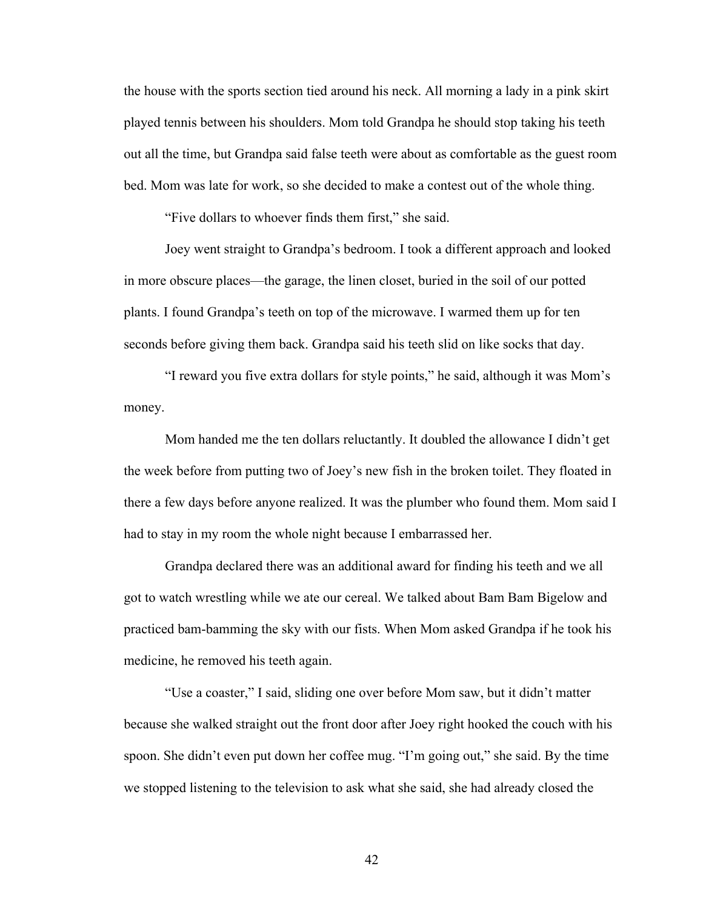the house with the sports section tied around his neck. All morning a lady in a pink skirt played tennis between his shoulders. Mom told Grandpa he should stop taking his teeth out all the time, but Grandpa said false teeth were about as comfortable as the guest room bed. Mom was late for work, so she decided to make a contest out of the whole thing.

"Five dollars to whoever finds them first," she said.

Joey went straight to Grandpa's bedroom. I took a different approach and looked in more obscure places—the garage, the linen closet, buried in the soil of our potted plants. I found Grandpa's teeth on top of the microwave. I warmed them up for ten seconds before giving them back. Grandpa said his teeth slid on like socks that day.

"I reward you five extra dollars for style points," he said, although it was Mom's money.

Mom handed me the ten dollars reluctantly. It doubled the allowance I didn't get the week before from putting two of Joey's new fish in the broken toilet. They floated in there a few days before anyone realized. It was the plumber who found them. Mom said I had to stay in my room the whole night because I embarrassed her.

Grandpa declared there was an additional award for finding his teeth and we all got to watch wrestling while we ate our cereal. We talked about Bam Bam Bigelow and practiced bam-bamming the sky with our fists. When Mom asked Grandpa if he took his medicine, he removed his teeth again.

"Use a coaster," I said, sliding one over before Mom saw, but it didn't matter because she walked straight out the front door after Joey right hooked the couch with his spoon. She didn't even put down her coffee mug. "I'm going out," she said. By the time we stopped listening to the television to ask what she said, she had already closed the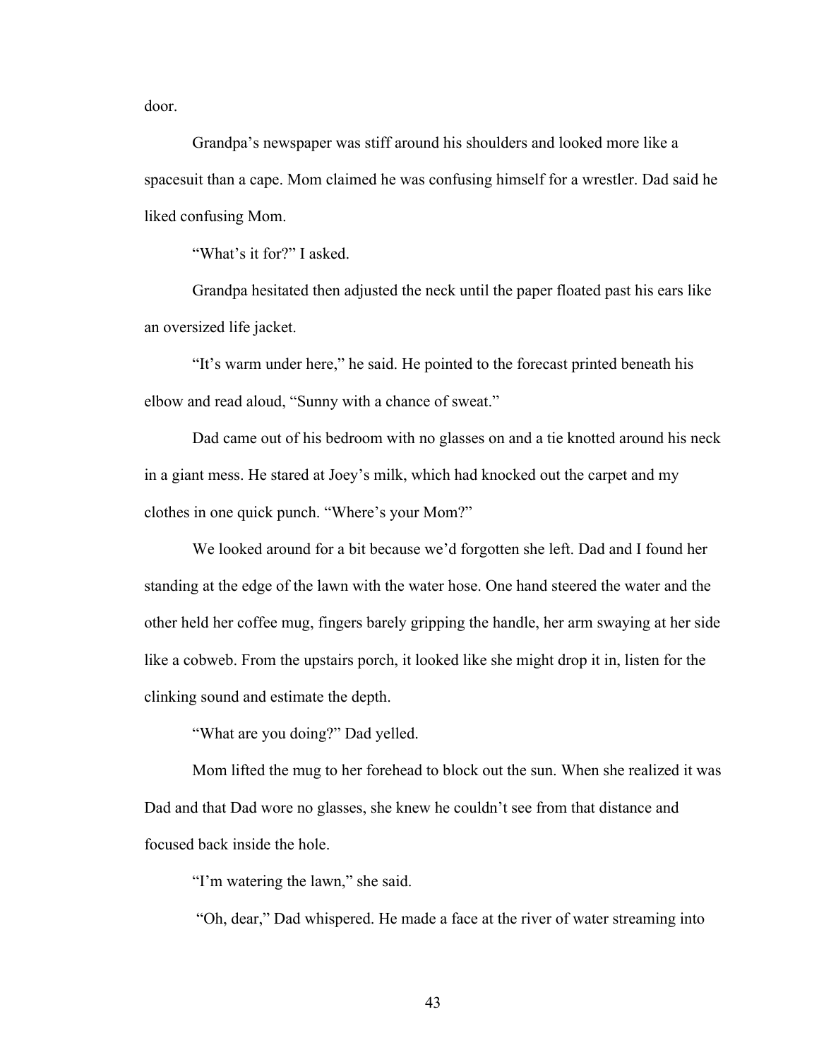door.

Grandpa’s newspaper was stiff around his shoulders and looked more like a spacesuit than a cape. Mom claimed he was confusing himself for a wrestler. Dad said he liked confusing Mom.

“What’s it for?” I asked.

Grandpa hesitated then adjusted the neck until the paper floated past his ears like an oversized life jacket.

“It’s warm under here,” he said. He pointed to the forecast printed beneath his elbow and read aloud, “Sunny with a chance of sweat.”

Dad came out of his bedroom with no glasses on and a tie knotted around his neck in a giant mess. He stared at Joey’s milk, which had knocked out the carpet and my clothes in one quick punch. “Where’s your Mom?”

We looked around for a bit because we’d forgotten she left. Dad and I found her standing at the edge of the lawn with the water hose. One hand steered the water and the other held her coffee mug, fingers barely gripping the handle, her arm swaying at her side like a cobweb. From the upstairs porch, it looked like she might drop it in, listen for the clinking sound and estimate the depth.

“What are you doing?” Dad yelled.

Mom lifted the mug to her forehead to block out the sun. When she realized it was Dad and that Dad wore no glasses, she knew he couldn’t see from that distance and focused back inside the hole.

“I’m watering the lawn,” she said.

“Oh, dear,” Dad whispered. He made a face at the river of water streaming into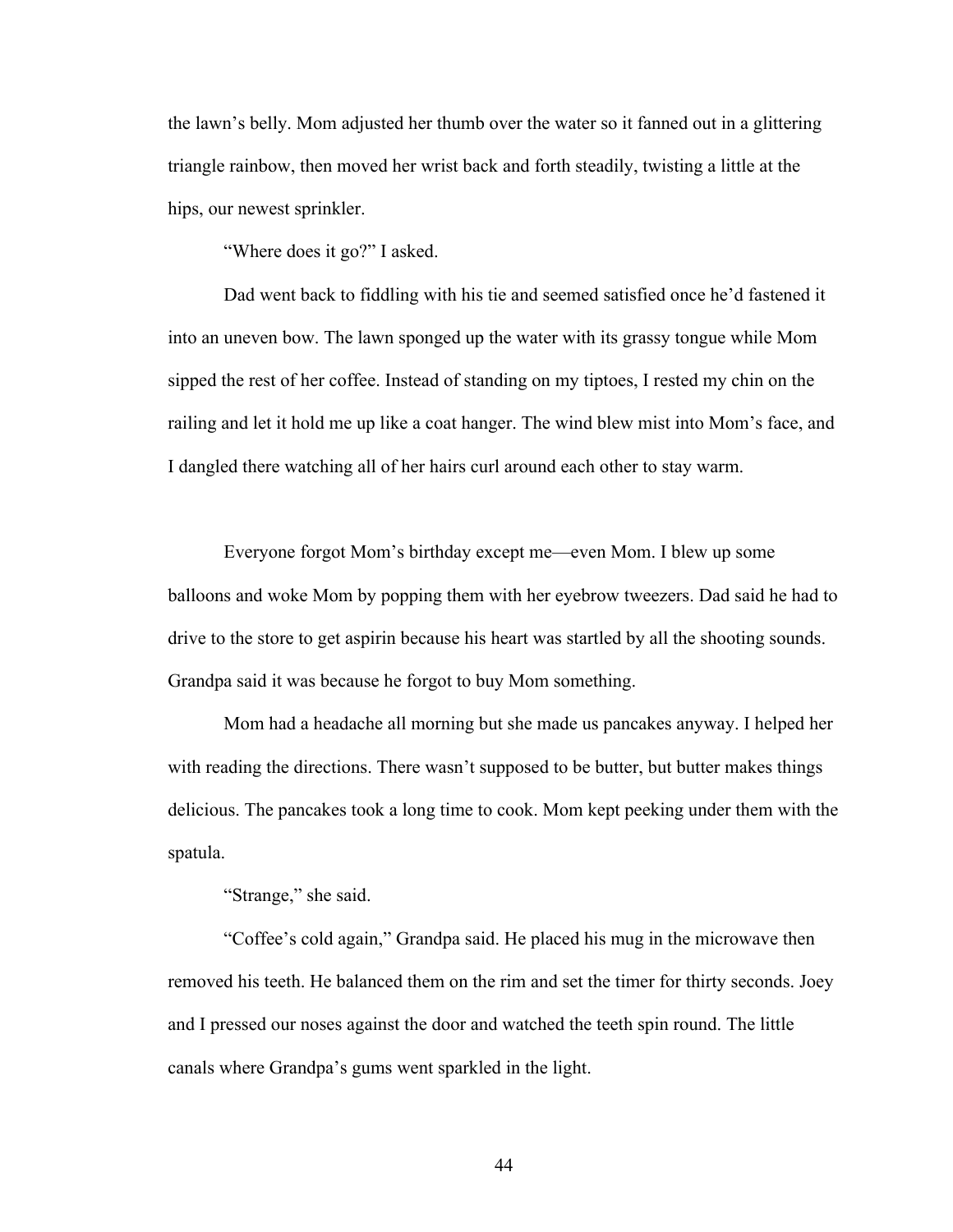the lawn's belly. Mom adjusted her thumb over the water so it fanned out in a glittering triangle rainbow, then moved her wrist back and forth steadily, twisting a little at the hips, our newest sprinkler.

"Where does it go?" I asked.

Dad went back to fiddling with his tie and seemed satisfied once he'd fastened it into an uneven bow. The lawn sponged up the water with its grassy tongue while Mom sipped the rest of her coffee. Instead of standing on my tiptoes, I rested my chin on the railing and let it hold me up like a coat hanger. The wind blew mist into Mom's face, and I dangled there watching all of her hairs curl around each other to stay warm.

Everyone forgot Mom's birthday except me—even Mom. I blew up some balloons and woke Mom by popping them with her eyebrow tweezers. Dad said he had to drive to the store to get aspirin because his heart was startled by all the shooting sounds. Grandpa said it was because he forgot to buy Mom something.

Mom had a headache all morning but she made us pancakes anyway. I helped her with reading the directions. There wasn't supposed to be butter, but butter makes things delicious. The pancakes took a long time to cook. Mom kept peeking under them with the spatula.

"Strange," she said.

"Coffee's cold again," Grandpa said. He placed his mug in the microwave then removed his teeth. He balanced them on the rim and set the timer for thirty seconds. Joey and I pressed our noses against the door and watched the teeth spin round. The little canals where Grandpa's gums went sparkled in the light.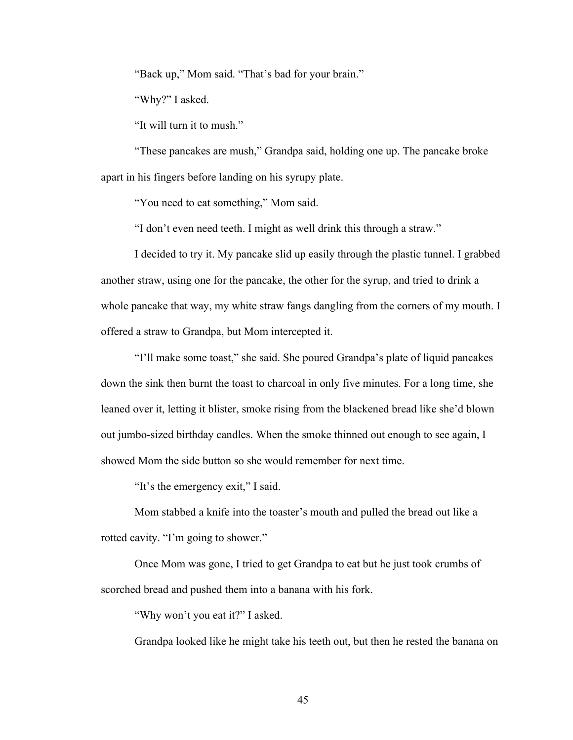"Back up," Mom said. "That's bad for your brain."

"Why?" I asked.

"It will turn it to mush."

"These pancakes are mush," Grandpa said, holding one up. The pancake broke apart in his fingers before landing on his syrupy plate.

"You need to eat something," Mom said.

"I don't even need teeth. I might as well drink this through a straw."

I decided to try it. My pancake slid up easily through the plastic tunnel. I grabbed another straw, using one for the pancake, the other for the syrup, and tried to drink a whole pancake that way, my white straw fangs dangling from the corners of my mouth. I offered a straw to Grandpa, but Mom intercepted it.

"I'll make some toast," she said. She poured Grandpa's plate of liquid pancakes down the sink then burnt the toast to charcoal in only five minutes. For a long time, she leaned over it, letting it blister, smoke rising from the blackened bread like she'd blown out jumbo-sized birthday candles. When the smoke thinned out enough to see again, I showed Mom the side button so she would remember for next time.

"It's the emergency exit," I said.

Mom stabbed a knife into the toaster's mouth and pulled the bread out like a rotted cavity. "I'm going to shower."

Once Mom was gone, I tried to get Grandpa to eat but he just took crumbs of scorched bread and pushed them into a banana with his fork.

"Why won't you eat it?" I asked.

Grandpa looked like he might take his teeth out, but then he rested the banana on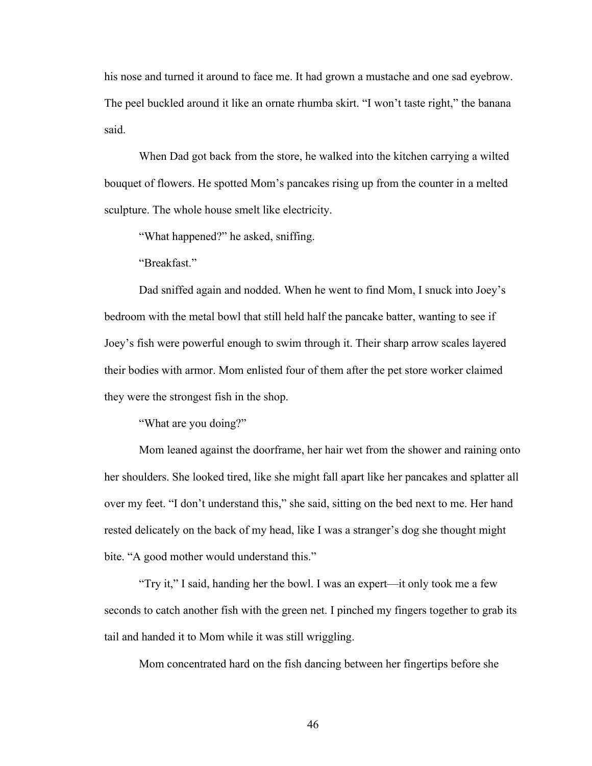his nose and turned it around to face me. It had grown a mustache and one sad eyebrow. The peel buckled around it like an ornate rhumba skirt. "I won't taste right," the banana said.

When Dad got back from the store, he walked into the kitchen carrying a wilted bouquet of flowers. He spotted Mom's pancakes rising up from the counter in a melted sculpture. The whole house smelt like electricity.

"What happened?" he asked, sniffing.

"Breakfast."

Dad sniffed again and nodded. When he went to find Mom, I snuck into Joey's bedroom with the metal bowl that still held half the pancake batter, wanting to see if Joey's fish were powerful enough to swim through it. Their sharp arrow scales layered their bodies with armor. Mom enlisted four of them after the pet store worker claimed they were the strongest fish in the shop.

"What are you doing?"

Mom leaned against the doorframe, her hair wet from the shower and raining onto her shoulders. She looked tired, like she might fall apart like her pancakes and splatter all over my feet. "I don't understand this," she said, sitting on the bed next to me. Her hand rested delicately on the back of my head, like I was a stranger's dog she thought might bite. "A good mother would understand this."

"Try it," I said, handing her the bowl. I was an expert—it only took me a few seconds to catch another fish with the green net. I pinched my fingers together to grab its tail and handed it to Mom while it was still wriggling.

Mom concentrated hard on the fish dancing between her fingertips before she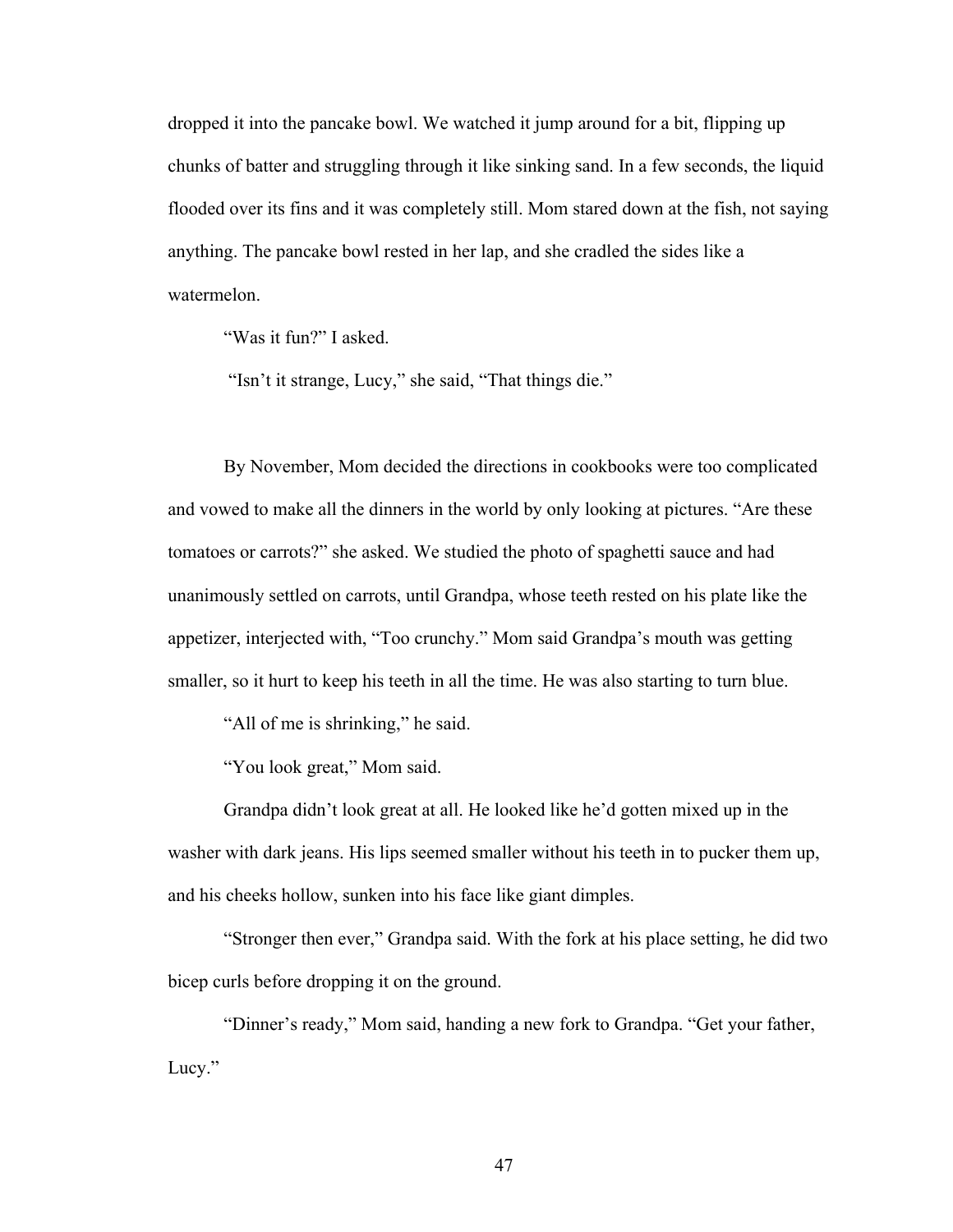dropped it into the pancake bowl. We watched it jump around for a bit, flipping up chunks of batter and struggling through it like sinking sand. In a few seconds, the liquid flooded over its fins and it was completely still. Mom stared down at the fish, not saying anything. The pancake bowl rested in her lap, and she cradled the sides like a watermelon.

"Was it fun?" I asked.

"Isn't it strange, Lucy," she said, "That things die."

By November, Mom decided the directions in cookbooks were too complicated and vowed to make all the dinners in the world by only looking at pictures. "Are these tomatoes or carrots?" she asked. We studied the photo of spaghetti sauce and had unanimously settled on carrots, until Grandpa, whose teeth rested on his plate like the appetizer, interjected with, "Too crunchy." Mom said Grandpa's mouth was getting smaller, so it hurt to keep his teeth in all the time. He was also starting to turn blue.

"All of me is shrinking," he said.

"You look great," Mom said.

Grandpa didn't look great at all. He looked like he'd gotten mixed up in the washer with dark jeans. His lips seemed smaller without his teeth in to pucker them up, and his cheeks hollow, sunken into his face like giant dimples.

"Stronger then ever," Grandpa said. With the fork at his place setting, he did two bicep curls before dropping it on the ground.

"Dinner's ready," Mom said, handing a new fork to Grandpa. "Get your father, Lucy."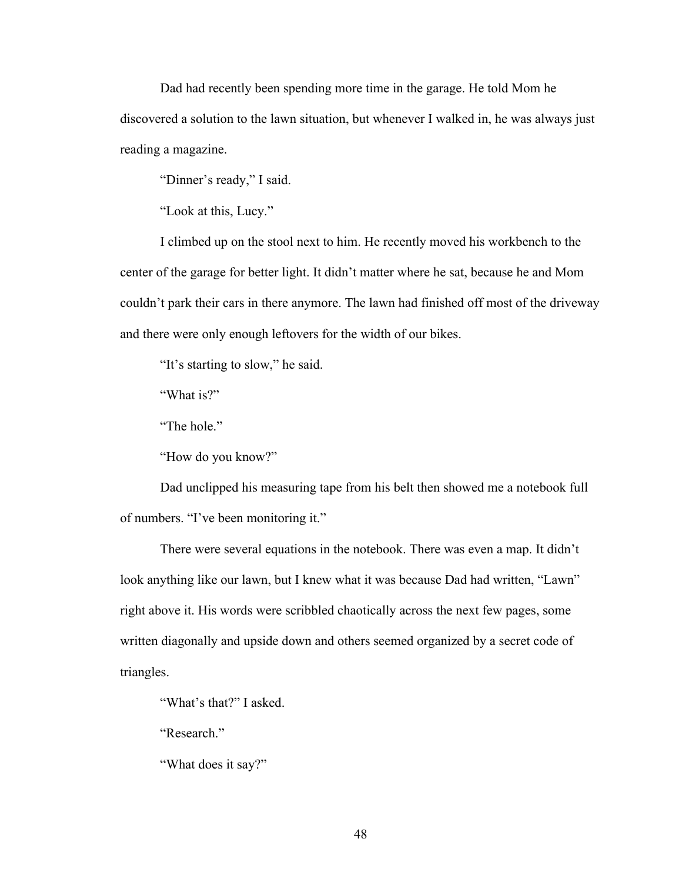Dad had recently been spending more time in the garage. He told Mom he discovered a solution to the lawn situation, but whenever I walked in, he was always just reading a magazine.

"Dinner's ready," I said.

"Look at this, Lucy."

I climbed up on the stool next to him. He recently moved his workbench to the center of the garage for better light. It didn't matter where he sat, because he and Mom couldn't park their cars in there anymore. The lawn had finished off most of the driveway and there were only enough leftovers for the width of our bikes.

"It's starting to slow," he said.

"What is?"

"The hole."

"How do you know?"

Dad unclipped his measuring tape from his belt then showed me a notebook full of numbers. "I've been monitoring it."

There were several equations in the notebook. There was even a map. It didn't look anything like our lawn, but I knew what it was because Dad had written, "Lawn" right above it. His words were scribbled chaotically across the next few pages, some written diagonally and upside down and others seemed organized by a secret code of triangles.

"What's that?" I asked.

"Research."

"What does it say?"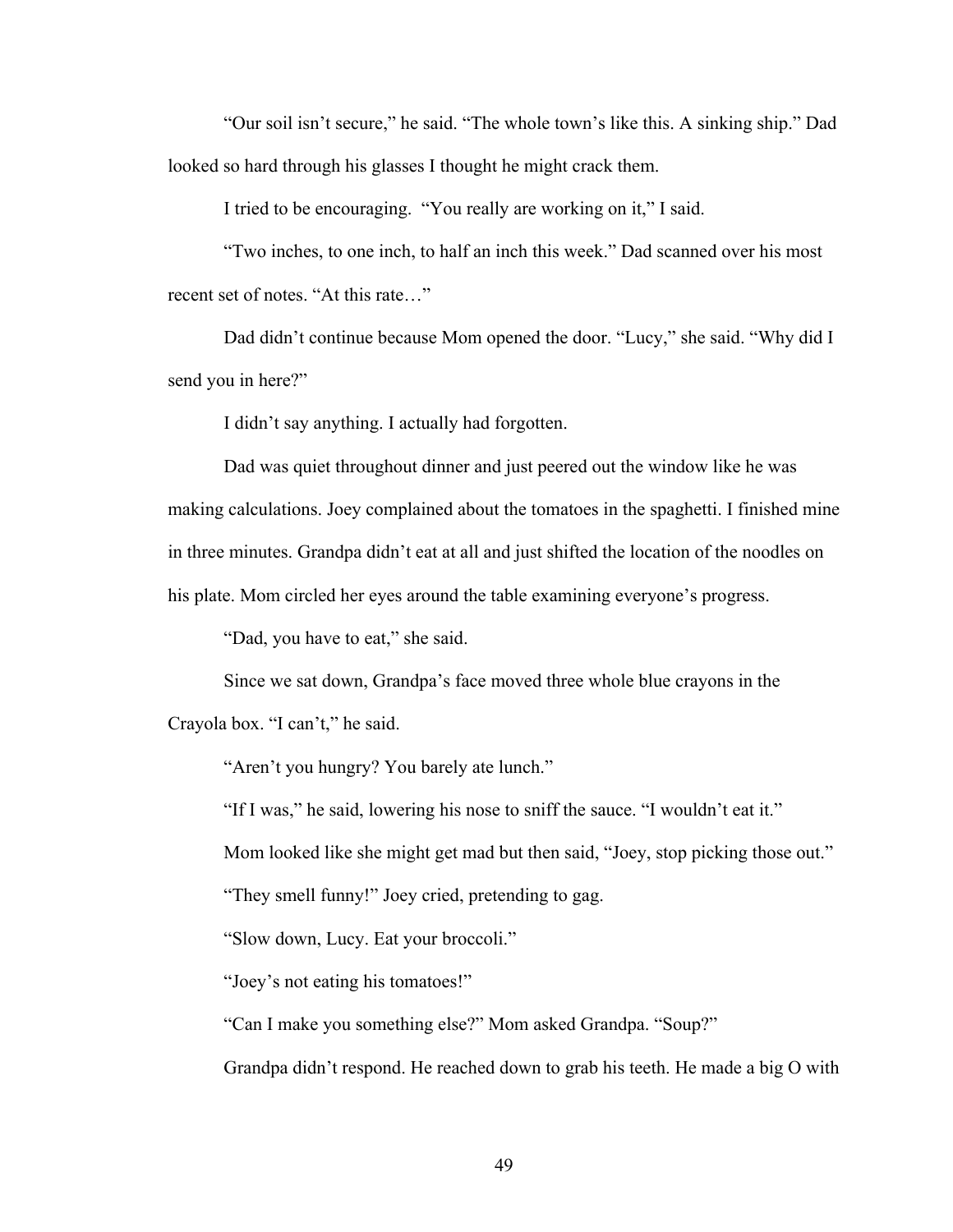"Our soil isn't secure," he said. "The whole town's like this. A sinking ship." Dad looked so hard through his glasses I thought he might crack them.

I tried to be encouraging. "You really are working on it," I said.

"Two inches, to one inch, to half an inch this week." Dad scanned over his most recent set of notes. "At this rate…"

Dad didn't continue because Mom opened the door. "Lucy," she said. "Why did I send you in here?"

I didn't say anything. I actually had forgotten.

Dad was quiet throughout dinner and just peered out the window like he was making calculations. Joey complained about the tomatoes in the spaghetti. I finished mine in three minutes. Grandpa didn't eat at all and just shifted the location of the noodles on his plate. Mom circled her eyes around the table examining everyone's progress.

"Dad, you have to eat," she said.

Since we sat down, Grandpa's face moved three whole blue crayons in the Crayola box. "I can't," he said.

"Aren't you hungry? You barely ate lunch."

"If I was," he said, lowering his nose to sniff the sauce. "I wouldn't eat it."

Mom looked like she might get mad but then said, "Joey, stop picking those out."

"They smell funny!" Joey cried, pretending to gag.

"Slow down, Lucy. Eat your broccoli."

"Joey's not eating his tomatoes!"

"Can I make you something else?" Mom asked Grandpa. "Soup?"

Grandpa didn't respond. He reached down to grab his teeth. He made a big O with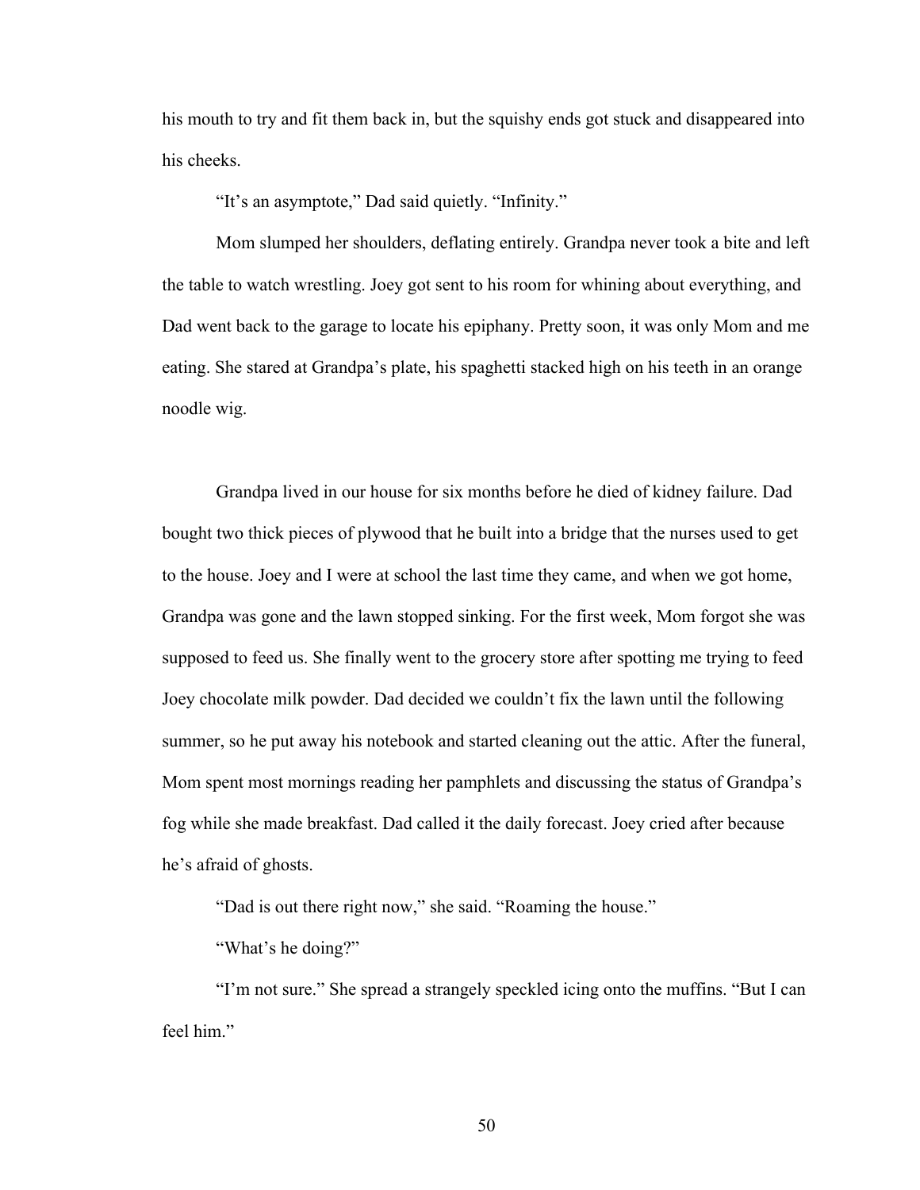his mouth to try and fit them back in, but the squishy ends got stuck and disappeared into his cheeks.

"It's an asymptote," Dad said quietly. "Infinity."

Mom slumped her shoulders, deflating entirely. Grandpa never took a bite and left the table to watch wrestling. Joey got sent to his room for whining about everything, and Dad went back to the garage to locate his epiphany. Pretty soon, it was only Mom and me eating. She stared at Grandpa's plate, his spaghetti stacked high on his teeth in an orange noodle wig.

Grandpa lived in our house for six months before he died of kidney failure. Dad bought two thick pieces of plywood that he built into a bridge that the nurses used to get to the house. Joey and I were at school the last time they came, and when we got home, Grandpa was gone and the lawn stopped sinking. For the first week, Mom forgot she was supposed to feed us. She finally went to the grocery store after spotting me trying to feed Joey chocolate milk powder. Dad decided we couldn't fix the lawn until the following summer, so he put away his notebook and started cleaning out the attic. After the funeral, Mom spent most mornings reading her pamphlets and discussing the status of Grandpa's fog while she made breakfast. Dad called it the daily forecast. Joey cried after because he's afraid of ghosts.

"Dad is out there right now," she said. "Roaming the house."

"What's he doing?"

"I'm not sure." She spread a strangely speckled icing onto the muffins. "But I can feel him."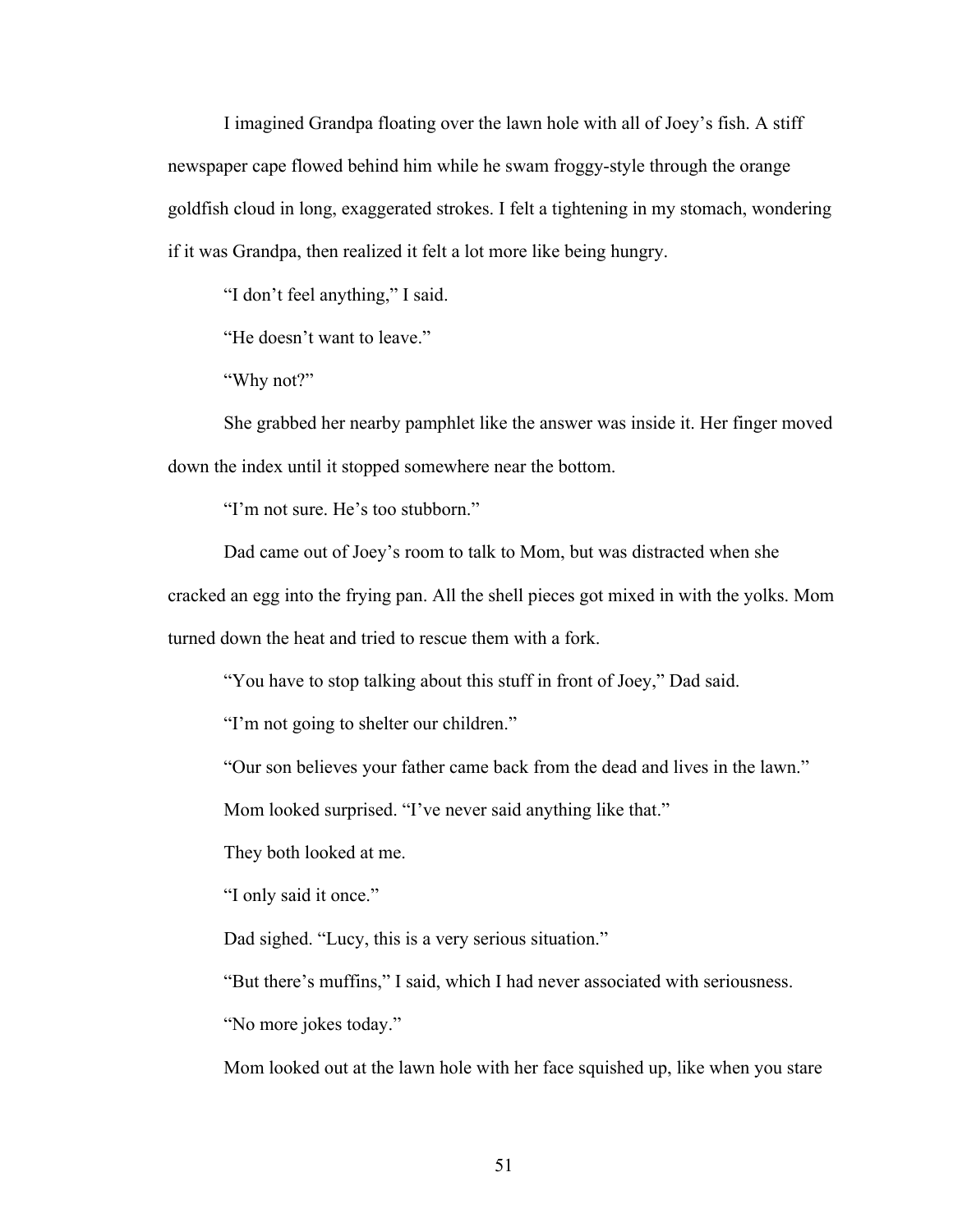I imagined Grandpa floating over the lawn hole with all of Joey's fish. A stiff newspaper cape flowed behind him while he swam froggy-style through the orange goldfish cloud in long, exaggerated strokes. I felt a tightening in my stomach, wondering if it was Grandpa, then realized it felt a lot more like being hungry.

"I don't feel anything," I said.

"He doesn't want to leave."

"Why not?"

She grabbed her nearby pamphlet like the answer was inside it. Her finger moved down the index until it stopped somewhere near the bottom.

"I'm not sure. He's too stubborn."

Dad came out of Joey's room to talk to Mom, but was distracted when she cracked an egg into the frying pan. All the shell pieces got mixed in with the yolks. Mom turned down the heat and tried to rescue them with a fork.

"You have to stop talking about this stuff in front of Joey," Dad said.

"I'm not going to shelter our children."

"Our son believes your father came back from the dead and lives in the lawn."

Mom looked surprised. "I've never said anything like that."

They both looked at me.

"I only said it once."

Dad sighed. "Lucy, this is a very serious situation."

"But there's muffins," I said, which I had never associated with seriousness.

"No more jokes today."

Mom looked out at the lawn hole with her face squished up, like when you stare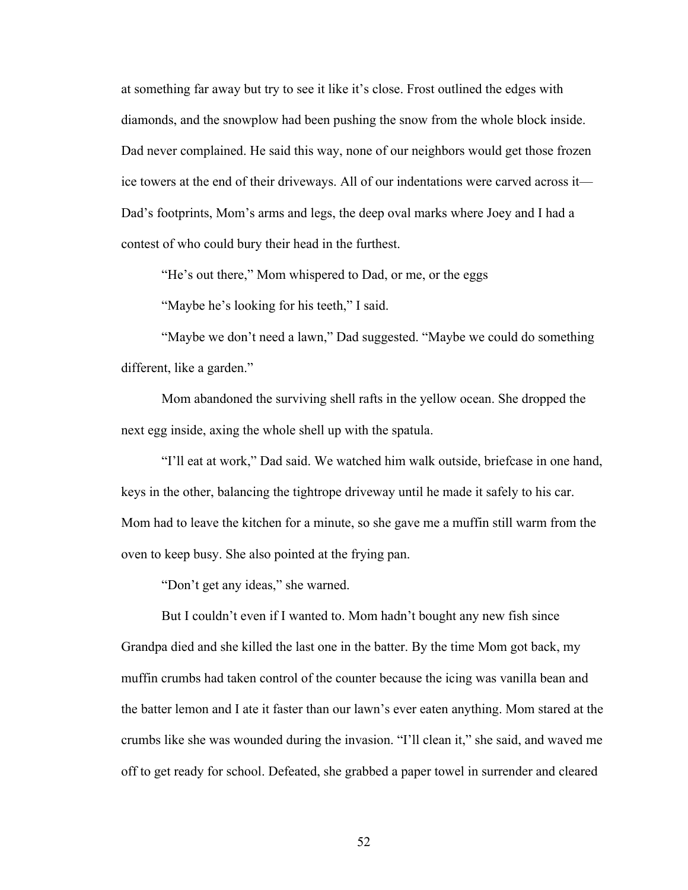at something far away but try to see it like it's close. Frost outlined the edges with diamonds, and the snowplow had been pushing the snow from the whole block inside. Dad never complained. He said this way, none of our neighbors would get those frozen ice towers at the end of their driveways. All of our indentations were carved across it—Dad's footprints, Mom's arms and legs, the deep oval marks where Joey and I had a contest of who could bury their head in the furthest.

"He's out there," Mom whispered to Dad, or me, or the eggs

"Maybe he's looking for his teeth," I said.

"Maybe we don't need a lawn," Dad suggested. "Maybe we could do something different, like a garden."

Mom abandoned the surviving shell rafts in the yellow ocean. She dropped the next egg inside, axing the whole shell up with the spatula.

"I'll eat at work," Dad said. We watched him walk outside, briefcase in one hand, keys in the other, balancing the tightrope driveway until he made it safely to his car. Mom had to leave the kitchen for a minute, so she gave me a muffin still warm from the oven to keep busy. She also pointed at the frying pan.

"Don't get any ideas," she warned.

But I couldn't even if I wanted to. Mom hadn't bought any new fish since Grandpa died and she killed the last one in the batter. By the time Mom got back, my muffin crumbs had taken control of the counter because the icing was vanilla bean and the batter lemon and I ate it faster than our lawn's ever eaten anything. Mom stared at the crumbs like she was wounded during the invasion. "I'll clean it," she said, and waved me off to get ready for school. Defeated, she grabbed a paper towel in surrender and cleared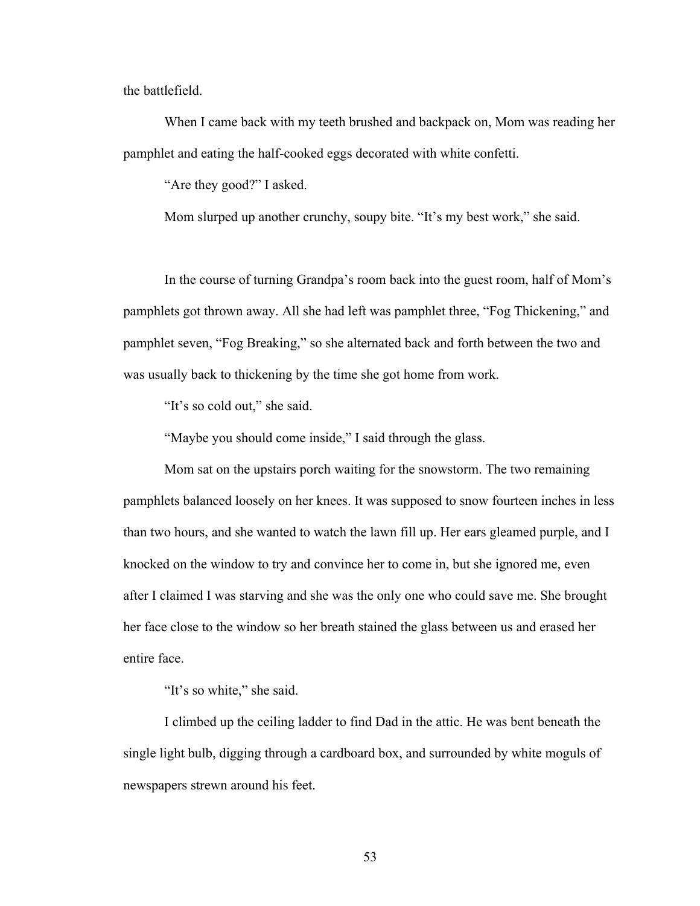the battlefield.

When I came back with my teeth brushed and backpack on, Mom was reading her pamphlet and eating the half-cooked eggs decorated with white confetti.

"Are they good?" I asked.

Mom slurped up another crunchy, soupy bite. "It's my best work," she said.

In the course of turning Grandpa's room back into the guest room, half of Mom's pamphlets got thrown away. All she had left was pamphlet three, "Fog Thickening," and pamphlet seven, "Fog Breaking," so she alternated back and forth between the two and was usually back to thickening by the time she got home from work.

"It's so cold out," she said.

"Maybe you should come inside," I said through the glass.

Mom sat on the upstairs porch waiting for the snowstorm. The two remaining pamphlets balanced loosely on her knees. It was supposed to snow fourteen inches in less than two hours, and she wanted to watch the lawn fill up. Her ears gleamed purple, and I knocked on the window to try and convince her to come in, but she ignored me, even after I claimed I was starving and she was the only one who could save me. She brought her face close to the window so her breath stained the glass between us and erased her entire face.

"It's so white," she said.

I climbed up the ceiling ladder to find Dad in the attic. He was bent beneath the single light bulb, digging through a cardboard box, and surrounded by white moguls of newspapers strewn around his feet.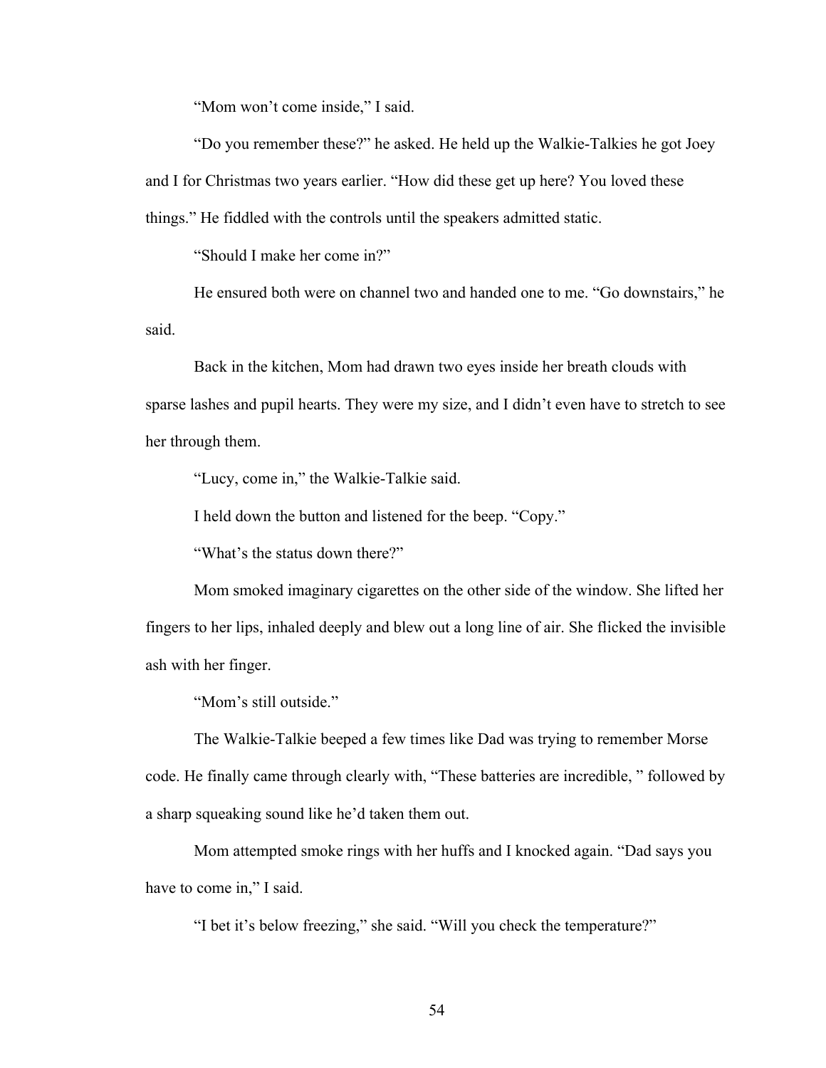"Mom won't come inside," I said.

"Do you remember these?" he asked. He held up the Walkie-Talkies he got Joey and I for Christmas two years earlier. "How did these get up here? You loved these things." He fiddled with the controls until the speakers admitted static.

"Should I make her come in?"

He ensured both were on channel two and handed one to me. "Go downstairs," he said.

Back in the kitchen, Mom had drawn two eyes inside her breath clouds with sparse lashes and pupil hearts. They were my size, and I didn't even have to stretch to see her through them.

"Lucy, come in," the Walkie-Talkie said.

I held down the button and listened for the beep. "Copy."

"What's the status down there?"

Mom smoked imaginary cigarettes on the other side of the window. She lifted her fingers to her lips, inhaled deeply and blew out a long line of air. She flicked the invisible ash with her finger.

"Mom's still outside."

The Walkie-Talkie beeped a few times like Dad was trying to remember Morse code. He finally came through clearly with, "These batteries are incredible, " followed by a sharp squeaking sound like he'd taken them out.

Mom attempted smoke rings with her huffs and I knocked again. "Dad says you have to come in," I said.

"I bet it's below freezing," she said. "Will you check the temperature?"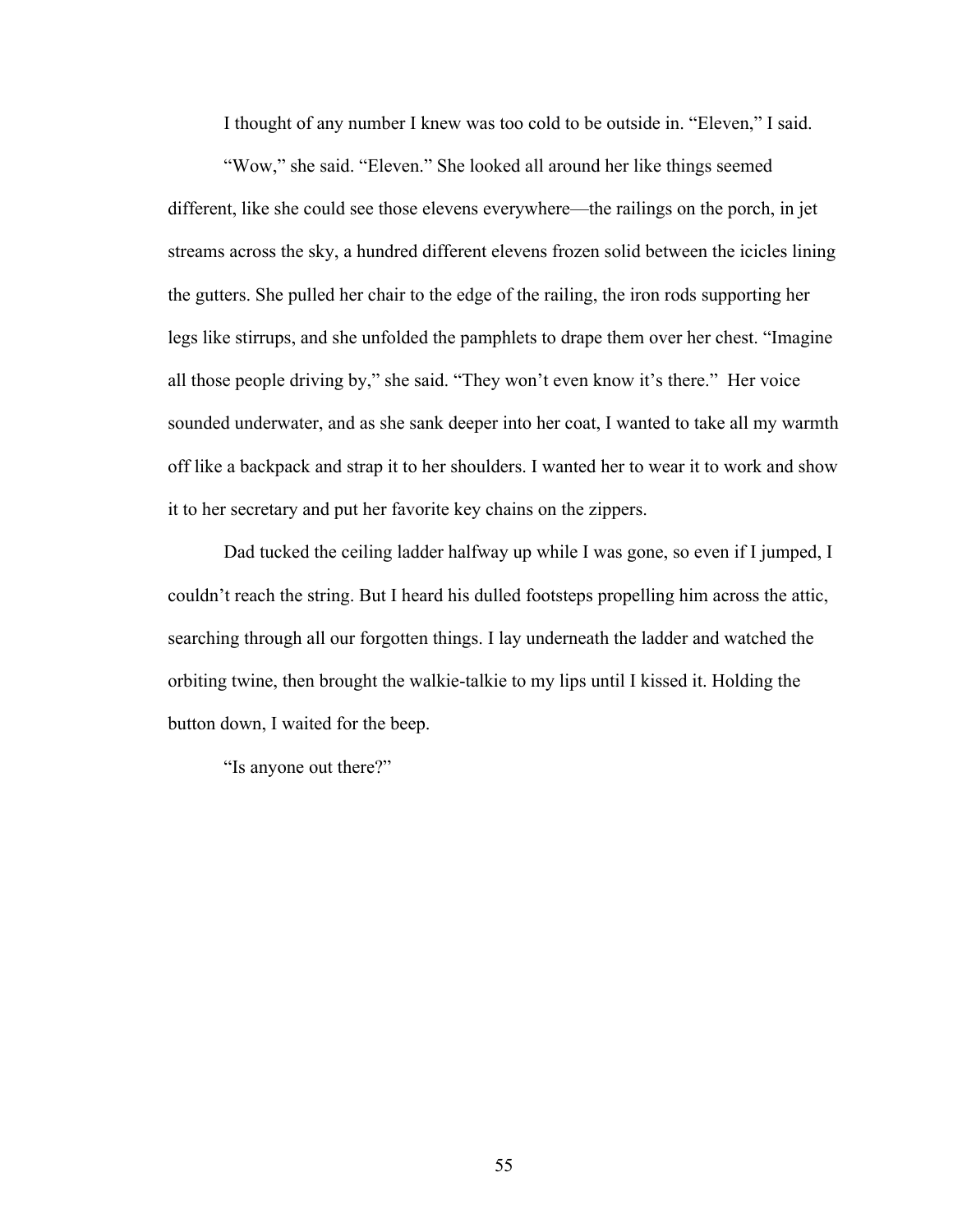I thought of any number I knew was too cold to be outside in. "Eleven," I said.

"Wow," she said. "Eleven." She looked all around her like things seemed different, like she could see those elevens everywhere—the railings on the porch, in jet streams across the sky, a hundred different elevens frozen solid between the icicles lining the gutters. She pulled her chair to the edge of the railing, the iron rods supporting her legs like stirrups, and she unfolded the pamphlets to drape them over her chest. "Imagine all those people driving by," she said. "They won't even know it's there." Her voice sounded underwater, and as she sank deeper into her coat, I wanted to take all my warmth off like a backpack and strap it to her shoulders. I wanted her to wear it to work and show it to her secretary and put her favorite key chains on the zippers.

Dad tucked the ceiling ladder halfway up while I was gone, so even if I jumped, I couldn't reach the string. But I heard his dulled footsteps propelling him across the attic, searching through all our forgotten things. I lay underneath the ladder and watched the orbiting twine, then brought the walkie-talkie to my lips until I kissed it. Holding the button down, I waited for the beep.

"Is anyone out there?"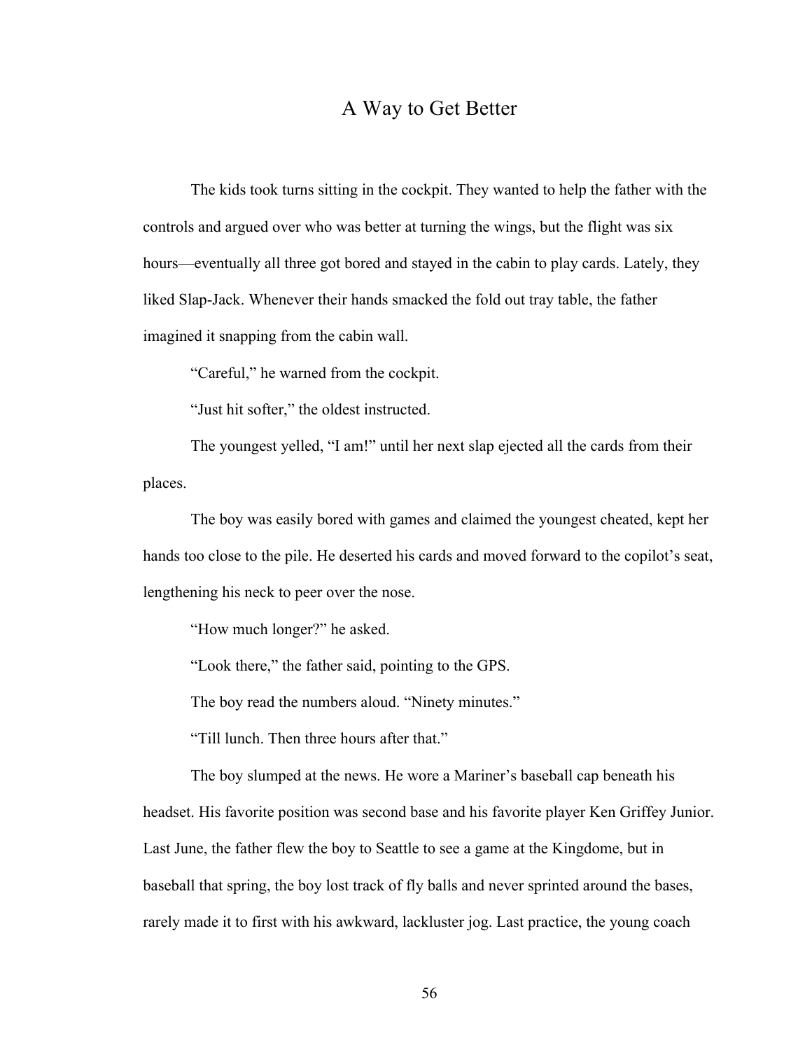# A Way to Get Better

The kids took turns sitting in the cockpit. They wanted to help the father with the controls and argued over who was better at turning the wings, but the flight was six hours—eventually all three got bored and stayed in the cabin to play cards. Lately, they liked Slap-Jack. Whenever their hands smacked the fold out tray table, the father imagined it snapping from the cabin wall.

"Careful," he warned from the cockpit.

"Just hit softer," the oldest instructed.

The youngest yelled, "I am!" until her next slap ejected all the cards from their places.

The boy was easily bored with games and claimed the youngest cheated, kept her hands too close to the pile. He deserted his cards and moved forward to the copilot's seat, lengthening his neck to peer over the nose.

"How much longer?" he asked.

"Look there," the father said, pointing to the GPS.

The boy read the numbers aloud. "Ninety minutes."

"Till lunch. Then three hours after that."

The boy slumped at the news. He wore a Mariner's baseball cap beneath his headset. His favorite position was second base and his favorite player Ken Griffey Junior. Last June, the father flew the boy to Seattle to see a game at the Kingdome, but in baseball that spring, the boy lost track of fly balls and never sprinted around the bases, rarely made it to first with his awkward, lackluster jog. Last practice, the young coach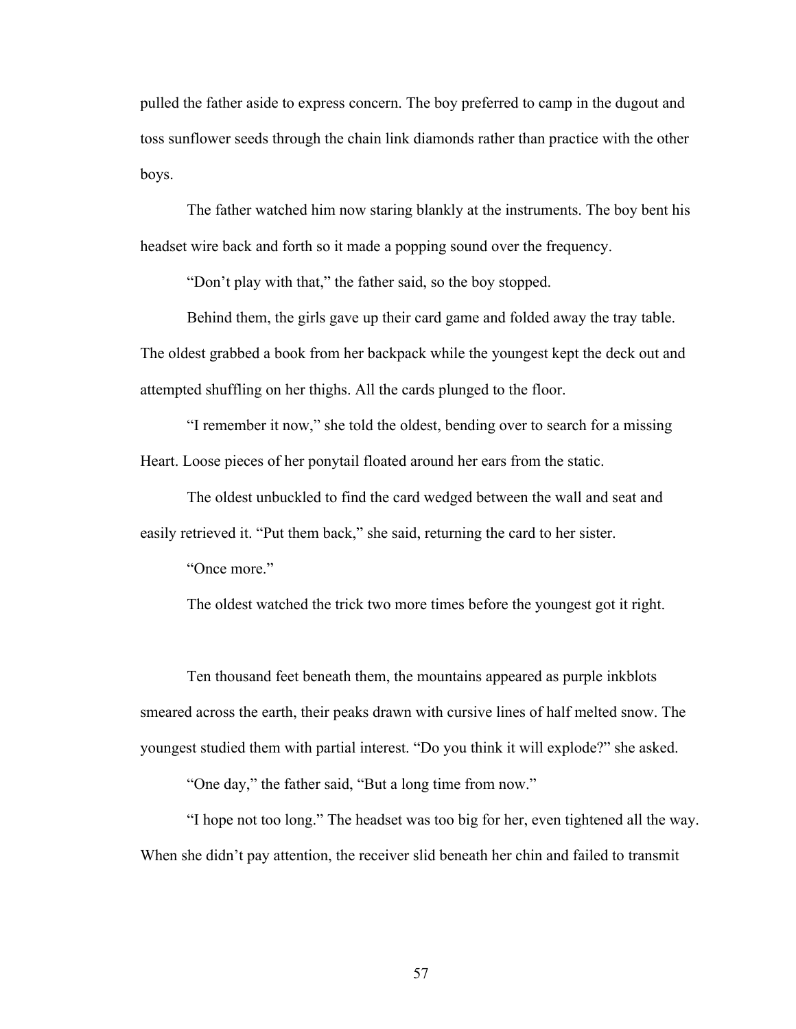pulled the father aside to express concern. The boy preferred to camp in the dugout and toss sunflower seeds through the chain link diamonds rather than practice with the other boys.

The father watched him now staring blankly at the instruments. The boy bent his headset wire back and forth so it made a popping sound over the frequency.

"Don't play with that," the father said, so the boy stopped.

Behind them, the girls gave up their card game and folded away the tray table. The oldest grabbed a book from her backpack while the youngest kept the deck out and attempted shuffling on her thighs. All the cards plunged to the floor.

"I remember it now," she told the oldest, bending over to search for a missing Heart. Loose pieces of her ponytail floated around her ears from the static.

The oldest unbuckled to find the card wedged between the wall and seat and easily retrieved it. "Put them back," she said, returning the card to her sister.

"Once more."

The oldest watched the trick two more times before the youngest got it right.

Ten thousand feet beneath them, the mountains appeared as purple inkblots smeared across the earth, their peaks drawn with cursive lines of half melted snow. The youngest studied them with partial interest. "Do you think it will explode?" she asked.

"One day," the father said, "But a long time from now."

"I hope not too long." The headset was too big for her, even tightened all the way. When she didn't pay attention, the receiver slid beneath her chin and failed to transmit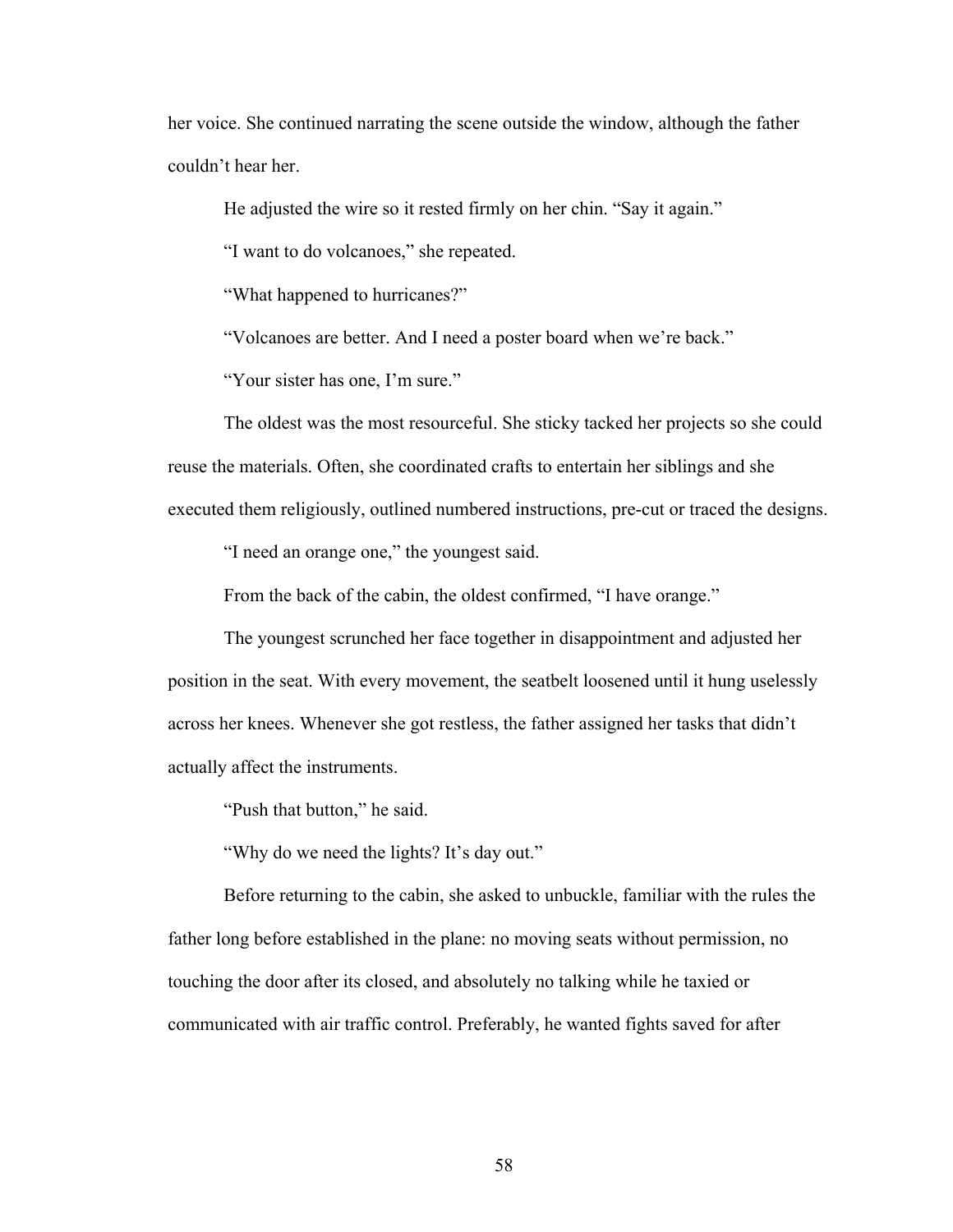her voice. She continued narrating the scene outside the window, although the father couldn't hear her.

He adjusted the wire so it rested firmly on her chin. "Say it again."

"I want to do volcanoes," she repeated.

"What happened to hurricanes?"

"Volcanoes are better. And I need a poster board when we're back."

"Your sister has one, I'm sure."

The oldest was the most resourceful. She sticky tacked her projects so she could reuse the materials. Often, she coordinated crafts to entertain her siblings and she executed them religiously, outlined numbered instructions, pre-cut or traced the designs.

"I need an orange one," the youngest said.

From the back of the cabin, the oldest confirmed, "I have orange."

The youngest scrunched her face together in disappointment and adjusted her position in the seat. With every movement, the seatbelt loosened until it hung uselessly across her knees. Whenever she got restless, the father assigned her tasks that didn't actually affect the instruments.

"Push that button," he said.

"Why do we need the lights? It's day out."

Before returning to the cabin, she asked to unbuckle, familiar with the rules the father long before established in the plane: no moving seats without permission, no touching the door after its closed, and absolutely no talking while he taxied or communicated with air traffic control. Preferably, he wanted fights saved for after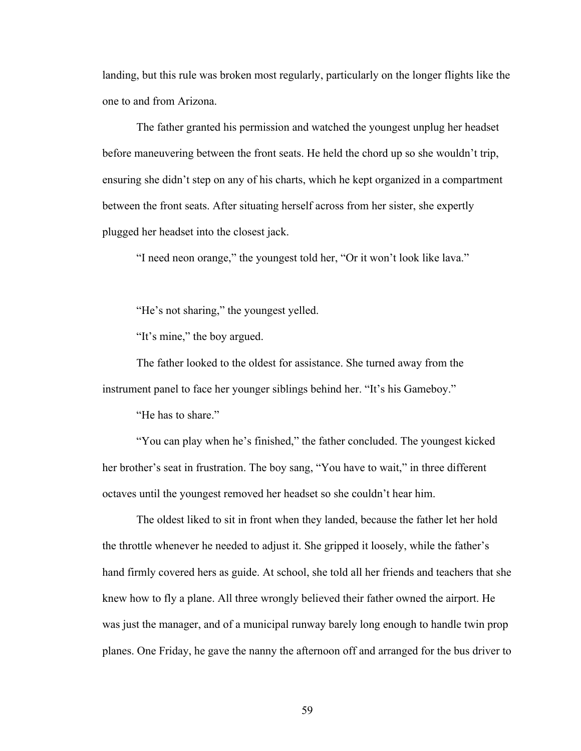landing, but this rule was broken most regularly, particularly on the longer flights like the one to and from Arizona.

The father granted his permission and watched the youngest unplug her headset before maneuvering between the front seats. He held the chord up so she wouldn't trip, ensuring she didn't step on any of his charts, which he kept organized in a compartment between the front seats. After situating herself across from her sister, she expertly plugged her headset into the closest jack.

"I need neon orange," the youngest told her, "Or it won't look like lava."

"He's not sharing," the youngest yelled.

"It's mine," the boy argued.

The father looked to the oldest for assistance. She turned away from the instrument panel to face her younger siblings behind her. "It's his Gameboy."

"He has to share."

"You can play when he's finished," the father concluded. The youngest kicked her brother's seat in frustration. The boy sang, "You have to wait," in three different octaves until the youngest removed her headset so she couldn't hear him.

The oldest liked to sit in front when they landed, because the father let her hold the throttle whenever he needed to adjust it. She gripped it loosely, while the father's hand firmly covered hers as guide. At school, she told all her friends and teachers that she knew how to fly a plane. All three wrongly believed their father owned the airport. He was just the manager, and of a municipal runway barely long enough to handle twin prop planes. One Friday, he gave the nanny the afternoon off and arranged for the bus driver to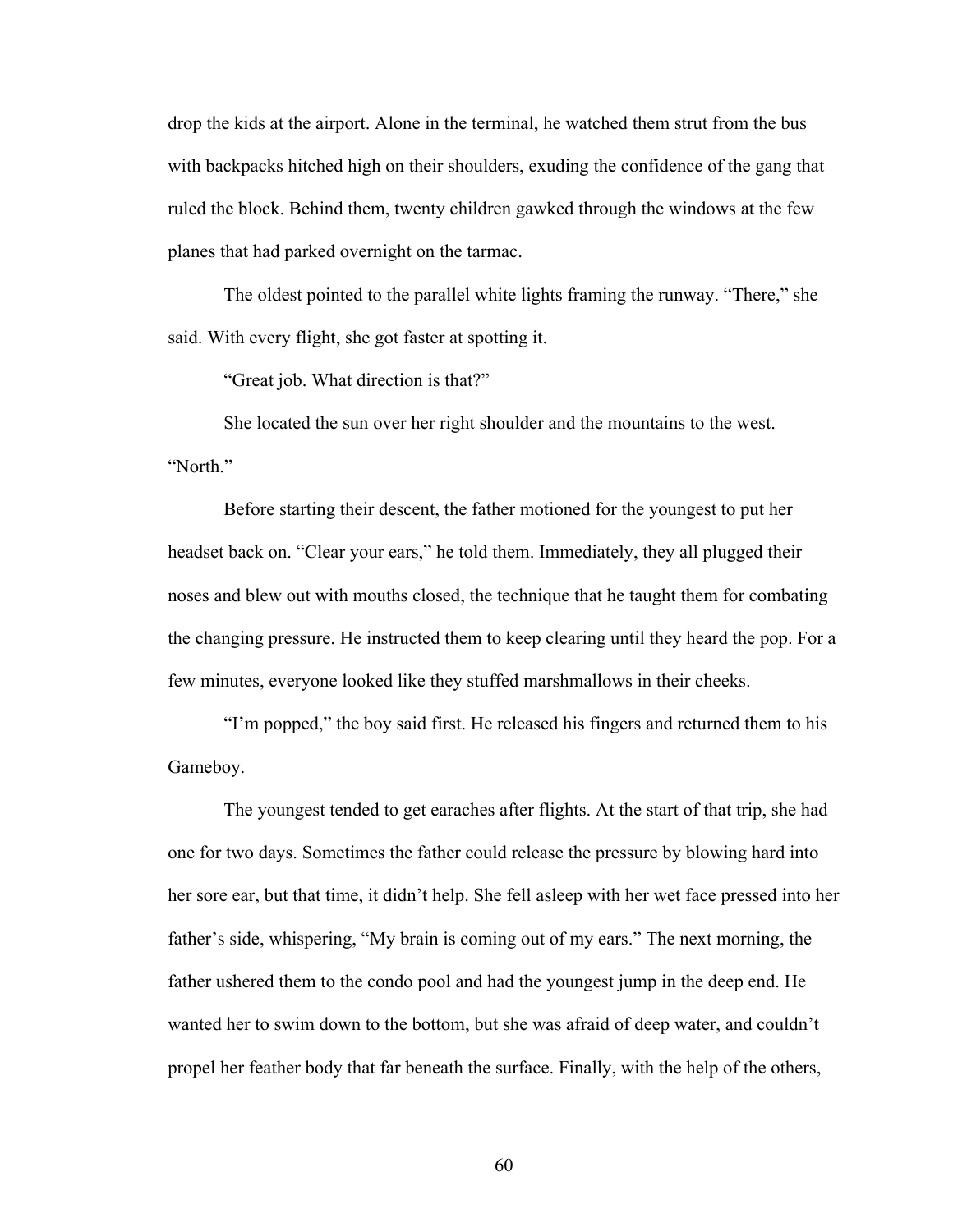drop the kids at the airport. Alone in the terminal, he watched them strut from the bus with backpacks hitched high on their shoulders, exuding the confidence of the gang that ruled the block. Behind them, twenty children gawked through the windows at the few planes that had parked overnight on the tarmac.

The oldest pointed to the parallel white lights framing the runway. “There,” she said. With every flight, she got faster at spotting it.

“Great job. What direction is that?”

She located the sun over her right shoulder and the mountains to the west. “North.”

Before starting their descent, the father motioned for the youngest to put her headset back on. “Clear your ears,” he told them. Immediately, they all plugged their noses and blew out with mouths closed, the technique that he taught them for combating the changing pressure. He instructed them to keep clearing until they heard the pop. For a few minutes, everyone looked like they stuffed marshmallows in their cheeks.

“I’m popped,” the boy said first. He released his fingers and returned them to his Gameboy.

The youngest tended to get earaches after flights. At the start of that trip, she had one for two days. Sometimes the father could release the pressure by blowing hard into her sore ear, but that time, it didn’t help. She fell asleep with her wet face pressed into her father’s side, whispering, “My brain is coming out of my ears.” The next morning, the father ushered them to the condo pool and had the youngest jump in the deep end. He wanted her to swim down to the bottom, but she was afraid of deep water, and couldn’t propel her feather body that far beneath the surface. Finally, with the help of the others,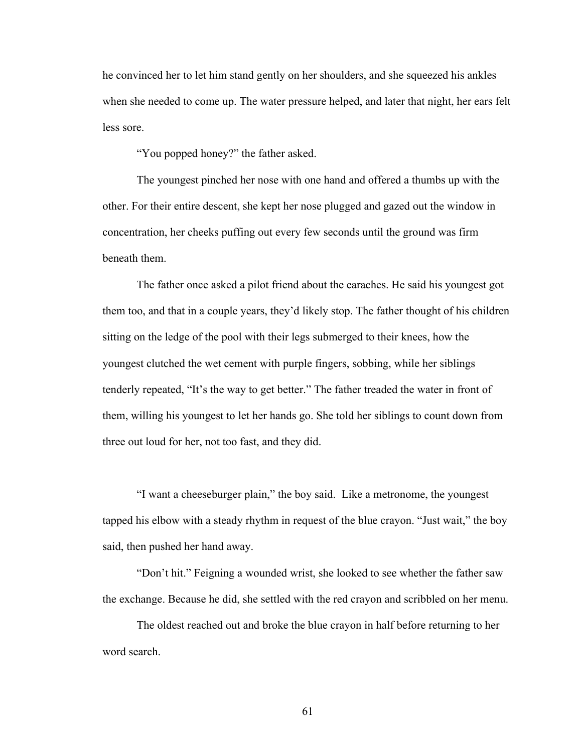he convinced her to let him stand gently on her shoulders, and she squeezed his ankles when she needed to come up. The water pressure helped, and later that night, her ears felt less sore.

"You popped honey?" the father asked.

The youngest pinched her nose with one hand and offered a thumbs up with the other. For their entire descent, she kept her nose plugged and gazed out the window in concentration, her cheeks puffing out every few seconds until the ground was firm beneath them.

The father once asked a pilot friend about the earaches. He said his youngest got them too, and that in a couple years, they'd likely stop. The father thought of his children sitting on the ledge of the pool with their legs submerged to their knees, how the youngest clutched the wet cement with purple fingers, sobbing, while her siblings tenderly repeated, "It's the way to get better." The father treaded the water in front of them, willing his youngest to let her hands go. She told her siblings to count down from three out loud for her, not too fast, and they did.

"I want a cheeseburger plain," the boy said. Like a metronome, the youngest tapped his elbow with a steady rhythm in request of the blue crayon. "Just wait," the boy said, then pushed her hand away.

"Don't hit." Feigning a wounded wrist, she looked to see whether the father saw the exchange. Because he did, she settled with the red crayon and scribbled on her menu.

The oldest reached out and broke the blue crayon in half before returning to her word search.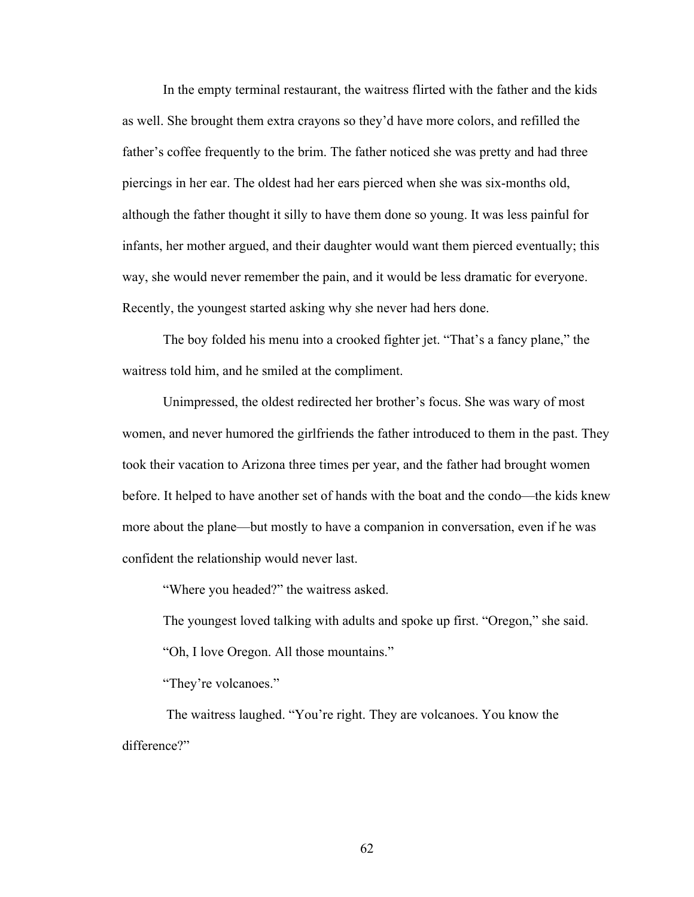In the empty terminal restaurant, the waitress flirted with the father and the kids as well. She brought them extra crayons so they'd have more colors, and refilled the father's coffee frequently to the brim. The father noticed she was pretty and had three piercings in her ear. The oldest had her ears pierced when she was six-months old, although the father thought it silly to have them done so young. It was less painful for infants, her mother argued, and their daughter would want them pierced eventually; this way, she would never remember the pain, and it would be less dramatic for everyone. Recently, the youngest started asking why she never had hers done.

The boy folded his menu into a crooked fighter jet. "That's a fancy plane," the waitress told him, and he smiled at the compliment.

Unimpressed, the oldest redirected her brother's focus. She was wary of most women, and never humored the girlfriends the father introduced to them in the past. They took their vacation to Arizona three times per year, and the father had brought women before. It helped to have another set of hands with the boat and the condo—the kids knew more about the plane—but mostly to have a companion in conversation, even if he was confident the relationship would never last.

"Where you headed?" the waitress asked.

The youngest loved talking with adults and spoke up first. "Oregon," she said.

"Oh, I love Oregon. All those mountains."

"They're volcanoes."

The waitress laughed. "You're right. They are volcanoes. You know the difference?"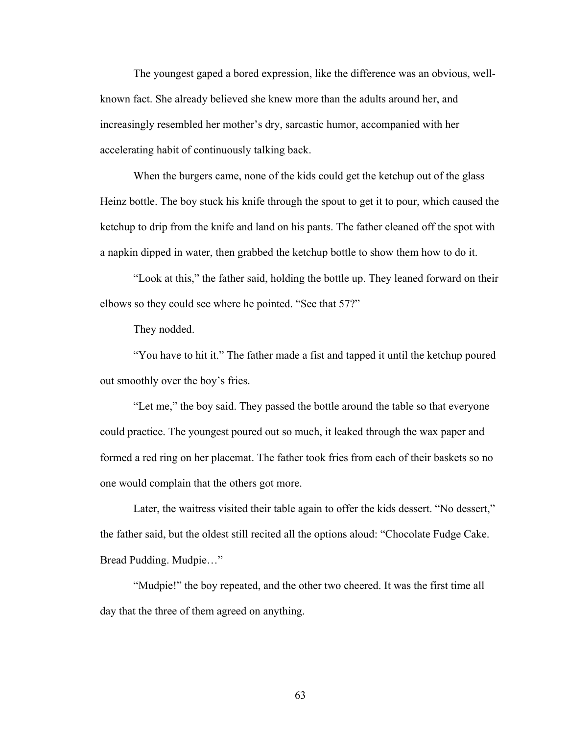The youngest gaped a bored expression, like the difference was an obvious, well-known fact. She already believed she knew more than the adults around her, and increasingly resembled her mother's dry, sarcastic humor, accompanied with her accelerating habit of continuously talking back.

When the burgers came, none of the kids could get the ketchup out of the glass Heinz bottle. The boy stuck his knife through the spout to get it to pour, which caused the ketchup to drip from the knife and land on his pants. The father cleaned off the spot with a napkin dipped in water, then grabbed the ketchup bottle to show them how to do it.

"Look at this," the father said, holding the bottle up. They leaned forward on their elbows so they could see where he pointed. "See that 57?"

They nodded.

"You have to hit it." The father made a fist and tapped it until the ketchup poured out smoothly over the boy's fries.

"Let me," the boy said. They passed the bottle around the table so that everyone could practice. The youngest poured out so much, it leaked through the wax paper and formed a red ring on her placemat. The father took fries from each of their baskets so no one would complain that the others got more.

Later, the waitress visited their table again to offer the kids dessert. "No dessert," the father said, but the oldest still recited all the options aloud: "Chocolate Fudge Cake. Bread Pudding. Mudpie…"

"Mudpie!" the boy repeated, and the other two cheered. It was the first time all day that the three of them agreed on anything.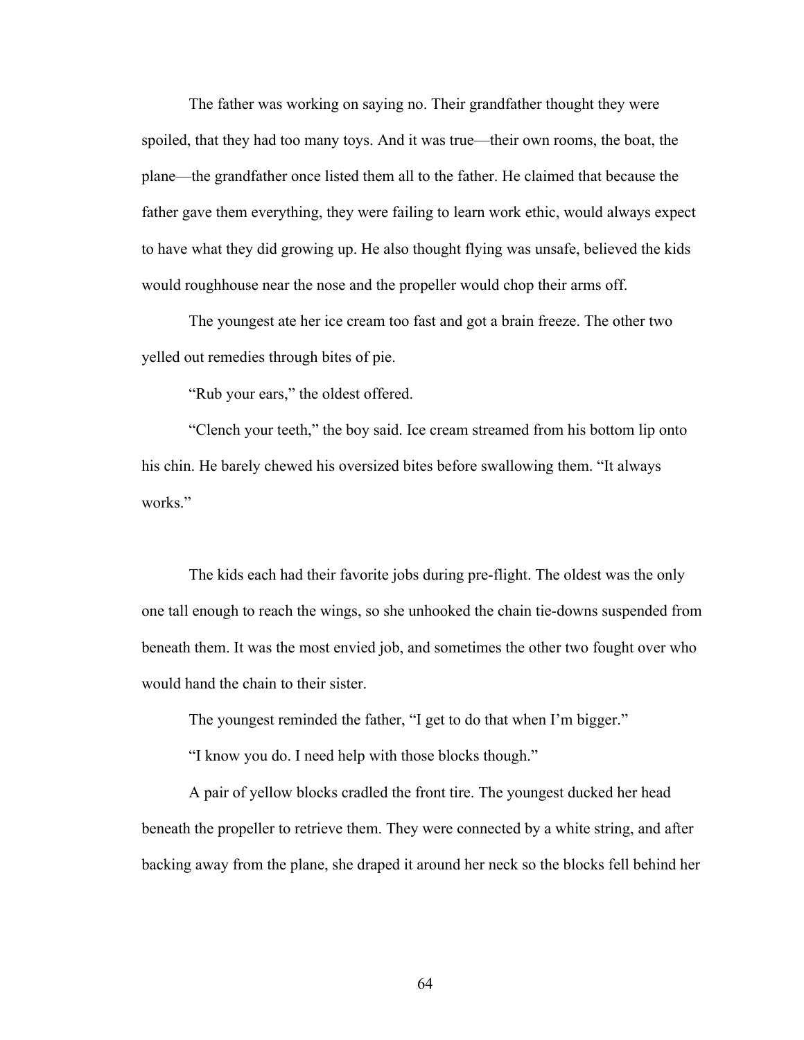The father was working on saying no. Their grandfather thought they were spoiled, that they had too many toys. And it was true—their own rooms, the boat, the plane—the grandfather once listed them all to the father. He claimed that because the father gave them everything, they were failing to learn work ethic, would always expect to have what they did growing up. He also thought flying was unsafe, believed the kids would roughhouse near the nose and the propeller would chop their arms off.

The youngest ate her ice cream too fast and got a brain freeze. The other two yelled out remedies through bites of pie.

"Rub your ears," the oldest offered.

"Clench your teeth," the boy said. Ice cream streamed from his bottom lip onto his chin. He barely chewed his oversized bites before swallowing them. "It always works."

The kids each had their favorite jobs during pre-flight. The oldest was the only one tall enough to reach the wings, so she unhooked the chain tie-downs suspended from beneath them. It was the most envied job, and sometimes the other two fought over who would hand the chain to their sister.

The youngest reminded the father, "I get to do that when I'm bigger."

"I know you do. I need help with those blocks though."

A pair of yellow blocks cradled the front tire. The youngest ducked her head beneath the propeller to retrieve them. They were connected by a white string, and after backing away from the plane, she draped it around her neck so the blocks fell behind her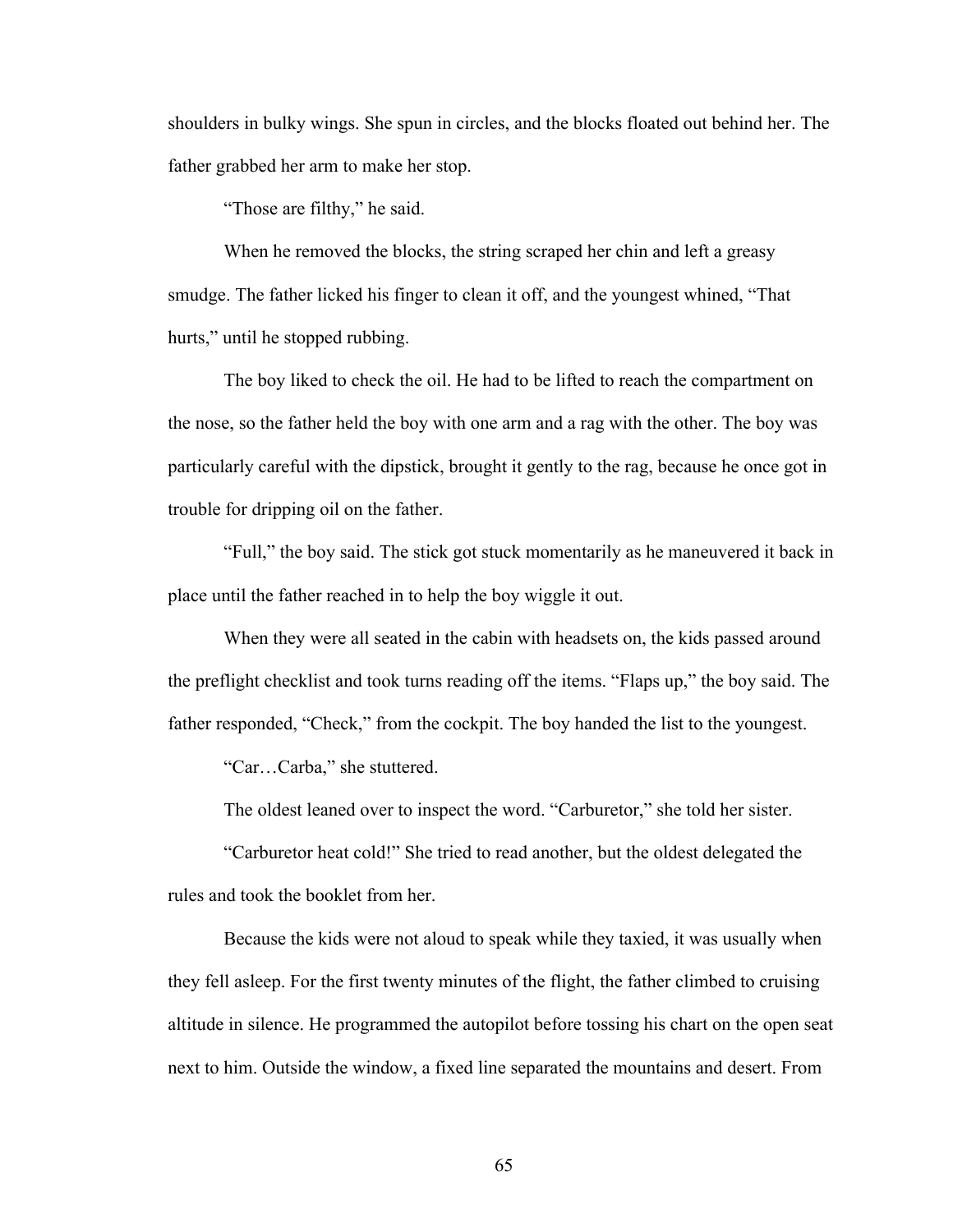shoulders in bulky wings. She spun in circles, and the blocks floated out behind her. The father grabbed her arm to make her stop.

"Those are filthy," he said.

When he removed the blocks, the string scraped her chin and left a greasy smudge. The father licked his finger to clean it off, and the youngest whined, "That hurts," until he stopped rubbing.

The boy liked to check the oil. He had to be lifted to reach the compartment on the nose, so the father held the boy with one arm and a rag with the other. The boy was particularly careful with the dipstick, brought it gently to the rag, because he once got in trouble for dripping oil on the father.

"Full," the boy said. The stick got stuck momentarily as he maneuvered it back in place until the father reached in to help the boy wiggle it out.

When they were all seated in the cabin with headsets on, the kids passed around the preflight checklist and took turns reading off the items. "Flaps up," the boy said. The father responded, "Check," from the cockpit. The boy handed the list to the youngest.

"Car…Carba," she stuttered.

The oldest leaned over to inspect the word. "Carburetor," she told her sister.

"Carburetor heat cold!" She tried to read another, but the oldest delegated the rules and took the booklet from her.

Because the kids were not aloud to speak while they taxied, it was usually when they fell asleep. For the first twenty minutes of the flight, the father climbed to cruising altitude in silence. He programmed the autopilot before tossing his chart on the open seat next to him. Outside the window, a fixed line separated the mountains and desert. From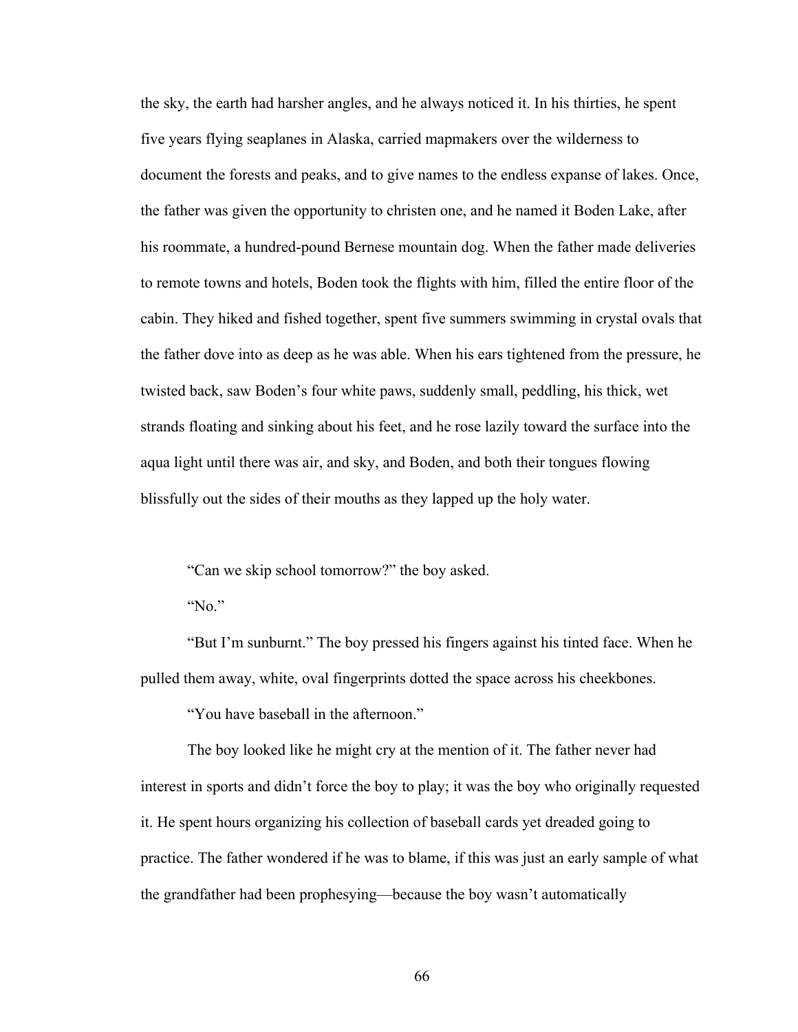the sky, the earth had harsher angles, and he always noticed it. In his thirties, he spent five years flying seaplanes in Alaska, carried mapmakers over the wilderness to document the forests and peaks, and to give names to the endless expanse of lakes. Once, the father was given the opportunity to christen one, and he named it Boden Lake, after his roommate, a hundred-pound Bernese mountain dog. When the father made deliveries to remote towns and hotels, Boden took the flights with him, filled the entire floor of the cabin. They hiked and fished together, spent five summers swimming in crystal ovals that the father dove into as deep as he was able. When his ears tightened from the pressure, he twisted back, saw Boden's four white paws, suddenly small, peddling, his thick, wet strands floating and sinking about his feet, and he rose lazily toward the surface into the aqua light until there was air, and sky, and Boden, and both their tongues flowing blissfully out the sides of their mouths as they lapped up the holy water.

"Can we skip school tomorrow?" the boy asked.

"No."

"But I'm sunburnt." The boy pressed his fingers against his tinted face. When he pulled them away, white, oval fingerprints dotted the space across his cheekbones.

"You have baseball in the afternoon."

The boy looked like he might cry at the mention of it. The father never had interest in sports and didn't force the boy to play; it was the boy who originally requested it. He spent hours organizing his collection of baseball cards yet dreaded going to practice. The father wondered if he was to blame, if this was just an early sample of what the grandfather had been prophesying—because the boy wasn't automatically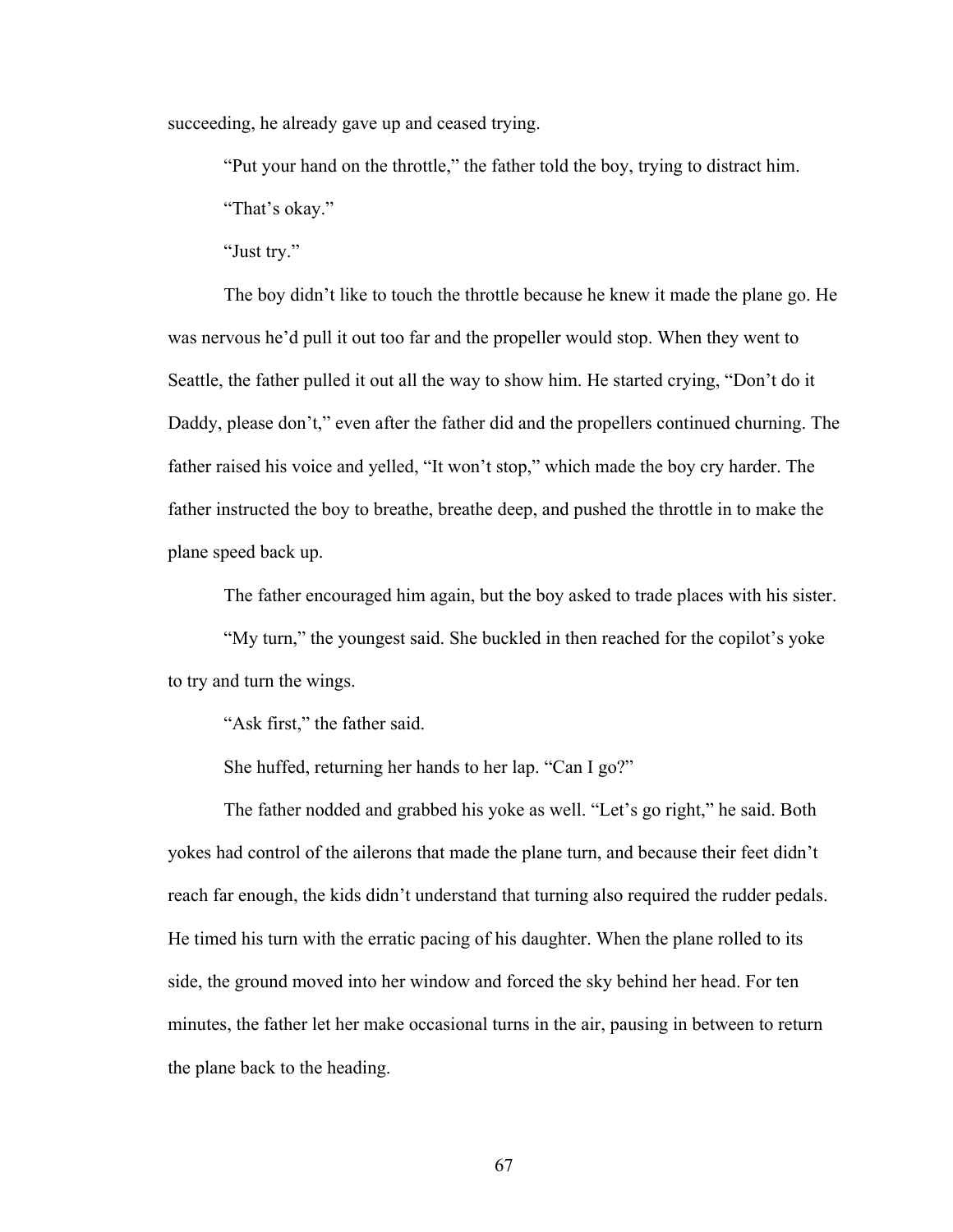succeeding, he already gave up and ceased trying.

"Put your hand on the throttle," the father told the boy, trying to distract him.

"That's okay."

"Just try."

The boy didn't like to touch the throttle because he knew it made the plane go. He was nervous he'd pull it out too far and the propeller would stop. When they went to Seattle, the father pulled it out all the way to show him. He started crying, "Don't do it Daddy, please don't," even after the father did and the propellers continued churning. The father raised his voice and yelled, "It won't stop," which made the boy cry harder. The father instructed the boy to breathe, breathe deep, and pushed the throttle in to make the plane speed back up.

The father encouraged him again, but the boy asked to trade places with his sister.

"My turn," the youngest said. She buckled in then reached for the copilot's yoke to try and turn the wings.

"Ask first," the father said.

She huffed, returning her hands to her lap. "Can I go?"

The father nodded and grabbed his yoke as well. "Let's go right," he said. Both yokes had control of the ailerons that made the plane turn, and because their feet didn't reach far enough, the kids didn't understand that turning also required the rudder pedals. He timed his turn with the erratic pacing of his daughter. When the plane rolled to its side, the ground moved into her window and forced the sky behind her head. For ten minutes, the father let her make occasional turns in the air, pausing in between to return the plane back to the heading.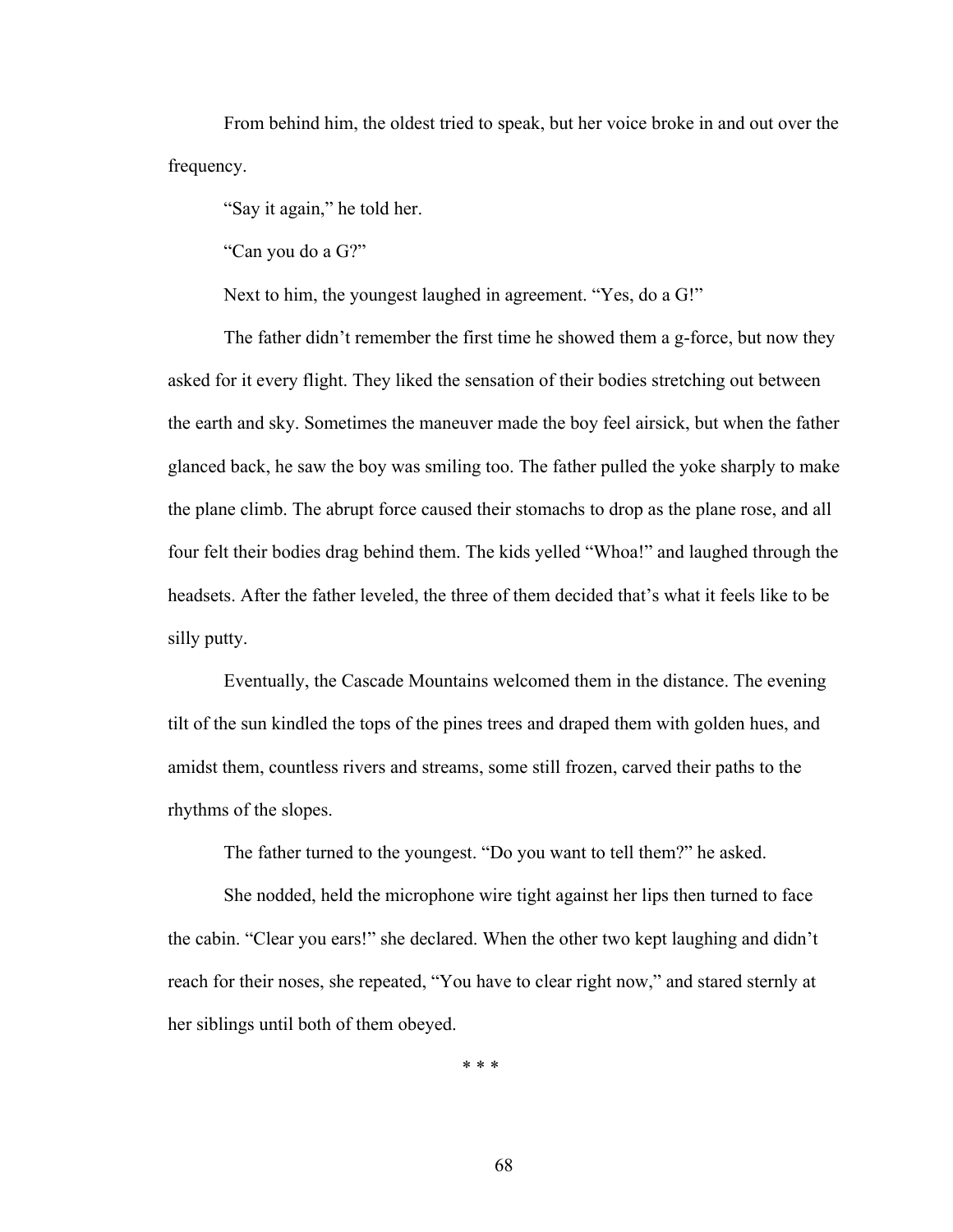From behind him, the oldest tried to speak, but her voice broke in and out over the frequency.

"Say it again," he told her.

"Can you do a G?"

Next to him, the youngest laughed in agreement. "Yes, do a G!"

The father didn't remember the first time he showed them a g-force, but now they asked for it every flight. They liked the sensation of their bodies stretching out between the earth and sky. Sometimes the maneuver made the boy feel airsick, but when the father glanced back, he saw the boy was smiling too. The father pulled the yoke sharply to make the plane climb. The abrupt force caused their stomachs to drop as the plane rose, and all four felt their bodies drag behind them. The kids yelled "Whoa!" and laughed through the headsets. After the father leveled, the three of them decided that's what it feels like to be silly putty.

Eventually, the Cascade Mountains welcomed them in the distance. The evening tilt of the sun kindled the tops of the pines trees and draped them with golden hues, and amidst them, countless rivers and streams, some still frozen, carved their paths to the rhythms of the slopes.

The father turned to the youngest. "Do you want to tell them?" he asked.

She nodded, held the microphone wire tight against her lips then turned to face the cabin. "Clear you ears!" she declared. When the other two kept laughing and didn't reach for their noses, she repeated, "You have to clear right now," and stared sternly at her siblings until both of them obeyed.

\* \* \*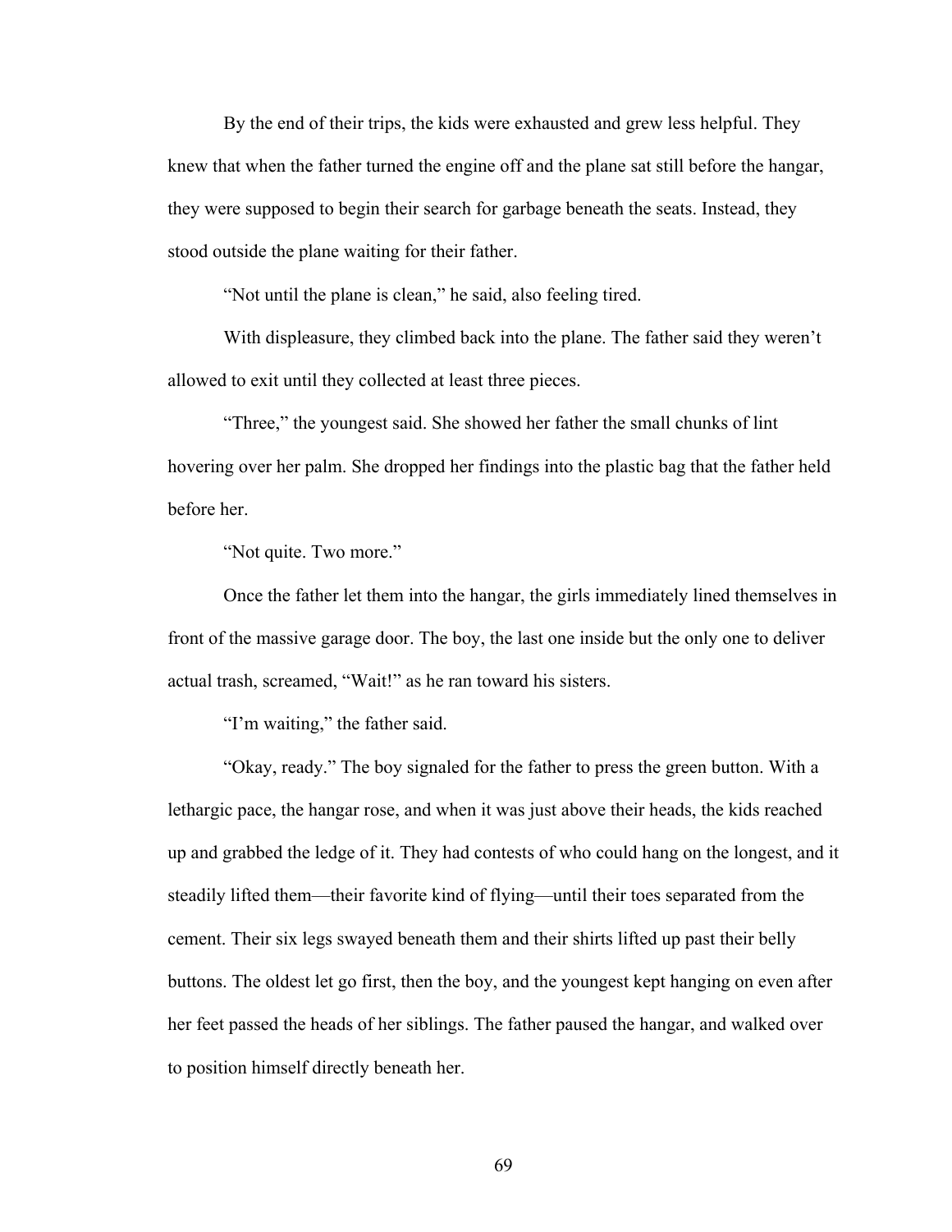By the end of their trips, the kids were exhausted and grew less helpful. They knew that when the father turned the engine off and the plane sat still before the hangar, they were supposed to begin their search for garbage beneath the seats. Instead, they stood outside the plane waiting for their father.

"Not until the plane is clean," he said, also feeling tired.

With displeasure, they climbed back into the plane. The father said they weren't allowed to exit until they collected at least three pieces.

"Three," the youngest said. She showed her father the small chunks of lint hovering over her palm. She dropped her findings into the plastic bag that the father held before her.

"Not quite. Two more."

Once the father let them into the hangar, the girls immediately lined themselves in front of the massive garage door. The boy, the last one inside but the only one to deliver actual trash, screamed, "Wait!" as he ran toward his sisters.

"I'm waiting," the father said.

"Okay, ready." The boy signaled for the father to press the green button. With a lethargic pace, the hangar rose, and when it was just above their heads, the kids reached up and grabbed the ledge of it. They had contests of who could hang on the longest, and it steadily lifted them—their favorite kind of flying—until their toes separated from the cement. Their six legs swayed beneath them and their shirts lifted up past their belly buttons. The oldest let go first, then the boy, and the youngest kept hanging on even after her feet passed the heads of her siblings. The father paused the hangar, and walked over to position himself directly beneath her.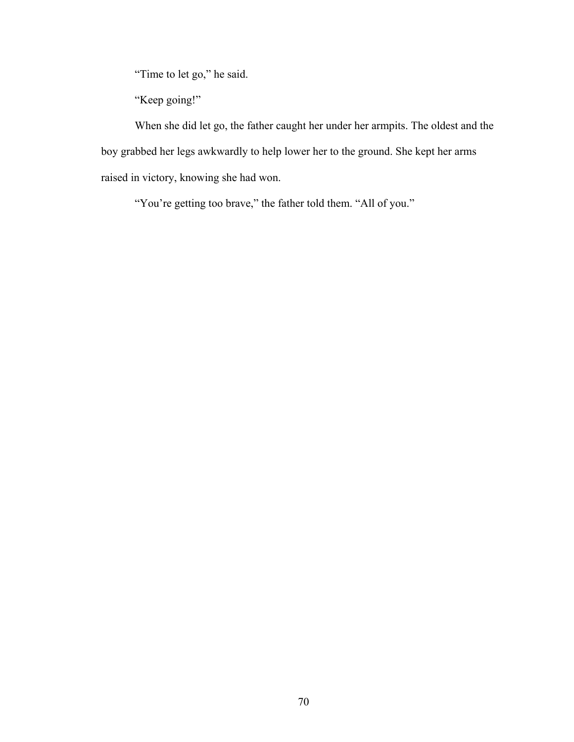"Time to let go," he said.

"Keep going!"

When she did let go, the father caught her under her armpits. The oldest and the boy grabbed her legs awkwardly to help lower her to the ground. She kept her arms raised in victory, knowing she had won.

"You're getting too brave," the father told them. "All of you."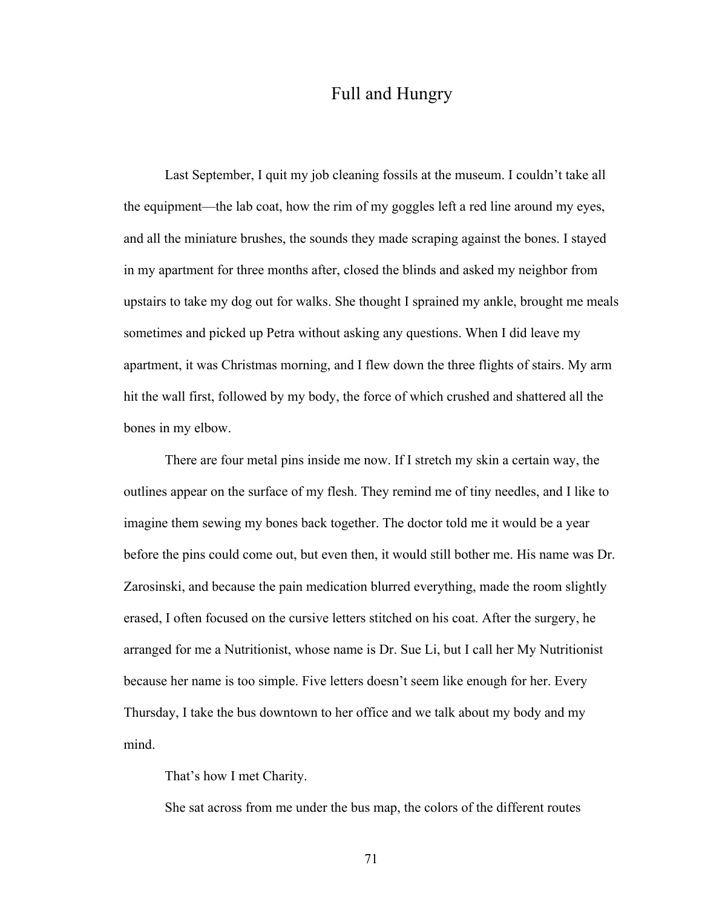# Full and Hungry

Last September, I quit my job cleaning fossils at the museum. I couldn't take all the equipment—the lab coat, how the rim of my goggles left a red line around my eyes, and all the miniature brushes, the sounds they made scraping against the bones. I stayed in my apartment for three months after, closed the blinds and asked my neighbor from upstairs to take my dog out for walks. She thought I sprained my ankle, brought me meals sometimes and picked up Petra without asking any questions. When I did leave my apartment, it was Christmas morning, and I flew down the three flights of stairs. My arm hit the wall first, followed by my body, the force of which crushed and shattered all the bones in my elbow.

There are four metal pins inside me now. If I stretch my skin a certain way, the outlines appear on the surface of my flesh. They remind me of tiny needles, and I like to imagine them sewing my bones back together. The doctor told me it would be a year before the pins could come out, but even then, it would still bother me. His name was Dr. Zarosinski, and because the pain medication blurred everything, made the room slightly erased, I often focused on the cursive letters stitched on his coat. After the surgery, he arranged for me a Nutritionist, whose name is Dr. Sue Li, but I call her My Nutritionist because her name is too simple. Five letters doesn't seem like enough for her. Every Thursday, I take the bus downtown to her office and we talk about my body and my mind.

That's how I met Charity.

She sat across from me under the bus map, the colors of the different routes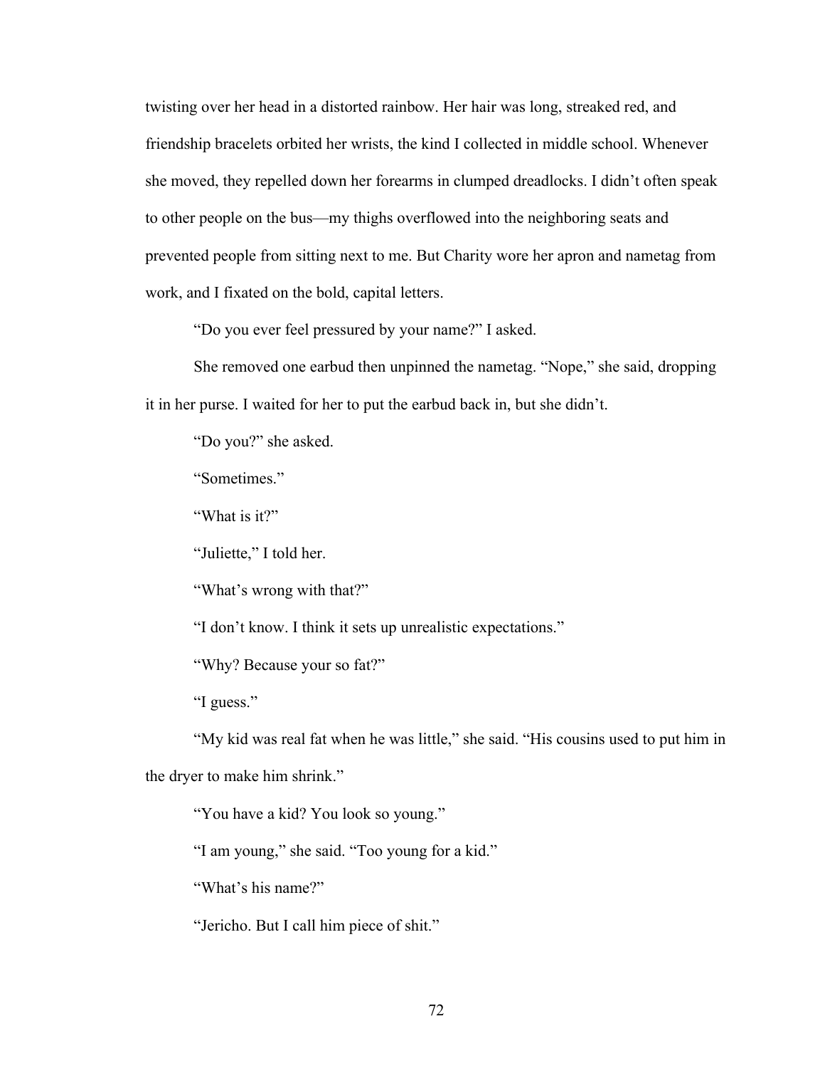twisting over her head in a distorted rainbow. Her hair was long, streaked red, and friendship bracelets orbited her wrists, the kind I collected in middle school. Whenever she moved, they repelled down her forearms in clumped dreadlocks. I didn't often speak to other people on the bus—my thighs overflowed into the neighboring seats and prevented people from sitting next to me. But Charity wore her apron and nametag from work, and I fixated on the bold, capital letters.

"Do you ever feel pressured by your name?" I asked.

She removed one earbud then unpinned the nametag. "Nope," she said, dropping it in her purse. I waited for her to put the earbud back in, but she didn't.

"Do you?" she asked.

"Sometimes."

"What is it?"

"Juliette," I told her.

"What's wrong with that?"

"I don't know. I think it sets up unrealistic expectations."

"Why? Because your so fat?"

"I guess."

"My kid was real fat when he was little," she said. "His cousins used to put him in the dryer to make him shrink."

"You have a kid? You look so young."

"I am young," she said. "Too young for a kid."

"What's his name?"

"Jericho. But I call him piece of shit."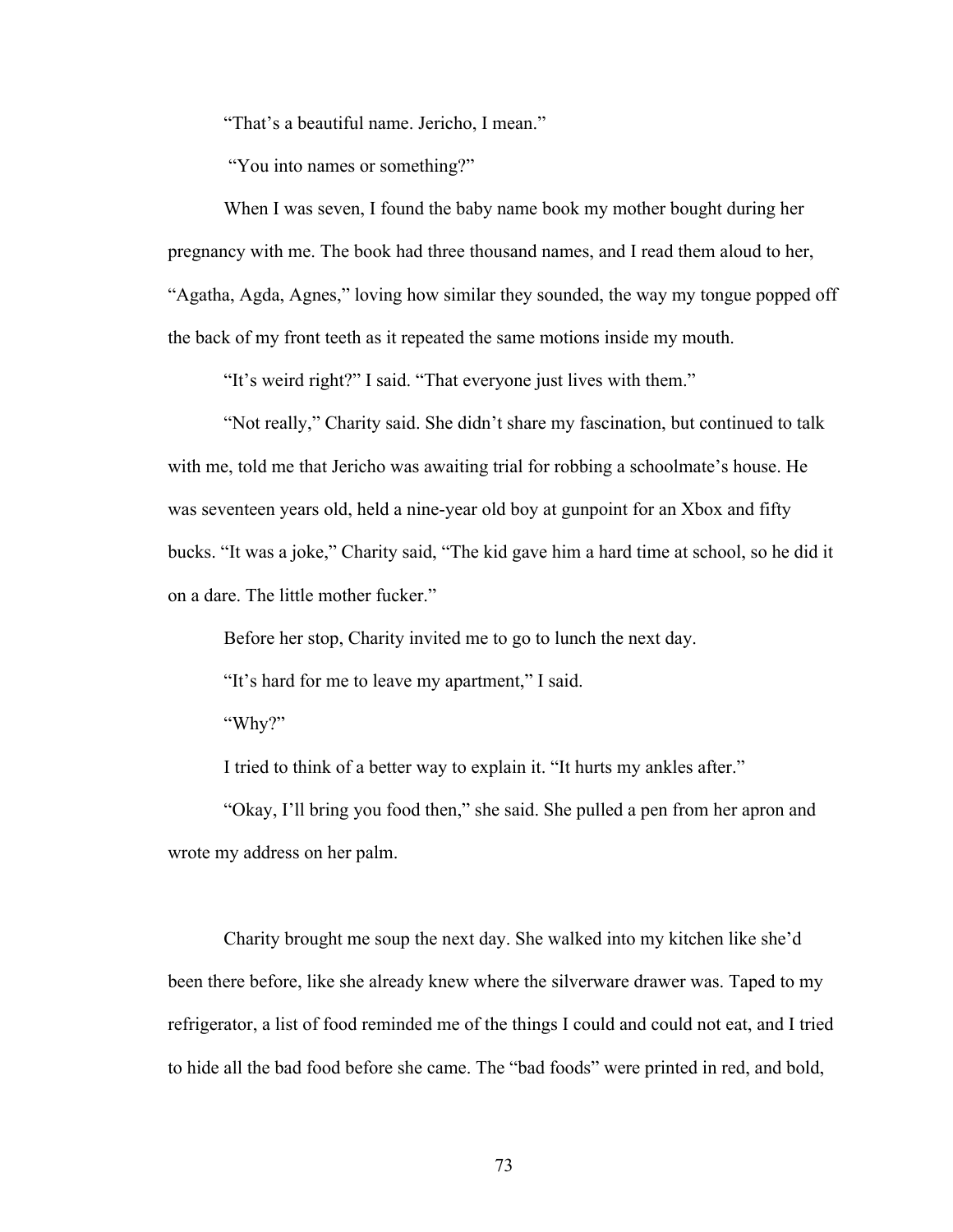"That's a beautiful name. Jericho, I mean."

"You into names or something?"

When I was seven, I found the baby name book my mother bought during her pregnancy with me. The book had three thousand names, and I read them aloud to her, "Agatha, Agda, Agnes," loving how similar they sounded, the way my tongue popped off the back of my front teeth as it repeated the same motions inside my mouth.

"It's weird right?" I said. "That everyone just lives with them."

"Not really," Charity said. She didn't share my fascination, but continued to talk with me, told me that Jericho was awaiting trial for robbing a schoolmate's house. He was seventeen years old, held a nine-year old boy at gunpoint for an Xbox and fifty bucks. "It was a joke," Charity said, "The kid gave him a hard time at school, so he did it on a dare. The little mother fucker."

Before her stop, Charity invited me to go to lunch the next day.

"It's hard for me to leave my apartment," I said.

"Why?"

I tried to think of a better way to explain it. "It hurts my ankles after."

"Okay, I'll bring you food then," she said. She pulled a pen from her apron and wrote my address on her palm.

Charity brought me soup the next day. She walked into my kitchen like she'd been there before, like she already knew where the silverware drawer was. Taped to my refrigerator, a list of food reminded me of the things I could and could not eat, and I tried to hide all the bad food before she came. The "bad foods" were printed in red, and bold,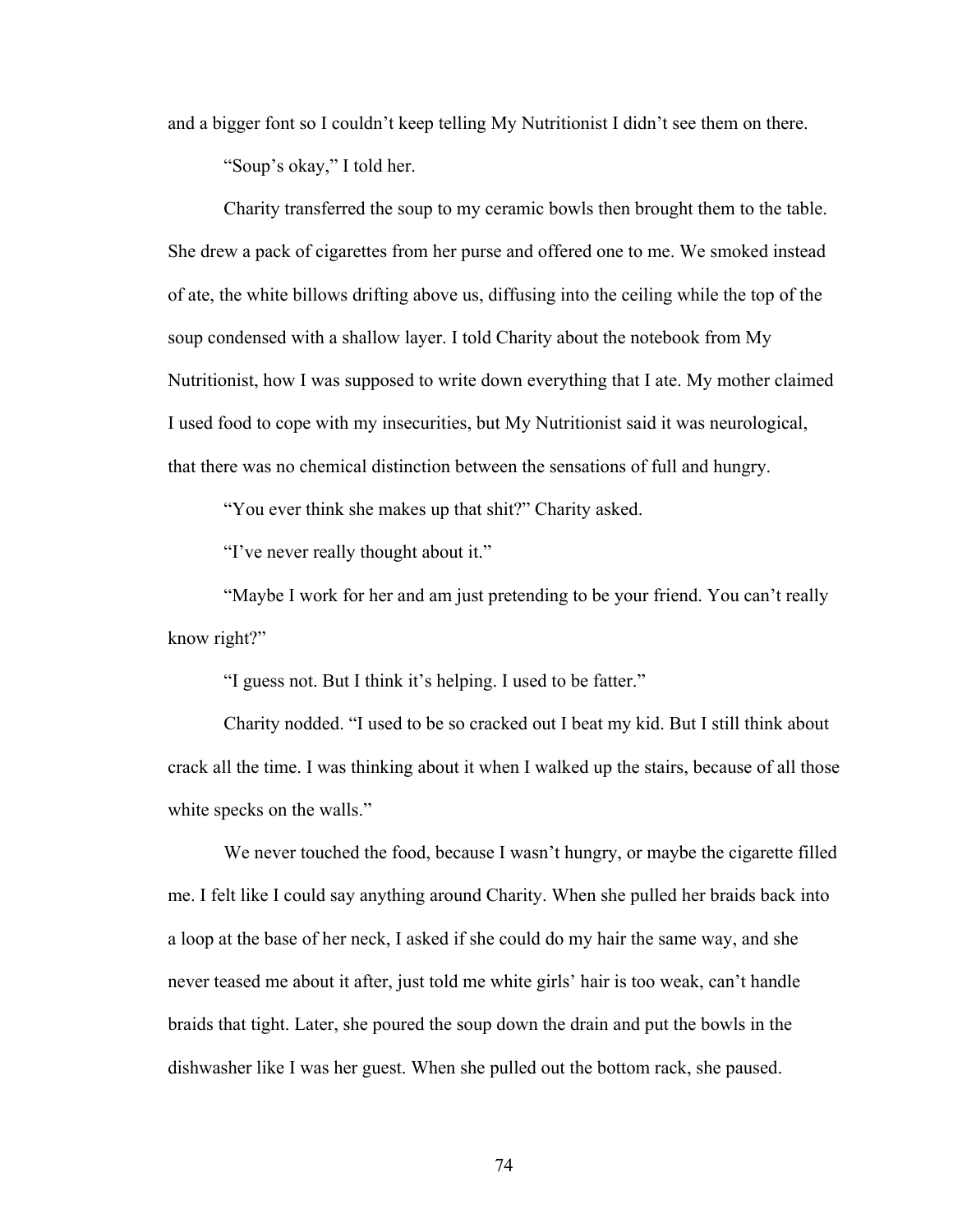and a bigger font so I couldn't keep telling My Nutritionist I didn't see them on there.

"Soup's okay," I told her.

Charity transferred the soup to my ceramic bowls then brought them to the table. She drew a pack of cigarettes from her purse and offered one to me. We smoked instead of ate, the white billows drifting above us, diffusing into the ceiling while the top of the soup condensed with a shallow layer. I told Charity about the notebook from My Nutritionist, how I was supposed to write down everything that I ate. My mother claimed I used food to cope with my insecurities, but My Nutritionist said it was neurological, that there was no chemical distinction between the sensations of full and hungry.

"You ever think she makes up that shit?" Charity asked.

"I've never really thought about it."

"Maybe I work for her and am just pretending to be your friend. You can't really know right?"

"I guess not. But I think it's helping. I used to be fatter."

Charity nodded. "I used to be so cracked out I beat my kid. But I still think about crack all the time. I was thinking about it when I walked up the stairs, because of all those white specks on the walls."

We never touched the food, because I wasn't hungry, or maybe the cigarette filled me. I felt like I could say anything around Charity. When she pulled her braids back into a loop at the base of her neck, I asked if she could do my hair the same way, and she never teased me about it after, just told me white girls' hair is too weak, can't handle braids that tight. Later, she poured the soup down the drain and put the bowls in the dishwasher like I was her guest. When she pulled out the bottom rack, she paused.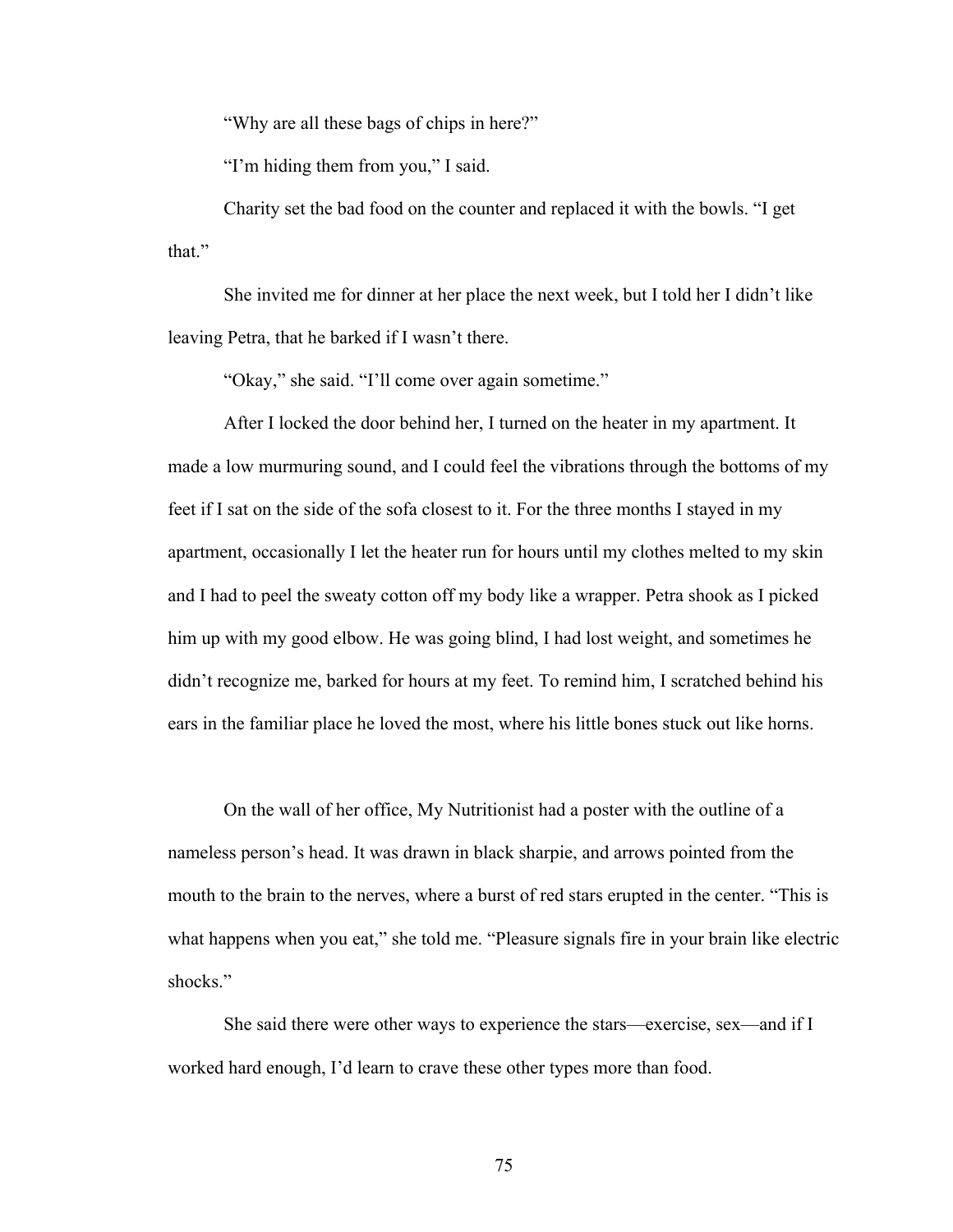"Why are all these bags of chips in here?"

"I'm hiding them from you," I said.

Charity set the bad food on the counter and replaced it with the bowls. "I get that."

She invited me for dinner at her place the next week, but I told her I didn't like leaving Petra, that he barked if I wasn't there.

"Okay," she said. "I'll come over again sometime."

After I locked the door behind her, I turned on the heater in my apartment. It made a low murmuring sound, and I could feel the vibrations through the bottoms of my feet if I sat on the side of the sofa closest to it. For the three months I stayed in my apartment, occasionally I let the heater run for hours until my clothes melted to my skin and I had to peel the sweaty cotton off my body like a wrapper. Petra shook as I picked him up with my good elbow. He was going blind, I had lost weight, and sometimes he didn't recognize me, barked for hours at my feet. To remind him, I scratched behind his ears in the familiar place he loved the most, where his little bones stuck out like horns.

On the wall of her office, My Nutritionist had a poster with the outline of a nameless person's head. It was drawn in black sharpie, and arrows pointed from the mouth to the brain to the nerves, where a burst of red stars erupted in the center. "This is what happens when you eat," she told me. "Pleasure signals fire in your brain like electric shocks."

She said there were other ways to experience the stars—exercise, sex—and if I worked hard enough, I'd learn to crave these other types more than food.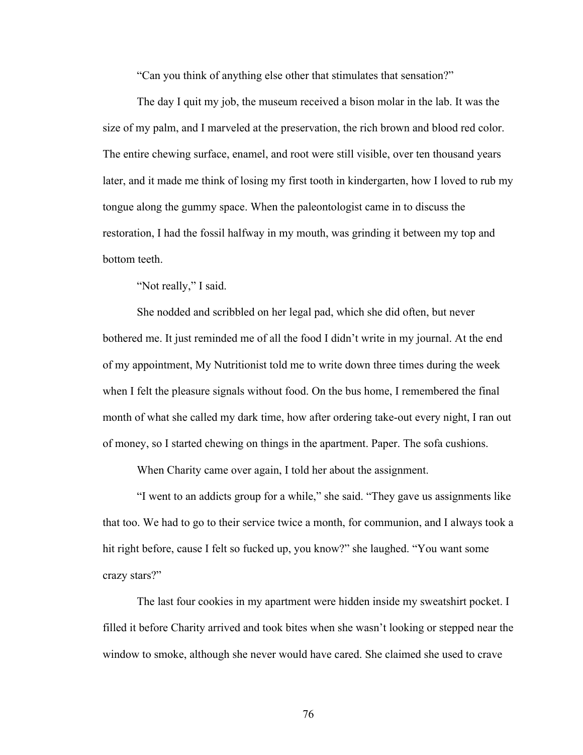"Can you think of anything else other that stimulates that sensation?"

The day I quit my job, the museum received a bison molar in the lab. It was the size of my palm, and I marveled at the preservation, the rich brown and blood red color. The entire chewing surface, enamel, and root were still visible, over ten thousand years later, and it made me think of losing my first tooth in kindergarten, how I loved to rub my tongue along the gummy space. When the paleontologist came in to discuss the restoration, I had the fossil halfway in my mouth, was grinding it between my top and bottom teeth.

"Not really," I said.

She nodded and scribbled on her legal pad, which she did often, but never bothered me. It just reminded me of all the food I didn't write in my journal. At the end of my appointment, My Nutritionist told me to write down three times during the week when I felt the pleasure signals without food. On the bus home, I remembered the final month of what she called my dark time, how after ordering take-out every night, I ran out of money, so I started chewing on things in the apartment. Paper. The sofa cushions.

When Charity came over again, I told her about the assignment.

"I went to an addicts group for a while," she said. "They gave us assignments like that too. We had to go to their service twice a month, for communion, and I always took a hit right before, cause I felt so fucked up, you know?" she laughed. "You want some crazy stars?"

The last four cookies in my apartment were hidden inside my sweatshirt pocket. I filled it before Charity arrived and took bites when she wasn't looking or stepped near the window to smoke, although she never would have cared. She claimed she used to crave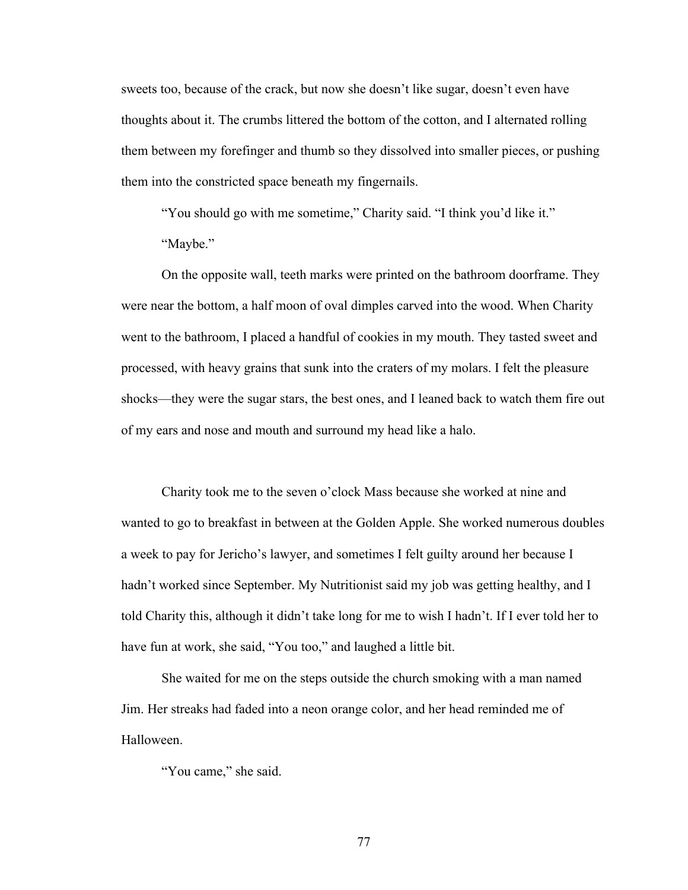sweets too, because of the crack, but now she doesn't like sugar, doesn't even have thoughts about it. The crumbs littered the bottom of the cotton, and I alternated rolling them between my forefinger and thumb so they dissolved into smaller pieces, or pushing them into the constricted space beneath my fingernails.

"You should go with me sometime," Charity said. "I think you'd like it."

"Maybe."

On the opposite wall, teeth marks were printed on the bathroom doorframe. They were near the bottom, a half moon of oval dimples carved into the wood. When Charity went to the bathroom, I placed a handful of cookies in my mouth. They tasted sweet and processed, with heavy grains that sunk into the craters of my molars. I felt the pleasure shocks—they were the sugar stars, the best ones, and I leaned back to watch them fire out of my ears and nose and mouth and surround my head like a halo.

Charity took me to the seven o'clock Mass because she worked at nine and wanted to go to breakfast in between at the Golden Apple. She worked numerous doubles a week to pay for Jericho's lawyer, and sometimes I felt guilty around her because I hadn't worked since September. My Nutritionist said my job was getting healthy, and I told Charity this, although it didn't take long for me to wish I hadn't. If I ever told her to have fun at work, she said, "You too," and laughed a little bit.

She waited for me on the steps outside the church smoking with a man named Jim. Her streaks had faded into a neon orange color, and her head reminded me of Halloween.

"You came," she said.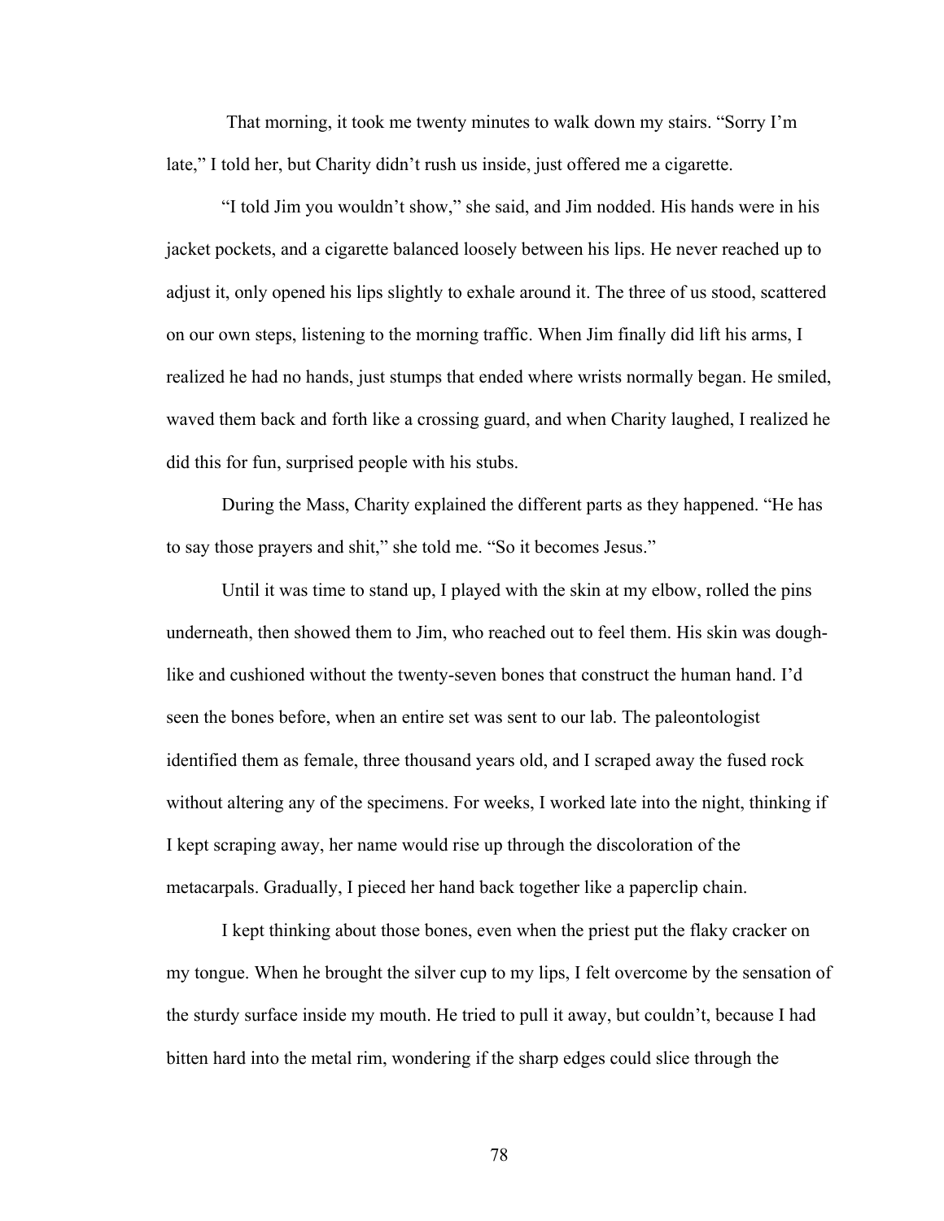That morning, it took me twenty minutes to walk down my stairs. "Sorry I'm late," I told her, but Charity didn't rush us inside, just offered me a cigarette.

"I told Jim you wouldn't show," she said, and Jim nodded. His hands were in his jacket pockets, and a cigarette balanced loosely between his lips. He never reached up to adjust it, only opened his lips slightly to exhale around it. The three of us stood, scattered on our own steps, listening to the morning traffic. When Jim finally did lift his arms, I realized he had no hands, just stumps that ended where wrists normally began. He smiled, waved them back and forth like a crossing guard, and when Charity laughed, I realized he did this for fun, surprised people with his stubs.

During the Mass, Charity explained the different parts as they happened. "He has to say those prayers and shit," she told me. "So it becomes Jesus."

Until it was time to stand up, I played with the skin at my elbow, rolled the pins underneath, then showed them to Jim, who reached out to feel them. His skin was dough-like and cushioned without the twenty-seven bones that construct the human hand. I'd seen the bones before, when an entire set was sent to our lab. The paleontologist identified them as female, three thousand years old, and I scraped away the fused rock without altering any of the specimens. For weeks, I worked late into the night, thinking if I kept scraping away, her name would rise up through the discoloration of the metacarpals. Gradually, I pieced her hand back together like a paperclip chain.

I kept thinking about those bones, even when the priest put the flaky cracker on my tongue. When he brought the silver cup to my lips, I felt overcome by the sensation of the sturdy surface inside my mouth. He tried to pull it away, but couldn't, because I had bitten hard into the metal rim, wondering if the sharp edges could slice through the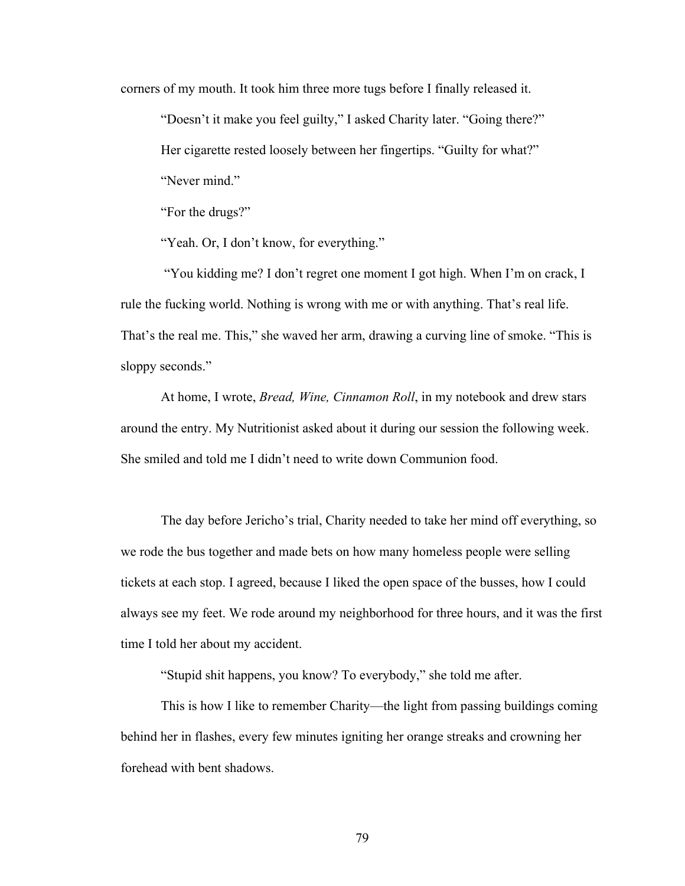corners of my mouth. It took him three more tugs before I finally released it.

"Doesn't it make you feel guilty," I asked Charity later. "Going there?"

Her cigarette rested loosely between her fingertips. "Guilty for what?"

"Never mind."

"For the drugs?"

"Yeah. Or, I don't know, for everything."

"You kidding me? I don't regret one moment I got high. When I'm on crack, I rule the fucking world. Nothing is wrong with me or with anything. That's real life. That's the real me. This," she waved her arm, drawing a curving line of smoke. "This is sloppy seconds."

At home, I wrote, *Bread, Wine, Cinnamon Roll*, in my notebook and drew stars around the entry. My Nutritionist asked about it during our session the following week. She smiled and told me I didn't need to write down Communion food.

The day before Jericho's trial, Charity needed to take her mind off everything, so we rode the bus together and made bets on how many homeless people were selling tickets at each stop. I agreed, because I liked the open space of the busses, how I could always see my feet. We rode around my neighborhood for three hours, and it was the first time I told her about my accident.

"Stupid shit happens, you know? To everybody," she told me after.

This is how I like to remember Charity—the light from passing buildings coming behind her in flashes, every few minutes igniting her orange streaks and crowning her forehead with bent shadows.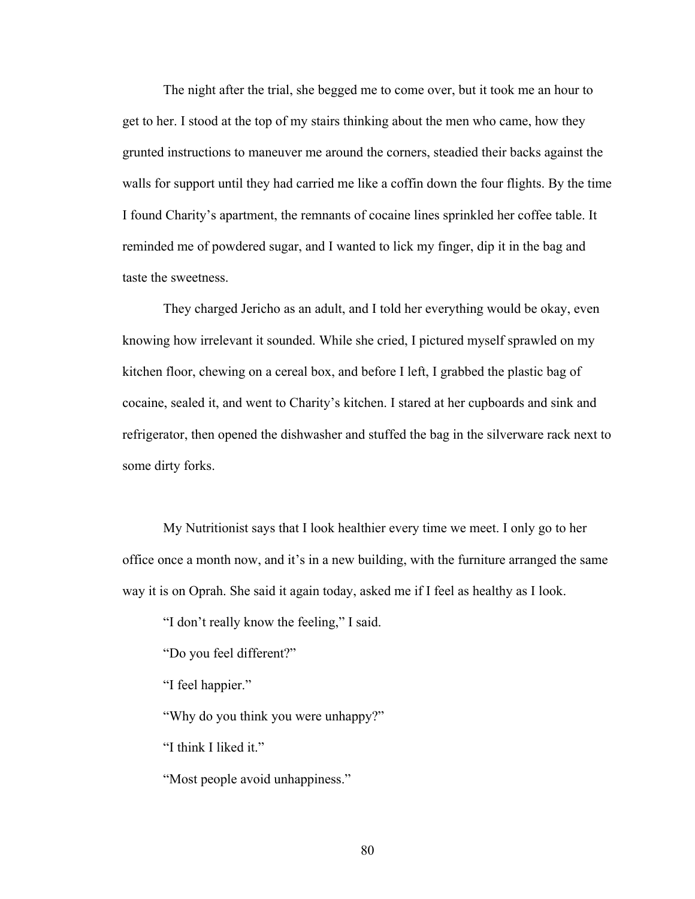The night after the trial, she begged me to come over, but it took me an hour to get to her. I stood at the top of my stairs thinking about the men who came, how they grunted instructions to maneuver me around the corners, steadied their backs against the walls for support until they had carried me like a coffin down the four flights. By the time I found Charity's apartment, the remnants of cocaine lines sprinkled her coffee table. It reminded me of powdered sugar, and I wanted to lick my finger, dip it in the bag and taste the sweetness.

They charged Jericho as an adult, and I told her everything would be okay, even knowing how irrelevant it sounded. While she cried, I pictured myself sprawled on my kitchen floor, chewing on a cereal box, and before I left, I grabbed the plastic bag of cocaine, sealed it, and went to Charity's kitchen. I stared at her cupboards and sink and refrigerator, then opened the dishwasher and stuffed the bag in the silverware rack next to some dirty forks.

My Nutritionist says that I look healthier every time we meet. I only go to her office once a month now, and it's in a new building, with the furniture arranged the same way it is on Oprah. She said it again today, asked me if I feel as healthy as I look.

"I don't really know the feeling," I said.

"Do you feel different?"

"I feel happier."

"Why do you think you were unhappy?"

"I think I liked it."

"Most people avoid unhappiness."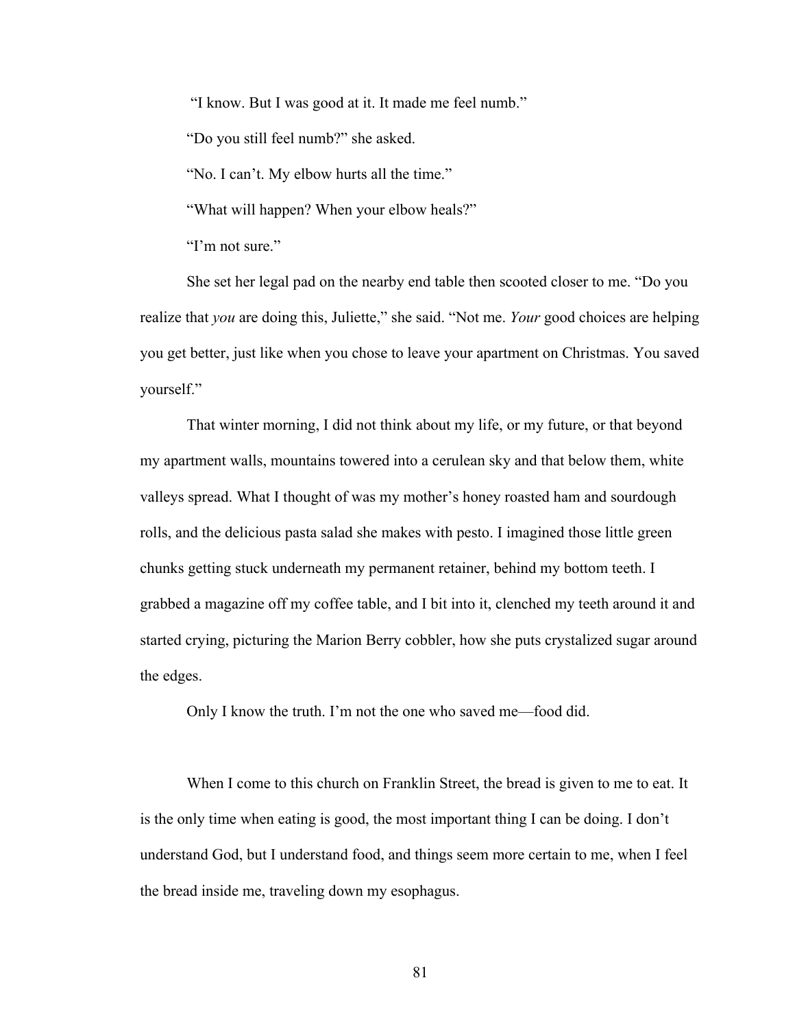"I know. But I was good at it. It made me feel numb."

"Do you still feel numb?" she asked.

"No. I can't. My elbow hurts all the time."

"What will happen? When your elbow heals?"

"I'm not sure."

She set her legal pad on the nearby end table then scooted closer to me. "Do you realize that *you* are doing this, Juliette," she said. "Not me. *Your* good choices are helping you get better, just like when you chose to leave your apartment on Christmas. You saved yourself."

That winter morning, I did not think about my life, or my future, or that beyond my apartment walls, mountains towered into a cerulean sky and that below them, white valleys spread. What I thought of was my mother's honey roasted ham and sourdough rolls, and the delicious pasta salad she makes with pesto. I imagined those little green chunks getting stuck underneath my permanent retainer, behind my bottom teeth. I grabbed a magazine off my coffee table, and I bit into it, clenched my teeth around it and started crying, picturing the Marion Berry cobbler, how she puts crystalized sugar around the edges.

Only I know the truth. I'm not the one who saved me—food did.

When I come to this church on Franklin Street, the bread is given to me to eat. It is the only time when eating is good, the most important thing I can be doing. I don't understand God, but I understand food, and things seem more certain to me, when I feel the bread inside me, traveling down my esophagus.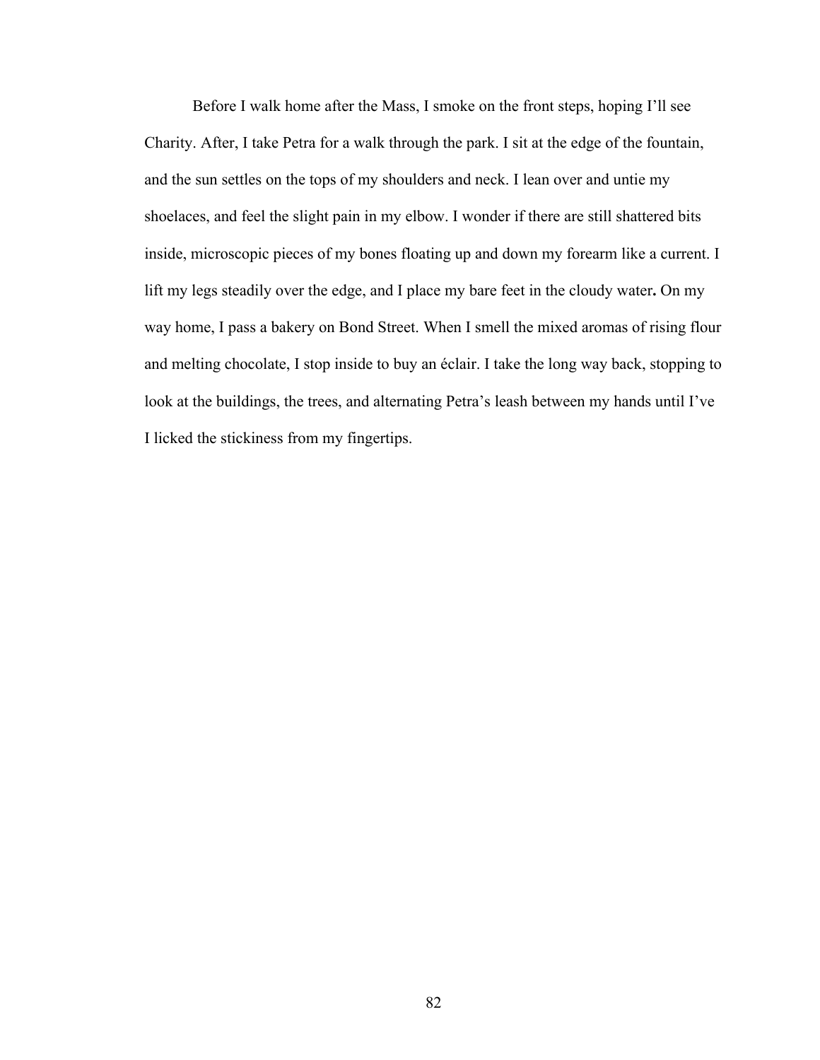Before I walk home after the Mass, I smoke on the front steps, hoping I'll see Charity. After, I take Petra for a walk through the park. I sit at the edge of the fountain, and the sun settles on the tops of my shoulders and neck. I lean over and untie my shoelaces, and feel the slight pain in my elbow. I wonder if there are still shattered bits inside, microscopic pieces of my bones floating up and down my forearm like a current. I lift my legs steadily over the edge, and I place my bare feet in the cloudy water**.** On my way home, I pass a bakery on Bond Street. When I smell the mixed aromas of rising flour and melting chocolate, I stop inside to buy an éclair. I take the long way back, stopping to look at the buildings, the trees, and alternating Petra's leash between my hands until I've I licked the stickiness from my fingertips.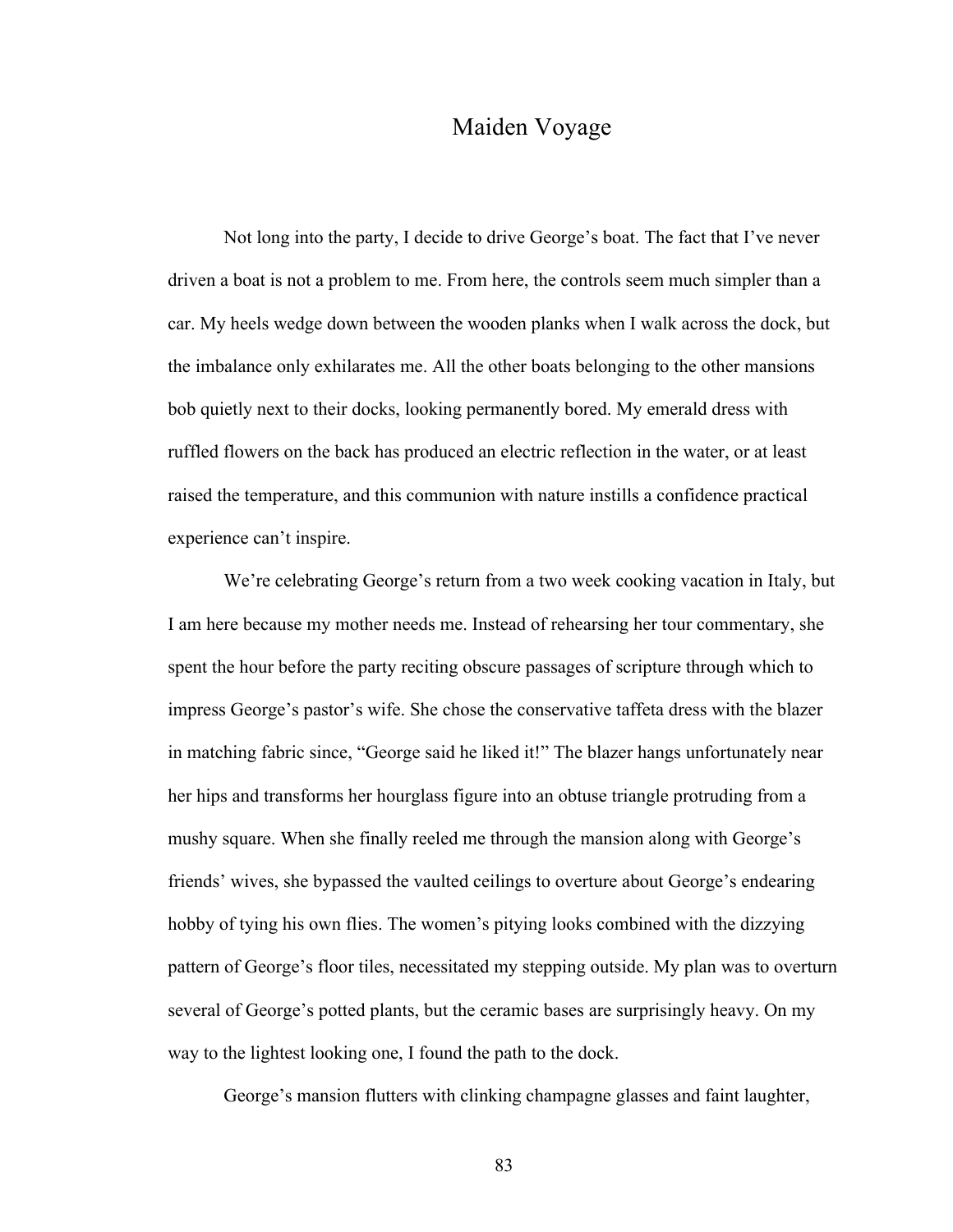# Maiden Voyage

Not long into the party, I decide to drive George's boat. The fact that I've never driven a boat is not a problem to me. From here, the controls seem much simpler than a car. My heels wedge down between the wooden planks when I walk across the dock, but the imbalance only exhilarates me. All the other boats belonging to the other mansions bob quietly next to their docks, looking permanently bored. My emerald dress with ruffled flowers on the back has produced an electric reflection in the water, or at least raised the temperature, and this communion with nature instills a confidence practical experience can't inspire.

We're celebrating George's return from a two week cooking vacation in Italy, but I am here because my mother needs me. Instead of rehearsing her tour commentary, she spent the hour before the party reciting obscure passages of scripture through which to impress George's pastor's wife. She chose the conservative taffeta dress with the blazer in matching fabric since, "George said he liked it!" The blazer hangs unfortunately near her hips and transforms her hourglass figure into an obtuse triangle protruding from a mushy square. When she finally reeled me through the mansion along with George's friends' wives, she bypassed the vaulted ceilings to overture about George's endearing hobby of tying his own flies. The women's pitying looks combined with the dizzying pattern of George's floor tiles, necessitated my stepping outside. My plan was to overturn several of George's potted plants, but the ceramic bases are surprisingly heavy. On my way to the lightest looking one, I found the path to the dock.

George's mansion flutters with clinking champagne glasses and faint laughter,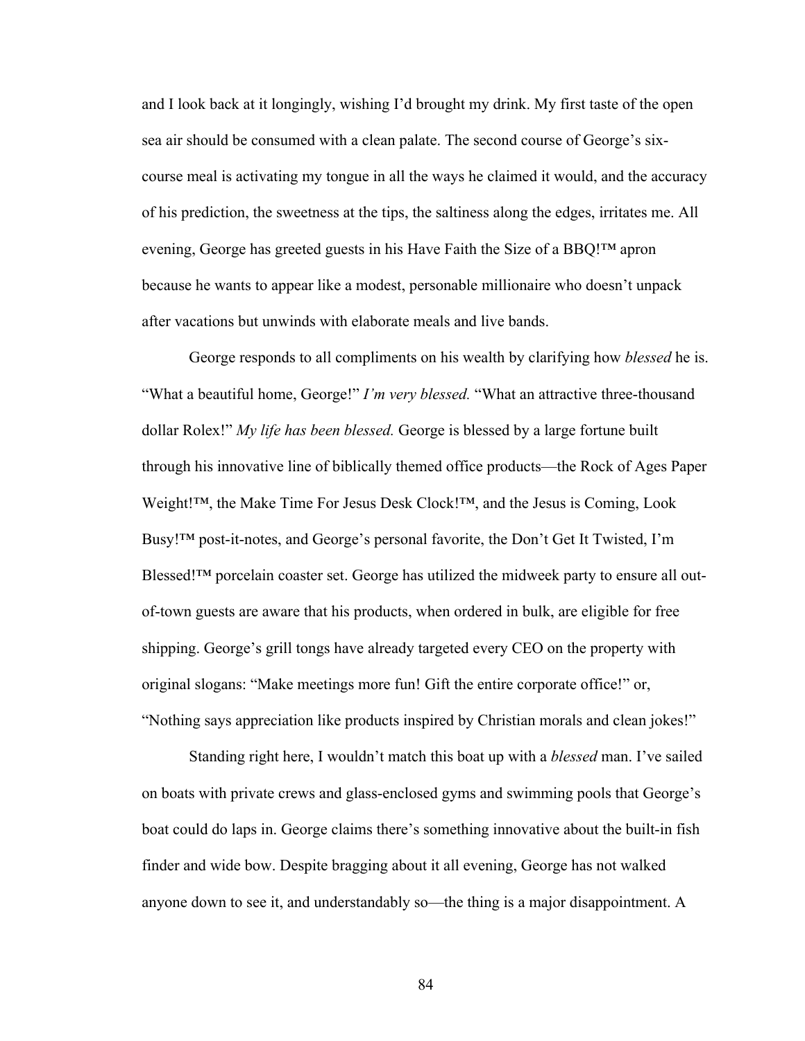and I look back at it longingly, wishing I'd brought my drink. My first taste of the open sea air should be consumed with a clean palate. The second course of George's six-course meal is activating my tongue in all the ways he claimed it would, and the accuracy of his prediction, the sweetness at the tips, the saltiness along the edges, irritates me. All evening, George has greeted guests in his Have Faith the Size of a BBQ!™ apron because he wants to appear like a modest, personable millionaire who doesn't unpack after vacations but unwinds with elaborate meals and live bands.

George responds to all compliments on his wealth by clarifying how *blessed* he is. "What a beautiful home, George!" *I'm very blessed.* "What an attractive three-thousand dollar Rolex!" *My life has been blessed.* George is blessed by a large fortune built through his innovative line of biblically themed office products—the Rock of Ages Paper Weight!™, the Make Time For Jesus Desk Clock!™, and the Jesus is Coming, Look Busy!™ post-it-notes, and George's personal favorite, the Don't Get It Twisted, I'm Blessed!™ porcelain coaster set. George has utilized the midweek party to ensure all out-of-town guests are aware that his products, when ordered in bulk, are eligible for free shipping. George's grill tongs have already targeted every CEO on the property with original slogans: "Make meetings more fun! Gift the entire corporate office!" or, "Nothing says appreciation like products inspired by Christian morals and clean jokes!"

Standing right here, I wouldn't match this boat up with a *blessed* man. I've sailed on boats with private crews and glass-enclosed gyms and swimming pools that George's boat could do laps in. George claims there's something innovative about the built-in fish finder and wide bow. Despite bragging about it all evening, George has not walked anyone down to see it, and understandably so—the thing is a major disappointment. A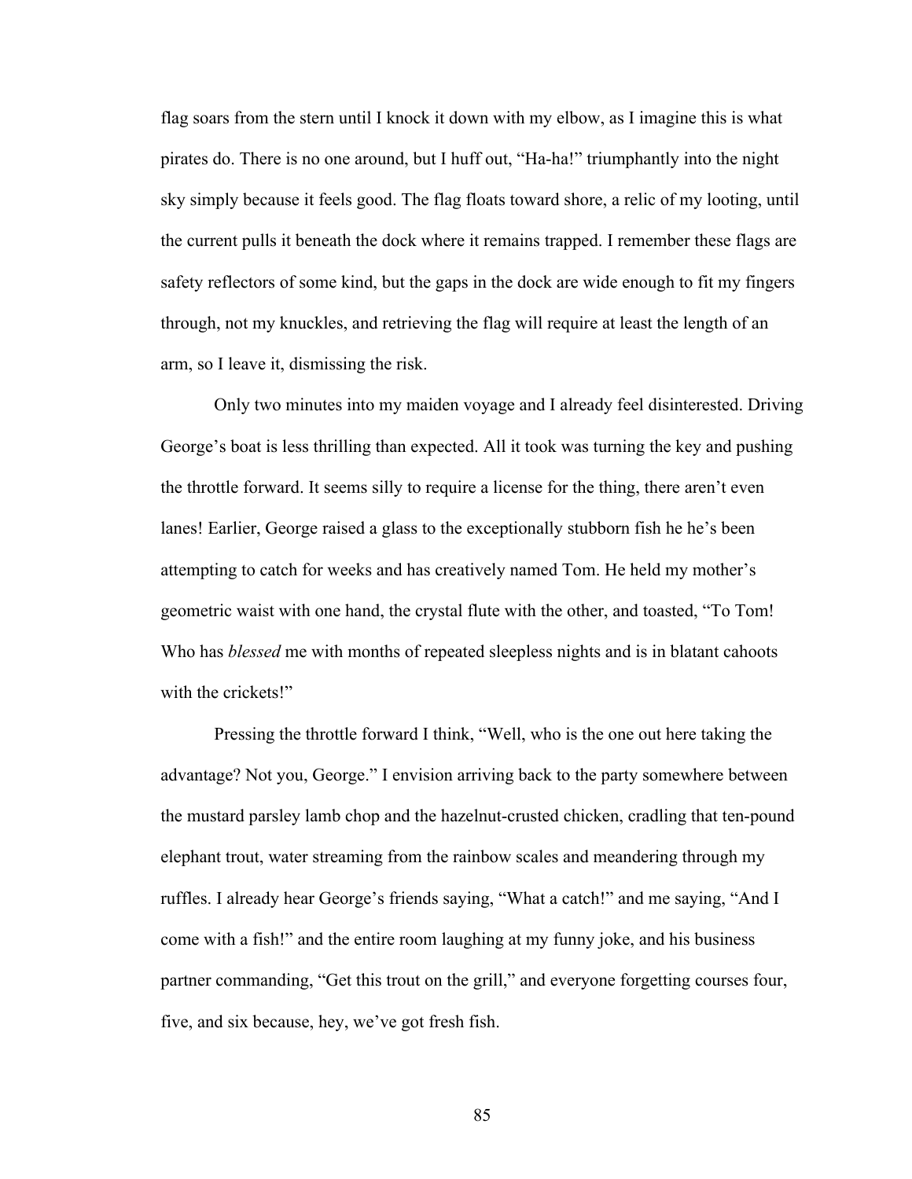flag soars from the stern until I knock it down with my elbow, as I imagine this is what pirates do. There is no one around, but I huff out, "Ha-ha!" triumphantly into the night sky simply because it feels good. The flag floats toward shore, a relic of my looting, until the current pulls it beneath the dock where it remains trapped. I remember these flags are safety reflectors of some kind, but the gaps in the dock are wide enough to fit my fingers through, not my knuckles, and retrieving the flag will require at least the length of an arm, so I leave it, dismissing the risk.

Only two minutes into my maiden voyage and I already feel disinterested. Driving George's boat is less thrilling than expected. All it took was turning the key and pushing the throttle forward. It seems silly to require a license for the thing, there aren't even lanes! Earlier, George raised a glass to the exceptionally stubborn fish he he's been attempting to catch for weeks and has creatively named Tom. He held my mother's geometric waist with one hand, the crystal flute with the other, and toasted, "To Tom! Who has *blessed* me with months of repeated sleepless nights and is in blatant cahoots with the crickets!"

Pressing the throttle forward I think, "Well, who is the one out here taking the advantage? Not you, George." I envision arriving back to the party somewhere between the mustard parsley lamb chop and the hazelnut-crusted chicken, cradling that ten-pound elephant trout, water streaming from the rainbow scales and meandering through my ruffles. I already hear George's friends saying, "What a catch!" and me saying, "And I come with a fish!" and the entire room laughing at my funny joke, and his business partner commanding, "Get this trout on the grill," and everyone forgetting courses four, five, and six because, hey, we've got fresh fish.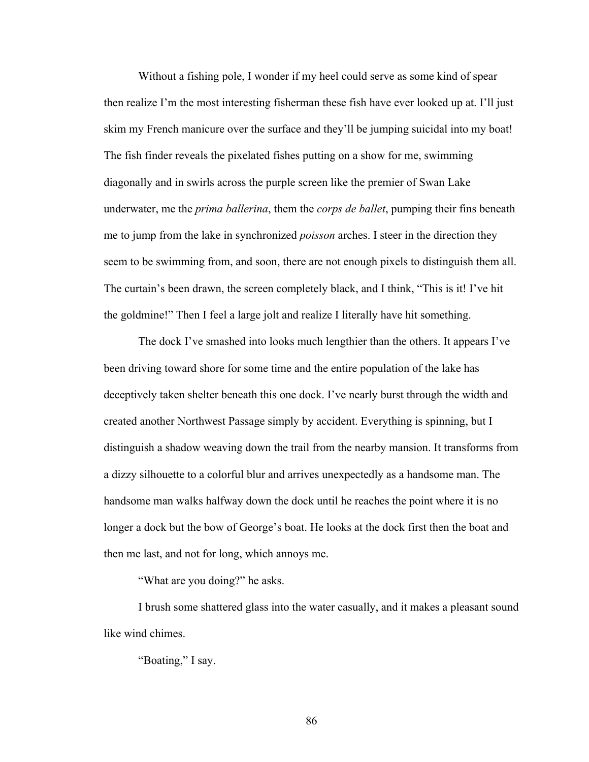Without a fishing pole, I wonder if my heel could serve as some kind of spear then realize I'm the most interesting fisherman these fish have ever looked up at. I'll just skim my French manicure over the surface and they'll be jumping suicidal into my boat! The fish finder reveals the pixelated fishes putting on a show for me, swimming diagonally and in swirls across the purple screen like the premier of Swan Lake underwater, me the *prima ballerina*, them the *corps de ballet*, pumping their fins beneath me to jump from the lake in synchronized *poisson* arches. I steer in the direction they seem to be swimming from, and soon, there are not enough pixels to distinguish them all. The curtain's been drawn, the screen completely black, and I think, "This is it! I've hit the goldmine!" Then I feel a large jolt and realize I literally have hit something.

The dock I've smashed into looks much lengthier than the others. It appears I've been driving toward shore for some time and the entire population of the lake has deceptively taken shelter beneath this one dock. I've nearly burst through the width and created another Northwest Passage simply by accident. Everything is spinning, but I distinguish a shadow weaving down the trail from the nearby mansion. It transforms from a dizzy silhouette to a colorful blur and arrives unexpectedly as a handsome man. The handsome man walks halfway down the dock until he reaches the point where it is no longer a dock but the bow of George's boat. He looks at the dock first then the boat and then me last, and not for long, which annoys me.

"What are you doing?" he asks.

I brush some shattered glass into the water casually, and it makes a pleasant sound like wind chimes.

"Boating," I say.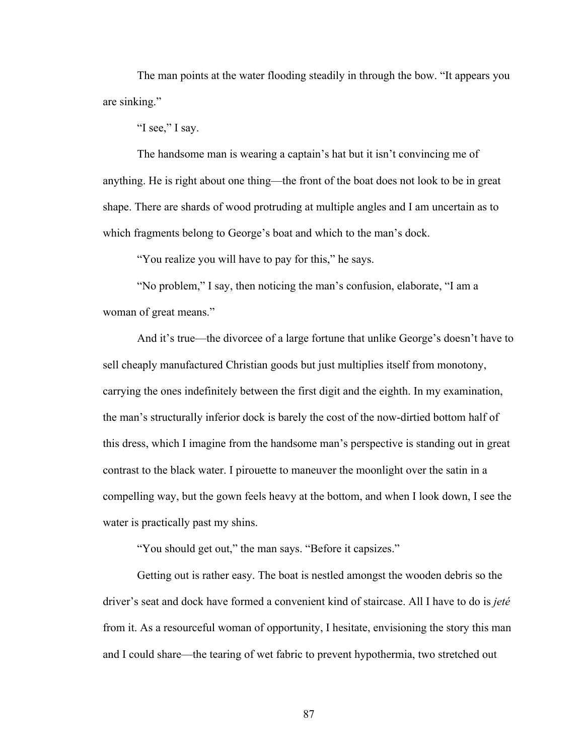The man points at the water flooding steadily in through the bow. “It appears you are sinking.”

“I see,” I say.

The handsome man is wearing a captain’s hat but it isn’t convincing me of anything. He is right about one thing—the front of the boat does not look to be in great shape. There are shards of wood protruding at multiple angles and I am uncertain as to which fragments belong to George’s boat and which to the man’s dock.

“You realize you will have to pay for this,” he says.

“No problem,” I say, then noticing the man’s confusion, elaborate, “I am a woman of great means.”

And it’s true—the divorcee of a large fortune that unlike George’s doesn’t have to sell cheaply manufactured Christian goods but just multiplies itself from monotony, carrying the ones indefinitely between the first digit and the eighth. In my examination, the man’s structurally inferior dock is barely the cost of the now-dirtied bottom half of this dress, which I imagine from the handsome man’s perspective is standing out in great contrast to the black water. I pirouette to maneuver the moonlight over the satin in a compelling way, but the gown feels heavy at the bottom, and when I look down, I see the water is practically past my shins.

“You should get out,” the man says. “Before it capsizes.”

Getting out is rather easy. The boat is nestled amongst the wooden debris so the driver’s seat and dock have formed a convenient kind of staircase. All I have to do is *jeté* from it. As a resourceful woman of opportunity, I hesitate, envisioning the story this man and I could share—the tearing of wet fabric to prevent hypothermia, two stretched out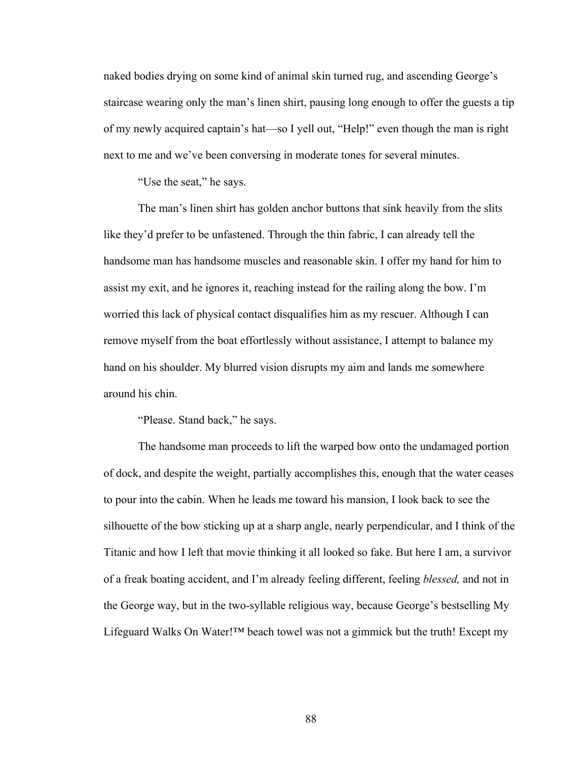naked bodies drying on some kind of animal skin turned rug, and ascending George's staircase wearing only the man's linen shirt, pausing long enough to offer the guests a tip of my newly acquired captain's hat—so I yell out, "Help!" even though the man is right next to me and we've been conversing in moderate tones for several minutes.

"Use the seat," he says.

The man's linen shirt has golden anchor buttons that sink heavily from the slits like they'd prefer to be unfastened. Through the thin fabric, I can already tell the handsome man has handsome muscles and reasonable skin. I offer my hand for him to assist my exit, and he ignores it, reaching instead for the railing along the bow. I'm worried this lack of physical contact disqualifies him as my rescuer. Although I can remove myself from the boat effortlessly without assistance, I attempt to balance my hand on his shoulder. My blurred vision disrupts my aim and lands me somewhere around his chin.

"Please. Stand back," he says.

The handsome man proceeds to lift the warped bow onto the undamaged portion of dock, and despite the weight, partially accomplishes this, enough that the water ceases to pour into the cabin. When he leads me toward his mansion, I look back to see the silhouette of the bow sticking up at a sharp angle, nearly perpendicular, and I think of the Titanic and how I left that movie thinking it all looked so fake. But here I am, a survivor of a freak boating accident, and I'm already feeling different, feeling *blessed,* and not in the George way, but in the two-syllable religious way, because George's bestselling My Lifeguard Walks On Water!™ beach towel was not a gimmick but the truth! Except my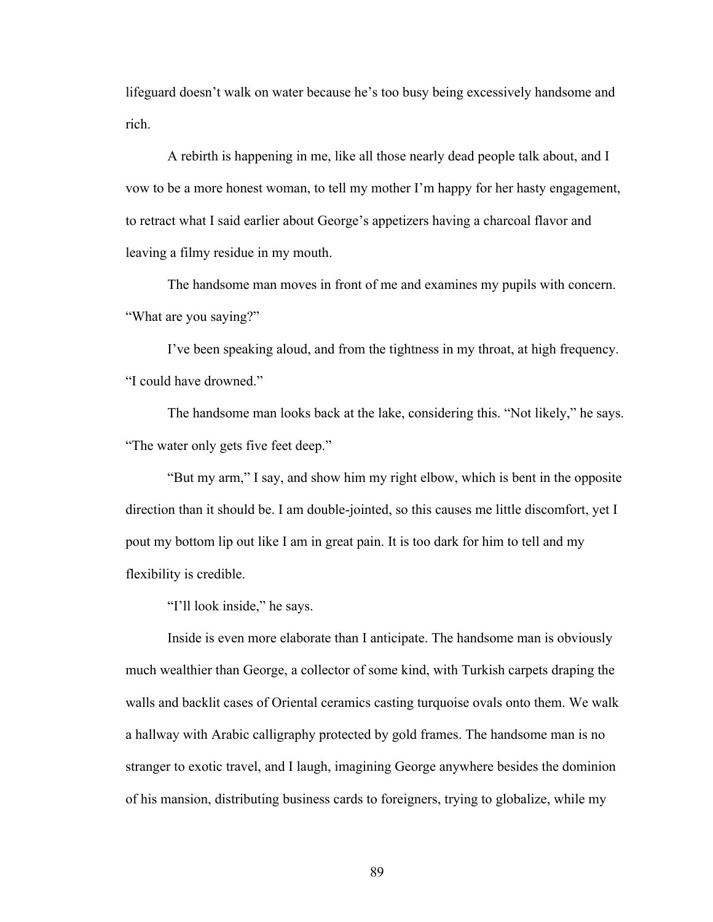lifeguard doesn't walk on water because he's too busy being excessively handsome and rich.

A rebirth is happening in me, like all those nearly dead people talk about, and I vow to be a more honest woman, to tell my mother I'm happy for her hasty engagement, to retract what I said earlier about George's appetizers having a charcoal flavor and leaving a filmy residue in my mouth.

The handsome man moves in front of me and examines my pupils with concern. "What are you saying?"

I've been speaking aloud, and from the tightness in my throat, at high frequency. "I could have drowned."

The handsome man looks back at the lake, considering this. "Not likely," he says. "The water only gets five feet deep."

"But my arm," I say, and show him my right elbow, which is bent in the opposite direction than it should be. I am double-jointed, so this causes me little discomfort, yet I pout my bottom lip out like I am in great pain. It is too dark for him to tell and my flexibility is credible.

"I'll look inside," he says.

Inside is even more elaborate than I anticipate. The handsome man is obviously much wealthier than George, a collector of some kind, with Turkish carpets draping the walls and backlit cases of Oriental ceramics casting turquoise ovals onto them. We walk a hallway with Arabic calligraphy protected by gold frames. The handsome man is no stranger to exotic travel, and I laugh, imagining George anywhere besides the dominion of his mansion, distributing business cards to foreigners, trying to globalize, while my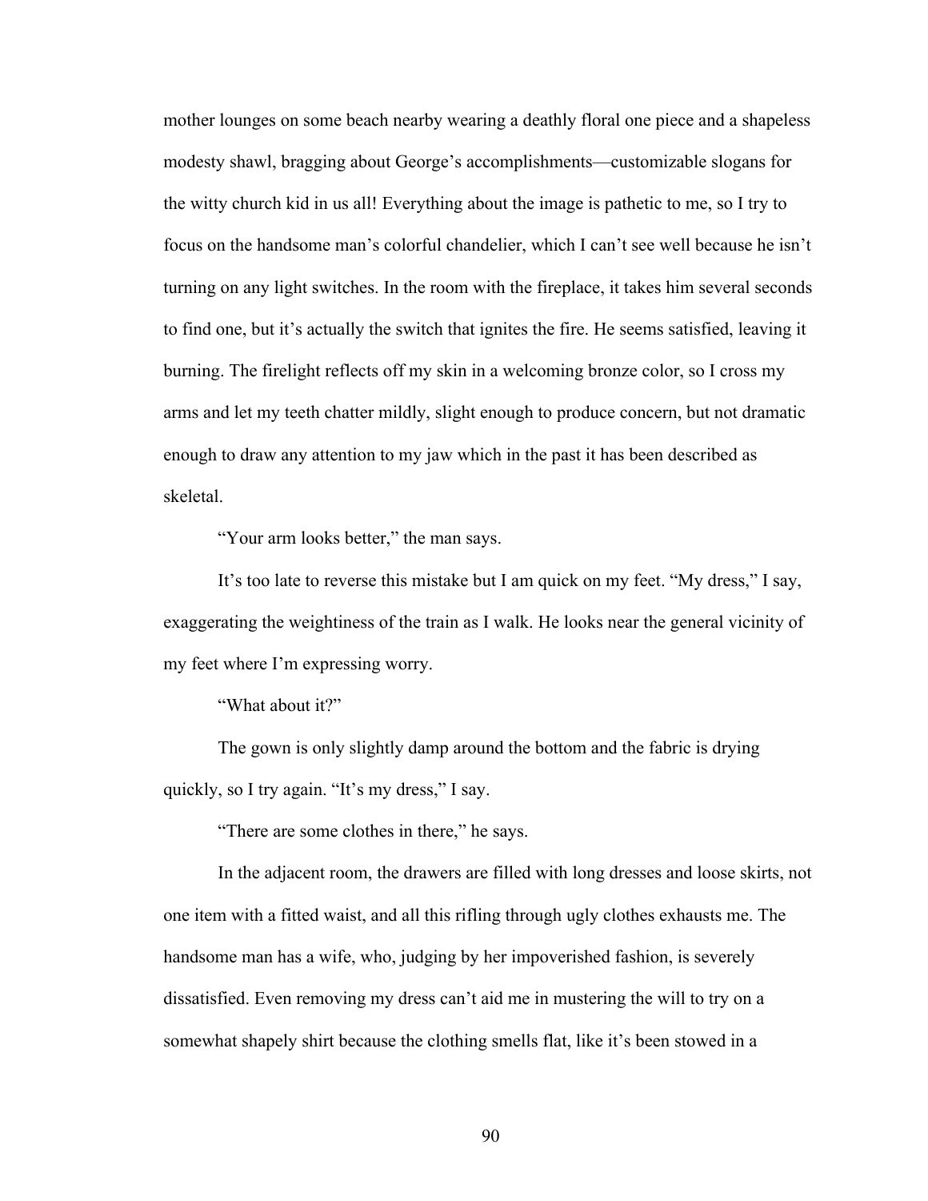mother lounges on some beach nearby wearing a deathly floral one piece and a shapeless modesty shawl, bragging about George's accomplishments—customizable slogans for the witty church kid in us all! Everything about the image is pathetic to me, so I try to focus on the handsome man's colorful chandelier, which I can't see well because he isn't turning on any light switches. In the room with the fireplace, it takes him several seconds to find one, but it's actually the switch that ignites the fire. He seems satisfied, leaving it burning. The firelight reflects off my skin in a welcoming bronze color, so I cross my arms and let my teeth chatter mildly, slight enough to produce concern, but not dramatic enough to draw any attention to my jaw which in the past it has been described as skeletal.

"Your arm looks better," the man says.

It's too late to reverse this mistake but I am quick on my feet. "My dress," I say, exaggerating the weightiness of the train as I walk. He looks near the general vicinity of my feet where I'm expressing worry.

"What about it?"

The gown is only slightly damp around the bottom and the fabric is drying quickly, so I try again. "It's my dress," I say.

"There are some clothes in there," he says.

In the adjacent room, the drawers are filled with long dresses and loose skirts, not one item with a fitted waist, and all this rifling through ugly clothes exhausts me. The handsome man has a wife, who, judging by her impoverished fashion, is severely dissatisfied. Even removing my dress can't aid me in mustering the will to try on a somewhat shapely shirt because the clothing smells flat, like it's been stowed in a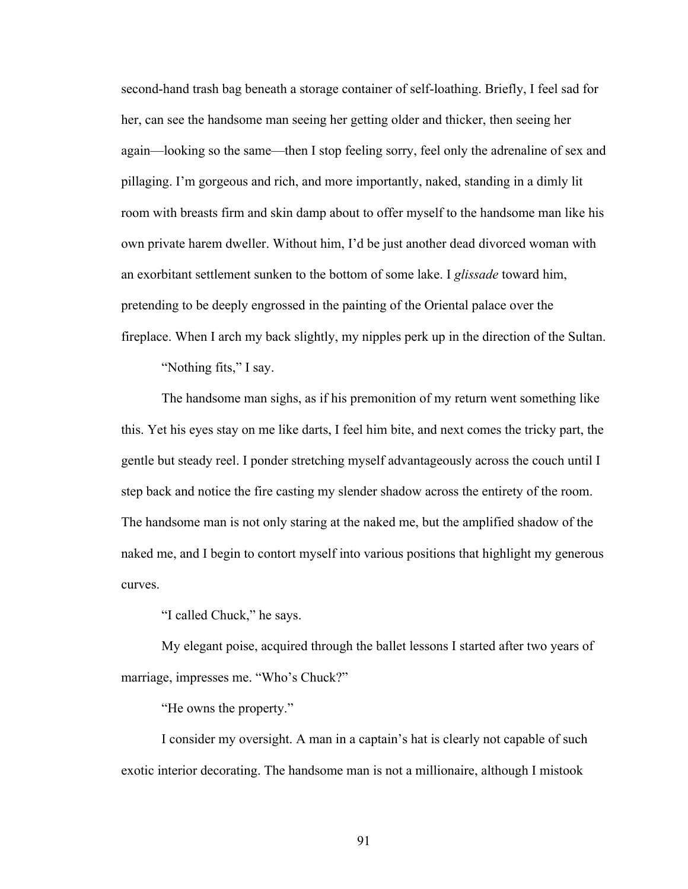second-hand trash bag beneath a storage container of self-loathing. Briefly, I feel sad for her, can see the handsome man seeing her getting older and thicker, then seeing her again—looking so the same—then I stop feeling sorry, feel only the adrenaline of sex and pillaging. I'm gorgeous and rich, and more importantly, naked, standing in a dimly lit room with breasts firm and skin damp about to offer myself to the handsome man like his own private harem dweller. Without him, I'd be just another dead divorced woman with an exorbitant settlement sunken to the bottom of some lake. I *glissade* toward him, pretending to be deeply engrossed in the painting of the Oriental palace over the fireplace. When I arch my back slightly, my nipples perk up in the direction of the Sultan.

"Nothing fits," I say.

The handsome man sighs, as if his premonition of my return went something like this. Yet his eyes stay on me like darts, I feel him bite, and next comes the tricky part, the gentle but steady reel. I ponder stretching myself advantageously across the couch until I step back and notice the fire casting my slender shadow across the entirety of the room. The handsome man is not only staring at the naked me, but the amplified shadow of the naked me, and I begin to contort myself into various positions that highlight my generous curves.

"I called Chuck," he says.

My elegant poise, acquired through the ballet lessons I started after two years of marriage, impresses me. "Who's Chuck?"

"He owns the property."

I consider my oversight. A man in a captain's hat is clearly not capable of such exotic interior decorating. The handsome man is not a millionaire, although I mistook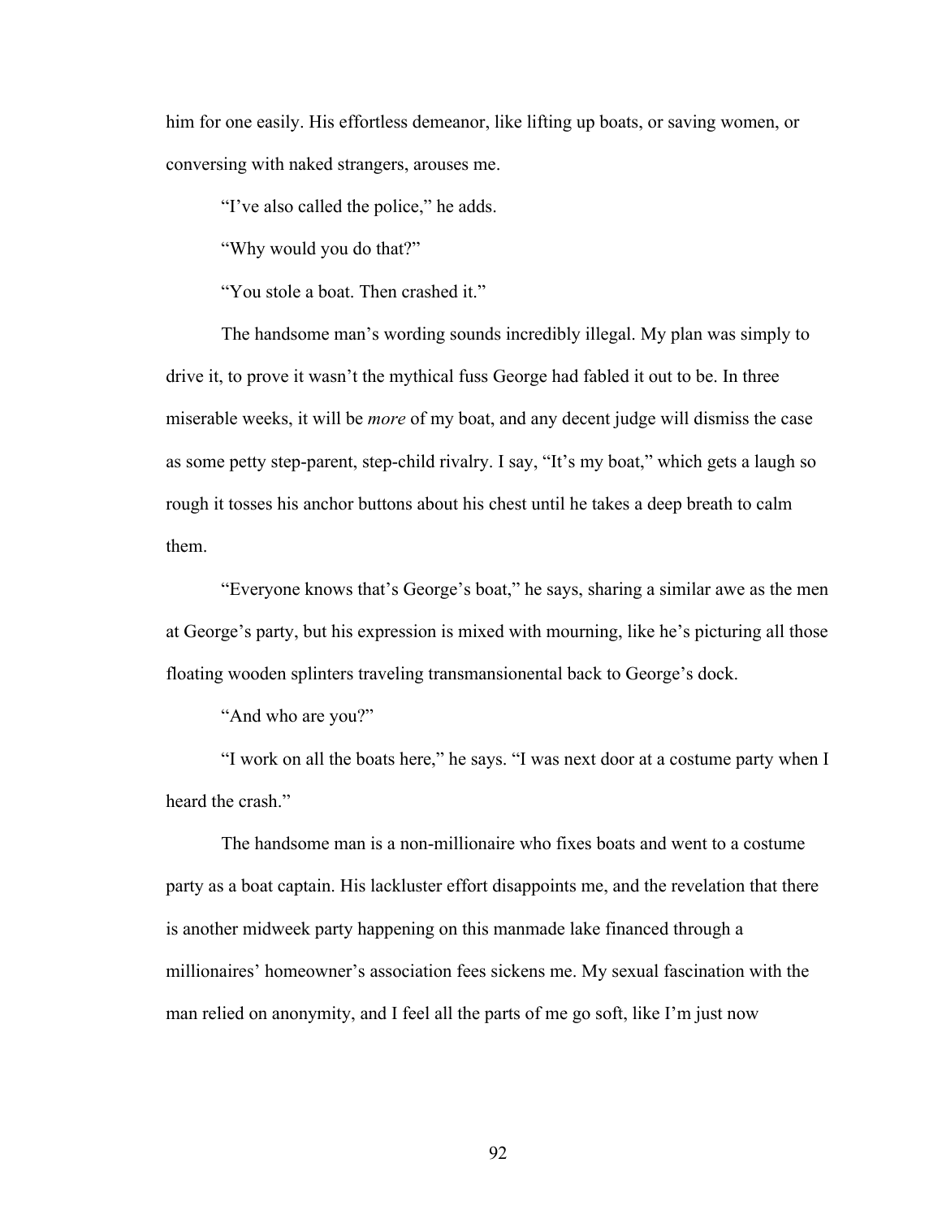him for one easily. His effortless demeanor, like lifting up boats, or saving women, or conversing with naked strangers, arouses me.

"I've also called the police," he adds.

"Why would you do that?"

"You stole a boat. Then crashed it."

The handsome man's wording sounds incredibly illegal. My plan was simply to drive it, to prove it wasn't the mythical fuss George had fabled it out to be. In three miserable weeks, it will be *more* of my boat, and any decent judge will dismiss the case as some petty step-parent, step-child rivalry. I say, "It's my boat," which gets a laugh so rough it tosses his anchor buttons about his chest until he takes a deep breath to calm them.

"Everyone knows that's George's boat," he says, sharing a similar awe as the men at George's party, but his expression is mixed with mourning, like he's picturing all those floating wooden splinters traveling transmansionental back to George's dock.

"And who are you?"

"I work on all the boats here," he says. "I was next door at a costume party when I heard the crash."

The handsome man is a non-millionaire who fixes boats and went to a costume party as a boat captain. His lackluster effort disappoints me, and the revelation that there is another midweek party happening on this manmade lake financed through a millionaires' homeowner's association fees sickens me. My sexual fascination with the man relied on anonymity, and I feel all the parts of me go soft, like I'm just now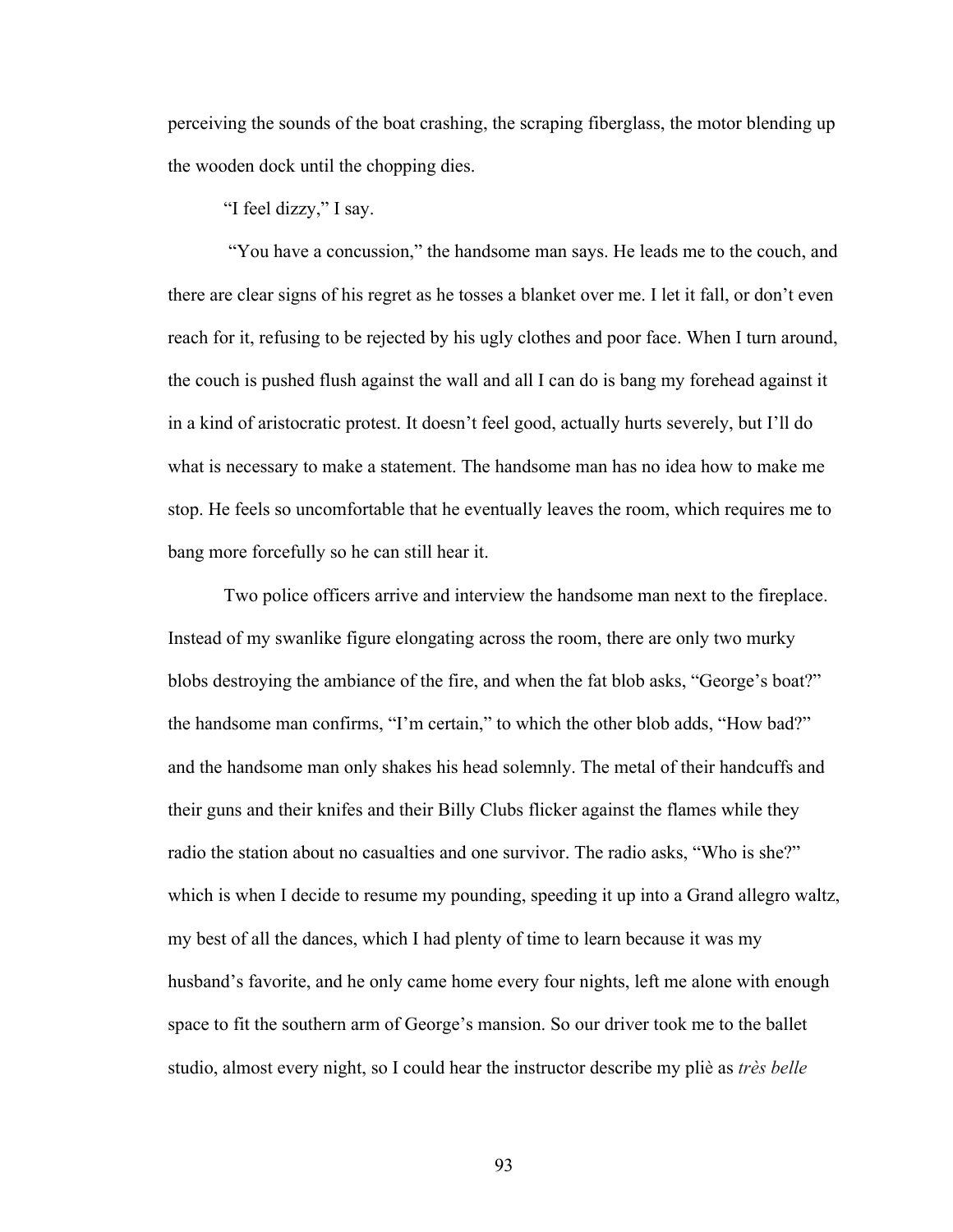perceiving the sounds of the boat crashing, the scraping fiberglass, the motor blending up the wooden dock until the chopping dies.

"I feel dizzy," I say.

"You have a concussion," the handsome man says. He leads me to the couch, and there are clear signs of his regret as he tosses a blanket over me. I let it fall, or don't even reach for it, refusing to be rejected by his ugly clothes and poor face. When I turn around, the couch is pushed flush against the wall and all I can do is bang my forehead against it in a kind of aristocratic protest. It doesn't feel good, actually hurts severely, but I'll do what is necessary to make a statement. The handsome man has no idea how to make me stop. He feels so uncomfortable that he eventually leaves the room, which requires me to bang more forcefully so he can still hear it.

Two police officers arrive and interview the handsome man next to the fireplace. Instead of my swanlike figure elongating across the room, there are only two murky blobs destroying the ambiance of the fire, and when the fat blob asks, "George's boat?" the handsome man confirms, "I'm certain," to which the other blob adds, "How bad?" and the handsome man only shakes his head solemnly. The metal of their handcuffs and their guns and their knifes and their Billy Clubs flicker against the flames while they radio the station about no casualties and one survivor. The radio asks, "Who is she?" which is when I decide to resume my pounding, speeding it up into a Grand allegro waltz, my best of all the dances, which I had plenty of time to learn because it was my husband's favorite, and he only came home every four nights, left me alone with enough space to fit the southern arm of George's mansion. So our driver took me to the ballet studio, almost every night, so I could hear the instructor describe my pliè as *très belle*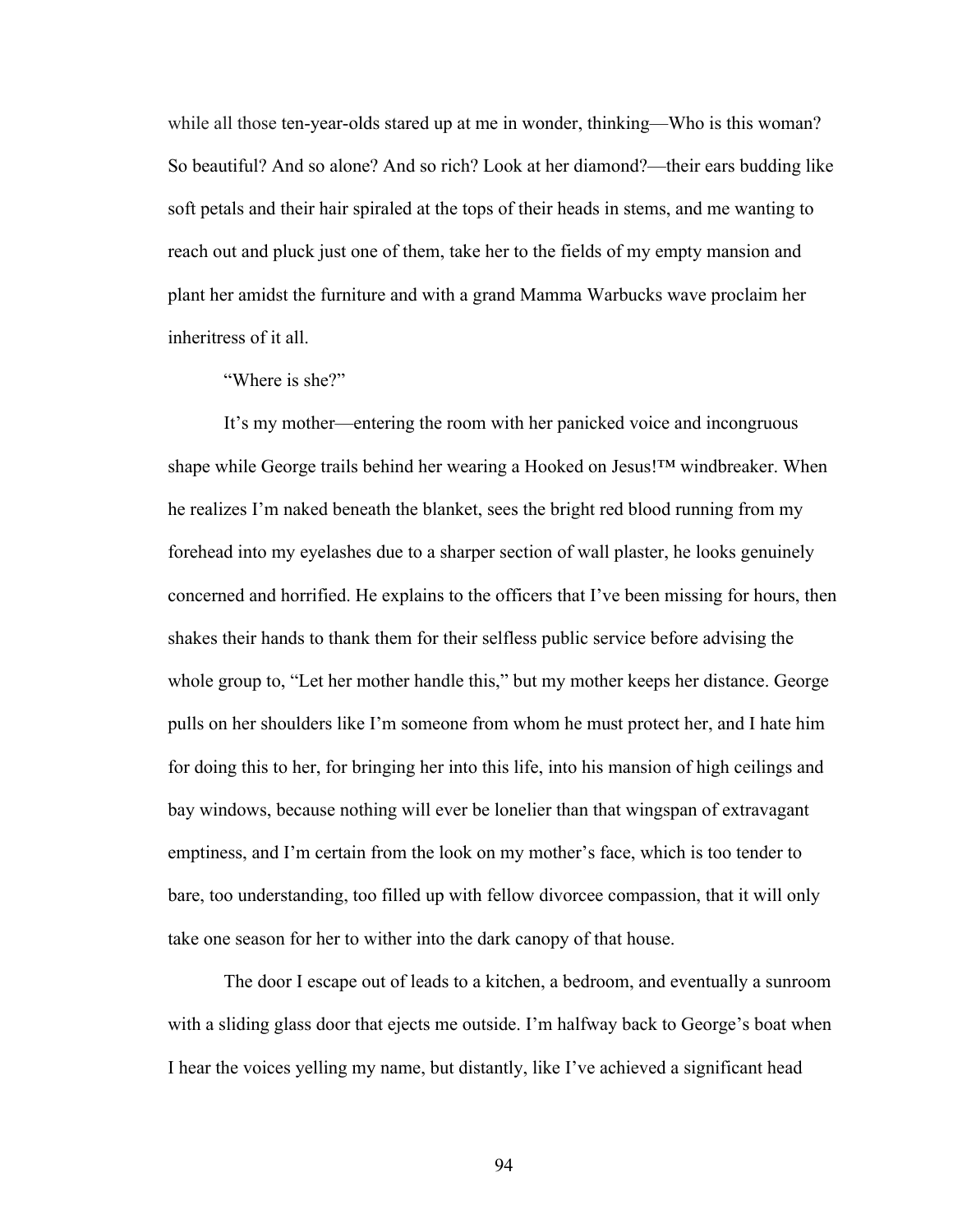while all those ten-year-olds stared up at me in wonder, thinking—Who is this woman? So beautiful? And so alone? And so rich? Look at her diamond?—their ears budding like soft petals and their hair spiraled at the tops of their heads in stems, and me wanting to reach out and pluck just one of them, take her to the fields of my empty mansion and plant her amidst the furniture and with a grand Mamma Warbucks wave proclaim her inheritress of it all.

"Where is she?"

It's my mother—entering the room with her panicked voice and incongruous shape while George trails behind her wearing a Hooked on Jesus!™ windbreaker. When he realizes I'm naked beneath the blanket, sees the bright red blood running from my forehead into my eyelashes due to a sharper section of wall plaster, he looks genuinely concerned and horrified. He explains to the officers that I've been missing for hours, then shakes their hands to thank them for their selfless public service before advising the whole group to, "Let her mother handle this," but my mother keeps her distance. George pulls on her shoulders like I'm someone from whom he must protect her, and I hate him for doing this to her, for bringing her into this life, into his mansion of high ceilings and bay windows, because nothing will ever be lonelier than that wingspan of extravagant emptiness, and I'm certain from the look on my mother's face, which is too tender to bare, too understanding, too filled up with fellow divorcee compassion, that it will only take one season for her to wither into the dark canopy of that house.

The door I escape out of leads to a kitchen, a bedroom, and eventually a sunroom with a sliding glass door that ejects me outside. I'm halfway back to George's boat when I hear the voices yelling my name, but distantly, like I've achieved a significant head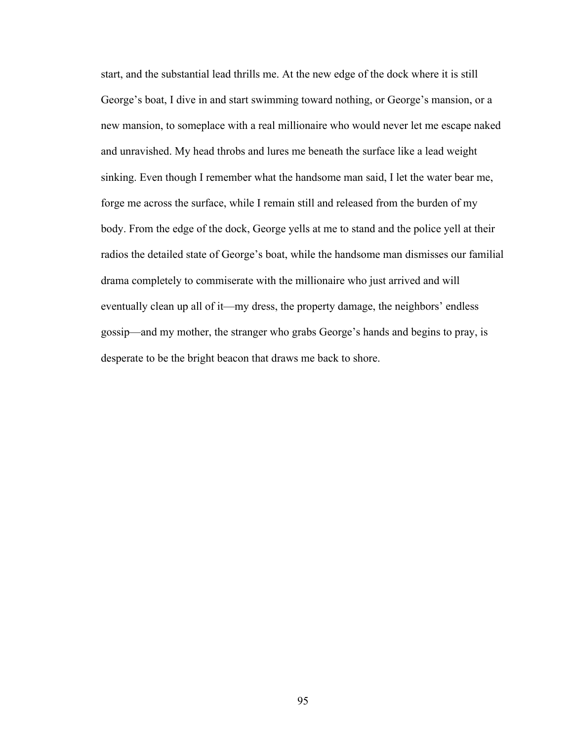start, and the substantial lead thrills me. At the new edge of the dock where it is still George's boat, I dive in and start swimming toward nothing, or George's mansion, or a new mansion, to someplace with a real millionaire who would never let me escape naked and unravished. My head throbs and lures me beneath the surface like a lead weight sinking. Even though I remember what the handsome man said, I let the water bear me, forge me across the surface, while I remain still and released from the burden of my body. From the edge of the dock, George yells at me to stand and the police yell at their radios the detailed state of George's boat, while the handsome man dismisses our familial drama completely to commiserate with the millionaire who just arrived and will eventually clean up all of it—my dress, the property damage, the neighbors' endless gossip—and my mother, the stranger who grabs George's hands and begins to pray, is desperate to be the bright beacon that draws me back to shore.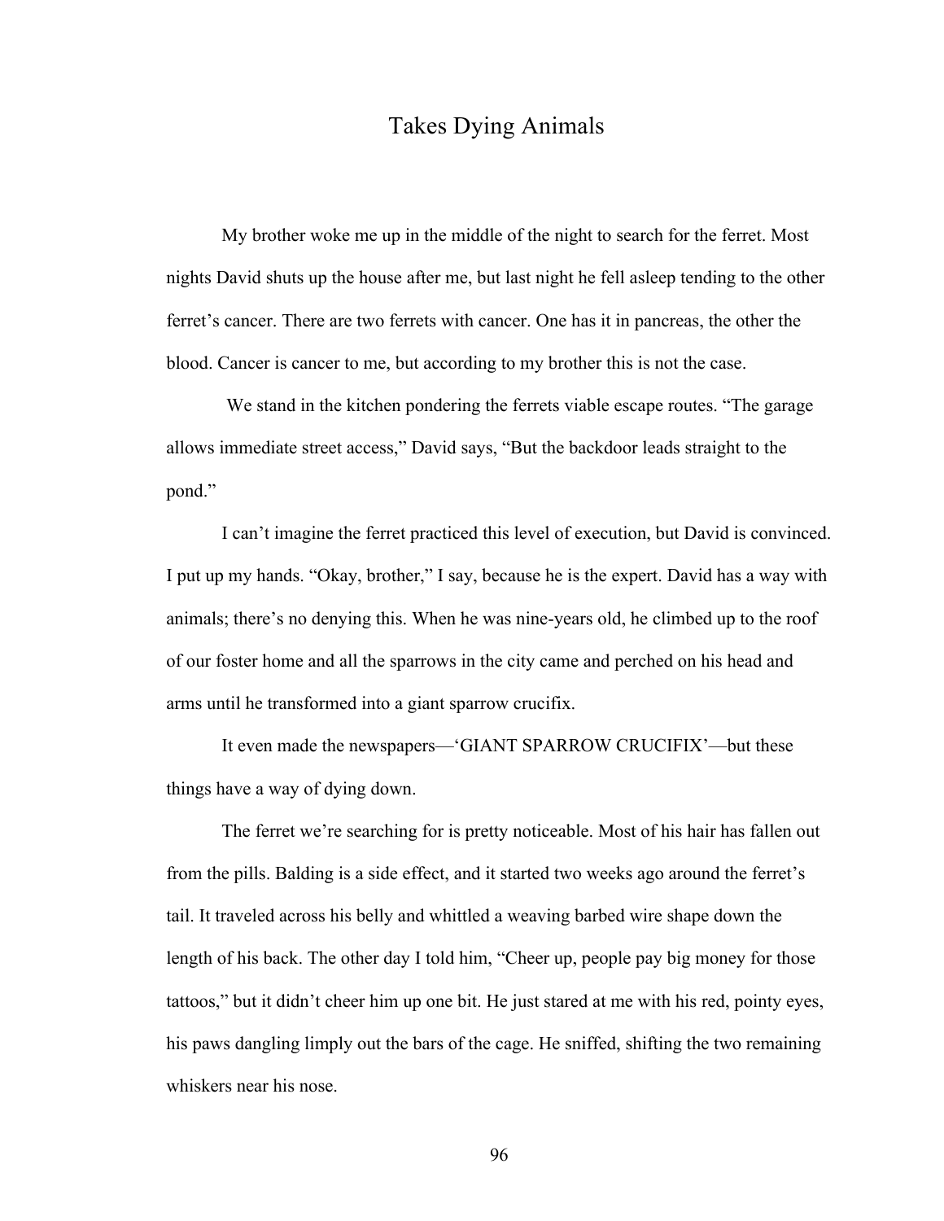# Takes Dying Animals

My brother woke me up in the middle of the night to search for the ferret. Most nights David shuts up the house after me, but last night he fell asleep tending to the other ferret's cancer. There are two ferrets with cancer. One has it in pancreas, the other the blood. Cancer is cancer to me, but according to my brother this is not the case.

We stand in the kitchen pondering the ferrets viable escape routes. "The garage allows immediate street access," David says, "But the backdoor leads straight to the pond."

I can't imagine the ferret practiced this level of execution, but David is convinced. I put up my hands. "Okay, brother," I say, because he is the expert. David has a way with animals; there's no denying this. When he was nine-years old, he climbed up to the roof of our foster home and all the sparrows in the city came and perched on his head and arms until he transformed into a giant sparrow crucifix.

It even made the newspapers—'GIANT SPARROW CRUCIFIX'—but these things have a way of dying down.

The ferret we're searching for is pretty noticeable. Most of his hair has fallen out from the pills. Balding is a side effect, and it started two weeks ago around the ferret's tail. It traveled across his belly and whittled a weaving barbed wire shape down the length of his back. The other day I told him, "Cheer up, people pay big money for those tattoos," but it didn't cheer him up one bit. He just stared at me with his red, pointy eyes, his paws dangling limply out the bars of the cage. He sniffed, shifting the two remaining whiskers near his nose.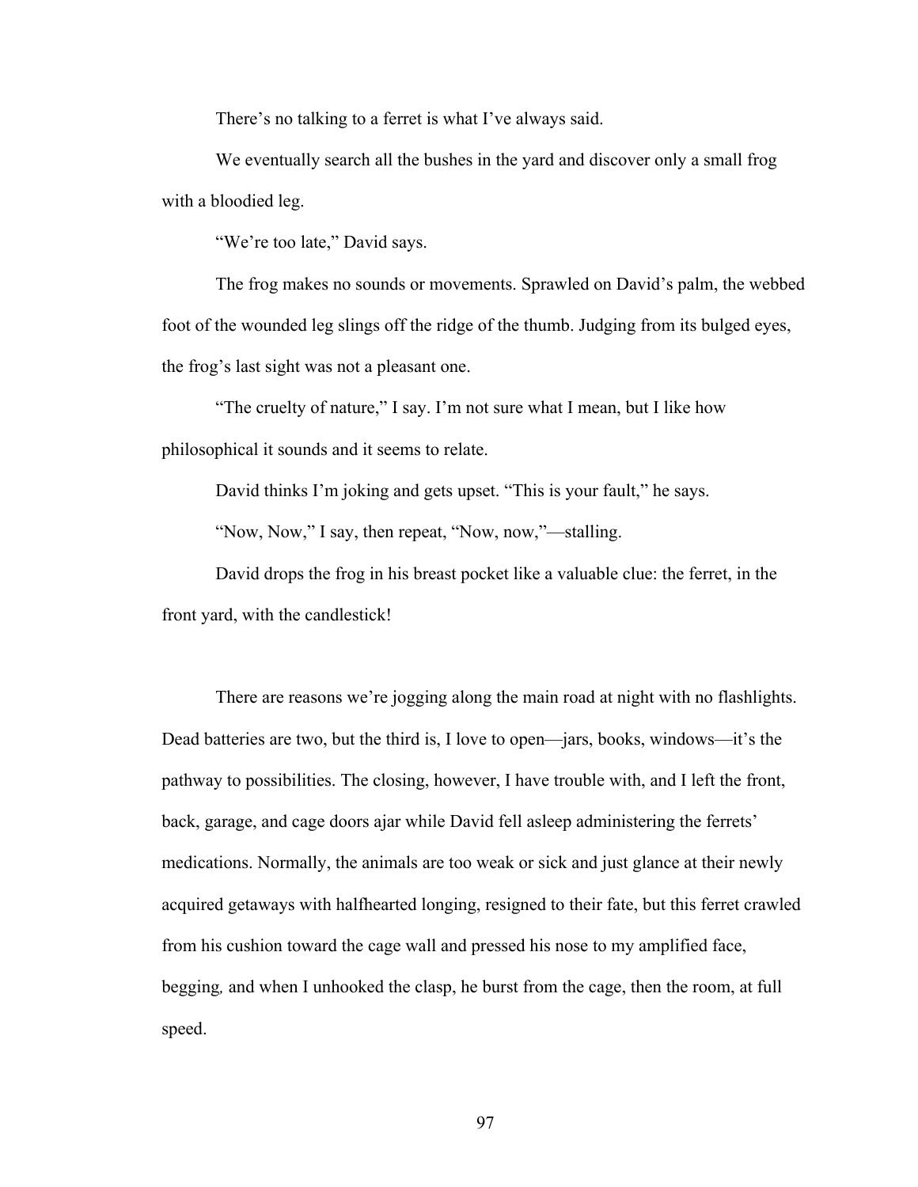There's no talking to a ferret is what I've always said.

We eventually search all the bushes in the yard and discover only a small frog with a bloodied leg.

"We're too late," David says.

The frog makes no sounds or movements. Sprawled on David's palm, the webbed foot of the wounded leg slings off the ridge of the thumb. Judging from its bulged eyes, the frog's last sight was not a pleasant one.

"The cruelty of nature," I say. I'm not sure what I mean, but I like how philosophical it sounds and it seems to relate.

David thinks I'm joking and gets upset. "This is your fault," he says.

"Now, Now," I say, then repeat, "Now, now,"—stalling.

David drops the frog in his breast pocket like a valuable clue: the ferret, in the front yard, with the candlestick!

There are reasons we're jogging along the main road at night with no flashlights. Dead batteries are two, but the third is, I love to open—jars, books, windows—it's the pathway to possibilities. The closing, however, I have trouble with, and I left the front, back, garage, and cage doors ajar while David fell asleep administering the ferrets' medications. Normally, the animals are too weak or sick and just glance at their newly acquired getaways with halfhearted longing, resigned to their fate, but this ferret crawled from his cushion toward the cage wall and pressed his nose to my amplified face, begging*,* and when I unhooked the clasp, he burst from the cage, then the room, at full speed.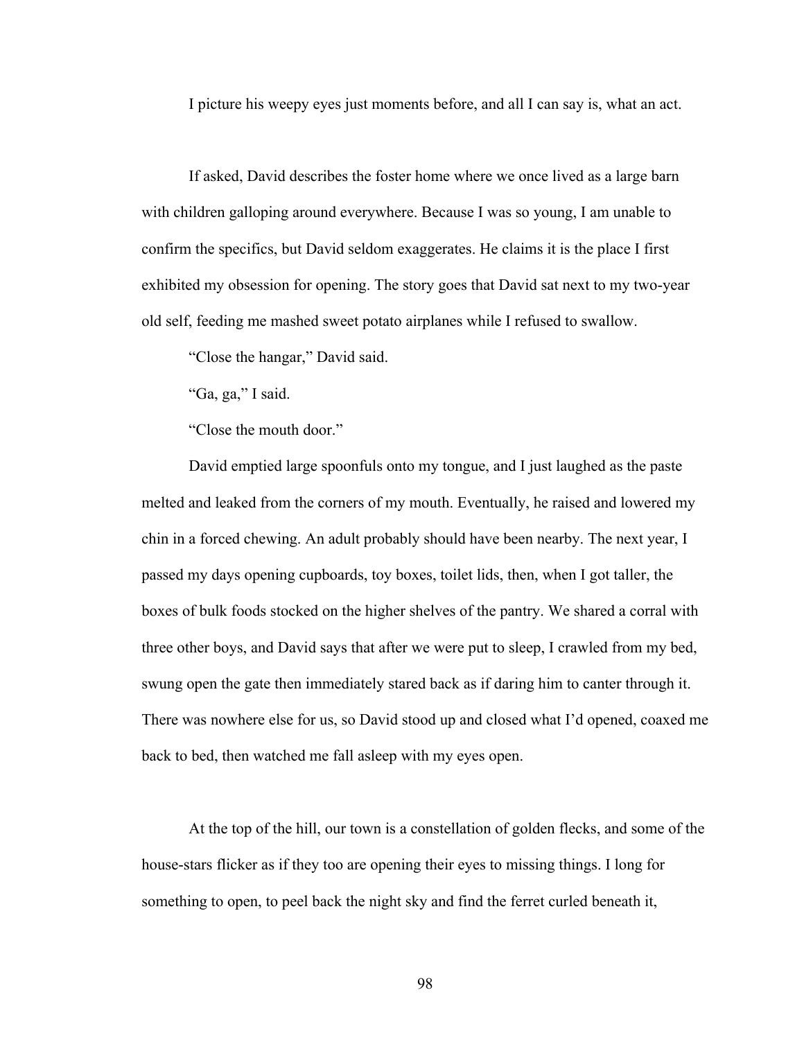I picture his weepy eyes just moments before, and all I can say is, what an act.

If asked, David describes the foster home where we once lived as a large barn with children galloping around everywhere. Because I was so young, I am unable to confirm the specifics, but David seldom exaggerates. He claims it is the place I first exhibited my obsession for opening. The story goes that David sat next to my two-year old self, feeding me mashed sweet potato airplanes while I refused to swallow.

"Close the hangar," David said.

"Ga, ga," I said.

"Close the mouth door."

David emptied large spoonfuls onto my tongue, and I just laughed as the paste melted and leaked from the corners of my mouth. Eventually, he raised and lowered my chin in a forced chewing. An adult probably should have been nearby. The next year, I passed my days opening cupboards, toy boxes, toilet lids, then, when I got taller, the boxes of bulk foods stocked on the higher shelves of the pantry. We shared a corral with three other boys, and David says that after we were put to sleep, I crawled from my bed, swung open the gate then immediately stared back as if daring him to canter through it. There was nowhere else for us, so David stood up and closed what I'd opened, coaxed me back to bed, then watched me fall asleep with my eyes open.

At the top of the hill, our town is a constellation of golden flecks, and some of the house-stars flicker as if they too are opening their eyes to missing things. I long for something to open, to peel back the night sky and find the ferret curled beneath it,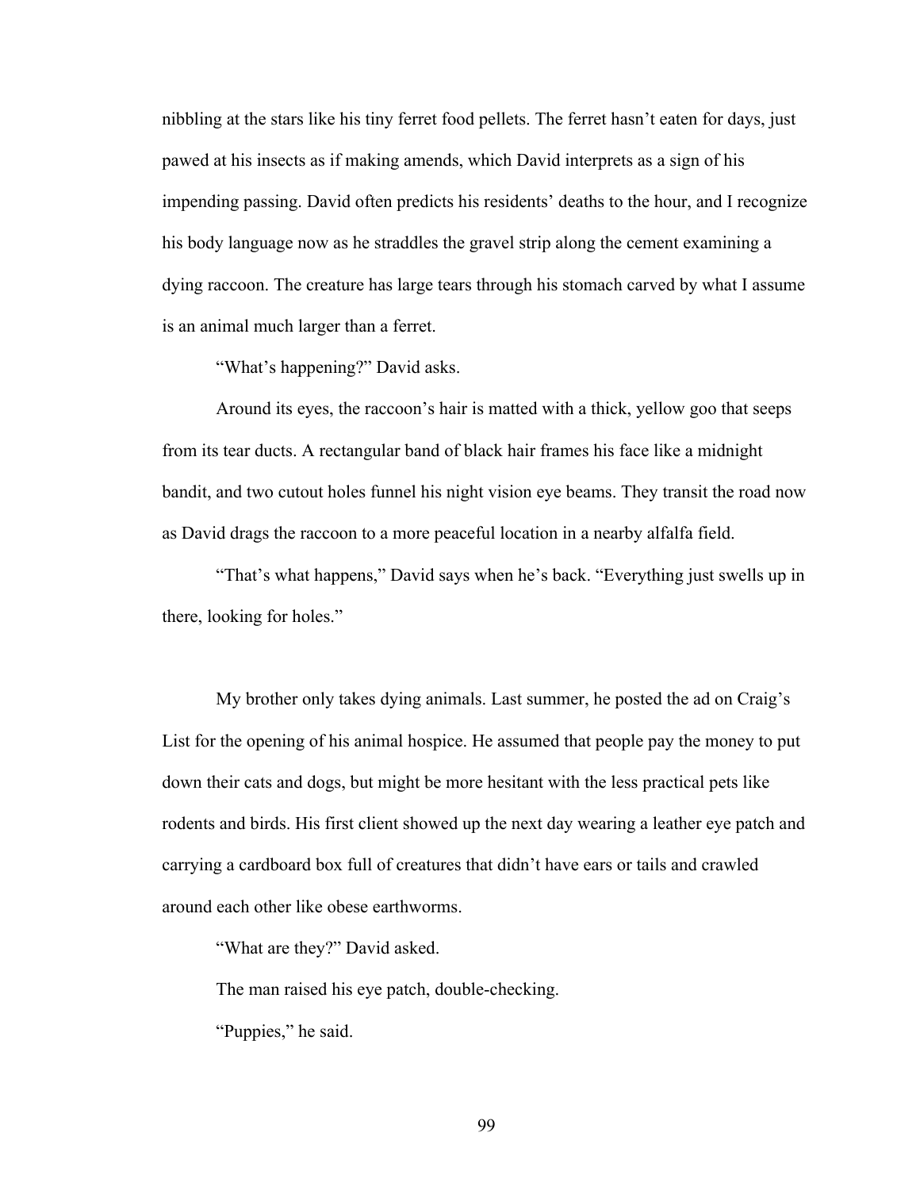nibbling at the stars like his tiny ferret food pellets. The ferret hasn't eaten for days, just pawed at his insects as if making amends, which David interprets as a sign of his impending passing. David often predicts his residents' deaths to the hour, and I recognize his body language now as he straddles the gravel strip along the cement examining a dying raccoon. The creature has large tears through his stomach carved by what I assume is an animal much larger than a ferret.

"What's happening?" David asks.

Around its eyes, the raccoon's hair is matted with a thick, yellow goo that seeps from its tear ducts. A rectangular band of black hair frames his face like a midnight bandit, and two cutout holes funnel his night vision eye beams. They transit the road now as David drags the raccoon to a more peaceful location in a nearby alfalfa field.

"That's what happens," David says when he's back. "Everything just swells up in there, looking for holes."

My brother only takes dying animals. Last summer, he posted the ad on Craig's List for the opening of his animal hospice. He assumed that people pay the money to put down their cats and dogs, but might be more hesitant with the less practical pets like rodents and birds. His first client showed up the next day wearing a leather eye patch and carrying a cardboard box full of creatures that didn't have ears or tails and crawled around each other like obese earthworms.

"What are they?" David asked.

The man raised his eye patch, double-checking.

"Puppies," he said.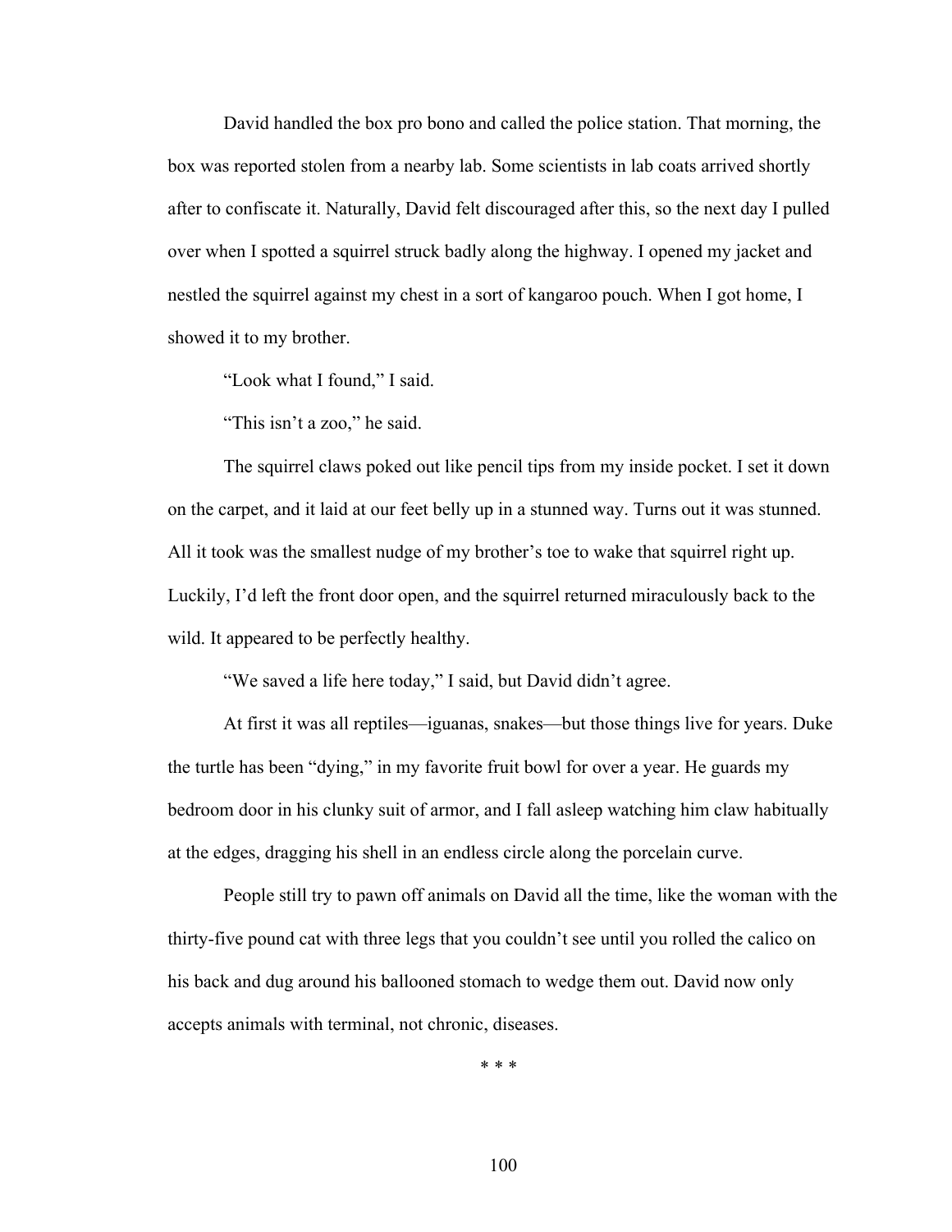David handled the box pro bono and called the police station. That morning, the box was reported stolen from a nearby lab. Some scientists in lab coats arrived shortly after to confiscate it. Naturally, David felt discouraged after this, so the next day I pulled over when I spotted a squirrel struck badly along the highway. I opened my jacket and nestled the squirrel against my chest in a sort of kangaroo pouch. When I got home, I showed it to my brother.

"Look what I found," I said.

"This isn't a zoo," he said.

The squirrel claws poked out like pencil tips from my inside pocket. I set it down on the carpet, and it laid at our feet belly up in a stunned way. Turns out it was stunned. All it took was the smallest nudge of my brother's toe to wake that squirrel right up. Luckily, I'd left the front door open, and the squirrel returned miraculously back to the wild. It appeared to be perfectly healthy.

"We saved a life here today," I said, but David didn't agree.

At first it was all reptiles—iguanas, snakes—but those things live for years. Duke the turtle has been "dying," in my favorite fruit bowl for over a year. He guards my bedroom door in his clunky suit of armor, and I fall asleep watching him claw habitually at the edges, dragging his shell in an endless circle along the porcelain curve.

People still try to pawn off animals on David all the time, like the woman with the thirty-five pound cat with three legs that you couldn't see until you rolled the calico on his back and dug around his ballooned stomach to wedge them out. David now only accepts animals with terminal, not chronic, diseases.

* * *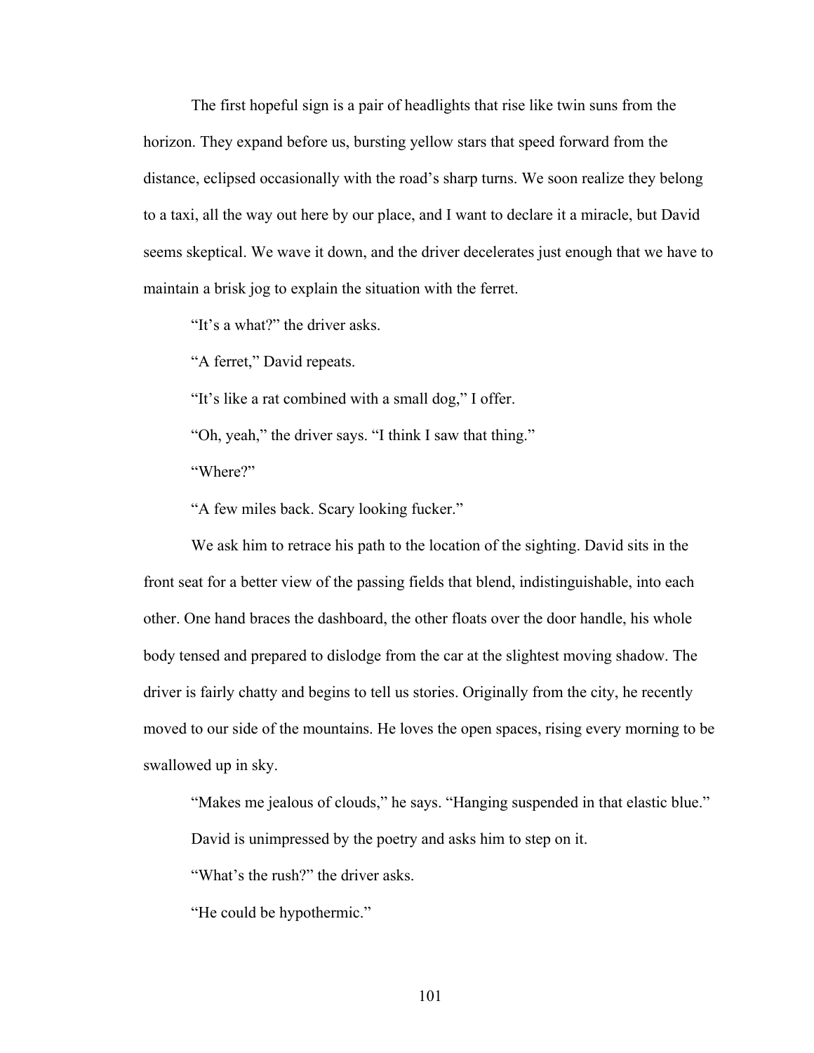The first hopeful sign is a pair of headlights that rise like twin suns from the horizon. They expand before us, bursting yellow stars that speed forward from the distance, eclipsed occasionally with the road's sharp turns. We soon realize they belong to a taxi, all the way out here by our place, and I want to declare it a miracle, but David seems skeptical. We wave it down, and the driver decelerates just enough that we have to maintain a brisk jog to explain the situation with the ferret.

"It's a what?" the driver asks.

"A ferret," David repeats.

"It's like a rat combined with a small dog," I offer.

"Oh, yeah," the driver says. "I think I saw that thing."

"Where?"

"A few miles back. Scary looking fucker."

We ask him to retrace his path to the location of the sighting. David sits in the front seat for a better view of the passing fields that blend, indistinguishable, into each other. One hand braces the dashboard, the other floats over the door handle, his whole body tensed and prepared to dislodge from the car at the slightest moving shadow. The driver is fairly chatty and begins to tell us stories. Originally from the city, he recently moved to our side of the mountains. He loves the open spaces, rising every morning to be swallowed up in sky.

"Makes me jealous of clouds," he says. "Hanging suspended in that elastic blue."

David is unimpressed by the poetry and asks him to step on it.

"What's the rush?" the driver asks.

"He could be hypothermic."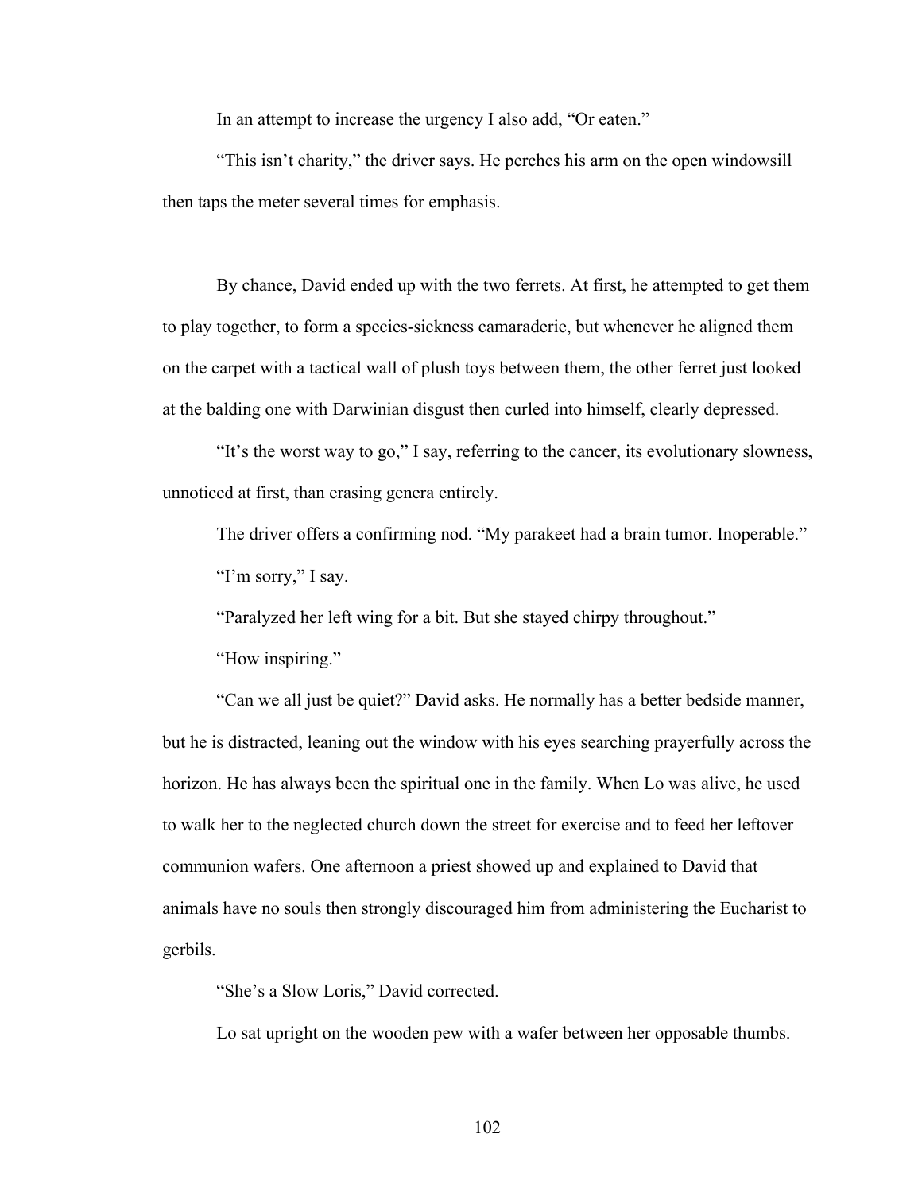In an attempt to increase the urgency I also add, "Or eaten."

"This isn't charity," the driver says. He perches his arm on the open windowsill then taps the meter several times for emphasis.

By chance, David ended up with the two ferrets. At first, he attempted to get them to play together, to form a species-sickness camaraderie, but whenever he aligned them on the carpet with a tactical wall of plush toys between them, the other ferret just looked at the balding one with Darwinian disgust then curled into himself, clearly depressed.

"It's the worst way to go," I say, referring to the cancer, its evolutionary slowness, unnoticed at first, than erasing genera entirely.

The driver offers a confirming nod. "My parakeet had a brain tumor. Inoperable."

"I'm sorry," I say.

"Paralyzed her left wing for a bit. But she stayed chirpy throughout."

"How inspiring."

"Can we all just be quiet?" David asks. He normally has a better bedside manner, but he is distracted, leaning out the window with his eyes searching prayerfully across the horizon. He has always been the spiritual one in the family. When Lo was alive, he used to walk her to the neglected church down the street for exercise and to feed her leftover communion wafers. One afternoon a priest showed up and explained to David that animals have no souls then strongly discouraged him from administering the Eucharist to gerbils.

"She's a Slow Loris," David corrected.

Lo sat upright on the wooden pew with a wafer between her opposable thumbs.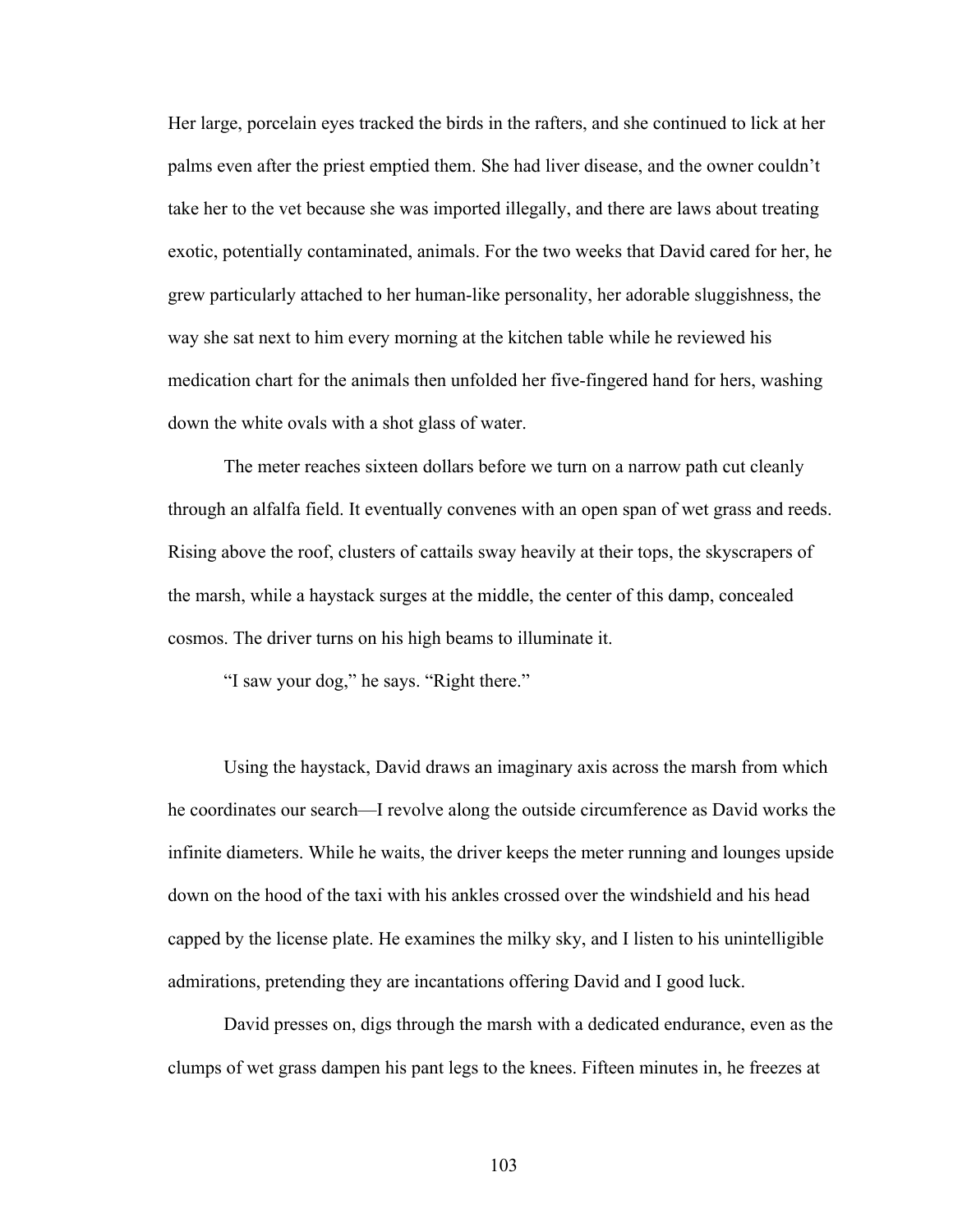Her large, porcelain eyes tracked the birds in the rafters, and she continued to lick at her palms even after the priest emptied them. She had liver disease, and the owner couldn't take her to the vet because she was imported illegally, and there are laws about treating exotic, potentially contaminated, animals. For the two weeks that David cared for her, he grew particularly attached to her human-like personality, her adorable sluggishness, the way she sat next to him every morning at the kitchen table while he reviewed his medication chart for the animals then unfolded her five-fingered hand for hers, washing down the white ovals with a shot glass of water.

The meter reaches sixteen dollars before we turn on a narrow path cut cleanly through an alfalfa field. It eventually convenes with an open span of wet grass and reeds. Rising above the roof, clusters of cattails sway heavily at their tops, the skyscrapers of the marsh, while a haystack surges at the middle, the center of this damp, concealed cosmos. The driver turns on his high beams to illuminate it.

"I saw your dog," he says. "Right there."

Using the haystack, David draws an imaginary axis across the marsh from which he coordinates our search—I revolve along the outside circumference as David works the infinite diameters. While he waits, the driver keeps the meter running and lounges upside down on the hood of the taxi with his ankles crossed over the windshield and his head capped by the license plate. He examines the milky sky, and I listen to his unintelligible admirations, pretending they are incantations offering David and I good luck.

David presses on, digs through the marsh with a dedicated endurance, even as the clumps of wet grass dampen his pant legs to the knees. Fifteen minutes in, he freezes at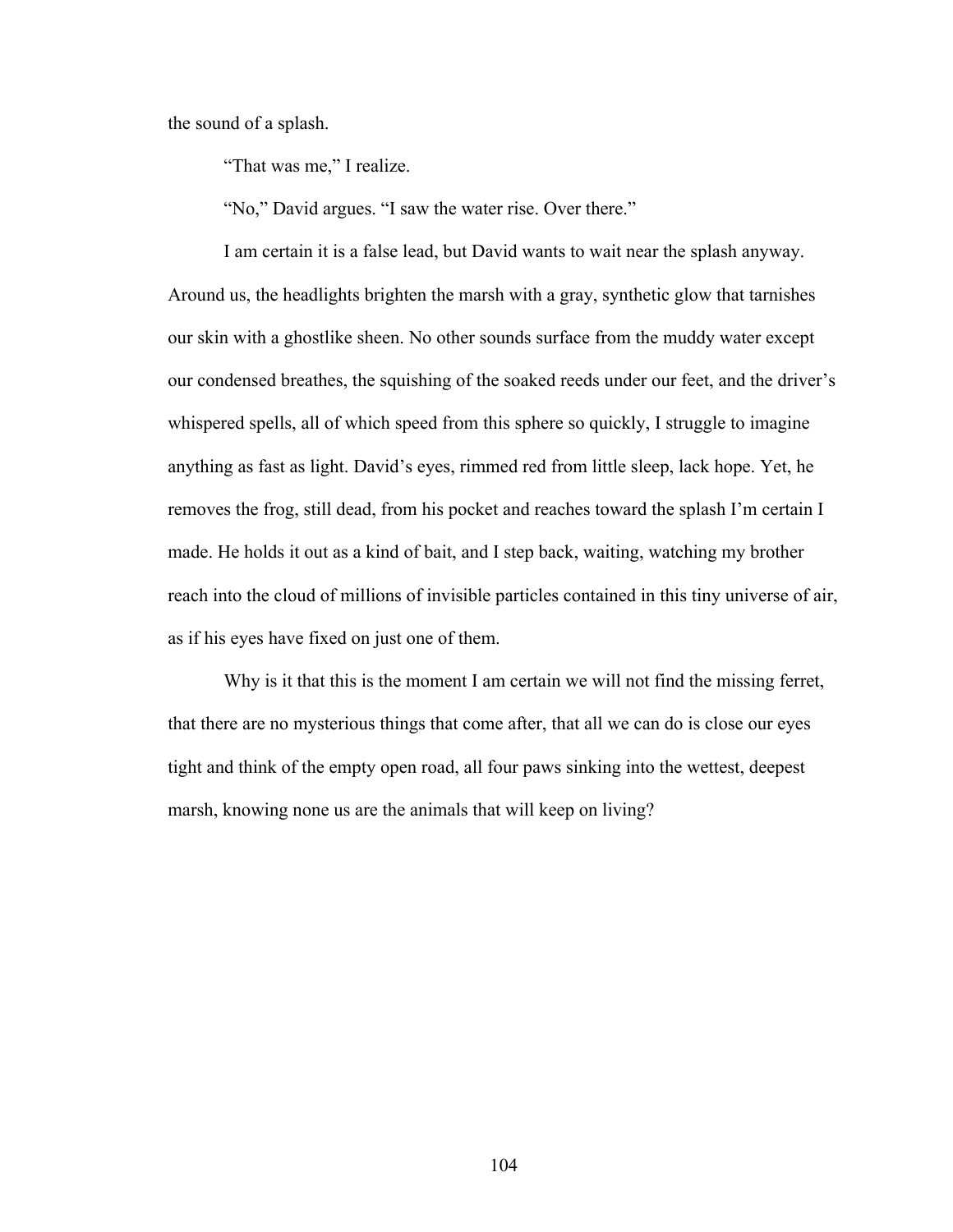the sound of a splash.

"That was me," I realize.

"No," David argues. "I saw the water rise. Over there."

I am certain it is a false lead, but David wants to wait near the splash anyway. Around us, the headlights brighten the marsh with a gray, synthetic glow that tarnishes our skin with a ghostlike sheen. No other sounds surface from the muddy water except our condensed breathes, the squishing of the soaked reeds under our feet, and the driver's whispered spells, all of which speed from this sphere so quickly, I struggle to imagine anything as fast as light. David's eyes, rimmed red from little sleep, lack hope. Yet, he removes the frog, still dead, from his pocket and reaches toward the splash I'm certain I made. He holds it out as a kind of bait, and I step back, waiting, watching my brother reach into the cloud of millions of invisible particles contained in this tiny universe of air, as if his eyes have fixed on just one of them.

Why is it that this is the moment I am certain we will not find the missing ferret, that there are no mysterious things that come after, that all we can do is close our eyes tight and think of the empty open road, all four paws sinking into the wettest, deepest marsh, knowing none us are the animals that will keep on living?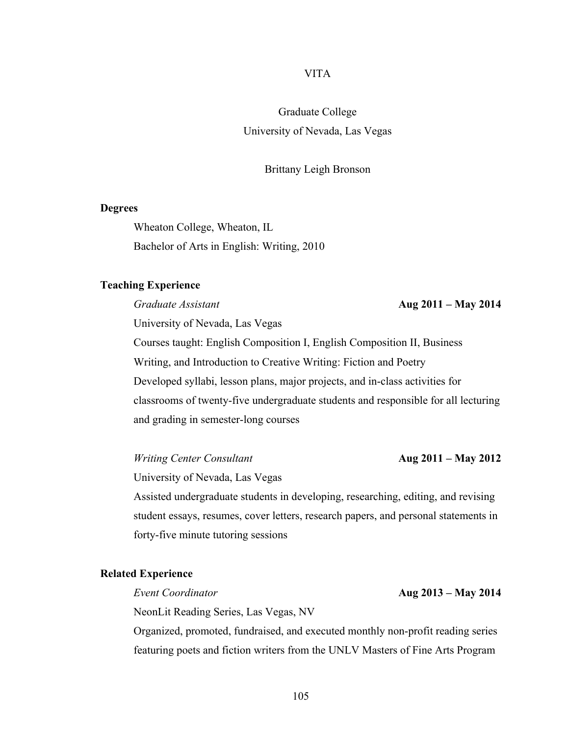# VITA

Graduate College
University of Nevada, Las Vegas

Brittany Leigh Bronson

**Degrees**

Wheaton College, Wheaton, IL
Bachelor of Arts in English: Writing, 2010

**Teaching Experience**

*Graduate Assistant* **Aug 2011 – May 2014**

University of Nevada, Las Vegas
Courses taught: English Composition I, English Composition II, Business Writing, and Introduction to Creative Writing: Fiction and Poetry
Developed syllabi, lesson plans, major projects, and in-class activities for classrooms of twenty-five undergraduate students and responsible for all lecturing and grading in semester-long courses

*Writing Center Consultant* **Aug 2011 – May 2012**

University of Nevada, Las Vegas
Assisted undergraduate students in developing, researching, editing, and revising student essays, resumes, cover letters, research papers, and personal statements in forty-five minute tutoring sessions

**Related Experience**

*Event Coordinator* **Aug 2013 – May 2014**

NeonLit Reading Series, Las Vegas, NV
Organized, promoted, fundraised, and executed monthly non-profit reading series featuring poets and fiction writers from the UNLV Masters of Fine Arts Program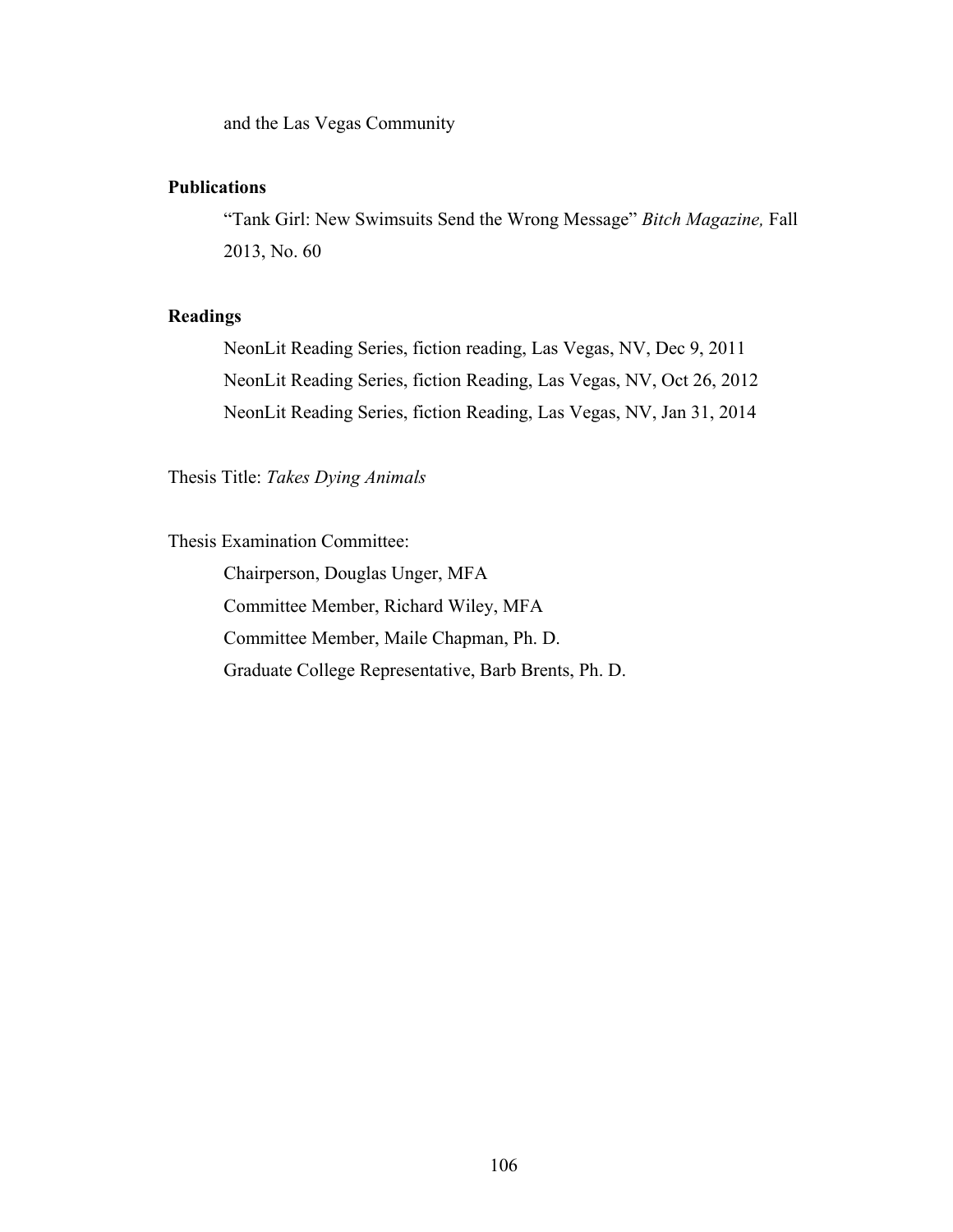and the Las Vegas Community

**Publications**

"Tank Girl: New Swimsuits Send the Wrong Message" *Bitch Magazine,* Fall 2013, No. 60

**Readings**

NeonLit Reading Series, fiction reading, Las Vegas, NV, Dec 9, 2011

NeonLit Reading Series, fiction Reading, Las Vegas, NV, Oct 26, 2012

NeonLit Reading Series, fiction Reading, Las Vegas, NV, Jan 31, 2014

Thesis Title: *Takes Dying Animals*

Thesis Examination Committee:

Chairperson, Douglas Unger, MFA

Committee Member, Richard Wiley, MFA

Committee Member, Maile Chapman, Ph. D.

Graduate College Representative, Barb Brents, Ph. D.